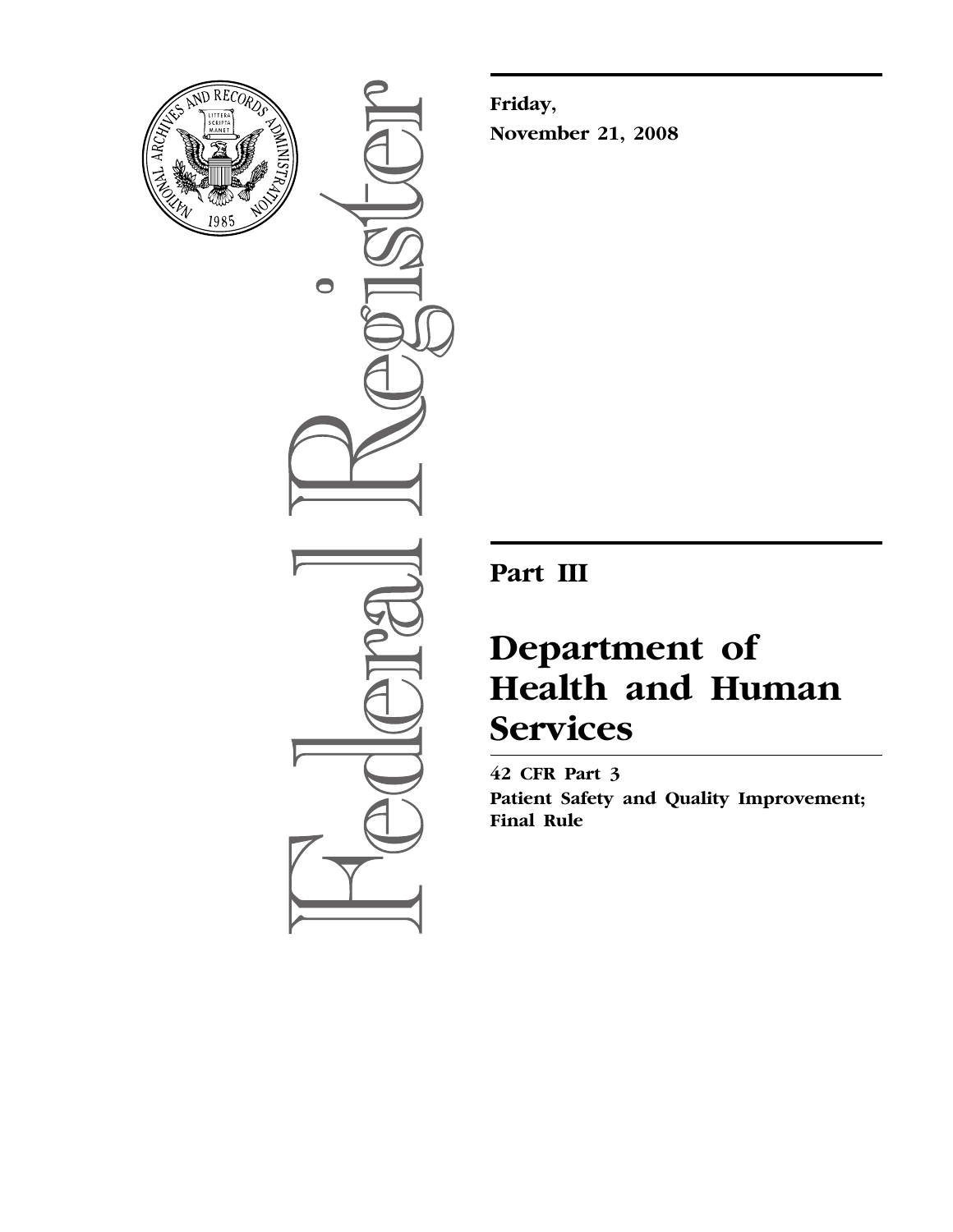**Friday,**
**November 21, 2008**

# Part III

# Department of Health and Human Services

**42 CFR Part 3**
**Patient Safety and Quality Improvement; Final Rule**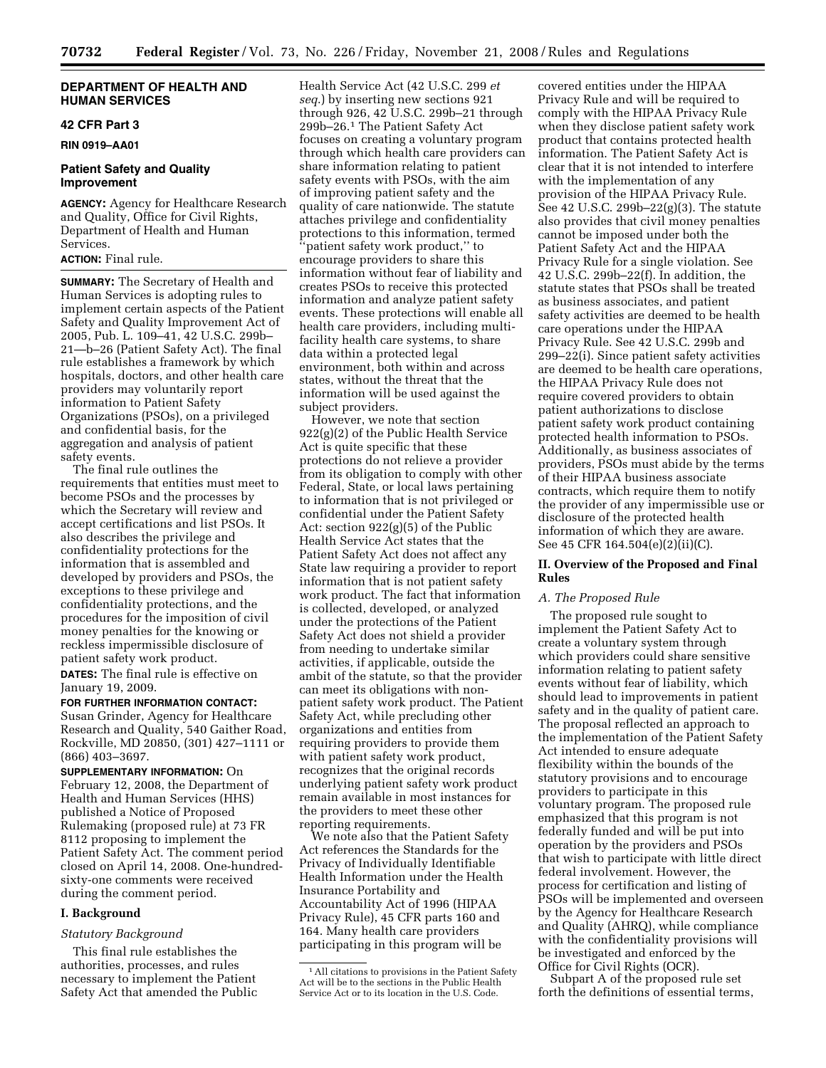**DEPARTMENT OF HEALTH AND HUMAN SERVICES**

**42 CFR Part 3**

**RIN 0919–AA01**

## Patient Safety and Quality Improvement

**AGENCY:** Agency for Healthcare Research and Quality, Office for Civil Rights, Department of Health and Human Services.

**ACTION:** Final rule.

**SUMMARY:** The Secretary of Health and Human Services is adopting rules to implement certain aspects of the Patient Safety and Quality Improvement Act of 2005, Pub. L. 109–41, 42 U.S.C. 299b–21—b–26 (Patient Safety Act). The final rule establishes a framework by which hospitals, doctors, and other health care providers may voluntarily report information to Patient Safety Organizations (PSOs), on a privileged and confidential basis, for the aggregation and analysis of patient safety events.

The final rule outlines the requirements that entities must meet to become PSOs and the processes by which the Secretary will review and accept certifications and list PSOs. It also describes the privilege and confidentiality protections for the information that is assembled and developed by providers and PSOs, the exceptions to these privilege and confidentiality protections, and the procedures for the imposition of civil money penalties for the knowing or reckless impermissible disclosure of patient safety work product.

**DATES:** The final rule is effective on January 19, 2009.

**FOR FURTHER INFORMATION CONTACT:** Susan Grinder, Agency for Healthcare Research and Quality, 540 Gaither Road, Rockville, MD 20850, (301) 427–1111 or (866) 403–3697.

**SUPPLEMENTARY INFORMATION:** On February 12, 2008, the Department of Health and Human Services (HHS) published a Notice of Proposed Rulemaking (proposed rule) at 73 FR 8112 proposing to implement the Patient Safety Act. The comment period closed on April 14, 2008. One-hundred-sixty-one comments were received during the comment period.

## I. Background

### *Statutory Background*

This final rule establishes the authorities, processes, and rules necessary to implement the Patient Safety Act that amended the Public Health Service Act (42 U.S.C. 299 *et seq.*) by inserting new sections 921 through 926, 42 U.S.C. 299b–21 through 299b–26.[1] The Patient Safety Act focuses on creating a voluntary program through which health care providers can share information relating to patient safety events with PSOs, with the aim of improving patient safety and the quality of care nationwide. The statute attaches privilege and confidentiality protections to this information, termed "patient safety work product," to encourage providers to share this information without fear of liability and creates PSOs to receive this protected information and analyze patient safety events. These protections will enable all health care providers, including multi-facility health care systems, to share data within a protected legal environment, both within and across states, without the threat that the information will be used against the subject providers.

However, we note that section 922(g)(2) of the Public Health Service Act is quite specific that these protections do not relieve a provider from its obligation to comply with other Federal, State, or local laws pertaining to information that is not privileged or confidential under the Patient Safety Act: section 922(g)(5) of the Public Health Service Act states that the Patient Safety Act does not affect any State law requiring a provider to report information that is not patient safety work product. The fact that information is collected, developed, or analyzed under the protections of the Patient Safety Act does not shield a provider from needing to undertake similar activities, if applicable, outside the ambit of the statute, so that the provider can meet its obligations with non-patient safety work product. The Patient Safety Act, while precluding other organizations and entities from requiring providers to provide them with patient safety work product, recognizes that the original records underlying patient safety work product remain available in most instances for the providers to meet these other reporting requirements.

We note also that the Patient Safety Act references the Standards for the Privacy of Individually Identifiable Health Information under the Health Insurance Portability and Accountability Act of 1996 (HIPAA Privacy Rule), 45 CFR parts 160 and 164. Many health care providers participating in this program will be covered entities under the HIPAA Privacy Rule and will be required to comply with the HIPAA Privacy Rule when they disclose patient safety work product that contains protected health information. The Patient Safety Act is clear that it is not intended to interfere with the implementation of any provision of the HIPAA Privacy Rule. See 42 U.S.C. 299b–22(g)(3). The statute also provides that civil money penalties cannot be imposed under both the Patient Safety Act and the HIPAA Privacy Rule for a single violation. See 42 U.S.C. 299b–22(f). In addition, the statute states that PSOs shall be treated as business associates, and patient safety activities are deemed to be health care operations under the HIPAA Privacy Rule. See 42 U.S.C. 299b and 299–22(i). Since patient safety activities are deemed to be health care operations, the HIPAA Privacy Rule does not require covered providers to obtain patient authorizations to disclose patient safety work product containing protected health information to PSOs. Additionally, as business associates of providers, PSOs must abide by the terms of their HIPAA business associate contracts, which require them to notify the provider of any impermissible use or disclosure of the protected health information of which they are aware. See 45 CFR 164.504(e)(2)(ii)(C).

## II. Overview of the Proposed and Final Rules

### *A. The Proposed Rule*

The proposed rule sought to implement the Patient Safety Act to create a voluntary system through which providers could share sensitive information relating to patient safety events without fear of liability, which should lead to improvements in patient safety and in the quality of patient care. The proposal reflected an approach to the implementation of the Patient Safety Act intended to ensure adequate flexibility within the bounds of the statutory provisions and to encourage providers to participate in this voluntary program. The proposed rule emphasized that this program is not federally funded and will be put into operation by the providers and PSOs that wish to participate with little direct federal involvement. However, the process for certification and listing of PSOs will be implemented and overseen by the Agency for Healthcare Research and Quality (AHRQ), while compliance with the confidentiality provisions will be investigated and enforced by the Office for Civil Rights (OCR).

Subpart A of the proposed rule set forth the definitions of essential terms,

[1] All citations to provisions in the Patient Safety Act will be to the sections in the Public Health Service Act or to its location in the U.S. Code.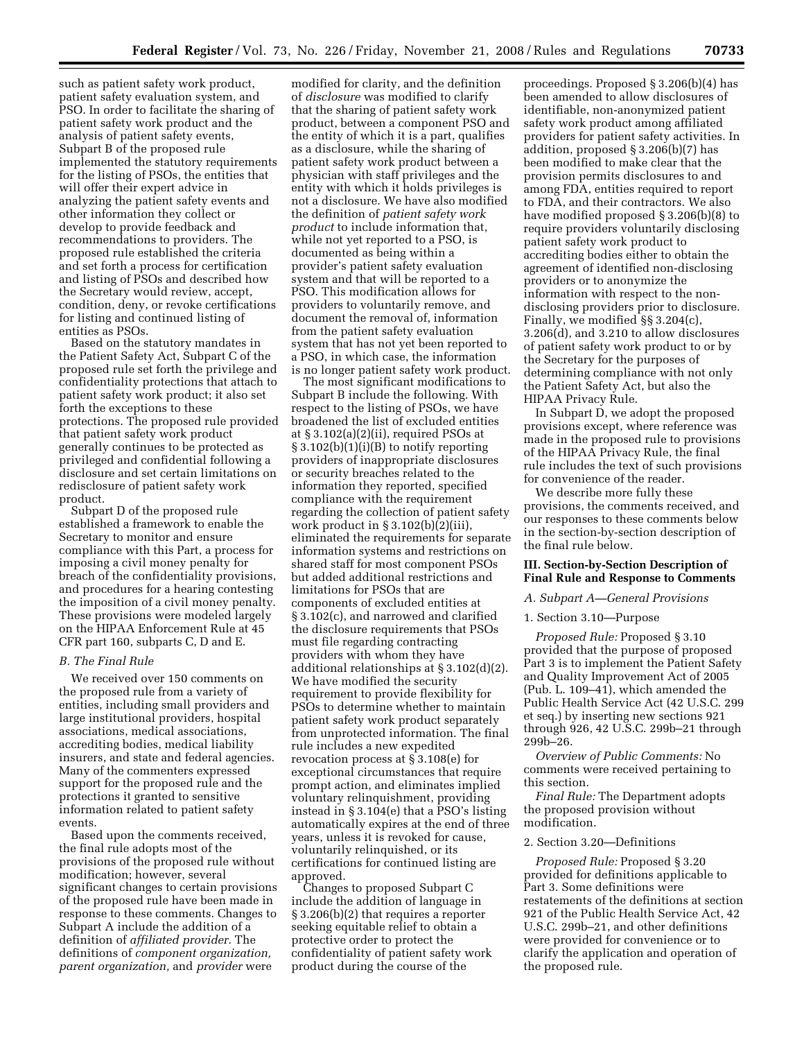such as patient safety work product, patient safety evaluation system, and PSO. In order to facilitate the sharing of patient safety work product and the analysis of patient safety events, Subpart B of the proposed rule implemented the statutory requirements for the listing of PSOs, the entities that will offer their expert advice in analyzing the patient safety events and other information they collect or develop to provide feedback and recommendations to providers. The proposed rule established the criteria and set forth a process for certification and listing of PSOs and described how the Secretary would review, accept, condition, deny, or revoke certifications for listing and continued listing of entities as PSOs.

Based on the statutory mandates in the Patient Safety Act, Subpart C of the proposed rule set forth the privilege and confidentiality protections that attach to patient safety work product; it also set forth the exceptions to these protections. The proposed rule provided that patient safety work product generally continues to be protected as privileged and confidential following a disclosure and set certain limitations on redisclosure of patient safety work product.

Subpart D of the proposed rule established a framework to enable the Secretary to monitor and ensure compliance with this Part, a process for imposing a civil money penalty for breach of the confidentiality provisions, and procedures for a hearing contesting the imposition of a civil money penalty. These provisions were modeled largely on the HIPAA Enforcement Rule at 45 CFR part 160, subparts C, D and E.

### B. The Final Rule

We received over 150 comments on the proposed rule from a variety of entities, including small providers and large institutional providers, hospital associations, medical associations, accrediting bodies, medical liability insurers, and state and federal agencies. Many of the commenters expressed support for the proposed rule and the protections it granted to sensitive information related to patient safety events.

Based upon the comments received, the final rule adopts most of the provisions of the proposed rule without modification; however, several significant changes to certain provisions of the proposed rule have been made in response to these comments. Changes to Subpart A include the addition of a definition of *affiliated provider.* The definitions of *component organization, parent organization,* and *provider* were modified for clarity, and the definition of *disclosure* was modified to clarify that the sharing of patient safety work product, between a component PSO and the entity of which it is a part, qualifies as a disclosure, while the sharing of patient safety work product between a physician with staff privileges and the entity with which it holds privileges is not a disclosure. We have also modified the definition of *patient safety work product* to include information that, while not yet reported to a PSO, is documented as being within a provider's patient safety evaluation system and that will be reported to a PSO. This modification allows for providers to voluntarily remove, and document the removal of, information from the patient safety evaluation system that has not yet been reported to a PSO, in which case, the information is no longer patient safety work product.

The most significant modifications to Subpart B include the following. With respect to the listing of PSOs, we have broadened the list of excluded entities at § 3.102(a)(2)(ii), required PSOs at § 3.102(b)(1)(i)(B) to notify reporting providers of inappropriate disclosures or security breaches related to the information they reported, specified compliance with the requirement regarding the collection of patient safety work product in § 3.102(b)(2)(iii), eliminated the requirements for separate information systems and restrictions on shared staff for most component PSOs but added additional restrictions and limitations for PSOs that are components of excluded entities at § 3.102(c), and narrowed and clarified the disclosure requirements that PSOs must file regarding contracting providers with whom they have additional relationships at § 3.102(d)(2). We have modified the security requirement to provide flexibility for PSOs to determine whether to maintain patient safety work product separately from unprotected information. The final rule includes a new expedited revocation process at § 3.108(e) for exceptional circumstances that require prompt action, and eliminates implied voluntary relinquishment, providing instead in § 3.104(e) that a PSO's listing automatically expires at the end of three years, unless it is revoked for cause, voluntarily relinquished, or its certifications for continued listing are approved.

Changes to proposed Subpart C include the addition of language in § 3.206(b)(2) that requires a reporter seeking equitable relief to obtain a protective order to protect the confidentiality of patient safety work product during the course of the proceedings. Proposed § 3.206(b)(4) has been amended to allow disclosures of identifiable, non-anonymized patient safety work product among affiliated providers for patient safety activities. In addition, proposed § 3.206(b)(7) has been modified to make clear that the provision permits disclosures to and among FDA, entities required to report to FDA, and their contractors. We also have modified proposed § 3.206(b)(8) to require providers voluntarily disclosing patient safety work product to accrediting bodies either to obtain the agreement of identified non-disclosing providers or to anonymize the information with respect to the non-disclosing providers prior to disclosure. Finally, we modified §§ 3.204(c), 3.206(d), and 3.210 to allow disclosures of patient safety work product to or by the Secretary for the purposes of determining compliance with not only the Patient Safety Act, but also the HIPAA Privacy Rule.

In Subpart D, we adopt the proposed provisions except, where reference was made in the proposed rule to provisions of the HIPAA Privacy Rule, the final rule includes the text of such provisions for convenience of the reader.

We describe more fully these provisions, the comments received, and our responses to these comments below in the section-by-section description of the final rule below.

## III. Section-by-Section Description of Final Rule and Response to Comments

### A. Subpart A—General Provisions

#### 1. Section 3.10—Purpose

*Proposed Rule:* Proposed § 3.10 provided that the purpose of proposed Part 3 is to implement the Patient Safety and Quality Improvement Act of 2005 (Pub. L. 109–41), which amended the Public Health Service Act (42 U.S.C. 299 et seq.) by inserting new sections 921 through 926, 42 U.S.C. 299b–21 through 299b–26.

*Overview of Public Comments:* No comments were received pertaining to this section.

*Final Rule:* The Department adopts the proposed provision without modification.

#### 2. Section 3.20—Definitions

*Proposed Rule:* Proposed § 3.20 provided for definitions applicable to Part 3. Some definitions were restatements of the definitions at section 921 of the Public Health Service Act, 42 U.S.C. 299b–21, and other definitions were provided for convenience or to clarify the application and operation of the proposed rule.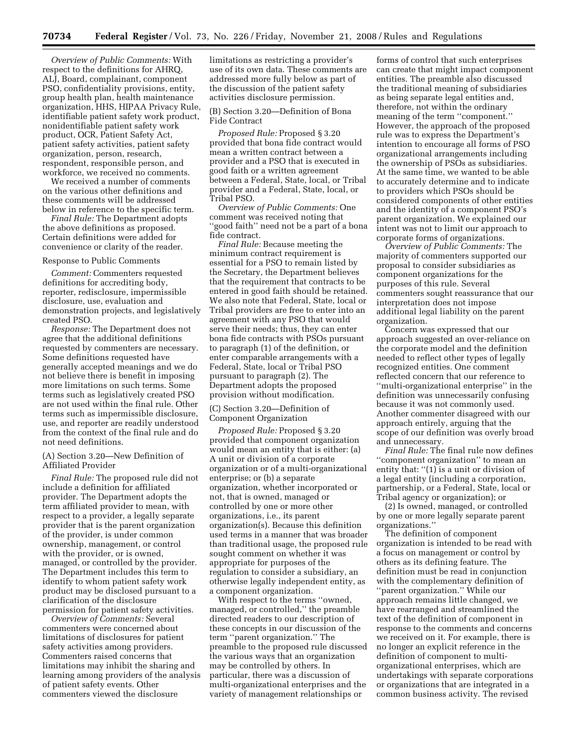*Overview of Public Comments:* With respect to the definitions for AHRQ, ALJ, Board, complainant, component PSO, confidentiality provisions, entity, group health plan, health maintenance organization, HHS, HIPAA Privacy Rule, identifiable patient safety work product, nonidentifiable patient safety work product, OCR, Patient Safety Act, patient safety activities, patient safety organization, person, research, respondent, responsible person, and workforce, we received no comments.

We received a number of comments on the various other definitions and these comments will be addressed below in reference to the specific term.

*Final Rule:* The Department adopts the above definitions as proposed. Certain definitions were added for convenience or clarity of the reader.

Response to Public Comments

*Comment:* Commenters requested definitions for accrediting body, reporter, redisclosure, impermissible disclosure, use, evaluation and demonstration projects, and legislatively created PSO.

*Response:* The Department does not agree that the additional definitions requested by commenters are necessary. Some definitions requested have generally accepted meanings and we do not believe there is benefit in imposing more limitations on such terms. Some terms such as legislatively created PSO are not used within the final rule. Other terms such as impermissible disclosure, use, and reporter are readily understood from the context of the final rule and do not need definitions.

(A) Section 3.20—New Definition of Affiliated Provider

*Final Rule:* The proposed rule did not include a definition for affiliated provider. The Department adopts the term affiliated provider to mean, with respect to a provider, a legally separate provider that is the parent organization of the provider, is under common ownership, management, or control with the provider, or is owned, managed, or controlled by the provider. The Department includes this term to identify to whom patient safety work product may be disclosed pursuant to a clarification of the disclosure permission for patient safety activities.

*Overview of Comments:* Several commenters were concerned about limitations of disclosures for patient safety activities among providers. Commenters raised concerns that limitations may inhibit the sharing and learning among providers of the analysis of patient safety events. Other commenters viewed the disclosure limitations as restricting a provider's use of its own data. These comments are addressed more fully below as part of the discussion of the patient safety activities disclosure permission.

(B) Section 3.20—Definition of Bona Fide Contract

*Proposed Rule:* Proposed § 3.20 provided that bona fide contract would mean a written contract between a provider and a PSO that is executed in good faith or a written agreement between a Federal, State, local, or Tribal provider and a Federal, State, local, or Tribal PSO.

*Overview of Public Comments:* One comment was received noting that ''good faith'' need not be a part of a bona fide contract.

*Final Rule:* Because meeting the minimum contract requirement is essential for a PSO to remain listed by the Secretary, the Department believes that the requirement that contracts to be entered in good faith should be retained. We also note that Federal, State, local or Tribal providers are free to enter into an agreement with any PSO that would serve their needs; thus, they can enter bona fide contracts with PSOs pursuant to paragraph (1) of the definition, or enter comparable arrangements with a Federal, State, local or Tribal PSO pursuant to paragraph (2). The Department adopts the proposed provision without modification.

(C) Section 3.20—Definition of Component Organization

*Proposed Rule:* Proposed § 3.20 provided that component organization would mean an entity that is either: (a) A unit or division of a corporate organization or of a multi-organizational enterprise; or (b) a separate organization, whether incorporated or not, that is owned, managed or controlled by one or more other organizations, i.e., its parent organization(s). Because this definition used terms in a manner that was broader than traditional usage, the proposed rule sought comment on whether it was appropriate for purposes of the regulation to consider a subsidiary, an otherwise legally independent entity, as a component organization.

With respect to the terms ''owned, managed, or controlled,'' the preamble directed readers to our description of these concepts in our discussion of the term ''parent organization.'' The preamble to the proposed rule discussed the various ways that an organization may be controlled by others. In particular, there was a discussion of multi-organizational enterprises and the variety of management relationships or forms of control that such enterprises can create that might impact component entities. The preamble also discussed the traditional meaning of subsidiaries as being separate legal entities and, therefore, not within the ordinary meaning of the term ''component.'' However, the approach of the proposed rule was to express the Department's intention to encourage all forms of PSO organizational arrangements including the ownership of PSOs as subsidiaries. At the same time, we wanted to be able to accurately determine and to indicate to providers which PSOs should be considered components of other entities and the identity of a component PSO's parent organization. We explained our intent was not to limit our approach to corporate forms of organizations.

*Overview of Public Comments:* The majority of commenters supported our proposal to consider subsidiaries as component organizations for the purposes of this rule. Several commenters sought reassurance that our interpretation does not impose additional legal liability on the parent organization.

Concern was expressed that our approach suggested an over-reliance on the corporate model and the definition needed to reflect other types of legally recognized entities. One comment reflected concern that our reference to ''multi-organizational enterprise'' in the definition was unnecessarily confusing because it was not commonly used. Another commenter disagreed with our approach entirely, arguing that the scope of our definition was overly broad and unnecessary.

*Final Rule:* The final rule now defines ''component organization'' to mean an entity that: ''(1) is a unit or division of a legal entity (including a corporation, partnership, or a Federal, State, local or Tribal agency or organization); or

(2) Is owned, managed, or controlled by one or more legally separate parent organizations.''

The definition of component organization is intended to be read with a focus on management or control by others as its defining feature. The definition must be read in conjunction with the complementary definition of ''parent organization.'' While our approach remains little changed, we have rearranged and streamlined the text of the definition of component in response to the comments and concerns we received on it. For example, there is no longer an explicit reference in the definition of component to multi-organizational enterprises, which are undertakings with separate corporations or organizations that are integrated in a common business activity. The revised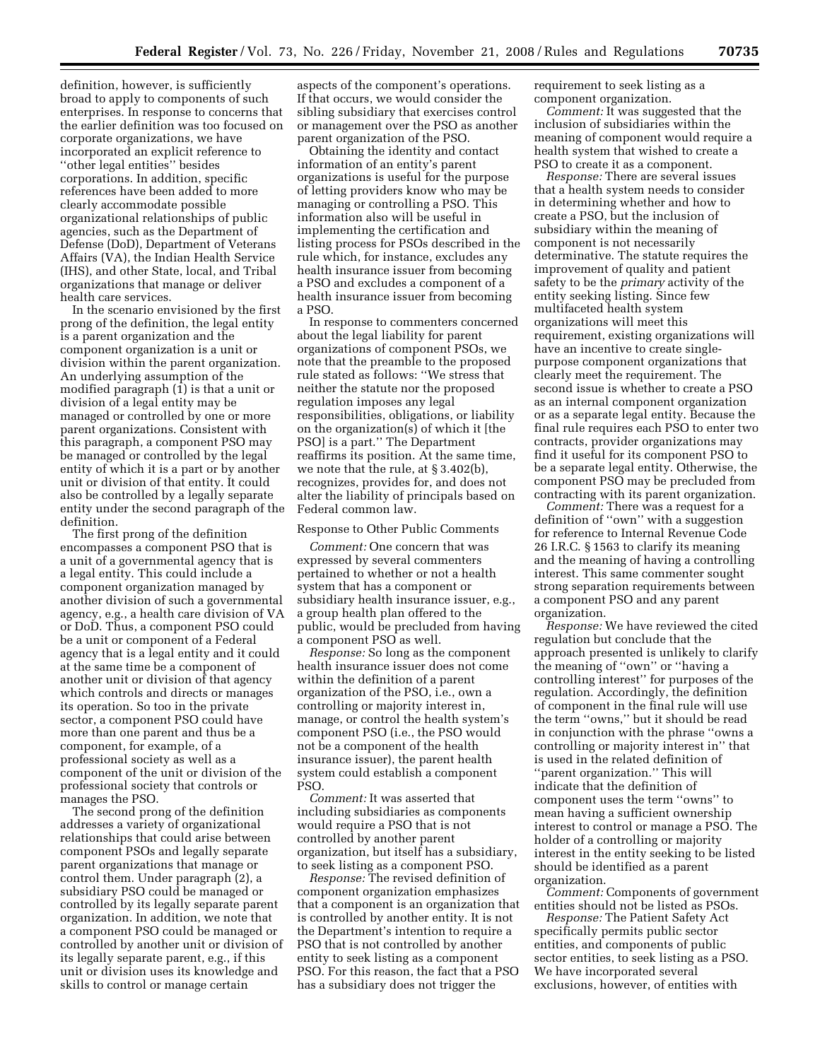definition, however, is sufficiently broad to apply to components of such enterprises. In response to concerns that the earlier definition was too focused on corporate organizations, we have incorporated an explicit reference to ''other legal entities'' besides corporations. In addition, specific references have been added to more clearly accommodate possible organizational relationships of public agencies, such as the Department of Defense (DoD), Department of Veterans Affairs (VA), the Indian Health Service (IHS), and other State, local, and Tribal organizations that manage or deliver health care services.

In the scenario envisioned by the first prong of the definition, the legal entity is a parent organization and the component organization is a unit or division within the parent organization. An underlying assumption of the modified paragraph (1) is that a unit or division of a legal entity may be managed or controlled by one or more parent organizations. Consistent with this paragraph, a component PSO may be managed or controlled by the legal entity of which it is a part or by another unit or division of that entity. It could also be controlled by a legally separate entity under the second paragraph of the definition.

The first prong of the definition encompasses a component PSO that is a unit of a governmental agency that is a legal entity. This could include a component organization managed by another division of such a governmental agency, e.g., a health care division of VA or DoD. Thus, a component PSO could be a unit or component of a Federal agency that is a legal entity and it could at the same time be a component of another unit or division of that agency which controls and directs or manages its operation. So too in the private sector, a component PSO could have more than one parent and thus be a component, for example, of a professional society as well as a component of the unit or division of the professional society that controls or manages the PSO.

The second prong of the definition addresses a variety of organizational relationships that could arise between component PSOs and legally separate parent organizations that manage or control them. Under paragraph (2), a subsidiary PSO could be managed or controlled by its legally separate parent organization. In addition, we note that a component PSO could be managed or controlled by another unit or division of its legally separate parent, e.g., if this unit or division uses its knowledge and skills to control or manage certain aspects of the component's operations. If that occurs, we would consider the sibling subsidiary that exercises control or management over the PSO as another parent organization of the PSO.

Obtaining the identity and contact information of an entity's parent organizations is useful for the purpose of letting providers know who may be managing or controlling a PSO. This information also will be useful in implementing the certification and listing process for PSOs described in the rule which, for instance, excludes any health insurance issuer from becoming a PSO and excludes a component of a health insurance issuer from becoming a PSO.

In response to commenters concerned about the legal liability for parent organizations of component PSOs, we note that the preamble to the proposed rule stated as follows: ''We stress that neither the statute nor the proposed regulation imposes any legal responsibilities, obligations, or liability on the organization(s) of which it [the PSO] is a part.'' The Department reaffirms its position. At the same time, we note that the rule, at § 3.402(b), recognizes, provides for, and does not alter the liability of principals based on Federal common law.

Response to Other Public Comments

*Comment:* One concern that was expressed by several commenters pertained to whether or not a health system that has a component or subsidiary health insurance issuer, e.g., a group health plan offered to the public, would be precluded from having a component PSO as well.

*Response:* So long as the component health insurance issuer does not come within the definition of a parent organization of the PSO, i.e., own a controlling or majority interest in, manage, or control the health system's component PSO (i.e., the PSO would not be a component of the health insurance issuer), the parent health system could establish a component PSO.

*Comment:* It was asserted that including subsidiaries as components would require a PSO that is not controlled by another parent organization, but itself has a subsidiary, to seek listing as a component PSO.

*Response:* The revised definition of component organization emphasizes that a component is an organization that is controlled by another entity. It is not the Department's intention to require a PSO that is not controlled by another entity to seek listing as a component PSO. For this reason, the fact that a PSO has a subsidiary does not trigger the requirement to seek listing as a component organization.

*Comment:* It was suggested that the inclusion of subsidiaries within the meaning of component would require a health system that wished to create a PSO to create it as a component.

*Response:* There are several issues that a health system needs to consider in determining whether and how to create a PSO, but the inclusion of subsidiary within the meaning of component is not necessarily determinative. The statute requires the improvement of quality and patient safety to be the *primary* activity of the entity seeking listing. Since few multifaceted health system organizations will meet this requirement, existing organizations will have an incentive to create single-purpose component organizations that clearly meet the requirement. The second issue is whether to create a PSO as an internal component organization or as a separate legal entity. Because the final rule requires each PSO to enter two contracts, provider organizations may find it useful for its component PSO to be a separate legal entity. Otherwise, the component PSO may be precluded from contracting with its parent organization.

*Comment:* There was a request for a definition of ''own'' with a suggestion for reference to Internal Revenue Code 26 I.R.C. § 1563 to clarify its meaning and the meaning of having a controlling interest. This same commenter sought strong separation requirements between a component PSO and any parent organization.

*Response:* We have reviewed the cited regulation but conclude that the approach presented is unlikely to clarify the meaning of ''own'' or ''having a controlling interest'' for purposes of the regulation. Accordingly, the definition of component in the final rule will use the term ''owns,'' but it should be read in conjunction with the phrase ''owns a controlling or majority interest in'' that is used in the related definition of ''parent organization.'' This will indicate that the definition of component uses the term ''owns'' to mean having a sufficient ownership interest to control or manage a PSO. The holder of a controlling or majority interest in the entity seeking to be listed should be identified as a parent organization.

*Comment:* Components of government entities should not be listed as PSOs.

*Response:* The Patient Safety Act specifically permits public sector entities, and components of public sector entities, to seek listing as a PSO. We have incorporated several exclusions, however, of entities with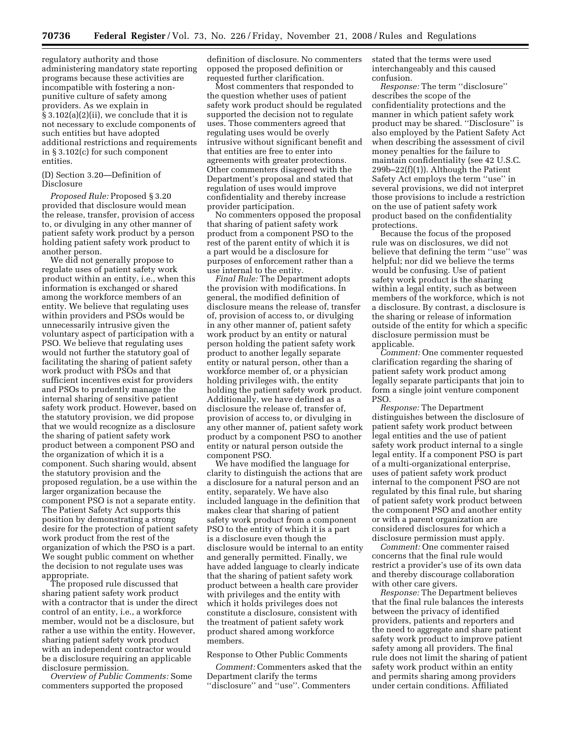regulatory authority and those administering mandatory state reporting programs because these activities are incompatible with fostering a non-punitive culture of safety among providers. As we explain in § 3.102(a)(2)(ii), we conclude that it is not necessary to exclude components of such entities but have adopted additional restrictions and requirements in § 3.102(c) for such component entities.

(D) Section 3.20—Definition of Disclosure

*Proposed Rule:* Proposed § 3.20 provided that disclosure would mean the release, transfer, provision of access to, or divulging in any other manner of patient safety work product by a person holding patient safety work product to another person.

We did not generally propose to regulate uses of patient safety work product within an entity, i.e., when this information is exchanged or shared among the workforce members of an entity. We believe that regulating uses within providers and PSOs would be unnecessarily intrusive given the voluntary aspect of participation with a PSO. We believe that regulating uses would not further the statutory goal of facilitating the sharing of patient safety work product with PSOs and that sufficient incentives exist for providers and PSOs to prudently manage the internal sharing of sensitive patient safety work product. However, based on the statutory provision, we did propose that we would recognize as a disclosure the sharing of patient safety work product between a component PSO and the organization of which it is a component. Such sharing would, absent the statutory provision and the proposed regulation, be a use within the larger organization because the component PSO is not a separate entity. The Patient Safety Act supports this position by demonstrating a strong desire for the protection of patient safety work product from the rest of the organization of which the PSO is a part. We sought public comment on whether the decision to not regulate uses was appropriate.

The proposed rule discussed that sharing patient safety work product with a contractor that is under the direct control of an entity, i.e., a workforce member, would not be a disclosure, but rather a use within the entity. However, sharing patient safety work product with an independent contractor would be a disclosure requiring an applicable disclosure permission.

*Overview of Public Comments:* Some commenters supported the proposed definition of disclosure. No commenters opposed the proposed definition or requested further clarification.

Most commenters that responded to the question whether uses of patient safety work product should be regulated supported the decision not to regulate uses. Those commenters agreed that regulating uses would be overly intrusive without significant benefit and that entities are free to enter into agreements with greater protections. Other commenters disagreed with the Department's proposal and stated that regulation of uses would improve confidentiality and thereby increase provider participation.

No commenters opposed the proposal that sharing of patient safety work product from a component PSO to the rest of the parent entity of which it is a part would be a disclosure for purposes of enforcement rather than a use internal to the entity.

*Final Rule:* The Department adopts the provision with modifications. In general, the modified definition of disclosure means the release of, transfer of, provision of access to, or divulging in any other manner of, patient safety work product by an entity or natural person holding the patient safety work product to another legally separate entity or natural person, other than a workforce member of, or a physician holding privileges with, the entity holding the patient safety work product. Additionally, we have defined as a disclosure the release of, transfer of, provision of access to, or divulging in any other manner of, patient safety work product by a component PSO to another entity or natural person outside the component PSO.

We have modified the language for clarity to distinguish the actions that are a disclosure for a natural person and an entity, separately. We have also included language in the definition that makes clear that sharing of patient safety work product from a component PSO to the entity of which it is a part is a disclosure even though the disclosure would be internal to an entity and generally permitted. Finally, we have added language to clearly indicate that the sharing of patient safety work product between a health care provider with privileges and the entity with which it holds privileges does not constitute a disclosure, consistent with the treatment of patient safety work product shared among workforce members.

Response to Other Public Comments

*Comment:* Commenters asked that the Department clarify the terms ''disclosure'' and ''use''. Commenters stated that the terms were used interchangeably and this caused confusion.

*Response:* The term ''disclosure'' describes the scope of the confidentiality protections and the manner in which patient safety work product may be shared. ''Disclosure'' is also employed by the Patient Safety Act when describing the assessment of civil money penalties for the failure to maintain confidentiality (see 42 U.S.C. 299b–22(f)(1)). Although the Patient Safety Act employs the term ''use'' in several provisions, we did not interpret those provisions to include a restriction on the use of patient safety work product based on the confidentiality protections.

Because the focus of the proposed rule was on disclosures, we did not believe that defining the term ''use'' was helpful; nor did we believe the terms would be confusing. Use of patient safety work product is the sharing within a legal entity, such as between members of the workforce, which is not a disclosure. By contrast, a disclosure is the sharing or release of information outside of the entity for which a specific disclosure permission must be applicable.

*Comment:* One commenter requested clarification regarding the sharing of patient safety work product among legally separate participants that join to form a single joint venture component PSO.

*Response:* The Department distinguishes between the disclosure of patient safety work product between legal entities and the use of patient safety work product internal to a single legal entity. If a component PSO is part of a multi-organizational enterprise, uses of patient safety work product internal to the component PSO are not regulated by this final rule, but sharing of patient safety work product between the component PSO and another entity or with a parent organization are considered disclosures for which a disclosure permission must apply.

*Comment:* One commenter raised concerns that the final rule would restrict a provider's use of its own data and thereby discourage collaboration with other care givers.

*Response:* The Department believes that the final rule balances the interests between the privacy of identified providers, patients and reporters and the need to aggregate and share patient safety work product to improve patient safety among all providers. The final rule does not limit the sharing of patient safety work product within an entity and permits sharing among providers under certain conditions. Affiliated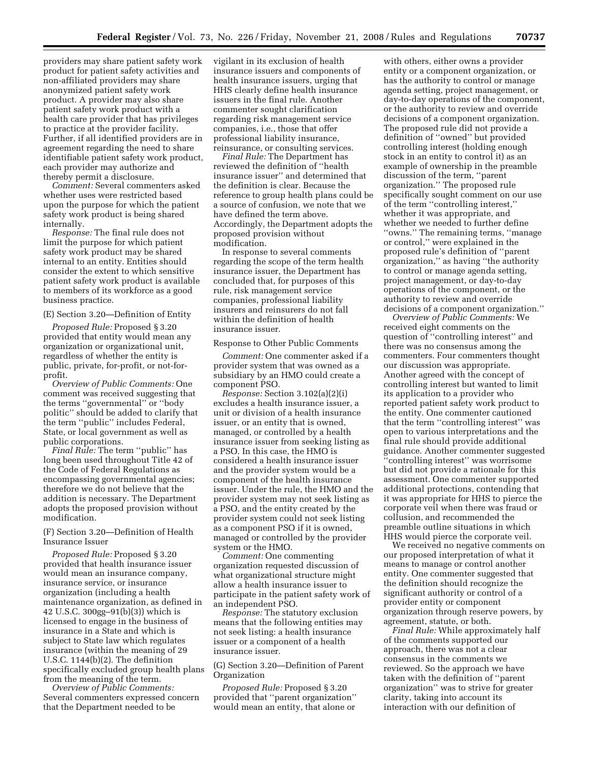providers may share patient safety work product for patient safety activities and non-affiliated providers may share anonymized patient safety work product. A provider may also share patient safety work product with a health care provider that has privileges to practice at the provider facility. Further, if all identified providers are in agreement regarding the need to share identifiable patient safety work product, each provider may authorize and thereby permit a disclosure.

*Comment:* Several commenters asked whether uses were restricted based upon the purpose for which the patient safety work product is being shared internally.

*Response:* The final rule does not limit the purpose for which patient safety work product may be shared internal to an entity. Entities should consider the extent to which sensitive patient safety work product is available to members of its workforce as a good business practice.

(E) Section 3.20—Definition of Entity

*Proposed Rule:* Proposed § 3.20 provided that entity would mean any organization or organizational unit, regardless of whether the entity is public, private, for-profit, or not-for-profit.

*Overview of Public Comments:* One comment was received suggesting that the terms ''governmental'' or ''body politic'' should be added to clarify that the term ''public'' includes Federal, State, or local government as well as public corporations.

*Final Rule:* The term ''public'' has long been used throughout Title 42 of the Code of Federal Regulations as encompassing governmental agencies; therefore we do not believe that the addition is necessary. The Department adopts the proposed provision without modification.

(F) Section 3.20—Definition of Health Insurance Issuer

*Proposed Rule:* Proposed § 3.20 provided that health insurance issuer would mean an insurance company, insurance service, or insurance organization (including a health maintenance organization, as defined in 42 U.S.C. 300gg–91(b)(3)) which is licensed to engage in the business of insurance in a State and which is subject to State law which regulates insurance (within the meaning of 29 U.S.C. 1144(b)(2). The definition specifically excluded group health plans from the meaning of the term.

*Overview of Public Comments:* Several commenters expressed concern that the Department needed to be vigilant in its exclusion of health insurance issuers and components of health insurance issuers, urging that HHS clearly define health insurance issuers in the final rule. Another commenter sought clarification regarding risk management service companies, i.e., those that offer professional liability insurance, reinsurance, or consulting services.

*Final Rule:* The Department has reviewed the definition of ''health insurance issuer'' and determined that the definition is clear. Because the reference to group health plans could be a source of confusion, we note that we have defined the term above. Accordingly, the Department adopts the proposed provision without modification.

In response to several comments regarding the scope of the term health insurance issuer, the Department has concluded that, for purposes of this rule, risk management service companies, professional liability insurers and reinsurers do not fall within the definition of health insurance issuer.

Response to Other Public Comments

*Comment:* One commenter asked if a provider system that was owned as a subsidiary by an HMO could create a component PSO.

*Response:* Section 3.102(a)(2)(i) excludes a health insurance issuer, a unit or division of a health insurance issuer, or an entity that is owned, managed, or controlled by a health insurance issuer from seeking listing as a PSO. In this case, the HMO is considered a health insurance issuer and the provider system would be a component of the health insurance issuer. Under the rule, the HMO and the provider system may not seek listing as a PSO, and the entity created by the provider system could not seek listing as a component PSO if it is owned, managed or controlled by the provider system or the HMO.

*Comment:* One commenting organization requested discussion of what organizational structure might allow a health insurance issuer to participate in the patient safety work of an independent PSO.

*Response:* The statutory exclusion means that the following entities may not seek listing: a health insurance issuer or a component of a health insurance issuer.

(G) Section 3.20—Definition of Parent Organization

*Proposed Rule:* Proposed § 3.20 provided that ''parent organization'' would mean an entity, that alone or with others, either owns a provider entity or a component organization, or has the authority to control or manage agenda setting, project management, or day-to-day operations of the component, or the authority to review and override decisions of a component organization. The proposed rule did not provide a definition of ''owned'' but provided controlling interest (holding enough stock in an entity to control it) as an example of ownership in the preamble discussion of the term, ''parent organization.'' The proposed rule specifically sought comment on our use of the term ''controlling interest,'' whether it was appropriate, and whether we needed to further define ''owns.'' The remaining terms, ''manage or control,'' were explained in the proposed rule's definition of ''parent organization,'' as having ''the authority to control or manage agenda setting, project management, or day-to-day operations of the component, or the authority to review and override decisions of a component organization.''

*Overview of Public Comments:* We received eight comments on the question of ''controlling interest'' and there was no consensus among the commenters. Four commenters thought our discussion was appropriate. Another agreed with the concept of controlling interest but wanted to limit its application to a provider who reported patient safety work product to the entity. One commenter cautioned that the term ''controlling interest'' was open to various interpretations and the final rule should provide additional guidance. Another commenter suggested ''controlling interest'' was worrisome but did not provide a rationale for this assessment. One commenter supported additional protections, contending that it was appropriate for HHS to pierce the corporate veil when there was fraud or collusion, and recommended the preamble outline situations in which HHS would pierce the corporate veil.

We received no negative comments on our proposed interpretation of what it means to manage or control another entity. One commenter suggested that the definition should recognize the significant authority or control of a provider entity or component organization through reserve powers, by agreement, statute, or both.

*Final Rule:* While approximately half of the comments supported our approach, there was not a clear consensus in the comments we reviewed. So the approach we have taken with the definition of ''parent organization'' was to strive for greater clarity, taking into account its interaction with our definition of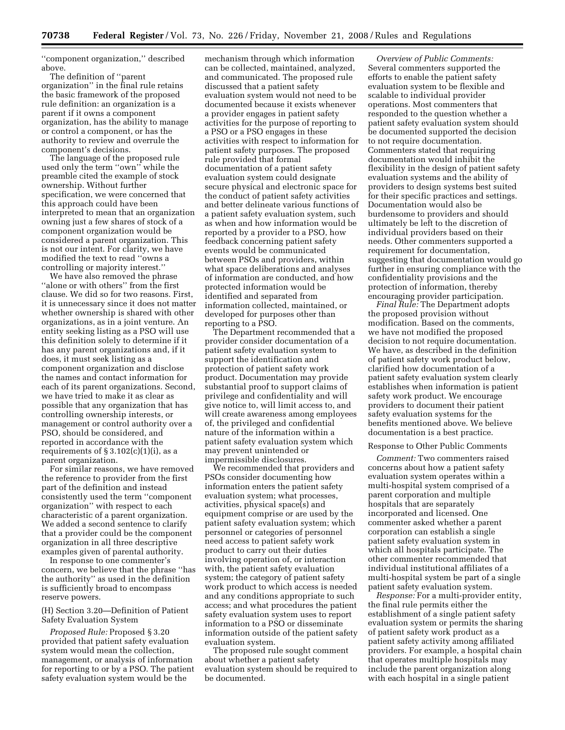''component organization,'' described above.

The definition of ''parent organization'' in the final rule retains the basic framework of the proposed rule definition: an organization is a parent if it owns a component organization, has the ability to manage or control a component, or has the authority to review and overrule the component's decisions.

The language of the proposed rule used only the term ''own'' while the preamble cited the example of stock ownership. Without further specification, we were concerned that this approach could have been interpreted to mean that an organization owning just a few shares of stock of a component organization would be considered a parent organization. This is not our intent. For clarity, we have modified the text to read ''owns a controlling or majority interest.''

We have also removed the phrase ''alone or with others'' from the first clause. We did so for two reasons. First, it is unnecessary since it does not matter whether ownership is shared with other organizations, as in a joint venture. An entity seeking listing as a PSO will use this definition solely to determine if it has any parent organizations and, if it does, it must seek listing as a component organization and disclose the names and contact information for each of its parent organizations. Second, we have tried to make it as clear as possible that any organization that has controlling ownership interests, or management or control authority over a PSO, should be considered, and reported in accordance with the requirements of § 3.102(c)(1)(i), as a parent organization.

For similar reasons, we have removed the reference to provider from the first part of the definition and instead consistently used the term ''component organization'' with respect to each characteristic of a parent organization. We added a second sentence to clarify that a provider could be the component organization in all three descriptive examples given of parental authority.

In response to one commenter's concern, we believe that the phrase ''has the authority'' as used in the definition is sufficiently broad to encompass reserve powers.

(H) Section 3.20—Definition of Patient Safety Evaluation System

*Proposed Rule:* Proposed § 3.20 provided that patient safety evaluation system would mean the collection, management, or analysis of information for reporting to or by a PSO. The patient safety evaluation system would be the mechanism through which information can be collected, maintained, analyzed, and communicated. The proposed rule discussed that a patient safety evaluation system would not need to be documented because it exists whenever a provider engages in patient safety activities for the purpose of reporting to a PSO or a PSO engages in these activities with respect to information for patient safety purposes. The proposed rule provided that formal documentation of a patient safety evaluation system could designate secure physical and electronic space for the conduct of patient safety activities and better delineate various functions of a patient safety evaluation system, such as when and how information would be reported by a provider to a PSO, how feedback concerning patient safety events would be communicated between PSOs and providers, within what space deliberations and analyses of information are conducted, and how protected information would be identified and separated from information collected, maintained, or developed for purposes other than reporting to a PSO.

The Department recommended that a provider consider documentation of a patient safety evaluation system to support the identification and protection of patient safety work product. Documentation may provide substantial proof to support claims of privilege and confidentiality and will give notice to, will limit access to, and will create awareness among employees of, the privileged and confidential nature of the information within a patient safety evaluation system which may prevent unintended or impermissible disclosures.

We recommended that providers and PSOs consider documenting how information enters the patient safety evaluation system; what processes, activities, physical space(s) and equipment comprise or are used by the patient safety evaluation system; which personnel or categories of personnel need access to patient safety work product to carry out their duties involving operation of, or interaction with, the patient safety evaluation system; the category of patient safety work product to which access is needed and any conditions appropriate to such access; and what procedures the patient safety evaluation system uses to report information to a PSO or disseminate information outside of the patient safety evaluation system.

The proposed rule sought comment about whether a patient safety evaluation system should be required to be documented.

*Overview of Public Comments:* Several commenters supported the efforts to enable the patient safety evaluation system to be flexible and scalable to individual provider operations. Most commenters that responded to the question whether a patient safety evaluation system should be documented supported the decision to not require documentation. Commenters stated that requiring documentation would inhibit the flexibility in the design of patient safety evaluation systems and the ability of providers to design systems best suited for their specific practices and settings. Documentation would also be burdensome to providers and should ultimately be left to the discretion of individual providers based on their needs. Other commenters supported a requirement for documentation, suggesting that documentation would go further in ensuring compliance with the confidentiality provisions and the protection of information, thereby encouraging provider participation.

*Final Rule:* The Department adopts the proposed provision without modification. Based on the comments, we have not modified the proposed decision to not require documentation. We have, as described in the definition of patient safety work product below, clarified how documentation of a patient safety evaluation system clearly establishes when information is patient safety work product. We encourage providers to document their patient safety evaluation systems for the benefits mentioned above. We believe documentation is a best practice.

Response to Other Public Comments

*Comment:* Two commenters raised concerns about how a patient safety evaluation system operates within a multi-hospital system comprised of a parent corporation and multiple hospitals that are separately incorporated and licensed. One commenter asked whether a parent corporation can establish a single patient safety evaluation system in which all hospitals participate. The other commenter recommended that individual institutional affiliates of a multi-hospital system be part of a single patient safety evaluation system.

*Response:* For a multi-provider entity, the final rule permits either the establishment of a single patient safety evaluation system or permits the sharing of patient safety work product as a patient safety activity among affiliated providers. For example, a hospital chain that operates multiple hospitals may include the parent organization along with each hospital in a single patient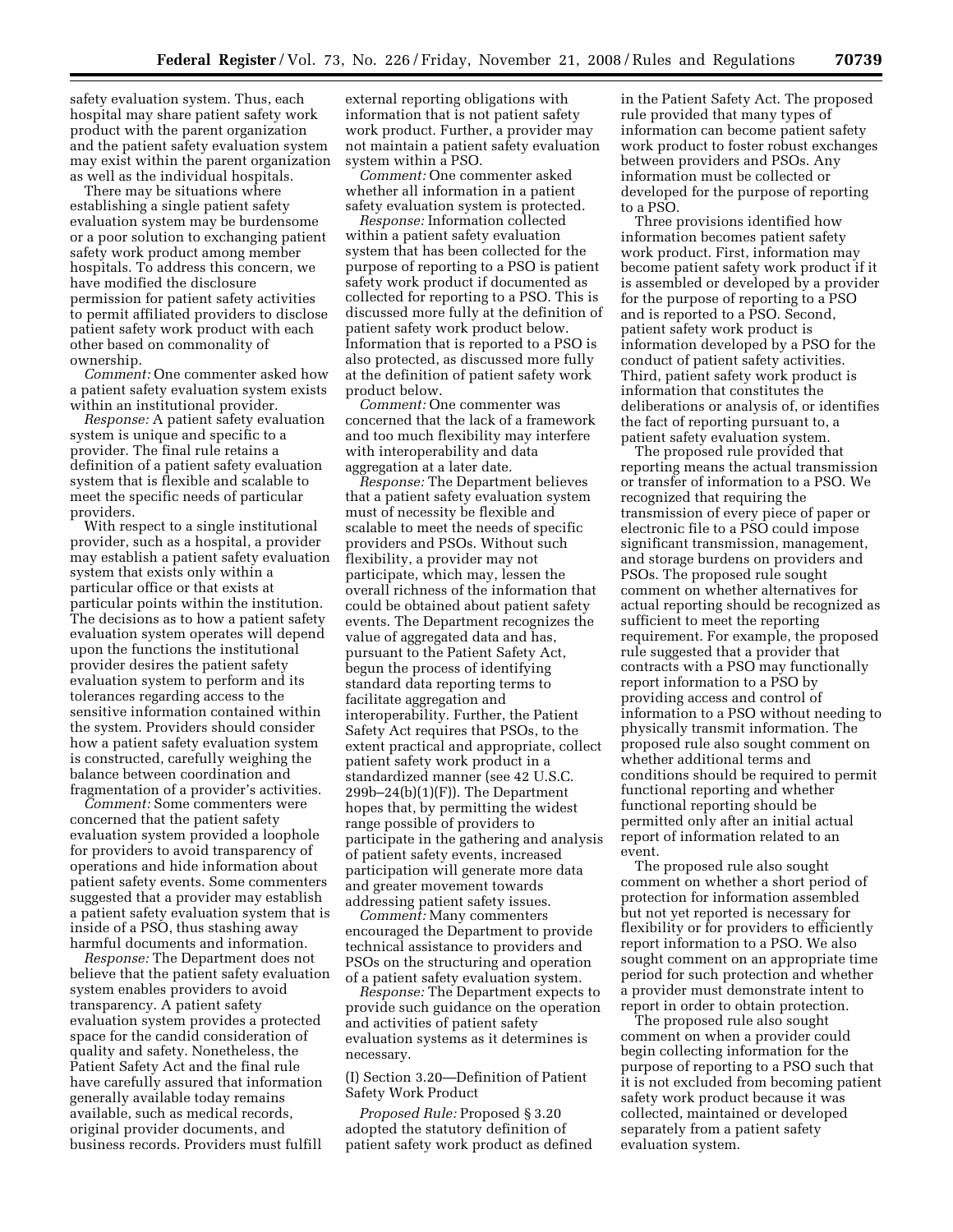safety evaluation system. Thus, each hospital may share patient safety work product with the parent organization and the patient safety evaluation system may exist within the parent organization as well as the individual hospitals.

There may be situations where establishing a single patient safety evaluation system may be burdensome or a poor solution to exchanging patient safety work product among member hospitals. To address this concern, we have modified the disclosure permission for patient safety activities to permit affiliated providers to disclose patient safety work product with each other based on commonality of ownership.

*Comment:* One commenter asked how a patient safety evaluation system exists within an institutional provider.

*Response:* A patient safety evaluation system is unique and specific to a provider. The final rule retains a definition of a patient safety evaluation system that is flexible and scalable to meet the specific needs of particular providers.

With respect to a single institutional provider, such as a hospital, a provider may establish a patient safety evaluation system that exists only within a particular office or that exists at particular points within the institution. The decisions as to how a patient safety evaluation system operates will depend upon the functions the institutional provider desires the patient safety evaluation system to perform and its tolerances regarding access to the sensitive information contained within the system. Providers should consider how a patient safety evaluation system is constructed, carefully weighing the balance between coordination and fragmentation of a provider's activities.

*Comment:* Some commenters were concerned that the patient safety evaluation system provided a loophole for providers to avoid transparency of operations and hide information about patient safety events. Some commenters suggested that a provider may establish a patient safety evaluation system that is inside of a PSO, thus stashing away harmful documents and information.

*Response:* The Department does not believe that the patient safety evaluation system enables providers to avoid transparency. A patient safety evaluation system provides a protected space for the candid consideration of quality and safety. Nonetheless, the Patient Safety Act and the final rule have carefully assured that information generally available today remains available, such as medical records, original provider documents, and business records. Providers must fulfill external reporting obligations with information that is not patient safety work product. Further, a provider may not maintain a patient safety evaluation system within a PSO.

*Comment:* One commenter asked whether all information in a patient safety evaluation system is protected.

*Response:* Information collected within a patient safety evaluation system that has been collected for the purpose of reporting to a PSO is patient safety work product if documented as collected for reporting to a PSO. This is discussed more fully at the definition of patient safety work product below. Information that is reported to a PSO is also protected, as discussed more fully at the definition of patient safety work product below.

*Comment:* One commenter was concerned that the lack of a framework and too much flexibility may interfere with interoperability and data aggregation at a later date.

*Response:* The Department believes that a patient safety evaluation system must of necessity be flexible and scalable to meet the needs of specific providers and PSOs. Without such flexibility, a provider may not participate, which may, lessen the overall richness of the information that could be obtained about patient safety events. The Department recognizes the value of aggregated data and has, pursuant to the Patient Safety Act, begun the process of identifying standard data reporting terms to facilitate aggregation and interoperability. Further, the Patient Safety Act requires that PSOs, to the extent practical and appropriate, collect patient safety work product in a standardized manner (see 42 U.S.C. 299b–24(b)(1)(F)). The Department hopes that, by permitting the widest range possible of providers to participate in the gathering and analysis of patient safety events, increased participation will generate more data and greater movement towards addressing patient safety issues.

*Comment:* Many commenters encouraged the Department to provide technical assistance to providers and PSOs on the structuring and operation of a patient safety evaluation system.

*Response:* The Department expects to provide such guidance on the operation and activities of patient safety evaluation systems as it determines is necessary.

(I) Section 3.20—Definition of Patient Safety Work Product

*Proposed Rule:* Proposed § 3.20 adopted the statutory definition of patient safety work product as defined in the Patient Safety Act. The proposed rule provided that many types of information can become patient safety work product to foster robust exchanges between providers and PSOs. Any information must be collected or developed for the purpose of reporting to a PSO.

Three provisions identified how information becomes patient safety work product. First, information may become patient safety work product if it is assembled or developed by a provider for the purpose of reporting to a PSO and is reported to a PSO. Second, patient safety work product is information developed by a PSO for the conduct of patient safety activities. Third, patient safety work product is information that constitutes the deliberations or analysis of, or identifies the fact of reporting pursuant to, a patient safety evaluation system.

The proposed rule provided that reporting means the actual transmission or transfer of information to a PSO. We recognized that requiring the transmission of every piece of paper or electronic file to a PSO could impose significant transmission, management, and storage burdens on providers and PSOs. The proposed rule sought comment on whether alternatives for actual reporting should be recognized as sufficient to meet the reporting requirement. For example, the proposed rule suggested that a provider that contracts with a PSO may functionally report information to a PSO by providing access and control of information to a PSO without needing to physically transmit information. The proposed rule also sought comment on whether additional terms and conditions should be required to permit functional reporting and whether functional reporting should be permitted only after an initial actual report of information related to an event.

The proposed rule also sought comment on whether a short period of protection for information assembled but not yet reported is necessary for flexibility or for providers to efficiently report information to a PSO. We also sought comment on an appropriate time period for such protection and whether a provider must demonstrate intent to report in order to obtain protection.

The proposed rule also sought comment on when a provider could begin collecting information for the purpose of reporting to a PSO such that it is not excluded from becoming patient safety work product because it was collected, maintained or developed separately from a patient safety evaluation system.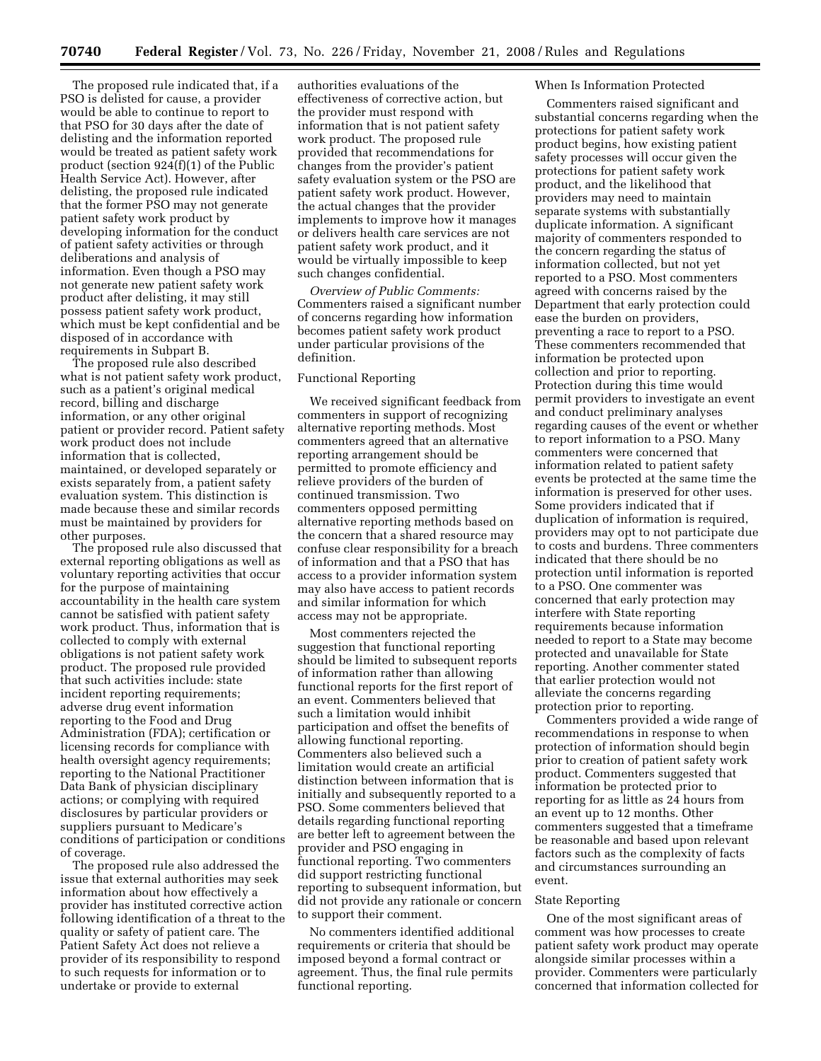The proposed rule indicated that, if a PSO is delisted for cause, a provider would be able to continue to report to that PSO for 30 days after the date of delisting and the information reported would be treated as patient safety work product (section 924(f)(1) of the Public Health Service Act). However, after delisting, the proposed rule indicated that the former PSO may not generate patient safety work product by developing information for the conduct of patient safety activities or through deliberations and analysis of information. Even though a PSO may not generate new patient safety work product after delisting, it may still possess patient safety work product, which must be kept confidential and be disposed of in accordance with requirements in Subpart B.

The proposed rule also described what is not patient safety work product, such as a patient's original medical record, billing and discharge information, or any other original patient or provider record. Patient safety work product does not include information that is collected, maintained, or developed separately or exists separately from, a patient safety evaluation system. This distinction is made because these and similar records must be maintained by providers for other purposes.

The proposed rule also discussed that external reporting obligations as well as voluntary reporting activities that occur for the purpose of maintaining accountability in the health care system cannot be satisfied with patient safety work product. Thus, information that is collected to comply with external obligations is not patient safety work product. The proposed rule provided that such activities include: state incident reporting requirements; adverse drug event information reporting to the Food and Drug Administration (FDA); certification or licensing records for compliance with health oversight agency requirements; reporting to the National Practitioner Data Bank of physician disciplinary actions; or complying with required disclosures by particular providers or suppliers pursuant to Medicare's conditions of participation or conditions of coverage.

The proposed rule also addressed the issue that external authorities may seek information about how effectively a provider has instituted corrective action following identification of a threat to the quality or safety of patient care. The Patient Safety Act does not relieve a provider of its responsibility to respond to such requests for information or to undertake or provide to external authorities evaluations of the effectiveness of corrective action, but the provider must respond with information that is not patient safety work product. The proposed rule provided that recommendations for changes from the provider's patient safety evaluation system or the PSO are patient safety work product. However, the actual changes that the provider implements to improve how it manages or delivers health care services are not patient safety work product, and it would be virtually impossible to keep such changes confidential.

*Overview of Public Comments:* Commenters raised a significant number of concerns regarding how information becomes patient safety work product under particular provisions of the definition.

Functional Reporting

We received significant feedback from commenters in support of recognizing alternative reporting methods. Most commenters agreed that an alternative reporting arrangement should be permitted to promote efficiency and relieve providers of the burden of continued transmission. Two commenters opposed permitting alternative reporting methods based on the concern that a shared resource may confuse clear responsibility for a breach of information and that a PSO that has access to a provider information system may also have access to patient records and similar information for which access may not be appropriate.

Most commenters rejected the suggestion that functional reporting should be limited to subsequent reports of information rather than allowing functional reports for the first report of an event. Commenters believed that such a limitation would inhibit participation and offset the benefits of allowing functional reporting. Commenters also believed such a limitation would create an artificial distinction between information that is initially and subsequently reported to a PSO. Some commenters believed that details regarding functional reporting are better left to agreement between the provider and PSO engaging in functional reporting. Two commenters did support restricting functional reporting to subsequent information, but did not provide any rationale or concern to support their comment.

No commenters identified additional requirements or criteria that should be imposed beyond a formal contract or agreement. Thus, the final rule permits functional reporting.

When Is Information Protected

Commenters raised significant and substantial concerns regarding when the protections for patient safety work product begins, how existing patient safety processes will occur given the protections for patient safety work product, and the likelihood that providers may need to maintain separate systems with substantially duplicate information. A significant majority of commenters responded to the concern regarding the status of information collected, but not yet reported to a PSO. Most commenters agreed with concerns raised by the Department that early protection could ease the burden on providers, preventing a race to report to a PSO. These commenters recommended that information be protected upon collection and prior to reporting. Protection during this time would permit providers to investigate an event and conduct preliminary analyses regarding causes of the event or whether to report information to a PSO. Many commenters were concerned that information related to patient safety events be protected at the same time the information is preserved for other uses. Some providers indicated that if duplication of information is required, providers may opt to not participate due to costs and burdens. Three commenters indicated that there should be no protection until information is reported to a PSO. One commenter was concerned that early protection may interfere with State reporting requirements because information needed to report to a State may become protected and unavailable for State reporting. Another commenter stated that earlier protection would not alleviate the concerns regarding protection prior to reporting.

Commenters provided a wide range of recommendations in response to when protection of information should begin prior to creation of patient safety work product. Commenters suggested that information be protected prior to reporting for as little as 24 hours from an event up to 12 months. Other commenters suggested that a timeframe be reasonable and based upon relevant factors such as the complexity of facts and circumstances surrounding an event.

State Reporting

One of the most significant areas of comment was how processes to create patient safety work product may operate alongside similar processes within a provider. Commenters were particularly concerned that information collected for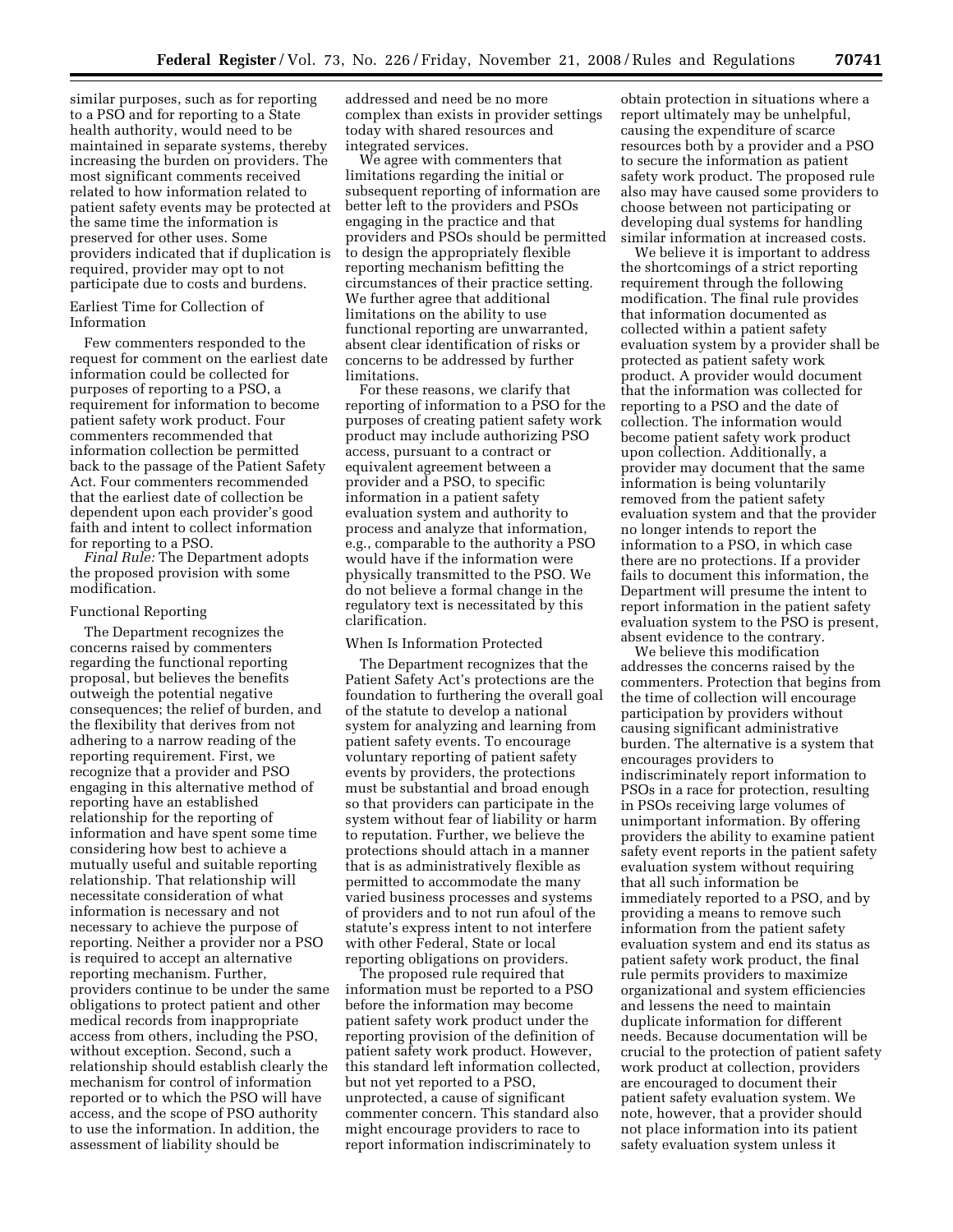similar purposes, such as for reporting to a PSO and for reporting to a State health authority, would need to be maintained in separate systems, thereby increasing the burden on providers. The most significant comments received related to how information related to patient safety events may be protected at the same time the information is preserved for other uses. Some providers indicated that if duplication is required, provider may opt to not participate due to costs and burdens.

Earliest Time for Collection of Information

Few commenters responded to the request for comment on the earliest date information could be collected for purposes of reporting to a PSO, a requirement for information to become patient safety work product. Four commenters recommended that information collection be permitted back to the passage of the Patient Safety Act. Four commenters recommended that the earliest date of collection be dependent upon each provider's good faith and intent to collect information for reporting to a PSO.

*Final Rule:* The Department adopts the proposed provision with some modification.

Functional Reporting

The Department recognizes the concerns raised by commenters regarding the functional reporting proposal, but believes the benefits outweigh the potential negative consequences; the relief of burden, and the flexibility that derives from not adhering to a narrow reading of the reporting requirement. First, we recognize that a provider and PSO engaging in this alternative method of reporting have an established relationship for the reporting of information and have spent some time considering how best to achieve a mutually useful and suitable reporting relationship. That relationship will necessitate consideration of what information is necessary and not necessary to achieve the purpose of reporting. Neither a provider nor a PSO is required to accept an alternative reporting mechanism. Further, providers continue to be under the same obligations to protect patient and other medical records from inappropriate access from others, including the PSO, without exception. Second, such a relationship should establish clearly the mechanism for control of information reported or to which the PSO will have access, and the scope of PSO authority to use the information. In addition, the assessment of liability should be addressed and need be no more complex than exists in provider settings today with shared resources and integrated services.

We agree with commenters that limitations regarding the initial or subsequent reporting of information are better left to the providers and PSOs engaging in the practice and that providers and PSOs should be permitted to design the appropriately flexible reporting mechanism befitting the circumstances of their practice setting. We further agree that additional limitations on the ability to use functional reporting are unwarranted, absent clear identification of risks or concerns to be addressed by further limitations.

For these reasons, we clarify that reporting of information to a PSO for the purposes of creating patient safety work product may include authorizing PSO access, pursuant to a contract or equivalent agreement between a provider and a PSO, to specific information in a patient safety evaluation system and authority to process and analyze that information, e.g., comparable to the authority a PSO would have if the information were physically transmitted to the PSO. We do not believe a formal change in the regulatory text is necessitated by this clarification.

When Is Information Protected

The Department recognizes that the Patient Safety Act's protections are the foundation to furthering the overall goal of the statute to develop a national system for analyzing and learning from patient safety events. To encourage voluntary reporting of patient safety events by providers, the protections must be substantial and broad enough so that providers can participate in the system without fear of liability or harm to reputation. Further, we believe the protections should attach in a manner that is as administratively flexible as permitted to accommodate the many varied business processes and systems of providers and to not run afoul of the statute's express intent to not interfere with other Federal, State or local reporting obligations on providers.

The proposed rule required that information must be reported to a PSO before the information may become patient safety work product under the reporting provision of the definition of patient safety work product. However, this standard left information collected, but not yet reported to a PSO, unprotected, a cause of significant commenter concern. This standard also might encourage providers to race to report information indiscriminately to obtain protection in situations where a report ultimately may be unhelpful, causing the expenditure of scarce resources both by a provider and a PSO to secure the information as patient safety work product. The proposed rule also may have caused some providers to choose between not participating or developing dual systems for handling similar information at increased costs.

We believe it is important to address the shortcomings of a strict reporting requirement through the following modification. The final rule provides that information documented as collected within a patient safety evaluation system by a provider shall be protected as patient safety work product. A provider would document that the information was collected for reporting to a PSO and the date of collection. The information would become patient safety work product upon collection. Additionally, a provider may document that the same information is being voluntarily removed from the patient safety evaluation system and that the provider no longer intends to report the information to a PSO, in which case there are no protections. If a provider fails to document this information, the Department will presume the intent to report information in the patient safety evaluation system to the PSO is present, absent evidence to the contrary.

We believe this modification addresses the concerns raised by the commenters. Protection that begins from the time of collection will encourage participation by providers without causing significant administrative burden. The alternative is a system that encourages providers to indiscriminately report information to PSOs in a race for protection, resulting in PSOs receiving large volumes of unimportant information. By offering providers the ability to examine patient safety event reports in the patient safety evaluation system without requiring that all such information be immediately reported to a PSO, and by providing a means to remove such information from the patient safety evaluation system and end its status as patient safety work product, the final rule permits providers to maximize organizational and system efficiencies and lessens the need to maintain duplicate information for different needs. Because documentation will be crucial to the protection of patient safety work product at collection, providers are encouraged to document their patient safety evaluation system. We note, however, that a provider should not place information into its patient safety evaluation system unless it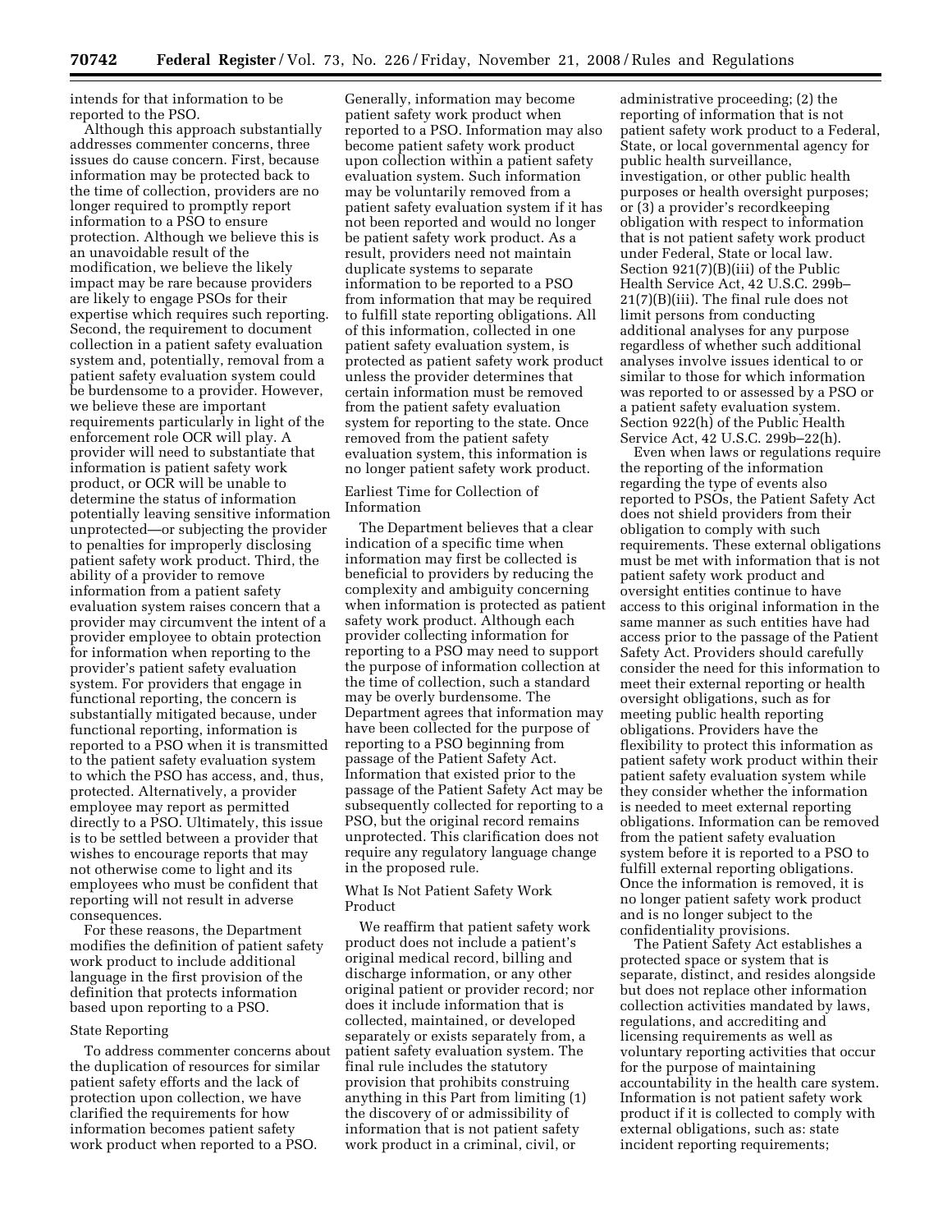intends for that information to be reported to the PSO.

Although this approach substantially addresses commenter concerns, three issues do cause concern. First, because information may be protected back to the time of collection, providers are no longer required to promptly report information to a PSO to ensure protection. Although we believe this is an unavoidable result of the modification, we believe the likely impact may be rare because providers are likely to engage PSOs for their expertise which requires such reporting. Second, the requirement to document collection in a patient safety evaluation system and, potentially, removal from a patient safety evaluation system could be burdensome to a provider. However, we believe these are important requirements particularly in light of the enforcement role OCR will play. A provider will need to substantiate that information is patient safety work product, or OCR will be unable to determine the status of information potentially leaving sensitive information unprotected—or subjecting the provider to penalties for improperly disclosing patient safety work product. Third, the ability of a provider to remove information from a patient safety evaluation system raises concern that a provider may circumvent the intent of a provider employee to obtain protection for information when reporting to the provider's patient safety evaluation system. For providers that engage in functional reporting, the concern is substantially mitigated because, under functional reporting, information is reported to a PSO when it is transmitted to the patient safety evaluation system to which the PSO has access, and, thus, protected. Alternatively, a provider employee may report as permitted directly to a PSO. Ultimately, this issue is to be settled between a provider that wishes to encourage reports that may not otherwise come to light and its employees who must be confident that reporting will not result in adverse consequences.

For these reasons, the Department modifies the definition of patient safety work product to include additional language in the first provision of the definition that protects information based upon reporting to a PSO.

State Reporting

To address commenter concerns about the duplication of resources for similar patient safety efforts and the lack of protection upon collection, we have clarified the requirements for how information becomes patient safety work product when reported to a PSO. Generally, information may become patient safety work product when reported to a PSO. Information may also become patient safety work product upon collection within a patient safety evaluation system. Such information may be voluntarily removed from a patient safety evaluation system if it has not been reported and would no longer be patient safety work product. As a result, providers need not maintain duplicate systems to separate information to be reported to a PSO from information that may be required to fulfill state reporting obligations. All of this information, collected in one patient safety evaluation system, is protected as patient safety work product unless the provider determines that certain information must be removed from the patient safety evaluation system for reporting to the state. Once removed from the patient safety evaluation system, this information is no longer patient safety work product.

Earliest Time for Collection of Information

The Department believes that a clear indication of a specific time when information may first be collected is beneficial to providers by reducing the complexity and ambiguity concerning when information is protected as patient safety work product. Although each provider collecting information for reporting to a PSO may need to support the purpose of information collection at the time of collection, such a standard may be overly burdensome. The Department agrees that information may have been collected for the purpose of reporting to a PSO beginning from passage of the Patient Safety Act. Information that existed prior to the passage of the Patient Safety Act may be subsequently collected for reporting to a PSO, but the original record remains unprotected. This clarification does not require any regulatory language change in the proposed rule.

What Is Not Patient Safety Work Product

We reaffirm that patient safety work product does not include a patient's original medical record, billing and discharge information, or any other original patient or provider record; nor does it include information that is collected, maintained, or developed separately or exists separately from, a patient safety evaluation system. The final rule includes the statutory provision that prohibits construing anything in this Part from limiting (1) the discovery of or admissibility of information that is not patient safety work product in a criminal, civil, or administrative proceeding; (2) the reporting of information that is not patient safety work product to a Federal, State, or local governmental agency for public health surveillance, investigation, or other public health purposes or health oversight purposes; or (3) a provider's recordkeeping obligation with respect to information that is not patient safety work product under Federal, State or local law. Section 921(7)(B)(iii) of the Public Health Service Act, 42 U.S.C. 299b–21(7)(B)(iii). The final rule does not limit persons from conducting additional analyses for any purpose regardless of whether such additional analyses involve issues identical to or similar to those for which information was reported to or assessed by a PSO or a patient safety evaluation system. Section 922(h) of the Public Health Service Act, 42 U.S.C. 299b–22(h).

Even when laws or regulations require the reporting of the information regarding the type of events also reported to PSOs, the Patient Safety Act does not shield providers from their obligation to comply with such requirements. These external obligations must be met with information that is not patient safety work product and oversight entities continue to have access to this original information in the same manner as such entities have had access prior to the passage of the Patient Safety Act. Providers should carefully consider the need for this information to meet their external reporting or health oversight obligations, such as for meeting public health reporting obligations. Providers have the flexibility to protect this information as patient safety work product within their patient safety evaluation system while they consider whether the information is needed to meet external reporting obligations. Information can be removed from the patient safety evaluation system before it is reported to a PSO to fulfill external reporting obligations. Once the information is removed, it is no longer patient safety work product and is no longer subject to the confidentiality provisions.

The Patient Safety Act establishes a protected space or system that is separate, distinct, and resides alongside but does not replace other information collection activities mandated by laws, regulations, and accrediting and licensing requirements as well as voluntary reporting activities that occur for the purpose of maintaining accountability in the health care system. Information is not patient safety work product if it is collected to comply with external obligations, such as: state incident reporting requirements;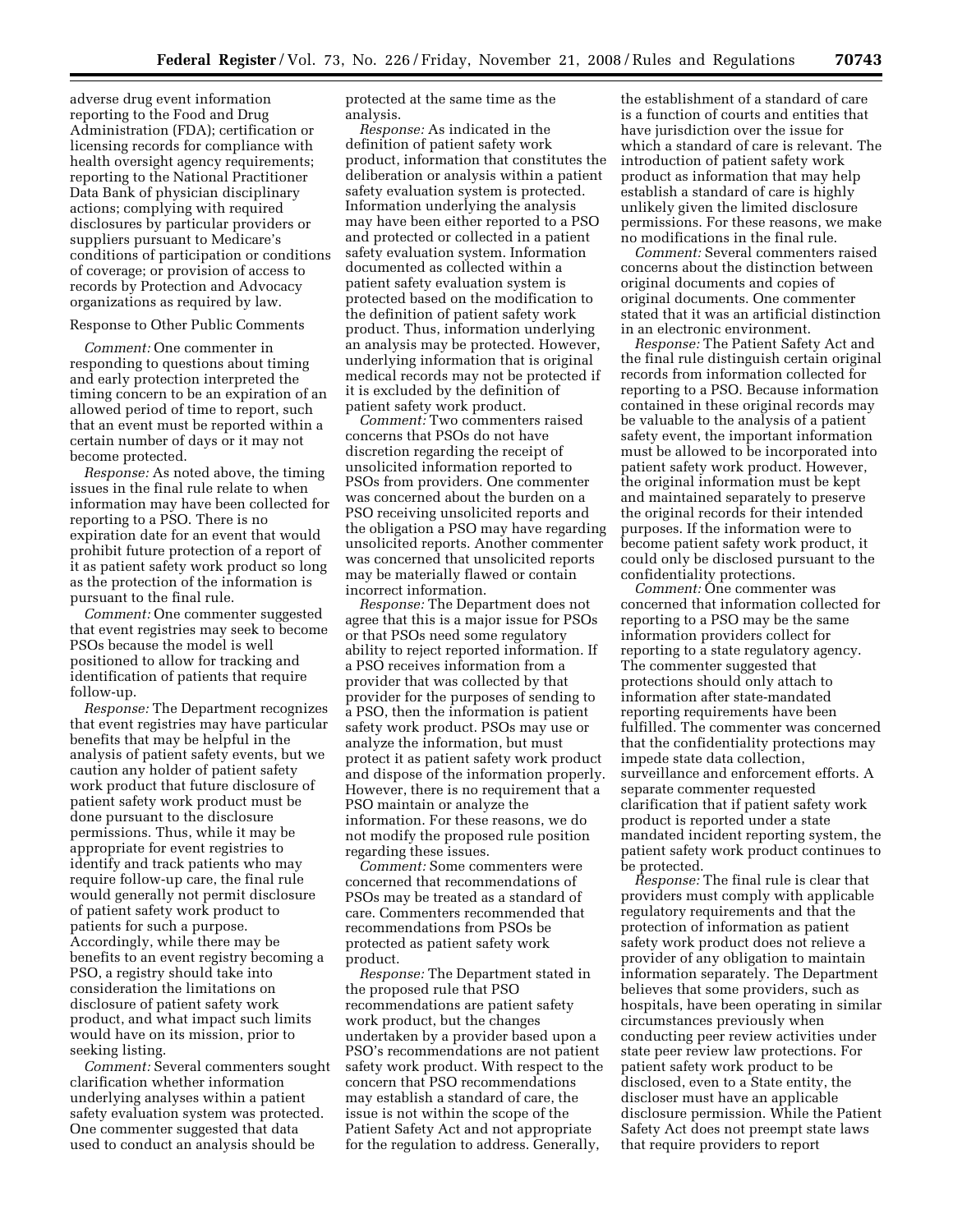adverse drug event information reporting to the Food and Drug Administration (FDA); certification or licensing records for compliance with health oversight agency requirements; reporting to the National Practitioner Data Bank of physician disciplinary actions; complying with required disclosures by particular providers or suppliers pursuant to Medicare's conditions of participation or conditions of coverage; or provision of access to records by Protection and Advocacy organizations as required by law.

Response to Other Public Comments

*Comment:* One commenter in responding to questions about timing and early protection interpreted the timing concern to be an expiration of an allowed period of time to report, such that an event must be reported within a certain number of days or it may not become protected.

*Response:* As noted above, the timing issues in the final rule relate to when information may have been collected for reporting to a PSO. There is no expiration date for an event that would prohibit future protection of a report of it as patient safety work product so long as the protection of the information is pursuant to the final rule.

*Comment:* One commenter suggested that event registries may seek to become PSOs because the model is well positioned to allow for tracking and identification of patients that require follow-up.

*Response:* The Department recognizes that event registries may have particular benefits that may be helpful in the analysis of patient safety events, but we caution any holder of patient safety work product that future disclosure of patient safety work product must be done pursuant to the disclosure permissions. Thus, while it may be appropriate for event registries to identify and track patients who may require follow-up care, the final rule would generally not permit disclosure of patient safety work product to patients for such a purpose. Accordingly, while there may be benefits to an event registry becoming a PSO, a registry should take into consideration the limitations on disclosure of patient safety work product, and what impact such limits would have on its mission, prior to seeking listing.

*Comment:* Several commenters sought clarification whether information underlying analyses within a patient safety evaluation system was protected. One commenter suggested that data used to conduct an analysis should be protected at the same time as the analysis.

*Response:* As indicated in the definition of patient safety work product, information that constitutes the deliberation or analysis within a patient safety evaluation system is protected. Information underlying the analysis may have been either reported to a PSO and protected or collected in a patient safety evaluation system. Information documented as collected within a patient safety evaluation system is protected based on the modification to the definition of patient safety work product. Thus, information underlying an analysis may be protected. However, underlying information that is original medical records may not be protected if it is excluded by the definition of patient safety work product.

*Comment:* Two commenters raised concerns that PSOs do not have discretion regarding the receipt of unsolicited information reported to PSOs from providers. One commenter was concerned about the burden on a PSO receiving unsolicited reports and the obligation a PSO may have regarding unsolicited reports. Another commenter was concerned that unsolicited reports may be materially flawed or contain incorrect information.

*Response:* The Department does not agree that this is a major issue for PSOs or that PSOs need some regulatory ability to reject reported information. If a PSO receives information from a provider that was collected by that provider for the purposes of sending to a PSO, then the information is patient safety work product. PSOs may use or analyze the information, but must protect it as patient safety work product and dispose of the information properly. However, there is no requirement that a PSO maintain or analyze the information. For these reasons, we do not modify the proposed rule position regarding these issues.

*Comment:* Some commenters were concerned that recommendations of PSOs may be treated as a standard of care. Commenters recommended that recommendations from PSOs be protected as patient safety work product.

*Response:* The Department stated in the proposed rule that PSO recommendations are patient safety work product, but the changes undertaken by a provider based upon a PSO's recommendations are not patient safety work product. With respect to the concern that PSO recommendations may establish a standard of care, the issue is not within the scope of the Patient Safety Act and not appropriate for the regulation to address. Generally, the establishment of a standard of care is a function of courts and entities that have jurisdiction over the issue for which a standard of care is relevant. The introduction of patient safety work product as information that may help establish a standard of care is highly unlikely given the limited disclosure permissions. For these reasons, we make no modifications in the final rule.

*Comment:* Several commenters raised concerns about the distinction between original documents and copies of original documents. One commenter stated that it was an artificial distinction in an electronic environment.

*Response:* The Patient Safety Act and the final rule distinguish certain original records from information collected for reporting to a PSO. Because information contained in these original records may be valuable to the analysis of a patient safety event, the important information must be allowed to be incorporated into patient safety work product. However, the original information must be kept and maintained separately to preserve the original records for their intended purposes. If the information were to become patient safety work product, it could only be disclosed pursuant to the confidentiality protections.

*Comment:* One commenter was concerned that information collected for reporting to a PSO may be the same information providers collect for reporting to a state regulatory agency. The commenter suggested that protections should only attach to information after state-mandated reporting requirements have been fulfilled. The commenter was concerned that the confidentiality protections may impede state data collection, surveillance and enforcement efforts. A separate commenter requested clarification that if patient safety work product is reported under a state mandated incident reporting system, the patient safety work product continues to be protected.

*Response:* The final rule is clear that providers must comply with applicable regulatory requirements and that the protection of information as patient safety work product does not relieve a provider of any obligation to maintain information separately. The Department believes that some providers, such as hospitals, have been operating in similar circumstances previously when conducting peer review activities under state peer review law protections. For patient safety work product to be disclosed, even to a State entity, the discloser must have an applicable disclosure permission. While the Patient Safety Act does not preempt state laws that require providers to report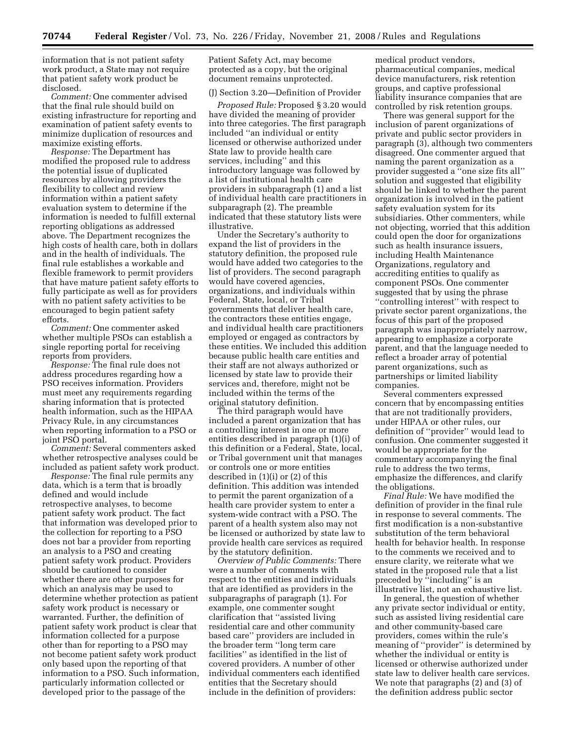information that is not patient safety work product, a State may not require that patient safety work product be disclosed.

*Comment:* One commenter advised that the final rule should build on existing infrastructure for reporting and examination of patient safety events to minimize duplication of resources and maximize existing efforts.

*Response:* The Department has modified the proposed rule to address the potential issue of duplicated resources by allowing providers the flexibility to collect and review information within a patient safety evaluation system to determine if the information is needed to fulfill external reporting obligations as addressed above. The Department recognizes the high costs of health care, both in dollars and in the health of individuals. The final rule establishes a workable and flexible framework to permit providers that have mature patient safety efforts to fully participate as well as for providers with no patient safety activities to be encouraged to begin patient safety efforts.

*Comment:* One commenter asked whether multiple PSOs can establish a single reporting portal for receiving reports from providers.

*Response:* The final rule does not address procedures regarding how a PSO receives information. Providers must meet any requirements regarding sharing information that is protected health information, such as the HIPAA Privacy Rule, in any circumstances when reporting information to a PSO or joint PSO portal.

*Comment:* Several commenters asked whether retrospective analyses could be included as patient safety work product.

*Response:* The final rule permits any data, which is a term that is broadly defined and would include retrospective analyses, to become patient safety work product. The fact that information was developed prior to the collection for reporting to a PSO does not bar a provider from reporting an analysis to a PSO and creating patient safety work product. Providers should be cautioned to consider whether there are other purposes for which an analysis may be used to determine whether protection as patient safety work product is necessary or warranted. Further, the definition of patient safety work product is clear that information collected for a purpose other than for reporting to a PSO may not become patient safety work product only based upon the reporting of that information to a PSO. Such information, particularly information collected or developed prior to the passage of the Patient Safety Act, may become protected as a copy, but the original document remains unprotected.

(J) Section 3.20—Definition of Provider

*Proposed Rule:* Proposed § 3.20 would have divided the meaning of provider into three categories. The first paragraph included "an individual or entity licensed or otherwise authorized under State law to provide health care services, including" and this introductory language was followed by a list of institutional health care providers in subparagraph (1) and a list of individual health care practitioners in subparagraph (2). The preamble indicated that these statutory lists were illustrative.

Under the Secretary's authority to expand the list of providers in the statutory definition, the proposed rule would have added two categories to the list of providers. The second paragraph would have covered agencies, organizations, and individuals within Federal, State, local, or Tribal governments that deliver health care, the contractors these entities engage, and individual health care practitioners employed or engaged as contractors by these entities. We included this addition because public health care entities and their staff are not always authorized or licensed by state law to provide their services and, therefore, might not be included within the terms of the original statutory definition.

The third paragraph would have included a parent organization that has a controlling interest in one or more entities described in paragraph (1)(i) of this definition or a Federal, State, local, or Tribal government unit that manages or controls one or more entities described in (1)(i) or (2) of this definition. This addition was intended to permit the parent organization of a health care provider system to enter a system-wide contract with a PSO. The parent of a health system also may not be licensed or authorized by state law to provide health care services as required by the statutory definition.

*Overview of Public Comments:* There were a number of comments with respect to the entities and individuals that are identified as providers in the subparagraphs of paragraph (1). For example, one commenter sought clarification that "assisted living residential care and other community based care" providers are included in the broader term "long term care facilities" as identified in the list of covered providers. A number of other individual commenters each identified entities that the Secretary should include in the definition of providers: medical product vendors, pharmaceutical companies, medical device manufacturers, risk retention groups, and captive professional liability insurance companies that are controlled by risk retention groups.

There was general support for the inclusion of parent organizations of private and public sector providers in paragraph (3), although two commenters disagreed. One commenter argued that naming the parent organization as a provider suggested a "one size fits all" solution and suggested that eligibility should be linked to whether the parent organization is involved in the patient safety evaluation system for its subsidiaries. Other commenters, while not objecting, worried that this addition could open the door for organizations such as health insurance issuers, including Health Maintenance Organizations, regulatory and accrediting entities to qualify as component PSOs. One commenter suggested that by using the phrase "controlling interest" with respect to private sector parent organizations, the focus of this part of the proposed paragraph was inappropriately narrow, appearing to emphasize a corporate parent, and that the language needed to reflect a broader array of potential parent organizations, such as partnerships or limited liability companies.

Several commenters expressed concern that by encompassing entities that are not traditionally providers, under HIPAA or other rules, our definition of "provider" would lead to confusion. One commenter suggested it would be appropriate for the commentary accompanying the final rule to address the two terms, emphasize the differences, and clarify the obligations.

*Final Rule:* We have modified the definition of provider in the final rule in response to several comments. The first modification is a non-substantive substitution of the term behavioral health for behavior health. In response to the comments we received and to ensure clarity, we reiterate what we stated in the proposed rule that a list preceded by "including" is an illustrative list, not an exhaustive list.

In general, the question of whether any private sector individual or entity, such as assisted living residential care and other community-based care providers, comes within the rule's meaning of "provider" is determined by whether the individual or entity is licensed or otherwise authorized under state law to deliver health care services. We note that paragraphs (2) and (3) of the definition address public sector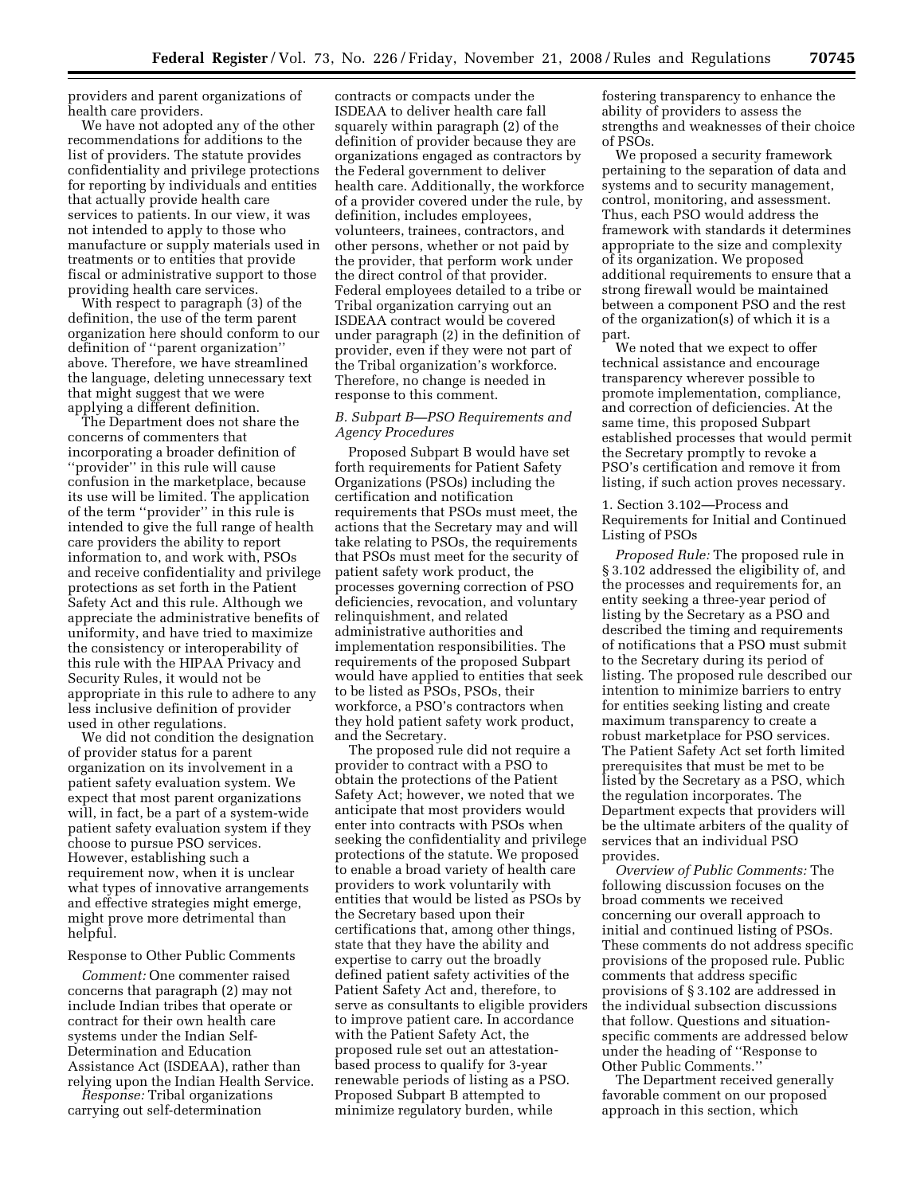providers and parent organizations of health care providers.

We have not adopted any of the other recommendations for additions to the list of providers. The statute provides confidentiality and privilege protections for reporting by individuals and entities that actually provide health care services to patients. In our view, it was not intended to apply to those who manufacture or supply materials used in treatments or to entities that provide fiscal or administrative support to those providing health care services.

With respect to paragraph (3) of the definition, the use of the term parent organization here should conform to our definition of ''parent organization'' above. Therefore, we have streamlined the language, deleting unnecessary text that might suggest that we were applying a different definition.

The Department does not share the concerns of commenters that incorporating a broader definition of ''provider'' in this rule will cause confusion in the marketplace, because its use will be limited. The application of the term ''provider'' in this rule is intended to give the full range of health care providers the ability to report information to, and work with, PSOs and receive confidentiality and privilege protections as set forth in the Patient Safety Act and this rule. Although we appreciate the administrative benefits of uniformity, and have tried to maximize the consistency or interoperability of this rule with the HIPAA Privacy and Security Rules, it would not be appropriate in this rule to adhere to any less inclusive definition of provider used in other regulations.

We did not condition the designation of provider status for a parent organization on its involvement in a patient safety evaluation system. We expect that most parent organizations will, in fact, be a part of a system-wide patient safety evaluation system if they choose to pursue PSO services. However, establishing such a requirement now, when it is unclear what types of innovative arrangements and effective strategies might emerge, might prove more detrimental than helpful.

Response to Other Public Comments

*Comment:* One commenter raised concerns that paragraph (2) may not include Indian tribes that operate or contract for their own health care systems under the Indian Self-Determination and Education Assistance Act (ISDEAA), rather than relying upon the Indian Health Service.

*Response:* Tribal organizations carrying out self-determination contracts or compacts under the ISDEAA to deliver health care fall squarely within paragraph (2) of the definition of provider because they are organizations engaged as contractors by the Federal government to deliver health care. Additionally, the workforce of a provider covered under the rule, by definition, includes employees, volunteers, trainees, contractors, and other persons, whether or not paid by the provider, that perform work under the direct control of that provider. Federal employees detailed to a tribe or Tribal organization carrying out an ISDEAA contract would be covered under paragraph (2) in the definition of provider, even if they were not part of the Tribal organization's workforce. Therefore, no change is needed in response to this comment.

*B. Subpart B—PSO Requirements and Agency Procedures*

Proposed Subpart B would have set forth requirements for Patient Safety Organizations (PSOs) including the certification and notification requirements that PSOs must meet, the actions that the Secretary may and will take relating to PSOs, the requirements that PSOs must meet for the security of patient safety work product, the processes governing correction of PSO deficiencies, revocation, and voluntary relinquishment, and related administrative authorities and implementation responsibilities. The requirements of the proposed Subpart would have applied to entities that seek to be listed as PSOs, PSOs, their workforce, a PSO's contractors when they hold patient safety work product, and the Secretary.

The proposed rule did not require a provider to contract with a PSO to obtain the protections of the Patient Safety Act; however, we noted that we anticipate that most providers would enter into contracts with PSOs when seeking the confidentiality and privilege protections of the statute. We proposed to enable a broad variety of health care providers to work voluntarily with entities that would be listed as PSOs by the Secretary based upon their certifications that, among other things, state that they have the ability and expertise to carry out the broadly defined patient safety activities of the Patient Safety Act and, therefore, to serve as consultants to eligible providers to improve patient care. In accordance with the Patient Safety Act, the proposed rule set out an attestation-based process to qualify for 3-year renewable periods of listing as a PSO. Proposed Subpart B attempted to minimize regulatory burden, while fostering transparency to enhance the ability of providers to assess the strengths and weaknesses of their choice of PSOs.

We proposed a security framework pertaining to the separation of data and systems and to security management, control, monitoring, and assessment. Thus, each PSO would address the framework with standards it determines appropriate to the size and complexity of its organization. We proposed additional requirements to ensure that a strong firewall would be maintained between a component PSO and the rest of the organization(s) of which it is a part.

We noted that we expect to offer technical assistance and encourage transparency wherever possible to promote implementation, compliance, and correction of deficiencies. At the same time, this proposed Subpart established processes that would permit the Secretary promptly to revoke a PSO's certification and remove it from listing, if such action proves necessary.

1. Section 3.102—Process and Requirements for Initial and Continued Listing of PSOs

*Proposed Rule:* The proposed rule in § 3.102 addressed the eligibility of, and the processes and requirements for, an entity seeking a three-year period of listing by the Secretary as a PSO and described the timing and requirements of notifications that a PSO must submit to the Secretary during its period of listing. The proposed rule described our intention to minimize barriers to entry for entities seeking listing and create maximum transparency to create a robust marketplace for PSO services. The Patient Safety Act set forth limited prerequisites that must be met to be listed by the Secretary as a PSO, which the regulation incorporates. The Department expects that providers will be the ultimate arbiters of the quality of services that an individual PSO provides.

*Overview of Public Comments:* The following discussion focuses on the broad comments we received concerning our overall approach to initial and continued listing of PSOs. These comments do not address specific provisions of the proposed rule. Public comments that address specific provisions of § 3.102 are addressed in the individual subsection discussions that follow. Questions and situation-specific comments are addressed below under the heading of ''Response to Other Public Comments.''

The Department received generally favorable comment on our proposed approach in this section, which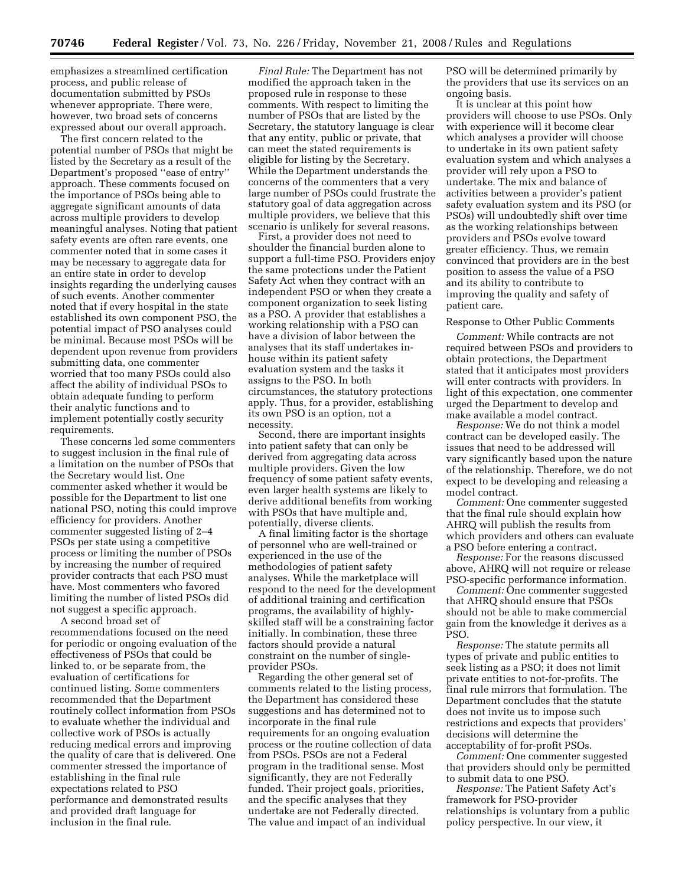emphasizes a streamlined certification process, and public release of documentation submitted by PSOs whenever appropriate. There were, however, two broad sets of concerns expressed about our overall approach.

The first concern related to the potential number of PSOs that might be listed by the Secretary as a result of the Department's proposed ''ease of entry'' approach. These comments focused on the importance of PSOs being able to aggregate significant amounts of data across multiple providers to develop meaningful analyses. Noting that patient safety events are often rare events, one commenter noted that in some cases it may be necessary to aggregate data for an entire state in order to develop insights regarding the underlying causes of such events. Another commenter noted that if every hospital in the state established its own component PSO, the potential impact of PSO analyses could be minimal. Because most PSOs will be dependent upon revenue from providers submitting data, one commenter worried that too many PSOs could also affect the ability of individual PSOs to obtain adequate funding to perform their analytic functions and to implement potentially costly security requirements.

These concerns led some commenters to suggest inclusion in the final rule of a limitation on the number of PSOs that the Secretary would list. One commenter asked whether it would be possible for the Department to list one national PSO, noting this could improve efficiency for providers. Another commenter suggested listing of 2–4 PSOs per state using a competitive process or limiting the number of PSOs by increasing the number of required provider contracts that each PSO must have. Most commenters who favored limiting the number of listed PSOs did not suggest a specific approach.

A second broad set of recommendations focused on the need for periodic or ongoing evaluation of the effectiveness of PSOs that could be linked to, or be separate from, the evaluation of certifications for continued listing. Some commenters recommended that the Department routinely collect information from PSOs to evaluate whether the individual and collective work of PSOs is actually reducing medical errors and improving the quality of care that is delivered. One commenter stressed the importance of establishing in the final rule expectations related to PSO performance and demonstrated results and provided draft language for inclusion in the final rule.

*Final Rule:* The Department has not modified the approach taken in the proposed rule in response to these comments. With respect to limiting the number of PSOs that are listed by the Secretary, the statutory language is clear that any entity, public or private, that can meet the stated requirements is eligible for listing by the Secretary. While the Department understands the concerns of the commenters that a very large number of PSOs could frustrate the statutory goal of data aggregation across multiple providers, we believe that this scenario is unlikely for several reasons.

First, a provider does not need to shoulder the financial burden alone to support a full-time PSO. Providers enjoy the same protections under the Patient Safety Act when they contract with an independent PSO or when they create a component organization to seek listing as a PSO. A provider that establishes a working relationship with a PSO can have a division of labor between the analyses that its staff undertakes in-house within its patient safety evaluation system and the tasks it assigns to the PSO. In both circumstances, the statutory protections apply. Thus, for a provider, establishing its own PSO is an option, not a necessity.

Second, there are important insights into patient safety that can only be derived from aggregating data across multiple providers. Given the low frequency of some patient safety events, even larger health systems are likely to derive additional benefits from working with PSOs that have multiple and, potentially, diverse clients.

A final limiting factor is the shortage of personnel who are well-trained or experienced in the use of the methodologies of patient safety analyses. While the marketplace will respond to the need for the development of additional training and certification programs, the availability of highly-skilled staff will be a constraining factor initially. In combination, these three factors should provide a natural constraint on the number of single-provider PSOs.

Regarding the other general set of comments related to the listing process, the Department has considered these suggestions and has determined not to incorporate in the final rule requirements for an ongoing evaluation process or the routine collection of data from PSOs. PSOs are not a Federal program in the traditional sense. Most significantly, they are not Federally funded. Their project goals, priorities, and the specific analyses that they undertake are not Federally directed. The value and impact of an individual PSO will be determined primarily by the providers that use its services on an ongoing basis.

It is unclear at this point how providers will choose to use PSOs. Only with experience will it become clear which analyses a provider will choose to undertake in its own patient safety evaluation system and which analyses a provider will rely upon a PSO to undertake. The mix and balance of activities between a provider's patient safety evaluation system and its PSO (or PSOs) will undoubtedly shift over time as the working relationships between providers and PSOs evolve toward greater efficiency. Thus, we remain convinced that providers are in the best position to assess the value of a PSO and its ability to contribute to improving the quality and safety of patient care.

Response to Other Public Comments

*Comment:* While contracts are not required between PSOs and providers to obtain protections, the Department stated that it anticipates most providers will enter contracts with providers. In light of this expectation, one commenter urged the Department to develop and make available a model contract.

*Response:* We do not think a model contract can be developed easily. The issues that need to be addressed will vary significantly based upon the nature of the relationship. Therefore, we do not expect to be developing and releasing a model contract.

*Comment:* One commenter suggested that the final rule should explain how AHRQ will publish the results from which providers and others can evaluate a PSO before entering a contract.

*Response:* For the reasons discussed above, AHRQ will not require or release PSO-specific performance information.

*Comment:* One commenter suggested that AHRQ should ensure that PSOs should not be able to make commercial gain from the knowledge it derives as a PSO.

*Response:* The statute permits all types of private and public entities to seek listing as a PSO; it does not limit private entities to not-for-profits. The final rule mirrors that formulation. The Department concludes that the statute does not invite us to impose such restrictions and expects that providers' decisions will determine the acceptability of for-profit PSOs.

*Comment:* One commenter suggested that providers should only be permitted to submit data to one PSO.

*Response:* The Patient Safety Act's framework for PSO-provider relationships is voluntary from a public policy perspective. In our view, it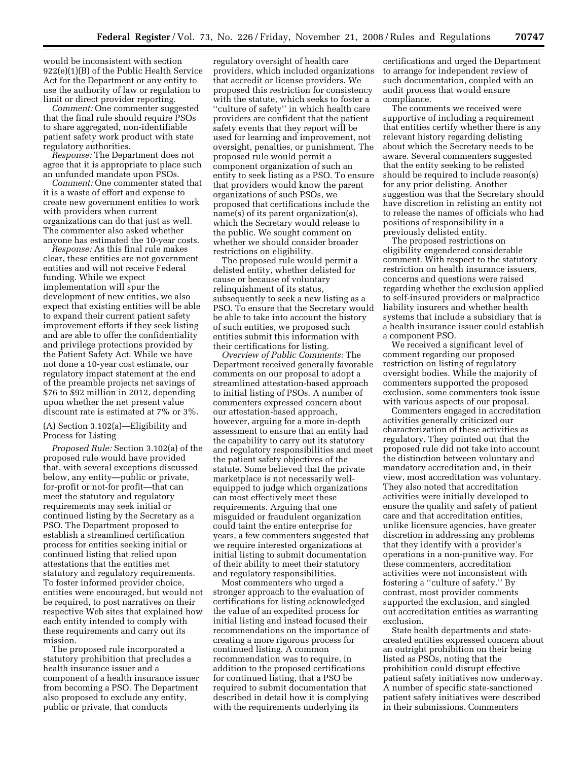would be inconsistent with section 922(e)(1)(B) of the Public Health Service Act for the Department or any entity to use the authority of law or regulation to limit or direct provider reporting.

*Comment:* One commenter suggested that the final rule should require PSOs to share aggregated, non-identifiable patient safety work product with state regulatory authorities.

*Response:* The Department does not agree that it is appropriate to place such an unfunded mandate upon PSOs.

*Comment:* One commenter stated that it is a waste of effort and expense to create new government entities to work with providers when current organizations can do that just as well. The commenter also asked whether anyone has estimated the 10-year costs.

*Response:* As this final rule makes clear, these entities are not government entities and will not receive Federal funding. While we expect implementation will spur the development of new entities, we also expect that existing entities will be able to expand their current patient safety improvement efforts if they seek listing and are able to offer the confidentiality and privilege protections provided by the Patient Safety Act. While we have not done a 10-year cost estimate, our regulatory impact statement at the end of the preamble projects net savings of $76 to $92 million in 2012, depending upon whether the net present value discount rate is estimated at 7% or 3%.

(A) Section 3.102(a)—Eligibility and Process for Listing

*Proposed Rule:* Section 3.102(a) of the proposed rule would have provided that, with several exceptions discussed below, any entity—public or private, for-profit or not-for profit—that can meet the statutory and regulatory requirements may seek initial or continued listing by the Secretary as a PSO. The Department proposed to establish a streamlined certification process for entities seeking initial or continued listing that relied upon attestations that the entities met statutory and regulatory requirements. To foster informed provider choice, entities were encouraged, but would not be required, to post narratives on their respective Web sites that explained how each entity intended to comply with these requirements and carry out its mission.

The proposed rule incorporated a statutory prohibition that precludes a health insurance issuer and a component of a health insurance issuer from becoming a PSO. The Department also proposed to exclude any entity, public or private, that conducts regulatory oversight of health care providers, which included organizations that accredit or license providers. We proposed this restriction for consistency with the statute, which seeks to foster a ''culture of safety'' in which health care providers are confident that the patient safety events that they report will be used for learning and improvement, not oversight, penalties, or punishment. The proposed rule would permit a component organization of such an entity to seek listing as a PSO. To ensure that providers would know the parent organizations of such PSOs, we proposed that certifications include the name(s) of its parent organization(s), which the Secretary would release to the public. We sought comment on whether we should consider broader restrictions on eligibility.

The proposed rule would permit a delisted entity, whether delisted for cause or because of voluntary relinquishment of its status, subsequently to seek a new listing as a PSO. To ensure that the Secretary would be able to take into account the history of such entities, we proposed such entities submit this information with their certifications for listing.

*Overview of Public Comments:* The Department received generally favorable comments on our proposal to adopt a streamlined attestation-based approach to initial listing of PSOs. A number of commenters expressed concern about our attestation-based approach, however, arguing for a more in-depth assessment to ensure that an entity had the capability to carry out its statutory and regulatory responsibilities and meet the patient safety objectives of the statute. Some believed that the private marketplace is not necessarily well-equipped to judge which organizations can most effectively meet these requirements. Arguing that one misguided or fraudulent organization could taint the entire enterprise for years, a few commenters suggested that we require interested organizations at initial listing to submit documentation of their ability to meet their statutory and regulatory responsibilities.

Most commenters who urged a stronger approach to the evaluation of certifications for listing acknowledged the value of an expedited process for initial listing and instead focused their recommendations on the importance of creating a more rigorous process for continued listing. A common recommendation was to require, in addition to the proposed certifications for continued listing, that a PSO be required to submit documentation that described in detail how it is complying with the requirements underlying its certifications and urged the Department to arrange for independent review of such documentation, coupled with an audit process that would ensure compliance.

The comments we received were supportive of including a requirement that entities certify whether there is any relevant history regarding delisting about which the Secretary needs to be aware. Several commenters suggested that the entity seeking to be relisted should be required to include reason(s) for any prior delisting. Another suggestion was that the Secretary should have discretion in relisting an entity not to release the names of officials who had positions of responsibility in a previously delisted entity.

The proposed restrictions on eligibility engendered considerable comment. With respect to the statutory restriction on health insurance issuers, concerns and questions were raised regarding whether the exclusion applied to self-insured providers or malpractice liability insurers and whether health systems that include a subsidiary that is a health insurance issuer could establish a component PSO.

We received a significant level of comment regarding our proposed restriction on listing of regulatory oversight bodies. While the majority of commenters supported the proposed exclusion, some commenters took issue with various aspects of our proposal.

Commenters engaged in accreditation activities generally criticized our characterization of these activities as regulatory. They pointed out that the proposed rule did not take into account the distinction between voluntary and mandatory accreditation and, in their view, most accreditation was voluntary. They also noted that accreditation activities were initially developed to ensure the quality and safety of patient care and that accreditation entities, unlike licensure agencies, have greater discretion in addressing any problems that they identify with a provider's operations in a non-punitive way. For these commenters, accreditation activities were not inconsistent with fostering a ''culture of safety.'' By contrast, most provider comments supported the exclusion, and singled out accreditation entities as warranting exclusion.

State health departments and state-created entities expressed concern about an outright prohibition on their being listed as PSOs, noting that the prohibition could disrupt effective patient safety initiatives now underway. A number of specific state-sanctioned patient safety initiatives were described in their submissions. Commenters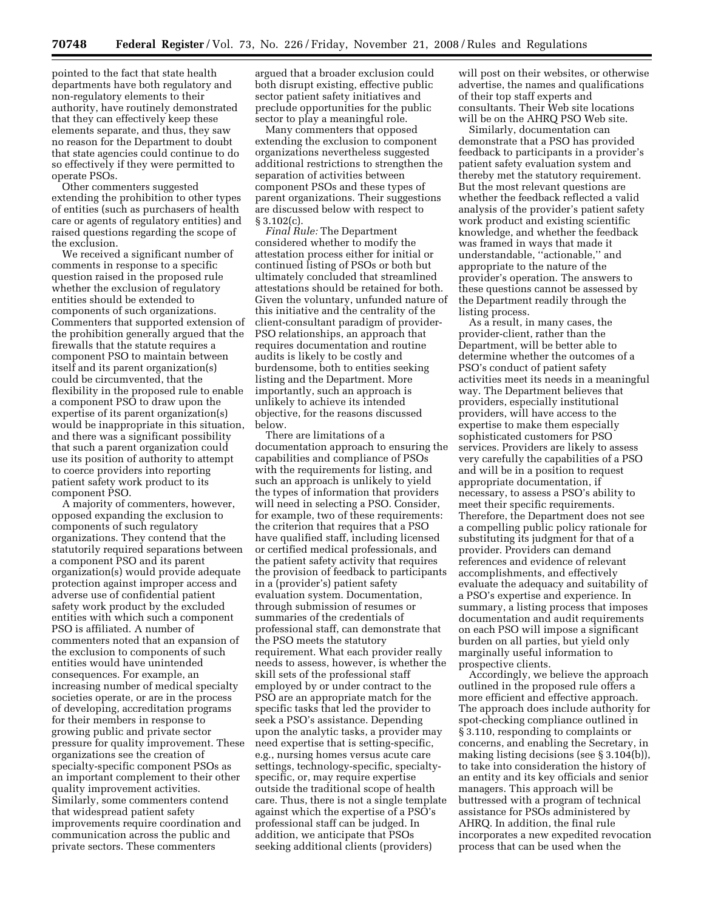pointed to the fact that state health departments have both regulatory and non-regulatory elements to their authority, have routinely demonstrated that they can effectively keep these elements separate, and thus, they saw no reason for the Department to doubt that state agencies could continue to do so effectively if they were permitted to operate PSOs.

Other commenters suggested extending the prohibition to other types of entities (such as purchasers of health care or agents of regulatory entities) and raised questions regarding the scope of the exclusion.

We received a significant number of comments in response to a specific question raised in the proposed rule whether the exclusion of regulatory entities should be extended to components of such organizations. Commenters that supported extension of the prohibition generally argued that the firewalls that the statute requires a component PSO to maintain between itself and its parent organization(s) could be circumvented, that the flexibility in the proposed rule to enable a component PSO to draw upon the expertise of its parent organization(s) would be inappropriate in this situation, and there was a significant possibility that such a parent organization could use its position of authority to attempt to coerce providers into reporting patient safety work product to its component PSO.

A majority of commenters, however, opposed expanding the exclusion to components of such regulatory organizations. They contend that the statutorily required separations between a component PSO and its parent organization(s) would provide adequate protection against improper access and adverse use of confidential patient safety work product by the excluded entities with which such a component PSO is affiliated. A number of commenters noted that an expansion of the exclusion to components of such entities would have unintended consequences. For example, an increasing number of medical specialty societies operate, or are in the process of developing, accreditation programs for their members in response to growing public and private sector pressure for quality improvement. These organizations see the creation of specialty-specific component PSOs as an important complement to their other quality improvement activities. Similarly, some commenters contend that widespread patient safety improvements require coordination and communication across the public and private sectors. These commenters argued that a broader exclusion could both disrupt existing, effective public sector patient safety initiatives and preclude opportunities for the public sector to play a meaningful role.

Many commenters that opposed extending the exclusion to component organizations nevertheless suggested additional restrictions to strengthen the separation of activities between component PSOs and these types of parent organizations. Their suggestions are discussed below with respect to § 3.102(c).

*Final Rule:* The Department considered whether to modify the attestation process either for initial or continued listing of PSOs or both but ultimately concluded that streamlined attestations should be retained for both. Given the voluntary, unfunded nature of this initiative and the centrality of the client-consultant paradigm of provider-PSO relationships, an approach that requires documentation and routine audits is likely to be costly and burdensome, both to entities seeking listing and the Department. More importantly, such an approach is unlikely to achieve its intended objective, for the reasons discussed below.

There are limitations of a documentation approach to ensuring the capabilities and compliance of PSOs with the requirements for listing, and such an approach is unlikely to yield the types of information that providers will need in selecting a PSO. Consider, for example, two of these requirements: the criterion that requires that a PSO have qualified staff, including licensed or certified medical professionals, and the patient safety activity that requires the provision of feedback to participants in a (provider's) patient safety evaluation system. Documentation, through submission of resumes or summaries of the credentials of professional staff, can demonstrate that the PSO meets the statutory requirement. What each provider really needs to assess, however, is whether the skill sets of the professional staff employed by or under contract to the PSO are an appropriate match for the specific tasks that led the provider to seek a PSO's assistance. Depending upon the analytic tasks, a provider may need expertise that is setting-specific, e.g., nursing homes versus acute care settings, technology-specific, specialty-specific, or, may require expertise outside the traditional scope of health care. Thus, there is not a single template against which the expertise of a PSO's professional staff can be judged. In addition, we anticipate that PSOs seeking additional clients (providers) will post on their websites, or otherwise advertise, the names and qualifications of their top staff experts and consultants. Their Web site locations will be on the AHRQ PSO Web site.

Similarly, documentation can demonstrate that a PSO has provided feedback to participants in a provider's patient safety evaluation system and thereby met the statutory requirement. But the most relevant questions are whether the feedback reflected a valid analysis of the provider's patient safety work product and existing scientific knowledge, and whether the feedback was framed in ways that made it understandable, "actionable," and appropriate to the nature of the provider's operation. The answers to these questions cannot be assessed by the Department readily through the listing process.

As a result, in many cases, the provider-client, rather than the Department, will be better able to determine whether the outcomes of a PSO's conduct of patient safety activities meet its needs in a meaningful way. The Department believes that providers, especially institutional providers, will have access to the expertise to make them especially sophisticated customers for PSO services. Providers are likely to assess very carefully the capabilities of a PSO and will be in a position to request appropriate documentation, if necessary, to assess a PSO's ability to meet their specific requirements. Therefore, the Department does not see a compelling public policy rationale for substituting its judgment for that of a provider. Providers can demand references and evidence of relevant accomplishments, and effectively evaluate the adequacy and suitability of a PSO's expertise and experience. In summary, a listing process that imposes documentation and audit requirements on each PSO will impose a significant burden on all parties, but yield only marginally useful information to prospective clients.

Accordingly, we believe the approach outlined in the proposed rule offers a more efficient and effective approach. The approach does include authority for spot-checking compliance outlined in § 3.110, responding to complaints or concerns, and enabling the Secretary, in making listing decisions (see § 3.104(b)), to take into consideration the history of an entity and its key officials and senior managers. This approach will be buttressed with a program of technical assistance for PSOs administered by AHRQ. In addition, the final rule incorporates a new expedited revocation process that can be used when the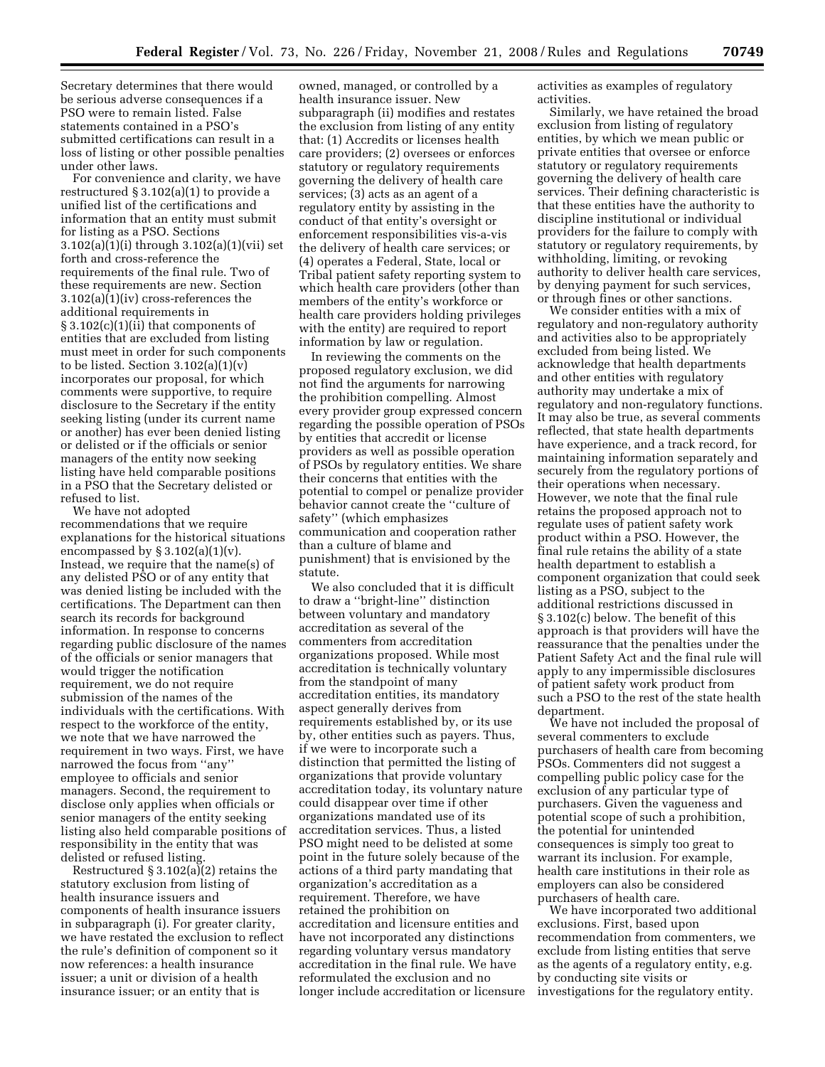Secretary determines that there would be serious adverse consequences if a PSO were to remain listed. False statements contained in a PSO's submitted certifications can result in a loss of listing or other possible penalties under other laws.

For convenience and clarity, we have restructured § 3.102(a)(1) to provide a unified list of the certifications and information that an entity must submit for listing as a PSO. Sections 3.102(a)(1)(i) through 3.102(a)(1)(vii) set forth and cross-reference the requirements of the final rule. Two of these requirements are new. Section 3.102(a)(1)(iv) cross-references the additional requirements in § 3.102(c)(1)(ii) that components of entities that are excluded from listing must meet in order for such components to be listed. Section 3.102(a)(1)(v) incorporates our proposal, for which comments were supportive, to require disclosure to the Secretary if the entity seeking listing (under its current name or another) has ever been denied listing or delisted or if the officials or senior managers of the entity now seeking listing have held comparable positions in a PSO that the Secretary delisted or refused to list.

We have not adopted recommendations that we require explanations for the historical situations encompassed by § 3.102(a)(1)(v). Instead, we require that the name(s) of any delisted PSO or of any entity that was denied listing be included with the certifications. The Department can then search its records for background information. In response to concerns regarding public disclosure of the names of the officials or senior managers that would trigger the notification requirement, we do not require submission of the names of the individuals with the certifications. With respect to the workforce of the entity, we note that we have narrowed the requirement in two ways. First, we have narrowed the focus from "any" employee to officials and senior managers. Second, the requirement to disclose only applies when officials or senior managers of the entity seeking listing also held comparable positions of responsibility in the entity that was delisted or refused listing.

Restructured § 3.102(a)(2) retains the statutory exclusion from listing of health insurance issuers and components of health insurance issuers in subparagraph (i). For greater clarity, we have restated the exclusion to reflect the rule's definition of component so it now references: a health insurance issuer; a unit or division of a health insurance issuer; or an entity that is owned, managed, or controlled by a health insurance issuer. New subparagraph (ii) modifies and restates the exclusion from listing of any entity that: (1) Accredits or licenses health care providers; (2) oversees or enforces statutory or regulatory requirements governing the delivery of health care services; (3) acts as an agent of a regulatory entity by assisting in the conduct of that entity's oversight or enforcement responsibilities vis-a-vis the delivery of health care services; or (4) operates a Federal, State, local or Tribal patient safety reporting system to which health care providers (other than members of the entity's workforce or health care providers holding privileges with the entity) are required to report information by law or regulation.

In reviewing the comments on the proposed regulatory exclusion, we did not find the arguments for narrowing the prohibition compelling. Almost every provider group expressed concern regarding the possible operation of PSOs by entities that accredit or license providers as well as possible operation of PSOs by regulatory entities. We share their concerns that entities with the potential to compel or penalize provider behavior cannot create the "culture of safety" (which emphasizes communication and cooperation rather than a culture of blame and punishment) that is envisioned by the statute.

We also concluded that it is difficult to draw a "bright-line" distinction between voluntary and mandatory accreditation as several of the commenters from accreditation organizations proposed. While most accreditation is technically voluntary from the standpoint of many accreditation entities, its mandatory aspect generally derives from requirements established by, or its use by, other entities such as payers. Thus, if we were to incorporate such a distinction that permitted the listing of organizations that provide voluntary accreditation today, its voluntary nature could disappear over time if other organizations mandated use of its accreditation services. Thus, a listed PSO might need to be delisted at some point in the future solely because of the actions of a third party mandating that organization's accreditation as a requirement. Therefore, we have retained the prohibition on accreditation and licensure entities and have not incorporated any distinctions regarding voluntary versus mandatory accreditation in the final rule. We have reformulated the exclusion and no longer include accreditation or licensure activities as examples of regulatory activities.

Similarly, we have retained the broad exclusion from listing of regulatory entities, by which we mean public or private entities that oversee or enforce statutory or regulatory requirements governing the delivery of health care services. Their defining characteristic is that these entities have the authority to discipline institutional or individual providers for the failure to comply with statutory or regulatory requirements, by withholding, limiting, or revoking authority to deliver health care services, by denying payment for such services, or through fines or other sanctions.

We consider entities with a mix of regulatory and non-regulatory authority and activities also to be appropriately excluded from being listed. We acknowledge that health departments and other entities with regulatory authority may undertake a mix of regulatory and non-regulatory functions. It may also be true, as several comments reflected, that state health departments have experience, and a track record, for maintaining information separately and securely from the regulatory portions of their operations when necessary. However, we note that the final rule retains the proposed approach not to regulate uses of patient safety work product within a PSO. However, the final rule retains the ability of a state health department to establish a component organization that could seek listing as a PSO, subject to the additional restrictions discussed in § 3.102(c) below. The benefit of this approach is that providers will have the reassurance that the penalties under the Patient Safety Act and the final rule will apply to any impermissible disclosures of patient safety work product from such a PSO to the rest of the state health department.

We have not included the proposal of several commenters to exclude purchasers of health care from becoming PSOs. Commenters did not suggest a compelling public policy case for the exclusion of any particular type of purchasers. Given the vagueness and potential scope of such a prohibition, the potential for unintended consequences is simply too great to warrant its inclusion. For example, health care institutions in their role as employers can also be considered purchasers of health care.

We have incorporated two additional exclusions. First, based upon recommendation from commenters, we exclude from listing entities that serve as the agents of a regulatory entity, e.g. by conducting site visits or investigations for the regulatory entity.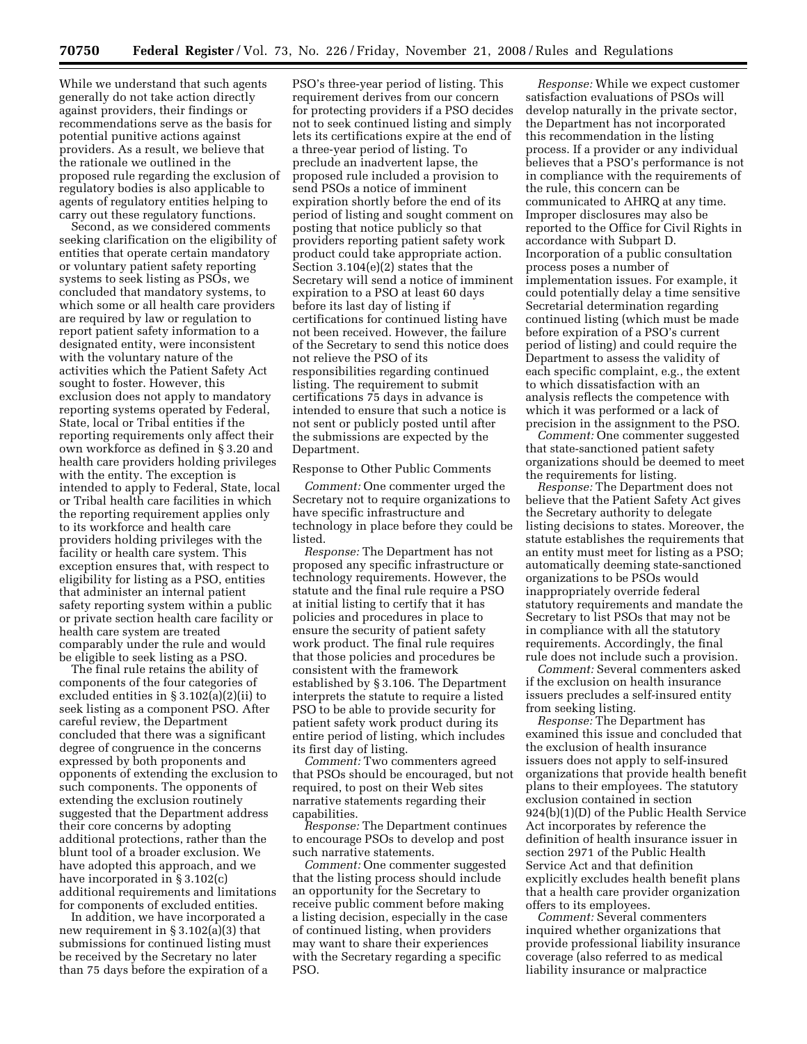While we understand that such agents generally do not take action directly against providers, their findings or recommendations serve as the basis for potential punitive actions against providers. As a result, we believe that the rationale we outlined in the proposed rule regarding the exclusion of regulatory bodies is also applicable to agents of regulatory entities helping to carry out these regulatory functions.

Second, as we considered comments seeking clarification on the eligibility of entities that operate certain mandatory or voluntary patient safety reporting systems to seek listing as PSOs, we concluded that mandatory systems, to which some or all health care providers are required by law or regulation to report patient safety information to a designated entity, were inconsistent with the voluntary nature of the activities which the Patient Safety Act sought to foster. However, this exclusion does not apply to mandatory reporting systems operated by Federal, State, local or Tribal entities if the reporting requirements only affect their own workforce as defined in § 3.20 and health care providers holding privileges with the entity. The exception is intended to apply to Federal, State, local or Tribal health care facilities in which the reporting requirement applies only to its workforce and health care providers holding privileges with the facility or health care system. This exception ensures that, with respect to eligibility for listing as a PSO, entities that administer an internal patient safety reporting system within a public or private section health care facility or health care system are treated comparably under the rule and would be eligible to seek listing as a PSO.

The final rule retains the ability of components of the four categories of excluded entities in § 3.102(a)(2)(ii) to seek listing as a component PSO. After careful review, the Department concluded that there was a significant degree of congruence in the concerns expressed by both proponents and opponents of extending the exclusion to such components. The opponents of extending the exclusion routinely suggested that the Department address their core concerns by adopting additional protections, rather than the blunt tool of a broader exclusion. We have adopted this approach, and we have incorporated in § 3.102(c) additional requirements and limitations for components of excluded entities.

In addition, we have incorporated a new requirement in § 3.102(a)(3) that submissions for continued listing must be received by the Secretary no later than 75 days before the expiration of a PSO's three-year period of listing. This requirement derives from our concern for protecting providers if a PSO decides not to seek continued listing and simply lets its certifications expire at the end of a three-year period of listing. To preclude an inadvertent lapse, the proposed rule included a provision to send PSOs a notice of imminent expiration shortly before the end of its period of listing and sought comment on posting that notice publicly so that providers reporting patient safety work product could take appropriate action. Section 3.104(e)(2) states that the Secretary will send a notice of imminent expiration to a PSO at least 60 days before its last day of listing if certifications for continued listing have not been received. However, the failure of the Secretary to send this notice does not relieve the PSO of its responsibilities regarding continued listing. The requirement to submit certifications 75 days in advance is intended to ensure that such a notice is not sent or publicly posted until after the submissions are expected by the Department.

Response to Other Public Comments

*Comment:* One commenter urged the Secretary not to require organizations to have specific infrastructure and technology in place before they could be listed.

*Response:* The Department has not proposed any specific infrastructure or technology requirements. However, the statute and the final rule require a PSO at initial listing to certify that it has policies and procedures in place to ensure the security of patient safety work product. The final rule requires that those policies and procedures be consistent with the framework established by § 3.106. The Department interprets the statute to require a listed PSO to be able to provide security for patient safety work product during its entire period of listing, which includes its first day of listing.

*Comment:* Two commenters agreed that PSOs should be encouraged, but not required, to post on their Web sites narrative statements regarding their capabilities.

*Response:* The Department continues to encourage PSOs to develop and post such narrative statements.

*Comment:* One commenter suggested that the listing process should include an opportunity for the Secretary to receive public comment before making a listing decision, especially in the case of continued listing, when providers may want to share their experiences with the Secretary regarding a specific PSO.

*Response:* While we expect customer satisfaction evaluations of PSOs will develop naturally in the private sector, the Department has not incorporated this recommendation in the listing process. If a provider or any individual believes that a PSO's performance is not in compliance with the requirements of the rule, this concern can be communicated to AHRQ at any time. Improper disclosures may also be reported to the Office for Civil Rights in accordance with Subpart D. Incorporation of a public consultation process poses a number of implementation issues. For example, it could potentially delay a time sensitive Secretarial determination regarding continued listing (which must be made before expiration of a PSO's current period of listing) and could require the Department to assess the validity of each specific complaint, e.g., the extent to which dissatisfaction with an analysis reflects the competence with which it was performed or a lack of precision in the assignment to the PSO.

*Comment:* One commenter suggested that state-sanctioned patient safety organizations should be deemed to meet the requirements for listing.

*Response:* The Department does not believe that the Patient Safety Act gives the Secretary authority to delegate listing decisions to states. Moreover, the statute establishes the requirements that an entity must meet for listing as a PSO; automatically deeming state-sanctioned organizations to be PSOs would inappropriately override federal statutory requirements and mandate the Secretary to list PSOs that may not be in compliance with all the statutory requirements. Accordingly, the final rule does not include such a provision.

*Comment:* Several commenters asked if the exclusion on health insurance issuers precludes a self-insured entity from seeking listing.

*Response:* The Department has examined this issue and concluded that the exclusion of health insurance issuers does not apply to self-insured organizations that provide health benefit plans to their employees. The statutory exclusion contained in section 924(b)(1)(D) of the Public Health Service Act incorporates by reference the definition of health insurance issuer in section 2971 of the Public Health Service Act and that definition explicitly excludes health benefit plans that a health care provider organization offers to its employees.

*Comment:* Several commenters inquired whether organizations that provide professional liability insurance coverage (also referred to as medical liability insurance or malpractice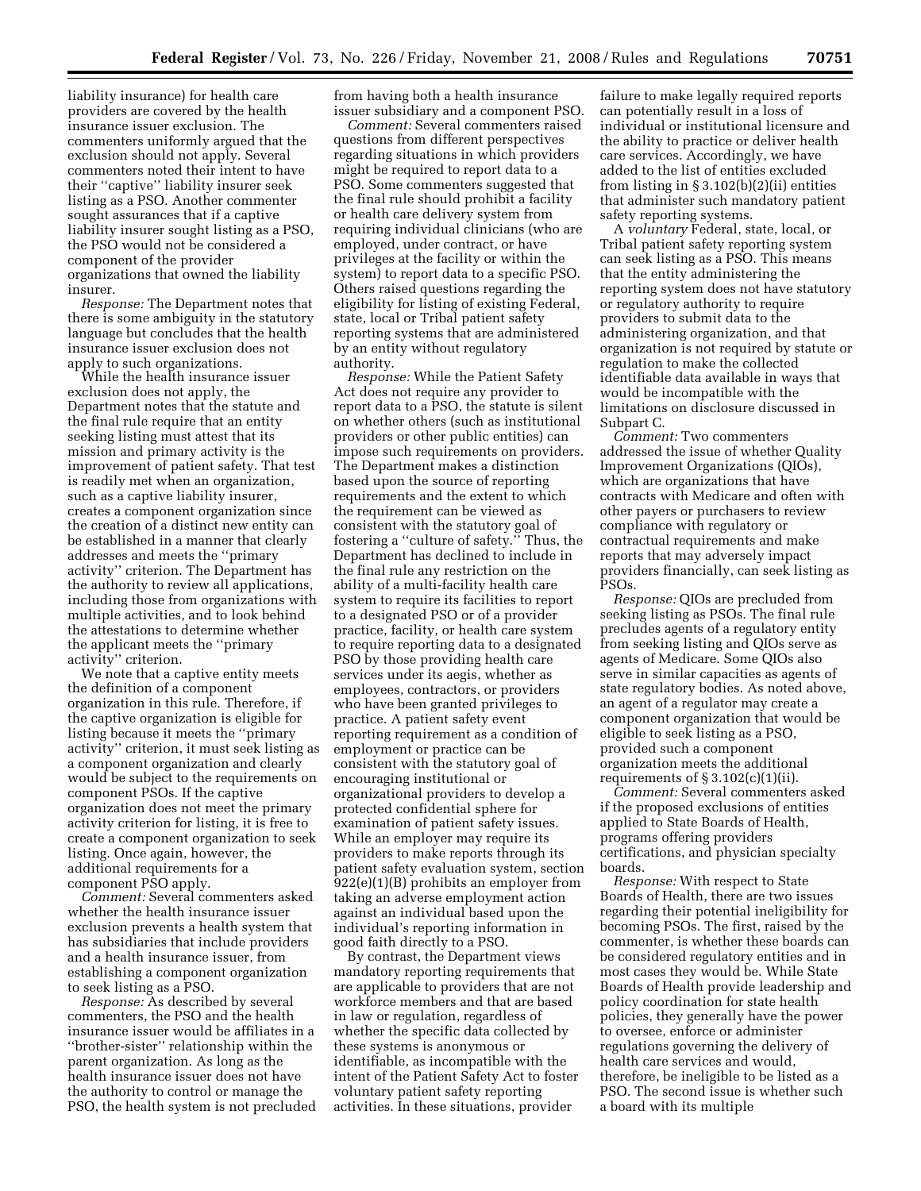liability insurance) for health care providers are covered by the health insurance issuer exclusion. The commenters uniformly argued that the exclusion should not apply. Several commenters noted their intent to have their ''captive'' liability insurer seek listing as a PSO. Another commenter sought assurances that if a captive liability insurer sought listing as a PSO, the PSO would not be considered a component of the provider organizations that owned the liability insurer.

*Response:* The Department notes that there is some ambiguity in the statutory language but concludes that the health insurance issuer exclusion does not apply to such organizations.

While the health insurance issuer exclusion does not apply, the Department notes that the statute and the final rule require that an entity seeking listing must attest that its mission and primary activity is the improvement of patient safety. That test is readily met when an organization, such as a captive liability insurer, creates a component organization since the creation of a distinct new entity can be established in a manner that clearly addresses and meets the ''primary activity'' criterion. The Department has the authority to review all applications, including those from organizations with multiple activities, and to look behind the attestations to determine whether the applicant meets the ''primary activity'' criterion.

We note that a captive entity meets the definition of a component organization in this rule. Therefore, if the captive organization is eligible for listing because it meets the ''primary activity'' criterion, it must seek listing as a component organization and clearly would be subject to the requirements on component PSOs. If the captive organization does not meet the primary activity criterion for listing, it is free to create a component organization to seek listing. Once again, however, the additional requirements for a component PSO apply.

*Comment:* Several commenters asked whether the health insurance issuer exclusion prevents a health system that has subsidiaries that include providers and a health insurance issuer, from establishing a component organization to seek listing as a PSO.

*Response:* As described by several commenters, the PSO and the health insurance issuer would be affiliates in a ''brother-sister'' relationship within the parent organization. As long as the health insurance issuer does not have the authority to control or manage the PSO, the health system is not precluded from having both a health insurance issuer subsidiary and a component PSO.

*Comment:* Several commenters raised questions from different perspectives regarding situations in which providers might be required to report data to a PSO. Some commenters suggested that the final rule should prohibit a facility or health care delivery system from requiring individual clinicians (who are employed, under contract, or have privileges at the facility or within the system) to report data to a specific PSO. Others raised questions regarding the eligibility for listing of existing Federal, state, local or Tribal patient safety reporting systems that are administered by an entity without regulatory authority.

*Response:* While the Patient Safety Act does not require any provider to report data to a PSO, the statute is silent on whether others (such as institutional providers or other public entities) can impose such requirements on providers. The Department makes a distinction based upon the source of reporting requirements and the extent to which the requirement can be viewed as consistent with the statutory goal of fostering a ''culture of safety.'' Thus, the Department has declined to include in the final rule any restriction on the ability of a multi-facility health care system to require its facilities to report to a designated PSO or of a provider practice, facility, or health care system to require reporting data to a designated PSO by those providing health care services under its aegis, whether as employees, contractors, or providers who have been granted privileges to practice. A patient safety event reporting requirement as a condition of employment or practice can be consistent with the statutory goal of encouraging institutional or organizational providers to develop a protected confidential sphere for examination of patient safety issues. While an employer may require its providers to make reports through its patient safety evaluation system, section 922(e)(1)(B) prohibits an employer from taking an adverse employment action against an individual based upon the individual's reporting information in good faith directly to a PSO.

By contrast, the Department views mandatory reporting requirements that are applicable to providers that are not workforce members and that are based in law or regulation, regardless of whether the specific data collected by these systems is anonymous or identifiable, as incompatible with the intent of the Patient Safety Act to foster voluntary patient safety reporting activities. In these situations, provider failure to make legally required reports can potentially result in a loss of individual or institutional licensure and the ability to practice or deliver health care services. Accordingly, we have added to the list of entities excluded from listing in § 3.102(b)(2)(ii) entities that administer such mandatory patient safety reporting systems.

A *voluntary* Federal, state, local, or Tribal patient safety reporting system can seek listing as a PSO. This means that the entity administering the reporting system does not have statutory or regulatory authority to require providers to submit data to the administering organization, and that organization is not required by statute or regulation to make the collected identifiable data available in ways that would be incompatible with the limitations on disclosure discussed in Subpart C.

*Comment:* Two commenters addressed the issue of whether Quality Improvement Organizations (QIOs), which are organizations that have contracts with Medicare and often with other payers or purchasers to review compliance with regulatory or contractual requirements and make reports that may adversely impact providers financially, can seek listing as PSOs.

*Response:* QIOs are precluded from seeking listing as PSOs. The final rule precludes agents of a regulatory entity from seeking listing and QIOs serve as agents of Medicare. Some QIOs also serve in similar capacities as agents of state regulatory bodies. As noted above, an agent of a regulator may create a component organization that would be eligible to seek listing as a PSO, provided such a component organization meets the additional requirements of § 3.102(c)(1)(ii).

*Comment:* Several commenters asked if the proposed exclusions of entities applied to State Boards of Health, programs offering providers certifications, and physician specialty boards.

*Response:* With respect to State Boards of Health, there are two issues regarding their potential ineligibility for becoming PSOs. The first, raised by the commenter, is whether these boards can be considered regulatory entities and in most cases they would be. While State Boards of Health provide leadership and policy coordination for state health policies, they generally have the power to oversee, enforce or administer regulations governing the delivery of health care services and would, therefore, be ineligible to be listed as a PSO. The second issue is whether such a board with its multiple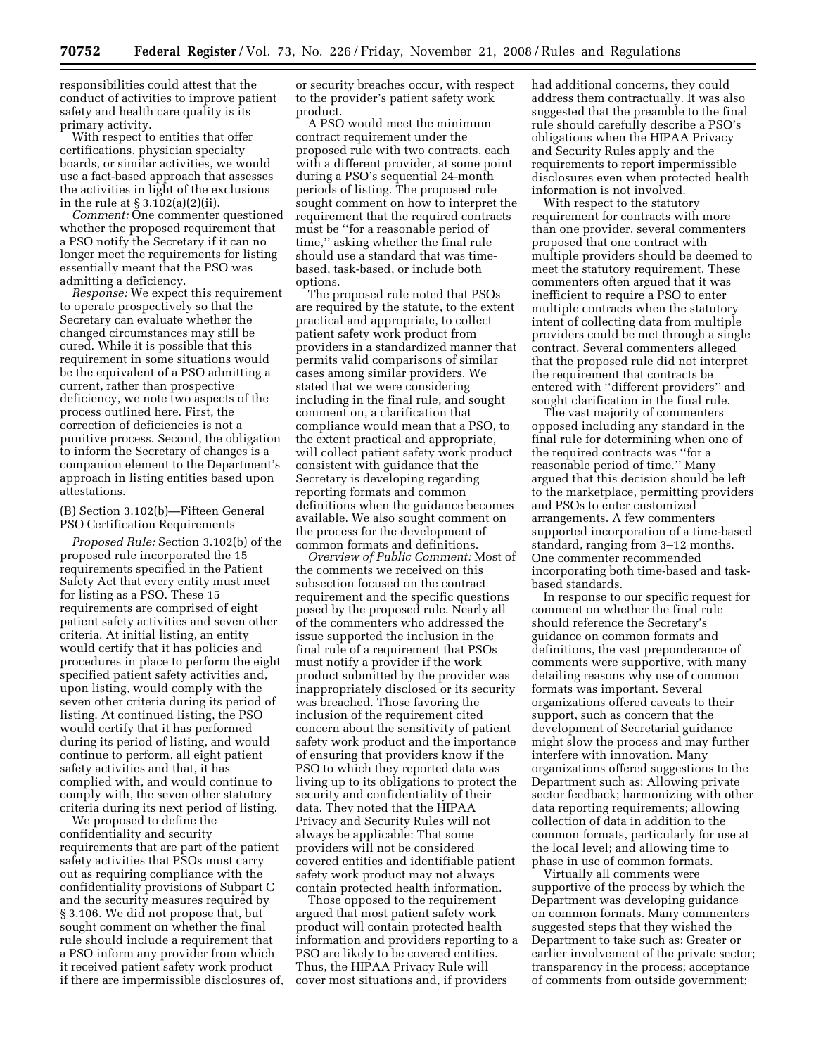responsibilities could attest that the conduct of activities to improve patient safety and health care quality is its primary activity.

With respect to entities that offer certifications, physician specialty boards, or similar activities, we would use a fact-based approach that assesses the activities in light of the exclusions in the rule at § 3.102(a)(2)(ii).

*Comment:* One commenter questioned whether the proposed requirement that a PSO notify the Secretary if it can no longer meet the requirements for listing essentially meant that the PSO was admitting a deficiency.

*Response:* We expect this requirement to operate prospectively so that the Secretary can evaluate whether the changed circumstances may still be cured. While it is possible that this requirement in some situations would be the equivalent of a PSO admitting a current, rather than prospective deficiency, we note two aspects of the process outlined here. First, the correction of deficiencies is not a punitive process. Second, the obligation to inform the Secretary of changes is a companion element to the Department's approach in listing entities based upon attestations.

(B) Section 3.102(b)—Fifteen General PSO Certification Requirements

*Proposed Rule:* Section 3.102(b) of the proposed rule incorporated the 15 requirements specified in the Patient Safety Act that every entity must meet for listing as a PSO. These 15 requirements are comprised of eight patient safety activities and seven other criteria. At initial listing, an entity would certify that it has policies and procedures in place to perform the eight specified patient safety activities and, upon listing, would comply with the seven other criteria during its period of listing. At continued listing, the PSO would certify that it has performed during its period of listing, and would continue to perform, all eight patient safety activities and that, it has complied with, and would continue to comply with, the seven other statutory criteria during its next period of listing.

We proposed to define the confidentiality and security requirements that are part of the patient safety activities that PSOs must carry out as requiring compliance with the confidentiality provisions of Subpart C and the security measures required by § 3.106. We did not propose that, but sought comment on whether the final rule should include a requirement that a PSO inform any provider from which it received patient safety work product if there are impermissible disclosures of, or security breaches occur, with respect to the provider's patient safety work product.

A PSO would meet the minimum contract requirement under the proposed rule with two contracts, each with a different provider, at some point during a PSO's sequential 24-month periods of listing. The proposed rule sought comment on how to interpret the requirement that the required contracts must be "for a reasonable period of time," asking whether the final rule should use a standard that was time-based, task-based, or include both options.

The proposed rule noted that PSOs are required by the statute, to the extent practical and appropriate, to collect patient safety work product from providers in a standardized manner that permits valid comparisons of similar cases among similar providers. We stated that we were considering including in the final rule, and sought comment on, a clarification that compliance would mean that a PSO, to the extent practical and appropriate, will collect patient safety work product consistent with guidance that the Secretary is developing regarding reporting formats and common definitions when the guidance becomes available. We also sought comment on the process for the development of common formats and definitions.

*Overview of Public Comment:* Most of the comments we received on this subsection focused on the contract requirement and the specific questions posed by the proposed rule. Nearly all of the commenters who addressed the issue supported the inclusion in the final rule of a requirement that PSOs must notify a provider if the work product submitted by the provider was inappropriately disclosed or its security was breached. Those favoring the inclusion of the requirement cited concern about the sensitivity of patient safety work product and the importance of ensuring that providers know if the PSO to which they reported data was living up to its obligations to protect the security and confidentiality of their data. They noted that the HIPAA Privacy and Security Rules will not always be applicable: That some providers will not be considered covered entities and identifiable patient safety work product may not always contain protected health information.

Those opposed to the requirement argued that most patient safety work product will contain protected health information and providers reporting to a PSO are likely to be covered entities. Thus, the HIPAA Privacy Rule will cover most situations and, if providers had additional concerns, they could address them contractually. It was also suggested that the preamble to the final rule should carefully describe a PSO's obligations when the HIPAA Privacy and Security Rules apply and the requirements to report impermissible disclosures even when protected health information is not involved.

With respect to the statutory requirement for contracts with more than one provider, several commenters proposed that one contract with multiple providers should be deemed to meet the statutory requirement. These commenters often argued that it was inefficient to require a PSO to enter multiple contracts when the statutory intent of collecting data from multiple providers could be met through a single contract. Several commenters alleged that the proposed rule did not interpret the requirement that contracts be entered with "different providers" and sought clarification in the final rule.

The vast majority of commenters opposed including any standard in the final rule for determining when one of the required contracts was "for a reasonable period of time." Many argued that this decision should be left to the marketplace, permitting providers and PSOs to enter customized arrangements. A few commenters supported incorporation of a time-based standard, ranging from 3–12 months. One commenter recommended incorporating both time-based and task-based standards.

In response to our specific request for comment on whether the final rule should reference the Secretary's guidance on common formats and definitions, the vast preponderance of comments were supportive, with many detailing reasons why use of common formats was important. Several organizations offered caveats to their support, such as concern that the development of Secretarial guidance might slow the process and may further interfere with innovation. Many organizations offered suggestions to the Department such as: Allowing private sector feedback; harmonizing with other data reporting requirements; allowing collection of data in addition to the common formats, particularly for use at the local level; and allowing time to phase in use of common formats.

Virtually all comments were supportive of the process by which the Department was developing guidance on common formats. Many commenters suggested steps that they wished the Department to take such as: Greater or earlier involvement of the private sector; transparency in the process; acceptance of comments from outside government;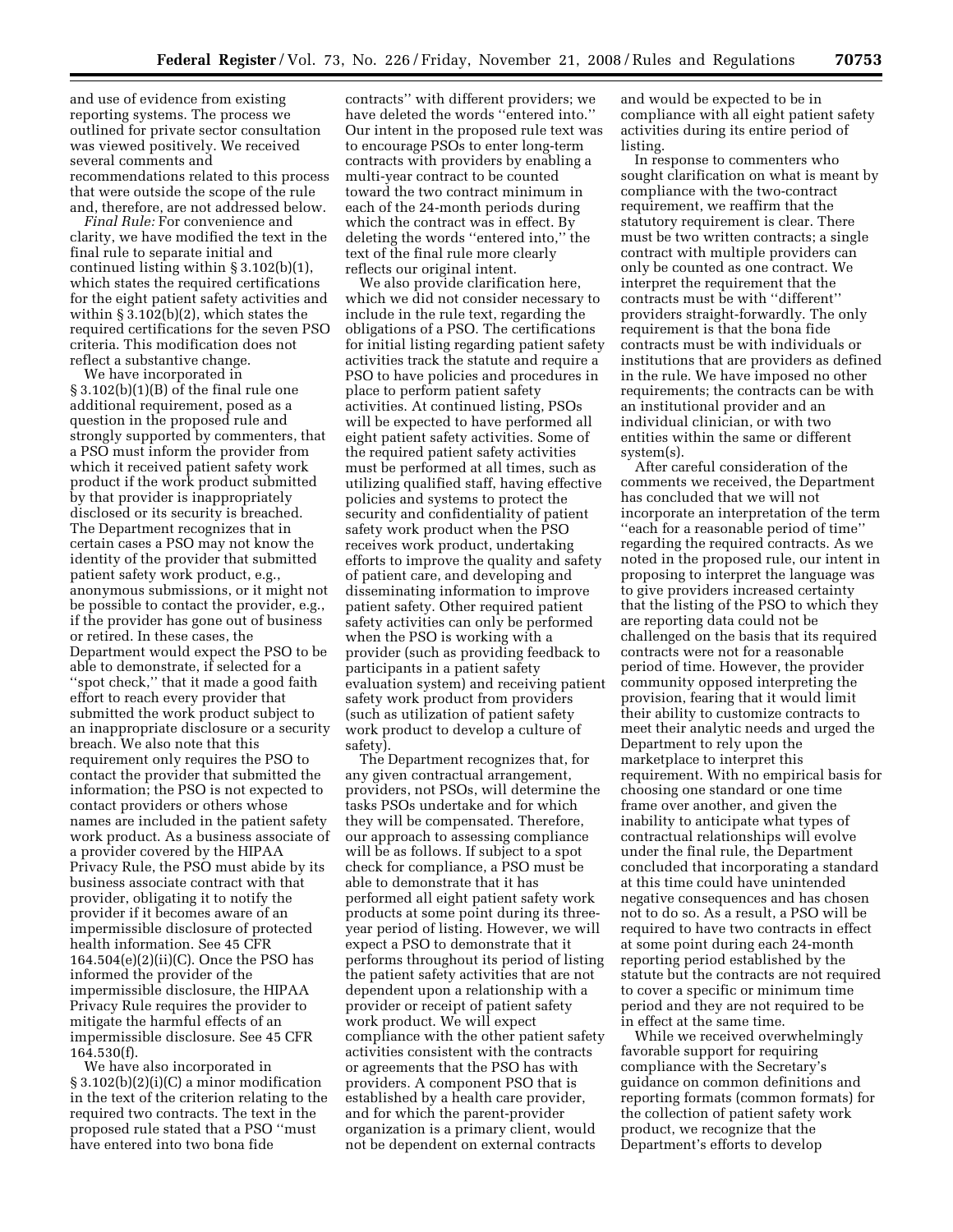and use of evidence from existing reporting systems. The process we outlined for private sector consultation was viewed positively. We received several comments and recommendations related to this process that were outside the scope of the rule and, therefore, are not addressed below.

*Final Rule:* For convenience and clarity, we have modified the text in the final rule to separate initial and continued listing within § 3.102(b)(1), which states the required certifications for the eight patient safety activities and within § 3.102(b)(2), which states the required certifications for the seven PSO criteria. This modification does not reflect a substantive change.

We have incorporated in § 3.102(b)(1)(B) of the final rule one additional requirement, posed as a question in the proposed rule and strongly supported by commenters, that a PSO must inform the provider from which it received patient safety work product if the work product submitted by that provider is inappropriately disclosed or its security is breached. The Department recognizes that in certain cases a PSO may not know the identity of the provider that submitted patient safety work product, e.g., anonymous submissions, or it might not be possible to contact the provider, e.g., if the provider has gone out of business or retired. In these cases, the Department would expect the PSO to be able to demonstrate, if selected for a "spot check," that it made a good faith effort to reach every provider that submitted the work product subject to an inappropriate disclosure or a security breach. We also note that this requirement only requires the PSO to contact the provider that submitted the information; the PSO is not expected to contact providers or others whose names are included in the patient safety work product. As a business associate of a provider covered by the HIPAA Privacy Rule, the PSO must abide by its business associate contract with that provider, obligating it to notify the provider if it becomes aware of an impermissible disclosure of protected health information. See 45 CFR 164.504(e)(2)(ii)(C). Once the PSO has informed the provider of the impermissible disclosure, the HIPAA Privacy Rule requires the provider to mitigate the harmful effects of an impermissible disclosure. See 45 CFR 164.530(f).

We have also incorporated in § 3.102(b)(2)(i)(C) a minor modification in the text of the criterion relating to the required two contracts. The text in the proposed rule stated that a PSO "must have entered into two bona fide contracts" with different providers; we have deleted the words "entered into." Our intent in the proposed rule text was to encourage PSOs to enter long-term contracts with providers by enabling a multi-year contract to be counted toward the two contract minimum in each of the 24-month periods during which the contract was in effect. By deleting the words "entered into," the text of the final rule more clearly reflects our original intent.

We also provide clarification here, which we did not consider necessary to include in the rule text, regarding the obligations of a PSO. The certifications for initial listing regarding patient safety activities track the statute and require a PSO to have policies and procedures in place to perform patient safety activities. At continued listing, PSOs will be expected to have performed all eight patient safety activities. Some of the required patient safety activities must be performed at all times, such as utilizing qualified staff, having effective policies and systems to protect the security and confidentiality of patient safety work product when the PSO receives work product, undertaking efforts to improve the quality and safety of patient care, and developing and disseminating information to improve patient safety. Other required patient safety activities can only be performed when the PSO is working with a provider (such as providing feedback to participants in a patient safety evaluation system) and receiving patient safety work product from providers (such as utilization of patient safety work product to develop a culture of safety).

The Department recognizes that, for any given contractual arrangement, providers, not PSOs, will determine the tasks PSOs undertake and for which they will be compensated. Therefore, our approach to assessing compliance will be as follows. If subject to a spot check for compliance, a PSO must be able to demonstrate that it has performed all eight patient safety work products at some point during its three-year period of listing. However, we will expect a PSO to demonstrate that it performs throughout its period of listing the patient safety activities that are not dependent upon a relationship with a provider or receipt of patient safety work product. We will expect compliance with the other patient safety activities consistent with the contracts or agreements that the PSO has with providers. A component PSO that is established by a health care provider, and for which the parent-provider organization is a primary client, would not be dependent on external contracts and would be expected to be in compliance with all eight patient safety activities during its entire period of listing.

In response to commenters who sought clarification on what is meant by compliance with the two-contract requirement, we reaffirm that the statutory requirement is clear. There must be two written contracts; a single contract with multiple providers can only be counted as one contract. We interpret the requirement that the contracts must be with "different" providers straight-forwardly. The only requirement is that the bona fide contracts must be with individuals or institutions that are providers as defined in the rule. We have imposed no other requirements; the contracts can be with an institutional provider and an individual clinician, or with two entities within the same or different system(s).

After careful consideration of the comments we received, the Department has concluded that we will not incorporate an interpretation of the term "each for a reasonable period of time" regarding the required contracts. As we noted in the proposed rule, our intent in proposing to interpret the language was to give providers increased certainty that the listing of the PSO to which they are reporting data could not be challenged on the basis that its required contracts were not for a reasonable period of time. However, the provider community opposed interpreting the provision, fearing that it would limit their ability to customize contracts to meet their analytic needs and urged the Department to rely upon the marketplace to interpret this requirement. With no empirical basis for choosing one standard or one time frame over another, and given the inability to anticipate what types of contractual relationships will evolve under the final rule, the Department concluded that incorporating a standard at this time could have unintended negative consequences and has chosen not to do so. As a result, a PSO will be required to have two contracts in effect at some point during each 24-month reporting period established by the statute but the contracts are not required to cover a specific or minimum time period and they are not required to be in effect at the same time.

While we received overwhelmingly favorable support for requiring compliance with the Secretary's guidance on common definitions and reporting formats (common formats) for the collection of patient safety work product, we recognize that the Department's efforts to develop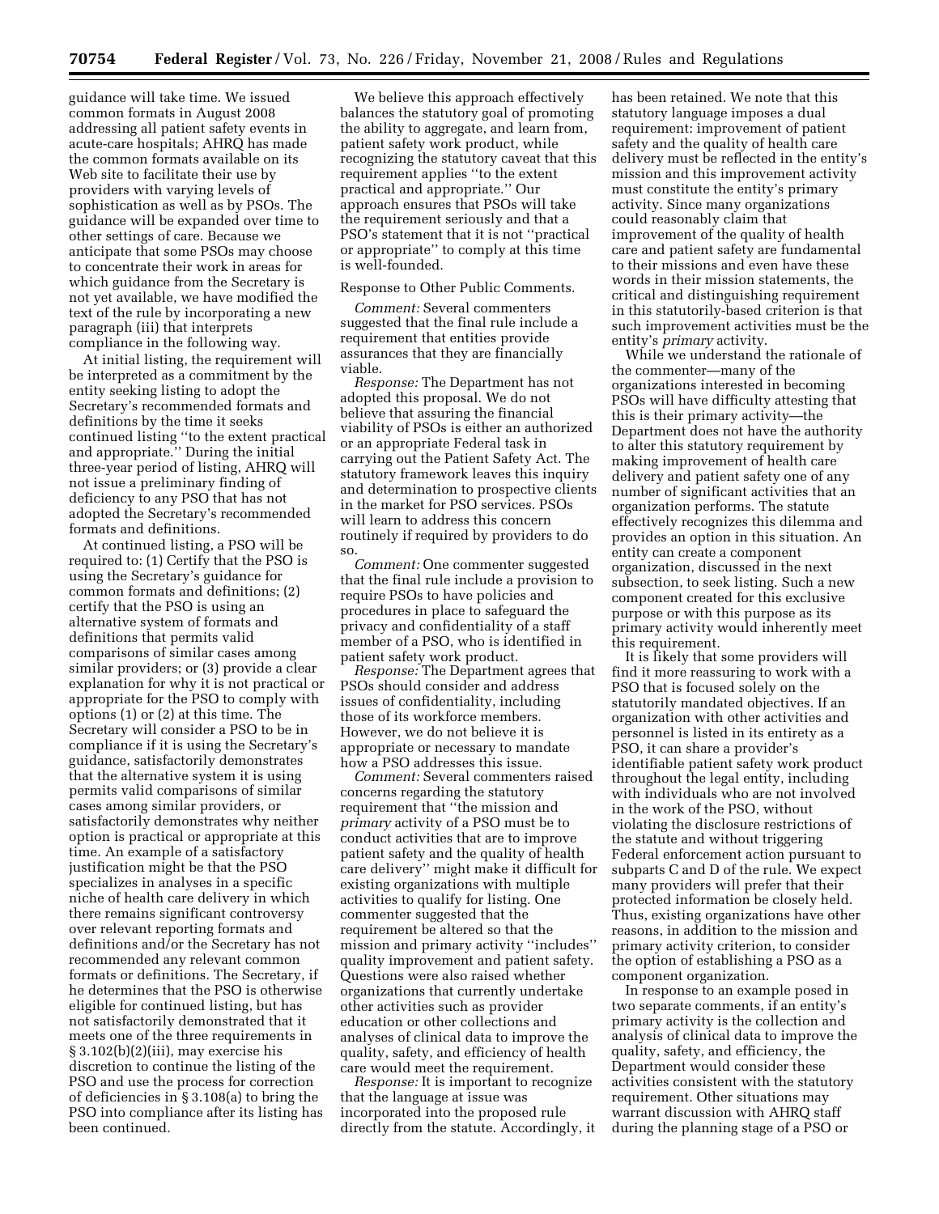guidance will take time. We issued common formats in August 2008 addressing all patient safety events in acute-care hospitals; AHRQ has made the common formats available on its Web site to facilitate their use by providers with varying levels of sophistication as well as by PSOs. The guidance will be expanded over time to other settings of care. Because we anticipate that some PSOs may choose to concentrate their work in areas for which guidance from the Secretary is not yet available, we have modified the text of the rule by incorporating a new paragraph (iii) that interprets compliance in the following way.

At initial listing, the requirement will be interpreted as a commitment by the entity seeking listing to adopt the Secretary's recommended formats and definitions by the time it seeks continued listing ''to the extent practical and appropriate.'' During the initial three-year period of listing, AHRQ will not issue a preliminary finding of deficiency to any PSO that has not adopted the Secretary's recommended formats and definitions.

At continued listing, a PSO will be required to: (1) Certify that the PSO is using the Secretary's guidance for common formats and definitions; (2) certify that the PSO is using an alternative system of formats and definitions that permits valid comparisons of similar cases among similar providers; or (3) provide a clear explanation for why it is not practical or appropriate for the PSO to comply with options (1) or (2) at this time. The Secretary will consider a PSO to be in compliance if it is using the Secretary's guidance, satisfactorily demonstrates that the alternative system it is using permits valid comparisons of similar cases among similar providers, or satisfactorily demonstrates why neither option is practical or appropriate at this time. An example of a satisfactory justification might be that the PSO specializes in analyses in a specific niche of health care delivery in which there remains significant controversy over relevant reporting formats and definitions and/or the Secretary has not recommended any relevant common formats or definitions. The Secretary, if he determines that the PSO is otherwise eligible for continued listing, but has not satisfactorily demonstrated that it meets one of the three requirements in § 3.102(b)(2)(iii), may exercise his discretion to continue the listing of the PSO and use the process for correction of deficiencies in § 3.108(a) to bring the PSO into compliance after its listing has been continued.

We believe this approach effectively balances the statutory goal of promoting the ability to aggregate, and learn from, patient safety work product, while recognizing the statutory caveat that this requirement applies ''to the extent practical and appropriate.'' Our approach ensures that PSOs will take the requirement seriously and that a PSO's statement that it is not ''practical or appropriate'' to comply at this time is well-founded.

Response to Other Public Comments.

*Comment:* Several commenters suggested that the final rule include a requirement that entities provide assurances that they are financially viable.

*Response:* The Department has not adopted this proposal. We do not believe that assuring the financial viability of PSOs is either an authorized or an appropriate Federal task in carrying out the Patient Safety Act. The statutory framework leaves this inquiry and determination to prospective clients in the market for PSO services. PSOs will learn to address this concern routinely if required by providers to do so.

*Comment:* One commenter suggested that the final rule include a provision to require PSOs to have policies and procedures in place to safeguard the privacy and confidentiality of a staff member of a PSO, who is identified in patient safety work product.

*Response:* The Department agrees that PSOs should consider and address issues of confidentiality, including those of its workforce members. However, we do not believe it is appropriate or necessary to mandate how a PSO addresses this issue.

*Comment:* Several commenters raised concerns regarding the statutory requirement that ''the mission and *primary* activity of a PSO must be to conduct activities that are to improve patient safety and the quality of health care delivery'' might make it difficult for existing organizations with multiple activities to qualify for listing. One commenter suggested that the requirement be altered so that the mission and primary activity ''includes'' quality improvement and patient safety. Questions were also raised whether organizations that currently undertake other activities such as provider education or other collections and analyses of clinical data to improve the quality, safety, and efficiency of health care would meet the requirement.

*Response:* It is important to recognize that the language at issue was incorporated into the proposed rule directly from the statute. Accordingly, it has been retained. We note that this statutory language imposes a dual requirement: improvement of patient safety and the quality of health care delivery must be reflected in the entity's mission and this improvement activity must constitute the entity's primary activity. Since many organizations could reasonably claim that improvement of the quality of health care and patient safety are fundamental to their missions and even have these words in their mission statements, the critical and distinguishing requirement in this statutorily-based criterion is that such improvement activities must be the entity's *primary* activity.

While we understand the rationale of the commenter—many of the organizations interested in becoming PSOs will have difficulty attesting that this is their primary activity—the Department does not have the authority to alter this statutory requirement by making improvement of health care delivery and patient safety one of any number of significant activities that an organization performs. The statute effectively recognizes this dilemma and provides an option in this situation. An entity can create a component organization, discussed in the next subsection, to seek listing. Such a new component created for this exclusive purpose or with this purpose as its primary activity would inherently meet this requirement.

It is likely that some providers will find it more reassuring to work with a PSO that is focused solely on the statutorily mandated objectives. If an organization with other activities and personnel is listed in its entirety as a PSO, it can share a provider's identifiable patient safety work product throughout the legal entity, including with individuals who are not involved in the work of the PSO, without violating the disclosure restrictions of the statute and without triggering Federal enforcement action pursuant to subparts C and D of the rule. We expect many providers will prefer that their protected information be closely held. Thus, existing organizations have other reasons, in addition to the mission and primary activity criterion, to consider the option of establishing a PSO as a component organization.

In response to an example posed in two separate comments, if an entity's primary activity is the collection and analysis of clinical data to improve the quality, safety, and efficiency, the Department would consider these activities consistent with the statutory requirement. Other situations may warrant discussion with AHRQ staff during the planning stage of a PSO or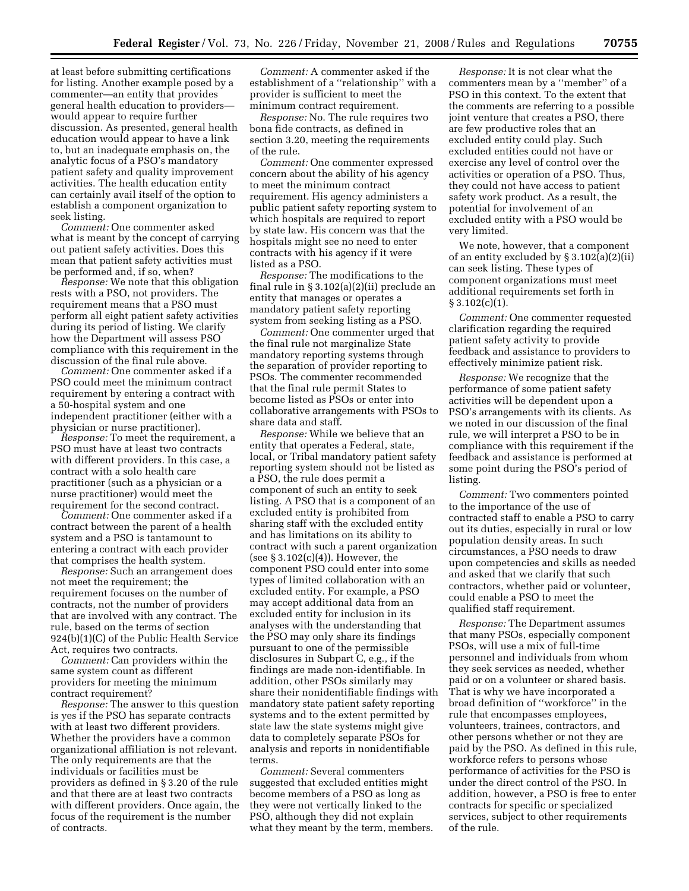at least before submitting certifications for listing. Another example posed by a commenter—an entity that provides general health education to providers—would appear to require further discussion. As presented, general health education would appear to have a link to, but an inadequate emphasis on, the analytic focus of a PSO's mandatory patient safety and quality improvement activities. The health education entity can certainly avail itself of the option to establish a component organization to seek listing.

*Comment:* One commenter asked what is meant by the concept of carrying out patient safety activities. Does this mean that patient safety activities must be performed and, if so, when?

*Response:* We note that this obligation rests with a PSO, not providers. The requirement means that a PSO must perform all eight patient safety activities during its period of listing. We clarify how the Department will assess PSO compliance with this requirement in the discussion of the final rule above.

*Comment:* One commenter asked if a PSO could meet the minimum contract requirement by entering a contract with a 50-hospital system and one independent practitioner (either with a physician or nurse practitioner).

*Response:* To meet the requirement, a PSO must have at least two contracts with different providers. In this case, a contract with a solo health care practitioner (such as a physician or a nurse practitioner) would meet the requirement for the second contract.

*Comment:* One commenter asked if a contract between the parent of a health system and a PSO is tantamount to entering a contract with each provider that comprises the health system.

*Response:* Such an arrangement does not meet the requirement; the requirement focuses on the number of contracts, not the number of providers that are involved with any contract. The rule, based on the terms of section 924(b)(1)(C) of the Public Health Service Act, requires two contracts.

*Comment:* Can providers within the same system count as different providers for meeting the minimum contract requirement?

*Response:* The answer to this question is yes if the PSO has separate contracts with at least two different providers. Whether the providers have a common organizational affiliation is not relevant. The only requirements are that the individuals or facilities must be providers as defined in § 3.20 of the rule and that there are at least two contracts with different providers. Once again, the focus of the requirement is the number of contracts.

*Comment:* A commenter asked if the establishment of a "relationship" with a provider is sufficient to meet the minimum contract requirement.

*Response:* No. The rule requires two bona fide contracts, as defined in section 3.20, meeting the requirements of the rule.

*Comment:* One commenter expressed concern about the ability of his agency to meet the minimum contract requirement. His agency administers a public patient safety reporting system to which hospitals are required to report by state law. His concern was that the hospitals might see no need to enter contracts with his agency if it were listed as a PSO.

*Response:* The modifications to the final rule in § 3.102(a)(2)(ii) preclude an entity that manages or operates a mandatory patient safety reporting system from seeking listing as a PSO.

*Comment:* One commenter urged that the final rule not marginalize State mandatory reporting systems through the separation of provider reporting to PSOs. The commenter recommended that the final rule permit States to become listed as PSOs or enter into collaborative arrangements with PSOs to share data and staff.

*Response:* While we believe that an entity that operates a Federal, state, local, or Tribal mandatory patient safety reporting system should not be listed as a PSO, the rule does permit a component of such an entity to seek listing. A PSO that is a component of an excluded entity is prohibited from sharing staff with the excluded entity and has limitations on its ability to contract with such a parent organization (see § 3.102(c)(4)). However, the component PSO could enter into some types of limited collaboration with an excluded entity. For example, a PSO may accept additional data from an excluded entity for inclusion in its analyses with the understanding that the PSO may only share its findings pursuant to one of the permissible disclosures in Subpart C, e.g., if the findings are made non-identifiable. In addition, other PSOs similarly may share their nonidentifiable findings with mandatory state patient safety reporting systems and to the extent permitted by state law the state systems might give data to completely separate PSOs for analysis and reports in nonidentifiable terms.

*Comment:* Several commenters suggested that excluded entities might become members of a PSO as long as they were not vertically linked to the PSO, although they did not explain what they meant by the term, members.

*Response:* It is not clear what the commenters mean by a "member" of a PSO in this context. To the extent that the comments are referring to a possible joint venture that creates a PSO, there are few productive roles that an excluded entity could play. Such excluded entities could not have or exercise any level of control over the activities or operation of a PSO. Thus, they could not have access to patient safety work product. As a result, the potential for involvement of an excluded entity with a PSO would be very limited.

We note, however, that a component of an entity excluded by § 3.102(a)(2)(ii) can seek listing. These types of component organizations must meet additional requirements set forth in § 3.102(c)(1).

*Comment:* One commenter requested clarification regarding the required patient safety activity to provide feedback and assistance to providers to effectively minimize patient risk.

*Response:* We recognize that the performance of some patient safety activities will be dependent upon a PSO's arrangements with its clients. As we noted in our discussion of the final rule, we will interpret a PSO to be in compliance with this requirement if the feedback and assistance is performed at some point during the PSO's period of listing.

*Comment:* Two commenters pointed to the importance of the use of contracted staff to enable a PSO to carry out its duties, especially in rural or low population density areas. In such circumstances, a PSO needs to draw upon competencies and skills as needed and asked that we clarify that such contractors, whether paid or volunteer, could enable a PSO to meet the qualified staff requirement.

*Response:* The Department assumes that many PSOs, especially component PSOs, will use a mix of full-time personnel and individuals from whom they seek services as needed, whether paid or on a volunteer or shared basis. That is why we have incorporated a broad definition of "workforce" in the rule that encompasses employees, volunteers, trainees, contractors, and other persons whether or not they are paid by the PSO. As defined in this rule, workforce refers to persons whose performance of activities for the PSO is under the direct control of the PSO. In addition, however, a PSO is free to enter contracts for specific or specialized services, subject to other requirements of the rule.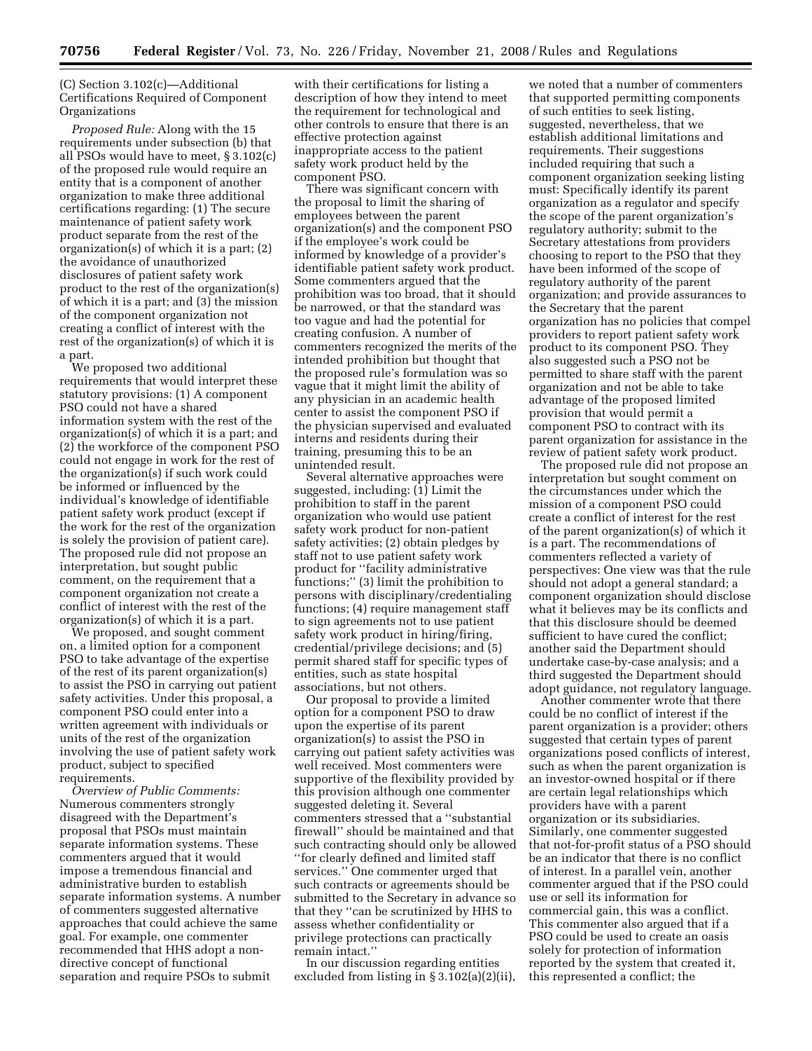(C) Section 3.102(c)—Additional Certifications Required of Component Organizations

*Proposed Rule:* Along with the 15 requirements under subsection (b) that all PSOs would have to meet, § 3.102(c) of the proposed rule would require an entity that is a component of another organization to make three additional certifications regarding: (1) The secure maintenance of patient safety work product separate from the rest of the organization(s) of which it is a part; (2) the avoidance of unauthorized disclosures of patient safety work product to the rest of the organization(s) of which it is a part; and (3) the mission of the component organization not creating a conflict of interest with the rest of the organization(s) of which it is a part.

We proposed two additional requirements that would interpret these statutory provisions: (1) A component PSO could not have a shared information system with the rest of the organization(s) of which it is a part; and (2) the workforce of the component PSO could not engage in work for the rest of the organization(s) if such work could be informed or influenced by the individual's knowledge of identifiable patient safety work product (except if the work for the rest of the organization is solely the provision of patient care). The proposed rule did not propose an interpretation, but sought public comment, on the requirement that a component organization not create a conflict of interest with the rest of the organization(s) of which it is a part.

We proposed, and sought comment on, a limited option for a component PSO to take advantage of the expertise of the rest of its parent organization(s) to assist the PSO in carrying out patient safety activities. Under this proposal, a component PSO could enter into a written agreement with individuals or units of the rest of the organization involving the use of patient safety work product, subject to specified requirements.

*Overview of Public Comments:* Numerous commenters strongly disagreed with the Department's proposal that PSOs must maintain separate information systems. These commenters argued that it would impose a tremendous financial and administrative burden to establish separate information systems. A number of commenters suggested alternative approaches that could achieve the same goal. For example, one commenter recommended that HHS adopt a non-directive concept of functional separation and require PSOs to submit with their certifications for listing a description of how they intend to meet the requirement for technological and other controls to ensure that there is an effective protection against inappropriate access to the patient safety work product held by the component PSO.

There was significant concern with the proposal to limit the sharing of employees between the parent organization(s) and the component PSO if the employee's work could be informed by knowledge of a provider's identifiable patient safety work product. Some commenters argued that the prohibition was too broad, that it should be narrowed, or that the standard was too vague and had the potential for creating confusion. A number of commenters recognized the merits of the intended prohibition but thought that the proposed rule's formulation was so vague that it might limit the ability of any physician in an academic health center to assist the component PSO if the physician supervised and evaluated interns and residents during their training, presuming this to be an unintended result.

Several alternative approaches were suggested, including: (1) Limit the prohibition to staff in the parent organization who would use patient safety work product for non-patient safety activities; (2) obtain pledges by staff not to use patient safety work product for "facility administrative functions;" (3) limit the prohibition to persons with disciplinary/credentialing functions; (4) require management staff to sign agreements not to use patient safety work product in hiring/firing, credential/privilege decisions; and (5) permit shared staff for specific types of entities, such as state hospital associations, but not others.

Our proposal to provide a limited option for a component PSO to draw upon the expertise of its parent organization(s) to assist the PSO in carrying out patient safety activities was well received. Most commenters were supportive of the flexibility provided by this provision although one commenter suggested deleting it. Several commenters stressed that a "substantial firewall" should be maintained and that such contracting should only be allowed "for clearly defined and limited staff services." One commenter urged that such contracts or agreements should be submitted to the Secretary in advance so that they "can be scrutinized by HHS to assess whether confidentiality or privilege protections can practically remain intact."

In our discussion regarding entities excluded from listing in § 3.102(a)(2)(ii), we noted that a number of commenters that supported permitting components of such entities to seek listing, suggested, nevertheless, that we establish additional limitations and requirements. Their suggestions included requiring that such a component organization seeking listing must: Specifically identify its parent organization as a regulator and specify the scope of the parent organization's regulatory authority; submit to the Secretary attestations from providers choosing to report to the PSO that they have been informed of the scope of regulatory authority of the parent organization; and provide assurances to the Secretary that the parent organization has no policies that compel providers to report patient safety work product to its component PSO. They also suggested such a PSO not be permitted to share staff with the parent organization and not be able to take advantage of the proposed limited provision that would permit a component PSO to contract with its parent organization for assistance in the review of patient safety work product.

The proposed rule did not propose an interpretation but sought comment on the circumstances under which the mission of a component PSO could create a conflict of interest for the rest of the parent organization(s) of which it is a part. The recommendations of commenters reflected a variety of perspectives: One view was that the rule should not adopt a general standard; a component organization should disclose what it believes may be its conflicts and that this disclosure should be deemed sufficient to have cured the conflict; another said the Department should undertake case-by-case analysis; and a third suggested the Department should adopt guidance, not regulatory language.

Another commenter wrote that there could be no conflict of interest if the parent organization is a provider; others suggested that certain types of parent organizations posed conflicts of interest, such as when the parent organization is an investor-owned hospital or if there are certain legal relationships which providers have with a parent organization or its subsidiaries. Similarly, one commenter suggested that not-for-profit status of a PSO should be an indicator that there is no conflict of interest. In a parallel vein, another commenter argued that if the PSO could use or sell its information for commercial gain, this was a conflict. This commenter also argued that if a PSO could be used to create an oasis solely for protection of information reported by the system that created it, this represented a conflict; the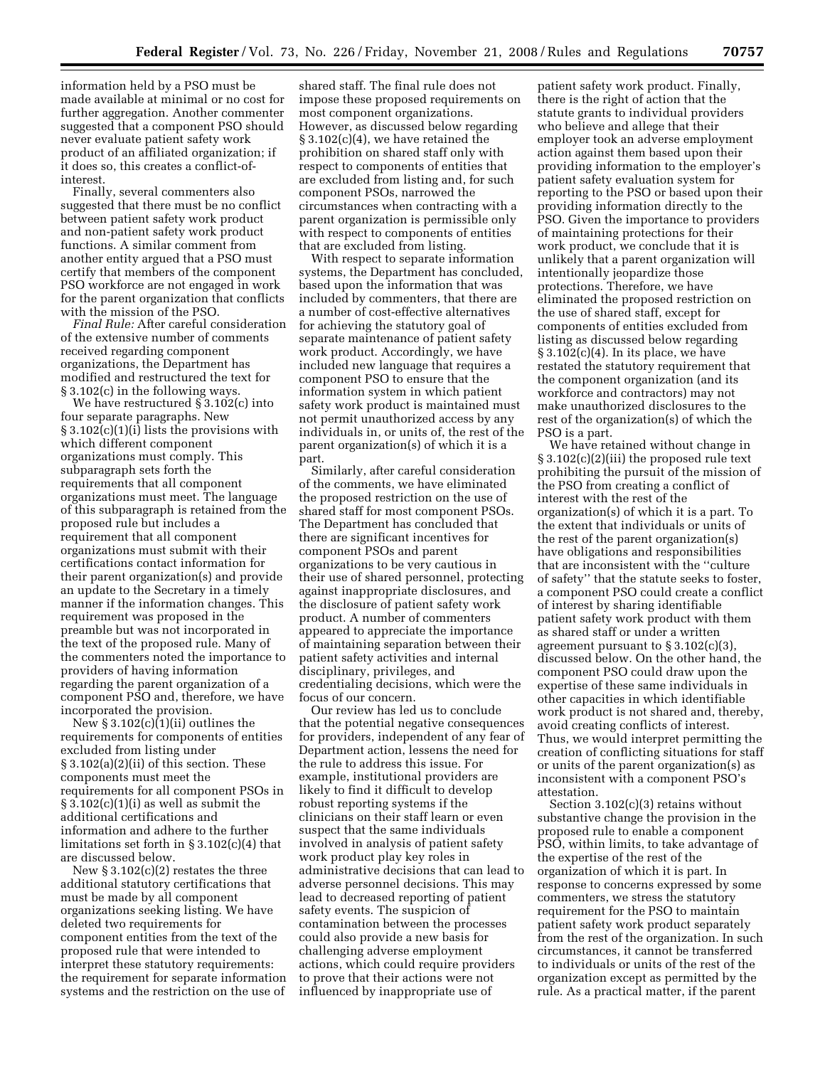information held by a PSO must be made available at minimal or no cost for further aggregation. Another commenter suggested that a component PSO should never evaluate patient safety work product of an affiliated organization; if it does so, this creates a conflict-of-interest.

Finally, several commenters also suggested that there must be no conflict between patient safety work product and non-patient safety work product functions. A similar comment from another entity argued that a PSO must certify that members of the component PSO workforce are not engaged in work for the parent organization that conflicts with the mission of the PSO.

*Final Rule:* After careful consideration of the extensive number of comments received regarding component organizations, the Department has modified and restructured the text for § 3.102(c) in the following ways.

We have restructured § 3.102(c) into four separate paragraphs. New § 3.102(c)(1)(i) lists the provisions with which different component organizations must comply. This subparagraph sets forth the requirements that all component organizations must meet. The language of this subparagraph is retained from the proposed rule but includes a requirement that all component organizations must submit with their certifications contact information for their parent organization(s) and provide an update to the Secretary in a timely manner if the information changes. This requirement was proposed in the preamble but was not incorporated in the text of the proposed rule. Many of the commenters noted the importance to providers of having information regarding the parent organization of a component PSO and, therefore, we have incorporated the provision.

New § 3.102(c)(1)(ii) outlines the requirements for components of entities excluded from listing under § 3.102(a)(2)(ii) of this section. These components must meet the requirements for all component PSOs in § 3.102(c)(1)(i) as well as submit the additional certifications and information and adhere to the further limitations set forth in § 3.102(c)(4) that are discussed below.

New § 3.102(c)(2) restates the three additional statutory certifications that must be made by all component organizations seeking listing. We have deleted two requirements for component entities from the text of the proposed rule that were intended to interpret these statutory requirements: the requirement for separate information systems and the restriction on the use of shared staff. The final rule does not impose these proposed requirements on most component organizations. However, as discussed below regarding § 3.102(c)(4), we have retained the prohibition on shared staff only with respect to components of entities that are excluded from listing and, for such component PSOs, narrowed the circumstances when contracting with a parent organization is permissible only with respect to components of entities that are excluded from listing.

With respect to separate information systems, the Department has concluded, based upon the information that was included by commenters, that there are a number of cost-effective alternatives for achieving the statutory goal of separate maintenance of patient safety work product. Accordingly, we have included new language that requires a component PSO to ensure that the information system in which patient safety work product is maintained must not permit unauthorized access by any individuals in, or units of, the rest of the parent organization(s) of which it is a part.

Similarly, after careful consideration of the comments, we have eliminated the proposed restriction on the use of shared staff for most component PSOs. The Department has concluded that there are significant incentives for component PSOs and parent organizations to be very cautious in their use of shared personnel, protecting against inappropriate disclosures, and the disclosure of patient safety work product. A number of commenters appeared to appreciate the importance of maintaining separation between their patient safety activities and internal disciplinary, privileges, and credentialing decisions, which were the focus of our concern.

Our review has led us to conclude that the potential negative consequences for providers, independent of any fear of Department action, lessens the need for the rule to address this issue. For example, institutional providers are likely to find it difficult to develop robust reporting systems if the clinicians on their staff learn or even suspect that the same individuals involved in analysis of patient safety work product play key roles in administrative decisions that can lead to adverse personnel decisions. This may lead to decreased reporting of patient safety events. The suspicion of contamination between the processes could also provide a new basis for challenging adverse employment actions, which could require providers to prove that their actions were not influenced by inappropriate use of patient safety work product. Finally, there is the right of action that the statute grants to individual providers who believe and allege that their employer took an adverse employment action against them based upon their providing information to the employer's patient safety evaluation system for reporting to the PSO or based upon their providing information directly to the PSO. Given the importance to providers of maintaining protections for their work product, we conclude that it is unlikely that a parent organization will intentionally jeopardize those protections. Therefore, we have eliminated the proposed restriction on the use of shared staff, except for components of entities excluded from listing as discussed below regarding § 3.102(c)(4). In its place, we have restated the statutory requirement that the component organization (and its workforce and contractors) may not make unauthorized disclosures to the rest of the organization(s) of which the PSO is a part.

We have retained without change in § 3.102(c)(2)(iii) the proposed rule text prohibiting the pursuit of the mission of the PSO from creating a conflict of interest with the rest of the organization(s) of which it is a part. To the extent that individuals or units of the rest of the parent organization(s) have obligations and responsibilities that are inconsistent with the "culture of safety" that the statute seeks to foster, a component PSO could create a conflict of interest by sharing identifiable patient safety work product with them as shared staff or under a written agreement pursuant to § 3.102(c)(3), discussed below. On the other hand, the component PSO could draw upon the expertise of these same individuals in other capacities in which identifiable work product is not shared and, thereby, avoid creating conflicts of interest. Thus, we would interpret permitting the creation of conflicting situations for staff or units of the parent organization(s) as inconsistent with a component PSO's attestation.

Section 3.102(c)(3) retains without substantive change the provision in the proposed rule to enable a component PSO, within limits, to take advantage of the expertise of the rest of the organization of which it is part. In response to concerns expressed by some commenters, we stress the statutory requirement for the PSO to maintain patient safety work product separately from the rest of the organization. In such circumstances, it cannot be transferred to individuals or units of the rest of the organization except as permitted by the rule. As a practical matter, if the parent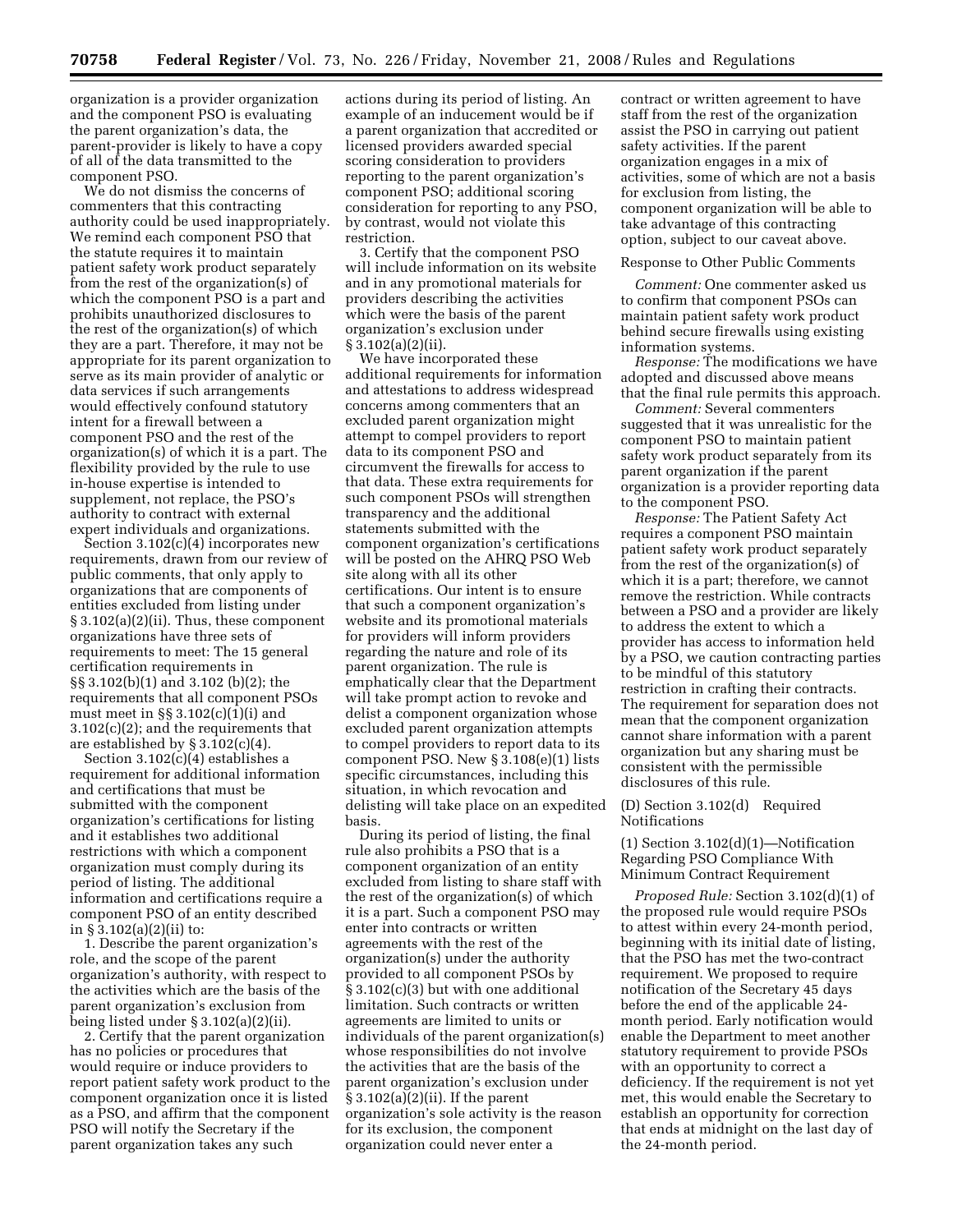organization is a provider organization and the component PSO is evaluating the parent organization's data, the parent-provider is likely to have a copy of all of the data transmitted to the component PSO.

We do not dismiss the concerns of commenters that this contracting authority could be used inappropriately. We remind each component PSO that the statute requires it to maintain patient safety work product separately from the rest of the organization(s) of which the component PSO is a part and prohibits unauthorized disclosures to the rest of the organization(s) of which they are a part. Therefore, it may not be appropriate for its parent organization to serve as its main provider of analytic or data services if such arrangements would effectively confound statutory intent for a firewall between a component PSO and the rest of the organization(s) of which it is a part. The flexibility provided by the rule to use in-house expertise is intended to supplement, not replace, the PSO's authority to contract with external expert individuals and organizations.

Section 3.102(c)(4) incorporates new requirements, drawn from our review of public comments, that only apply to organizations that are components of entities excluded from listing under § 3.102(a)(2)(ii). Thus, these component organizations have three sets of requirements to meet: The 15 general certification requirements in §§ 3.102(b)(1) and 3.102 (b)(2); the requirements that all component PSOs must meet in §§ 3.102(c)(1)(i) and 3.102(c)(2); and the requirements that are established by § 3.102(c)(4).

Section 3.102(c)(4) establishes a requirement for additional information and certifications that must be submitted with the component organization's certifications for listing and it establishes two additional restrictions with which a component organization must comply during its period of listing. The additional information and certifications require a component PSO of an entity described in § 3.102(a)(2)(ii) to:

1. Describe the parent organization's role, and the scope of the parent organization's authority, with respect to the activities which are the basis of the parent organization's exclusion from being listed under § 3.102(a)(2)(ii).

2. Certify that the parent organization has no policies or procedures that would require or induce providers to report patient safety work product to the component organization once it is listed as a PSO, and affirm that the component PSO will notify the Secretary if the parent organization takes any such actions during its period of listing. An example of an inducement would be if a parent organization that accredited or licensed providers awarded special scoring consideration to providers reporting to the parent organization's component PSO; additional scoring consideration for reporting to any PSO, by contrast, would not violate this restriction.

3. Certify that the component PSO will include information on its website and in any promotional materials for providers describing the activities which were the basis of the parent organization's exclusion under § 3.102(a)(2)(ii).

We have incorporated these additional requirements for information and attestations to address widespread concerns among commenters that an excluded parent organization might attempt to compel providers to report data to its component PSO and circumvent the firewalls for access to that data. These extra requirements for such component PSOs will strengthen transparency and the additional statements submitted with the component organization's certifications will be posted on the AHRQ PSO Web site along with all its other certifications. Our intent is to ensure that such a component organization's website and its promotional materials for providers will inform providers regarding the nature and role of its parent organization. The rule is emphatically clear that the Department will take prompt action to revoke and delist a component organization whose excluded parent organization attempts to compel providers to report data to its component PSO. New § 3.108(e)(1) lists specific circumstances, including this situation, in which revocation and delisting will take place on an expedited basis.

During its period of listing, the final rule also prohibits a PSO that is a component organization of an entity excluded from listing to share staff with the rest of the organization(s) of which it is a part. Such a component PSO may enter into contracts or written agreements with the rest of the organization(s) under the authority provided to all component PSOs by § 3.102(c)(3) but with one additional limitation. Such contracts or written agreements are limited to units or individuals of the parent organization(s) whose responsibilities do not involve the activities that are the basis of the parent organization's exclusion under § 3.102(a)(2)(ii). If the parent organization's sole activity is the reason for its exclusion, the component organization could never enter a contract or written agreement to have staff from the rest of the organization assist the PSO in carrying out patient safety activities. If the parent organization engages in a mix of activities, some of which are not a basis for exclusion from listing, the component organization will be able to take advantage of this contracting option, subject to our caveat above.

Response to Other Public Comments

*Comment:* One commenter asked us to confirm that component PSOs can maintain patient safety work product behind secure firewalls using existing information systems.

*Response:* The modifications we have adopted and discussed above means that the final rule permits this approach.

*Comment:* Several commenters suggested that it was unrealistic for the component PSO to maintain patient safety work product separately from its parent organization if the parent organization is a provider reporting data to the component PSO.

*Response:* The Patient Safety Act requires a component PSO maintain patient safety work product separately from the rest of the organization(s) of which it is a part; therefore, we cannot remove the restriction. While contracts between a PSO and a provider are likely to address the extent to which a provider has access to information held by a PSO, we caution contracting parties to be mindful of this statutory restriction in crafting their contracts. The requirement for separation does not mean that the component organization cannot share information with a parent organization but any sharing must be consistent with the permissible disclosures of this rule.

(D) Section 3.102(d) Required Notifications

(1) Section 3.102(d)(1)—Notification Regarding PSO Compliance With Minimum Contract Requirement

*Proposed Rule:* Section 3.102(d)(1) of the proposed rule would require PSOs to attest within every 24-month period, beginning with its initial date of listing, that the PSO has met the two-contract requirement. We proposed to require notification of the Secretary 45 days before the end of the applicable 24-month period. Early notification would enable the Department to meet another statutory requirement to provide PSOs with an opportunity to correct a deficiency. If the requirement is not yet met, this would enable the Secretary to establish an opportunity for correction that ends at midnight on the last day of the 24-month period.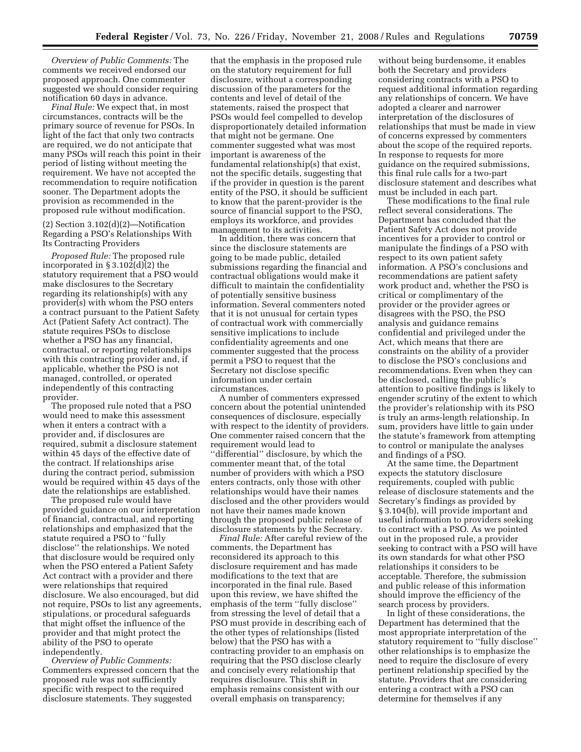*Overview of Public Comments:* The comments we received endorsed our proposed approach. One commenter suggested we should consider requiring notification 60 days in advance.

*Final Rule:* We expect that, in most circumstances, contracts will be the primary source of revenue for PSOs. In light of the fact that only two contracts are required, we do not anticipate that many PSOs will reach this point in their period of listing without meeting the requirement. We have not accepted the recommendation to require notification sooner. The Department adopts the provision as recommended in the proposed rule without modification.

(2) Section 3.102(d)(2)—Notification Regarding a PSO's Relationships With Its Contracting Providers

*Proposed Rule:* The proposed rule incorporated in § 3.102(d)(2) the statutory requirement that a PSO would make disclosures to the Secretary regarding its relationship(s) with any provider(s) with whom the PSO enters a contract pursuant to the Patient Safety Act (Patient Safety Act contract). The statute requires PSOs to disclose whether a PSO has any financial, contractual, or reporting relationships with this contracting provider and, if applicable, whether the PSO is not managed, controlled, or operated independently of this contracting provider.

The proposed rule noted that a PSO would need to make this assessment when it enters a contract with a provider and, if disclosures are required, submit a disclosure statement within 45 days of the effective date of the contract. If relationships arise during the contract period, submission would be required within 45 days of the date the relationships are established.

The proposed rule would have provided guidance on our interpretation of financial, contractual, and reporting relationships and emphasized that the statute required a PSO to ''fully disclose'' the relationships. We noted that disclosure would be required only when the PSO entered a Patient Safety Act contract with a provider and there were relationships that required disclosure. We also encouraged, but did not require, PSOs to list any agreements, stipulations, or procedural safeguards that might offset the influence of the provider and that might protect the ability of the PSO to operate independently.

*Overview of Public Comments:* Commenters expressed concern that the proposed rule was not sufficiently specific with respect to the required disclosure statements. They suggested that the emphasis in the proposed rule on the statutory requirement for full disclosure, without a corresponding discussion of the parameters for the contents and level of detail of the statements, raised the prospect that PSOs would feel compelled to develop disproportionately detailed information that might not be germane. One commenter suggested what was most important is awareness of the fundamental relationship(s) that exist, not the specific details, suggesting that if the provider in question is the parent entity of the PSO, it should be sufficient to know that the parent-provider is the source of financial support to the PSO, employs its workforce, and provides management to its activities.

In addition, there was concern that since the disclosure statements are going to be made public, detailed submissions regarding the financial and contractual obligations would make it difficult to maintain the confidentiality of potentially sensitive business information. Several commenters noted that it is not unusual for certain types of contractual work with commercially sensitive implications to include confidentiality agreements and one commenter suggested that the process permit a PSO to request that the Secretary not disclose specific information under certain circumstances.

A number of commenters expressed concern about the potential unintended consequences of disclosure, especially with respect to the identity of providers. One commenter raised concern that the requirement would lead to ''differential'' disclosure, by which the commenter meant that, of the total number of providers with which a PSO enters contracts, only those with other relationships would have their names disclosed and the other providers would not have their names made known through the proposed public release of disclosure statements by the Secretary.

*Final Rule:* After careful review of the comments, the Department has reconsidered its approach to this disclosure requirement and has made modifications to the text that are incorporated in the final rule. Based upon this review, we have shifted the emphasis of the term ''fully disclose'' from stressing the level of detail that a PSO must provide in describing each of the other types of relationships (listed below) that the PSO has with a contracting provider to an emphasis on requiring that the PSO disclose clearly and concisely every relationship that requires disclosure. This shift in emphasis remains consistent with our overall emphasis on transparency; without being burdensome, it enables both the Secretary and providers considering contracts with a PSO to request additional information regarding any relationships of concern. We have adopted a clearer and narrower interpretation of the disclosures of relationships that must be made in view of concerns expressed by commenters about the scope of the required reports. In response to requests for more guidance on the required submissions, this final rule calls for a two-part disclosure statement and describes what must be included in each part.

These modifications to the final rule reflect several considerations. The Department has concluded that the Patient Safety Act does not provide incentives for a provider to control or manipulate the findings of a PSO with respect to its own patient safety information. A PSO's conclusions and recommendations are patient safety work product and, whether the PSO is critical or complimentary of the provider or the provider agrees or disagrees with the PSO, the PSO analysis and guidance remains confidential and privileged under the Act, which means that there are constraints on the ability of a provider to disclose the PSO's conclusions and recommendations. Even when they can be disclosed, calling the public's attention to positive findings is likely to engender scrutiny of the extent to which the provider's relationship with its PSO is truly an arms-length relationship. In sum, providers have little to gain under the statute's framework from attempting to control or manipulate the analyses and findings of a PSO.

At the same time, the Department expects the statutory disclosure requirements, coupled with public release of disclosure statements and the Secretary's findings as provided by § 3.104(b), will provide important and useful information to providers seeking to contract with a PSO. As we pointed out in the proposed rule, a provider seeking to contract with a PSO will have its own standards for what other PSO relationships it considers to be acceptable. Therefore, the submission and public release of this information should improve the efficiency of the search process by providers.

In light of these considerations, the Department has determined that the most appropriate interpretation of the statutory requirement to ''fully disclose'' other relationships is to emphasize the need to require the disclosure of every pertinent relationship specified by the statute. Providers that are considering entering a contract with a PSO can determine for themselves if any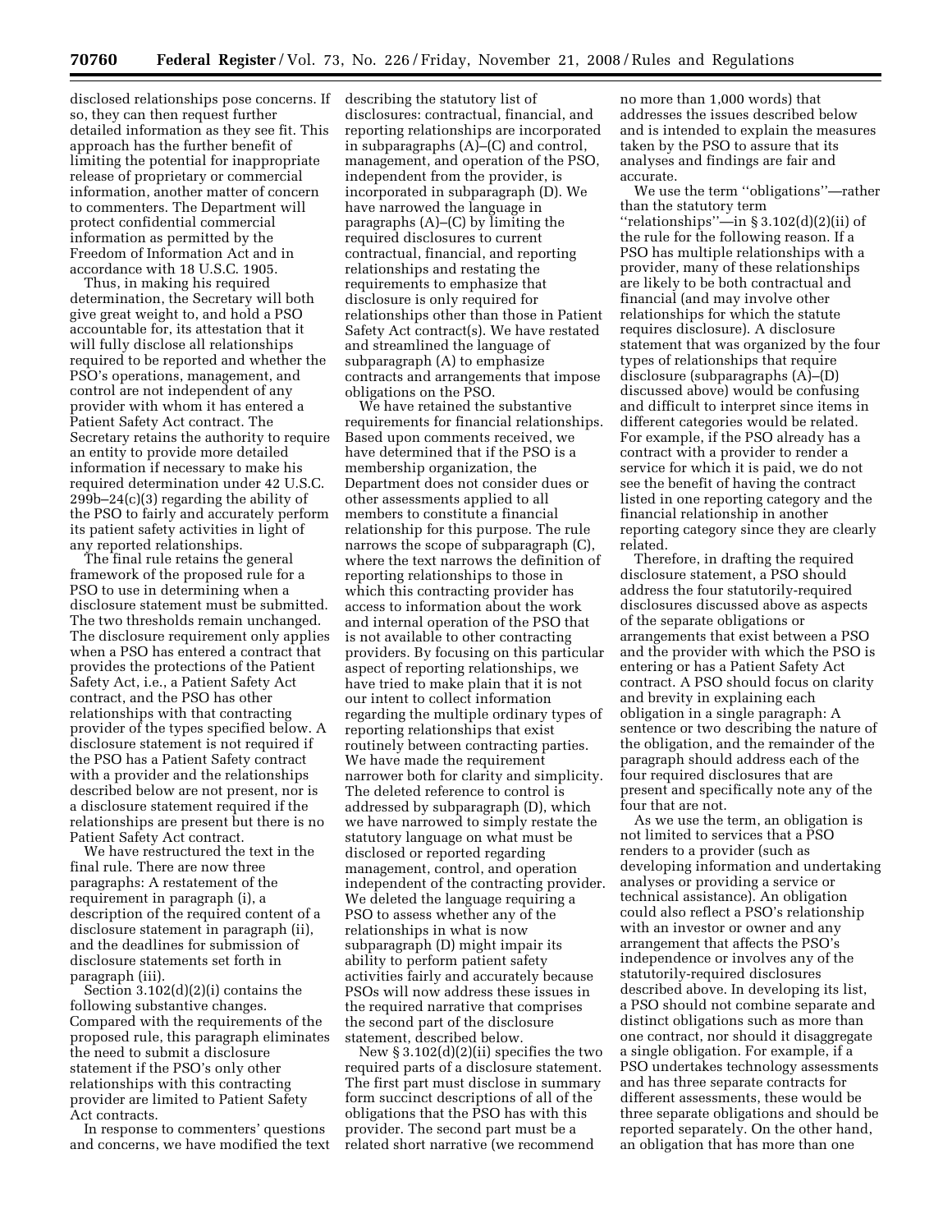disclosed relationships pose concerns. If so, they can then request further detailed information as they see fit. This approach has the further benefit of limiting the potential for inappropriate release of proprietary or commercial information, another matter of concern to commenters. The Department will protect confidential commercial information as permitted by the Freedom of Information Act and in accordance with 18 U.S.C. 1905.

Thus, in making his required determination, the Secretary will both give great weight to, and hold a PSO accountable for, its attestation that it will fully disclose all relationships required to be reported and whether the PSO's operations, management, and control are not independent of any provider with whom it has entered a Patient Safety Act contract. The Secretary retains the authority to require an entity to provide more detailed information if necessary to make his required determination under 42 U.S.C. 299b–24(c)(3) regarding the ability of the PSO to fairly and accurately perform its patient safety activities in light of any reported relationships.

The final rule retains the general framework of the proposed rule for a PSO to use in determining when a disclosure statement must be submitted. The two thresholds remain unchanged. The disclosure requirement only applies when a PSO has entered a contract that provides the protections of the Patient Safety Act, i.e., a Patient Safety Act contract, and the PSO has other relationships with that contracting provider of the types specified below. A disclosure statement is not required if the PSO has a Patient Safety contract with a provider and the relationships described below are not present, nor is a disclosure statement required if the relationships are present but there is no Patient Safety Act contract.

We have restructured the text in the final rule. There are now three paragraphs: A restatement of the requirement in paragraph (i), a description of the required content of a disclosure statement in paragraph (ii), and the deadlines for submission of disclosure statements set forth in paragraph (iii).

Section 3.102(d)(2)(i) contains the following substantive changes. Compared with the requirements of the proposed rule, this paragraph eliminates the need to submit a disclosure statement if the PSO's only other relationships with this contracting provider are limited to Patient Safety Act contracts.

In response to commenters' questions and concerns, we have modified the text describing the statutory list of disclosures: contractual, financial, and reporting relationships are incorporated in subparagraphs (A)–(C) and control, management, and operation of the PSO, independent from the provider, is incorporated in subparagraph (D). We have narrowed the language in paragraphs (A)–(C) by limiting the required disclosures to current contractual, financial, and reporting relationships and restating the requirements to emphasize that disclosure is only required for relationships other than those in Patient Safety Act contract(s). We have restated and streamlined the language of subparagraph (A) to emphasize contracts and arrangements that impose obligations on the PSO.

We have retained the substantive requirements for financial relationships. Based upon comments received, we have determined that if the PSO is a membership organization, the Department does not consider dues or other assessments applied to all members to constitute a financial relationship for this purpose. The rule narrows the scope of subparagraph (C), where the text narrows the definition of reporting relationships to those in which this contracting provider has access to information about the work and internal operation of the PSO that is not available to other contracting providers. By focusing on this particular aspect of reporting relationships, we have tried to make plain that it is not our intent to collect information regarding the multiple ordinary types of reporting relationships that exist routinely between contracting parties. We have made the requirement narrower both for clarity and simplicity. The deleted reference to control is addressed by subparagraph (D), which we have narrowed to simply restate the statutory language on what must be disclosed or reported regarding management, control, and operation independent of the contracting provider. We deleted the language requiring a PSO to assess whether any of the relationships in what is now subparagraph (D) might impair its ability to perform patient safety activities fairly and accurately because PSOs will now address these issues in the required narrative that comprises the second part of the disclosure statement, described below.

New § 3.102(d)(2)(ii) specifies the two required parts of a disclosure statement. The first part must disclose in summary form succinct descriptions of all of the obligations that the PSO has with this provider. The second part must be a related short narrative (we recommend no more than 1,000 words) that addresses the issues described below and is intended to explain the measures taken by the PSO to assure that its analyses and findings are fair and accurate.

We use the term ''obligations''—rather than the statutory term ''relationships''—in § 3.102(d)(2)(ii) of the rule for the following reason. If a PSO has multiple relationships with a provider, many of these relationships are likely to be both contractual and financial (and may involve other relationships for which the statute requires disclosure). A disclosure statement that was organized by the four types of relationships that require disclosure (subparagraphs (A)–(D) discussed above) would be confusing and difficult to interpret since items in different categories would be related. For example, if the PSO already has a contract with a provider to render a service for which it is paid, we do not see the benefit of having the contract listed in one reporting category and the financial relationship in another reporting category since they are clearly related.

Therefore, in drafting the required disclosure statement, a PSO should address the four statutorily-required disclosures discussed above as aspects of the separate obligations or arrangements that exist between a PSO and the provider with which the PSO is entering or has a Patient Safety Act contract. A PSO should focus on clarity and brevity in explaining each obligation in a single paragraph: A sentence or two describing the nature of the obligation, and the remainder of the paragraph should address each of the four required disclosures that are present and specifically note any of the four that are not.

As we use the term, an obligation is not limited to services that a PSO renders to a provider (such as developing information and undertaking analyses or providing a service or technical assistance). An obligation could also reflect a PSO's relationship with an investor or owner and any arrangement that affects the PSO's independence or involves any of the statutorily-required disclosures described above. In developing its list, a PSO should not combine separate and distinct obligations such as more than one contract, nor should it disaggregate a single obligation. For example, if a PSO undertakes technology assessments and has three separate contracts for different assessments, these would be three separate obligations and should be reported separately. On the other hand, an obligation that has more than one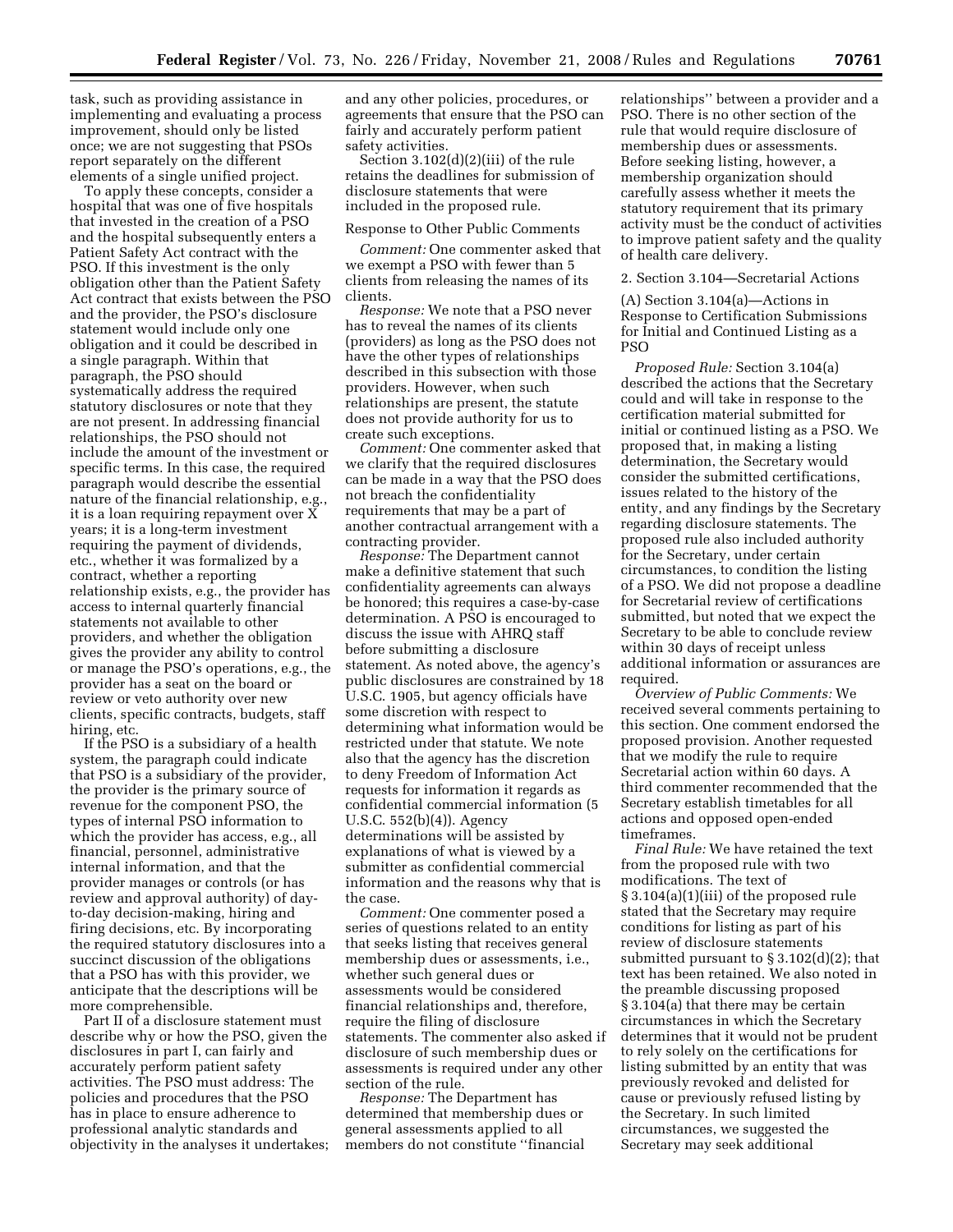task, such as providing assistance in implementing and evaluating a process improvement, should only be listed once; we are not suggesting that PSOs report separately on the different elements of a single unified project.

To apply these concepts, consider a hospital that was one of five hospitals that invested in the creation of a PSO and the hospital subsequently enters a Patient Safety Act contract with the PSO. If this investment is the only obligation other than the Patient Safety Act contract that exists between the PSO and the provider, the PSO's disclosure statement would include only one obligation and it could be described in a single paragraph. Within that paragraph, the PSO should systematically address the required statutory disclosures or note that they are not present. In addressing financial relationships, the PSO should not include the amount of the investment or specific terms. In this case, the required paragraph would describe the essential nature of the financial relationship, e.g., it is a loan requiring repayment over X years; it is a long-term investment requiring the payment of dividends, etc., whether it was formalized by a contract, whether a reporting relationship exists, e.g., the provider has access to internal quarterly financial statements not available to other providers, and whether the obligation gives the provider any ability to control or manage the PSO's operations, e.g., the provider has a seat on the board or review or veto authority over new clients, specific contracts, budgets, staff hiring, etc.

If the PSO is a subsidiary of a health system, the paragraph could indicate that PSO is a subsidiary of the provider, the provider is the primary source of revenue for the component PSO, the types of internal PSO information to which the provider has access, e.g., all financial, personnel, administrative internal information, and that the provider manages or controls (or has review and approval authority) of day-to-day decision-making, hiring and firing decisions, etc. By incorporating the required statutory disclosures into a succinct discussion of the obligations that a PSO has with this provider, we anticipate that the descriptions will be more comprehensible.

Part II of a disclosure statement must describe why or how the PSO, given the disclosures in part I, can fairly and accurately perform patient safety activities. The PSO must address: The policies and procedures that the PSO has in place to ensure adherence to professional analytic standards and objectivity in the analyses it undertakes; and any other policies, procedures, or agreements that ensure that the PSO can fairly and accurately perform patient safety activities.

Section 3.102(d)(2)(iii) of the rule retains the deadlines for submission of disclosure statements that were included in the proposed rule.

Response to Other Public Comments

*Comment:* One commenter asked that we exempt a PSO with fewer than 5 clients from releasing the names of its clients.

*Response:* We note that a PSO never has to reveal the names of its clients (providers) as long as the PSO does not have the other types of relationships described in this subsection with those providers. However, when such relationships are present, the statute does not provide authority for us to create such exceptions.

*Comment:* One commenter asked that we clarify that the required disclosures can be made in a way that the PSO does not breach the confidentiality requirements that may be a part of another contractual arrangement with a contracting provider.

*Response:* The Department cannot make a definitive statement that such confidentiality agreements can always be honored; this requires a case-by-case determination. A PSO is encouraged to discuss the issue with AHRQ staff before submitting a disclosure statement. As noted above, the agency's public disclosures are constrained by 18 U.S.C. 1905, but agency officials have some discretion with respect to determining what information would be restricted under that statute. We note also that the agency has the discretion to deny Freedom of Information Act requests for information it regards as confidential commercial information (5 U.S.C. 552(b)(4)). Agency determinations will be assisted by explanations of what is viewed by a submitter as confidential commercial information and the reasons why that is the case.

*Comment:* One commenter posed a series of questions related to an entity that seeks listing that receives general membership dues or assessments, i.e., whether such general dues or assessments would be considered financial relationships and, therefore, require the filing of disclosure statements. The commenter also asked if disclosure of such membership dues or assessments is required under any other section of the rule.

*Response:* The Department has determined that membership dues or general assessments applied to all members do not constitute "financial relationships" between a provider and a PSO. There is no other section of the rule that would require disclosure of membership dues or assessments. Before seeking listing, however, a membership organization should carefully assess whether it meets the statutory requirement that its primary activity must be the conduct of activities to improve patient safety and the quality of health care delivery.

2. Section 3.104—Secretarial Actions

(A) Section 3.104(a)—Actions in Response to Certification Submissions for Initial and Continued Listing as a PSO

*Proposed Rule:* Section 3.104(a) described the actions that the Secretary could and will take in response to the certification material submitted for initial or continued listing as a PSO. We proposed that, in making a listing determination, the Secretary would consider the submitted certifications, issues related to the history of the entity, and any findings by the Secretary regarding disclosure statements. The proposed rule also included authority for the Secretary, under certain circumstances, to condition the listing of a PSO. We did not propose a deadline for Secretarial review of certifications submitted, but noted that we expect the Secretary to be able to conclude review within 30 days of receipt unless additional information or assurances are required.

*Overview of Public Comments:* We received several comments pertaining to this section. One comment endorsed the proposed provision. Another requested that we modify the rule to require Secretarial action within 60 days. A third commenter recommended that the Secretary establish timetables for all actions and opposed open-ended timeframes.

*Final Rule:* We have retained the text from the proposed rule with two modifications. The text of § 3.104(a)(1)(iii) of the proposed rule stated that the Secretary may require conditions for listing as part of his review of disclosure statements submitted pursuant to § 3.102(d)(2); that text has been retained. We also noted in the preamble discussing proposed § 3.104(a) that there may be certain circumstances in which the Secretary determines that it would not be prudent to rely solely on the certifications for listing submitted by an entity that was previously revoked and delisted for cause or previously refused listing by the Secretary. In such limited circumstances, we suggested the Secretary may seek additional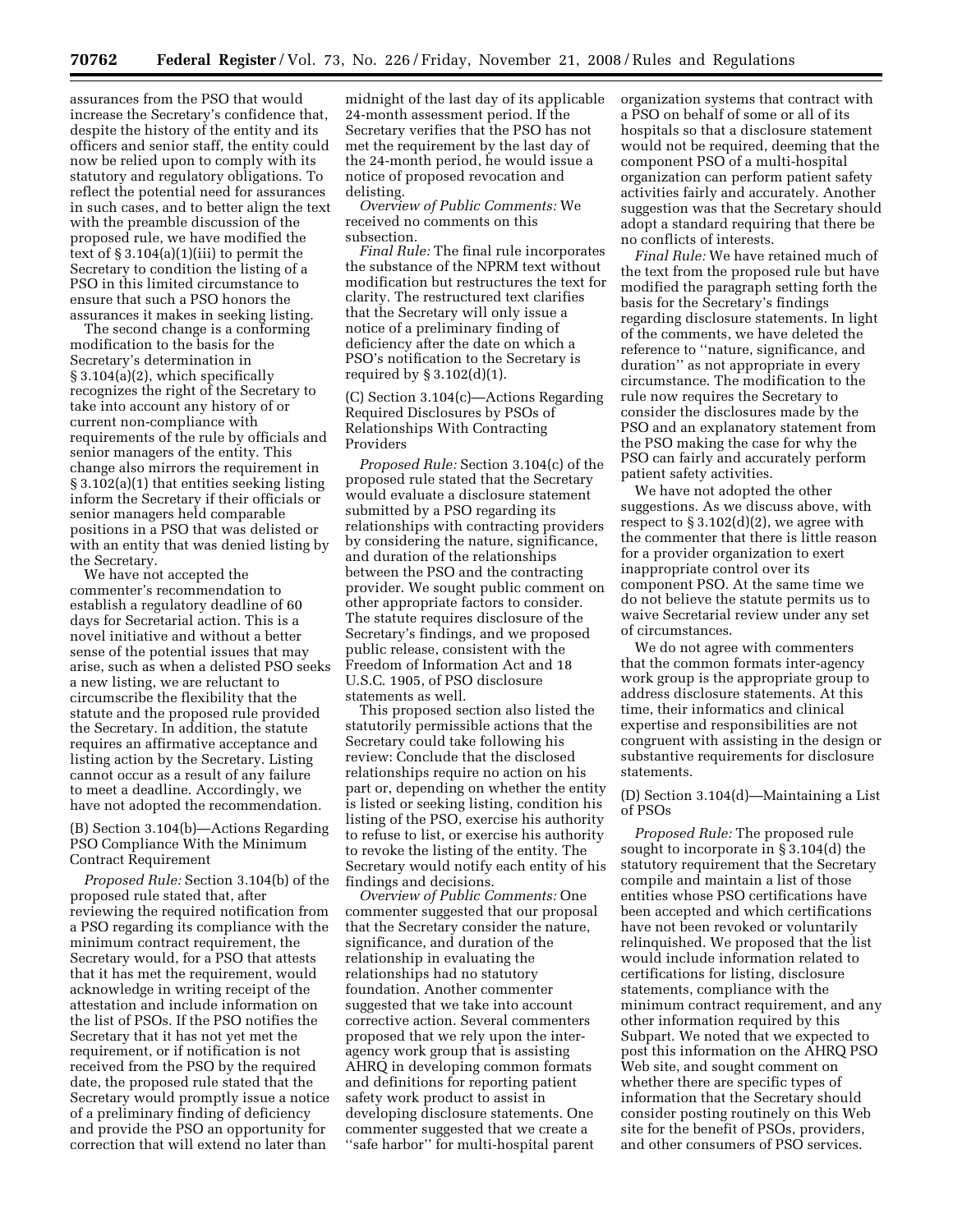assurances from the PSO that would increase the Secretary's confidence that, despite the history of the entity and its officers and senior staff, the entity could now be relied upon to comply with its statutory and regulatory obligations. To reflect the potential need for assurances in such cases, and to better align the text with the preamble discussion of the proposed rule, we have modified the text of § 3.104(a)(1)(iii) to permit the Secretary to condition the listing of a PSO in this limited circumstance to ensure that such a PSO honors the assurances it makes in seeking listing.

The second change is a conforming modification to the basis for the Secretary's determination in § 3.104(a)(2), which specifically recognizes the right of the Secretary to take into account any history of or current non-compliance with requirements of the rule by officials and senior managers of the entity. This change also mirrors the requirement in § 3.102(a)(1) that entities seeking listing inform the Secretary if their officials or senior managers held comparable positions in a PSO that was delisted or with an entity that was denied listing by the Secretary.

We have not accepted the commenter's recommendation to establish a regulatory deadline of 60 days for Secretarial action. This is a novel initiative and without a better sense of the potential issues that may arise, such as when a delisted PSO seeks a new listing, we are reluctant to circumscribe the flexibility that the statute and the proposed rule provided the Secretary. In addition, the statute requires an affirmative acceptance and listing action by the Secretary. Listing cannot occur as a result of any failure to meet a deadline. Accordingly, we have not adopted the recommendation.

(B) Section 3.104(b)—Actions Regarding PSO Compliance With the Minimum Contract Requirement

*Proposed Rule:* Section 3.104(b) of the proposed rule stated that, after reviewing the required notification from a PSO regarding its compliance with the minimum contract requirement, the Secretary would, for a PSO that attests that it has met the requirement, would acknowledge in writing receipt of the attestation and include information on the list of PSOs. If the PSO notifies the Secretary that it has not yet met the requirement, or if notification is not received from the PSO by the required date, the proposed rule stated that the Secretary would promptly issue a notice of a preliminary finding of deficiency and provide the PSO an opportunity for correction that will extend no later than midnight of the last day of its applicable 24-month assessment period. If the Secretary verifies that the PSO has not met the requirement by the last day of the 24-month period, he would issue a notice of proposed revocation and delisting.

*Overview of Public Comments:* We received no comments on this subsection.

*Final Rule:* The final rule incorporates the substance of the NPRM text without modification but restructures the text for clarity. The restructured text clarifies that the Secretary will only issue a notice of a preliminary finding of deficiency after the date on which a PSO's notification to the Secretary is required by § 3.102(d)(1).

(C) Section 3.104(c)—Actions Regarding Required Disclosures by PSOs of Relationships With Contracting Providers

*Proposed Rule:* Section 3.104(c) of the proposed rule stated that the Secretary would evaluate a disclosure statement submitted by a PSO regarding its relationships with contracting providers by considering the nature, significance, and duration of the relationships between the PSO and the contracting provider. We sought public comment on other appropriate factors to consider. The statute requires disclosure of the Secretary's findings, and we proposed public release, consistent with the Freedom of Information Act and 18 U.S.C. 1905, of PSO disclosure statements as well.

This proposed section also listed the statutorily permissible actions that the Secretary could take following his review: Conclude that the disclosed relationships require no action on his part or, depending on whether the entity is listed or seeking listing, condition his listing of the PSO, exercise his authority to refuse to list, or exercise his authority to revoke the listing of the entity. The Secretary would notify each entity of his findings and decisions.

*Overview of Public Comments:* One commenter suggested that our proposal that the Secretary consider the nature, significance, and duration of the relationship in evaluating the relationships had no statutory foundation. Another commenter suggested that we take into account corrective action. Several commenters proposed that we rely upon the inter-agency work group that is assisting AHRQ in developing common formats and definitions for reporting patient safety work product to assist in developing disclosure statements. One commenter suggested that we create a ''safe harbor'' for multi-hospital parent organization systems that contract with a PSO on behalf of some or all of its hospitals so that a disclosure statement would not be required, deeming that the component PSO of a multi-hospital organization can perform patient safety activities fairly and accurately. Another suggestion was that the Secretary should adopt a standard requiring that there be no conflicts of interests.

*Final Rule:* We have retained much of the text from the proposed rule but have modified the paragraph setting forth the basis for the Secretary's findings regarding disclosure statements. In light of the comments, we have deleted the reference to ''nature, significance, and duration'' as not appropriate in every circumstance. The modification to the rule now requires the Secretary to consider the disclosures made by the PSO and an explanatory statement from the PSO making the case for why the PSO can fairly and accurately perform patient safety activities.

We have not adopted the other suggestions. As we discuss above, with respect to § 3.102(d)(2), we agree with the commenter that there is little reason for a provider organization to exert inappropriate control over its component PSO. At the same time we do not believe the statute permits us to waive Secretarial review under any set of circumstances.

We do not agree with commenters that the common formats inter-agency work group is the appropriate group to address disclosure statements. At this time, their informatics and clinical expertise and responsibilities are not congruent with assisting in the design or substantive requirements for disclosure statements.

(D) Section 3.104(d)—Maintaining a List of PSOs

*Proposed Rule:* The proposed rule sought to incorporate in § 3.104(d) the statutory requirement that the Secretary compile and maintain a list of those entities whose PSO certifications have been accepted and which certifications have not been revoked or voluntarily relinquished. We proposed that the list would include information related to certifications for listing, disclosure statements, compliance with the minimum contract requirement, and any other information required by this Subpart. We noted that we expected to post this information on the AHRQ PSO Web site, and sought comment on whether there are specific types of information that the Secretary should consider posting routinely on this Web site for the benefit of PSOs, providers, and other consumers of PSO services.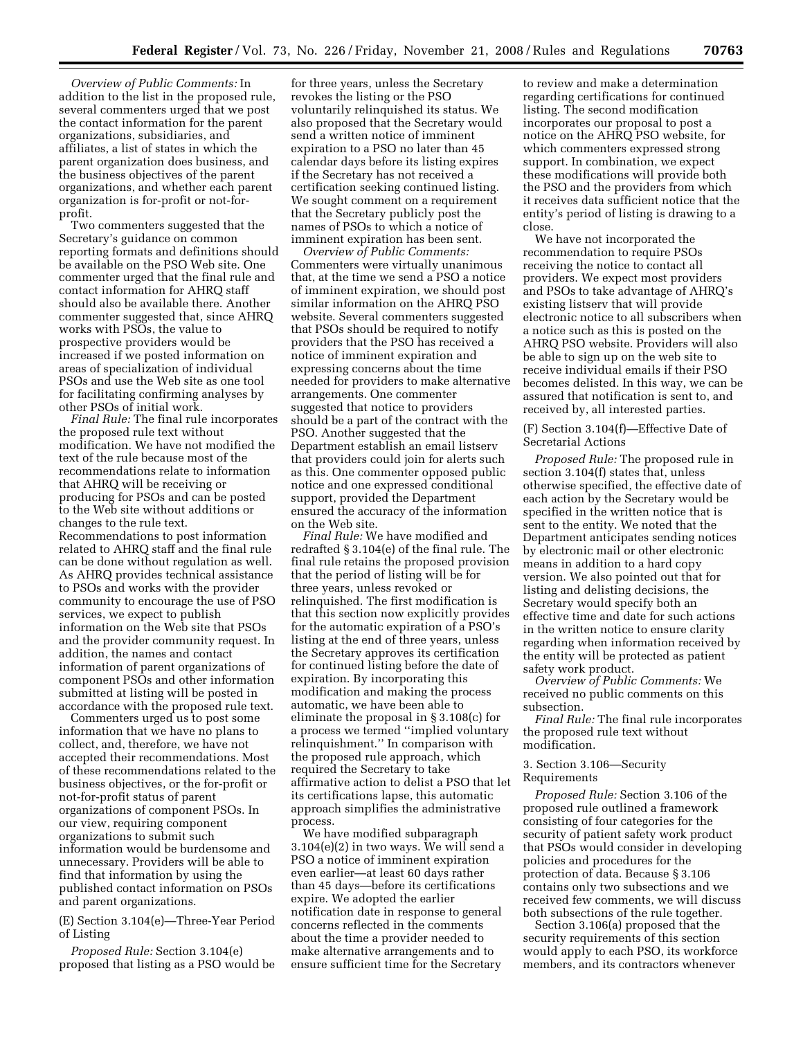*Overview of Public Comments:* In addition to the list in the proposed rule, several commenters urged that we post the contact information for the parent organizations, subsidiaries, and affiliates, a list of states in which the parent organization does business, and the business objectives of the parent organizations, and whether each parent organization is for-profit or not-for-profit.

Two commenters suggested that the Secretary's guidance on common reporting formats and definitions should be available on the PSO Web site. One commenter urged that the final rule and contact information for AHRQ staff should also be available there. Another commenter suggested that, since AHRQ works with PSOs, the value to prospective providers would be increased if we posted information on areas of specialization of individual PSOs and use the Web site as one tool for facilitating confirming analyses by other PSOs of initial work.

*Final Rule:* The final rule incorporates the proposed rule text without modification. We have not modified the text of the rule because most of the recommendations relate to information that AHRQ will be receiving or producing for PSOs and can be posted to the Web site without additions or changes to the rule text. Recommendations to post information related to AHRQ staff and the final rule can be done without regulation as well. As AHRQ provides technical assistance to PSOs and works with the provider community to encourage the use of PSO services, we expect to publish information on the Web site that PSOs and the provider community request. In addition, the names and contact information of parent organizations of component PSOs and other information submitted at listing will be posted in accordance with the proposed rule text.

Commenters urged us to post some information that we have no plans to collect, and, therefore, we have not accepted their recommendations. Most of these recommendations related to the business objectives, or the for-profit or not-for-profit status of parent organizations of component PSOs. In our view, requiring component organizations to submit such information would be burdensome and unnecessary. Providers will be able to find that information by using the published contact information on PSOs and parent organizations.

(E) Section 3.104(e)—Three-Year Period of Listing

*Proposed Rule:* Section 3.104(e) proposed that listing as a PSO would be for three years, unless the Secretary revokes the listing or the PSO voluntarily relinquished its status. We also proposed that the Secretary would send a written notice of imminent expiration to a PSO no later than 45 calendar days before its listing expires if the Secretary has not received a certification seeking continued listing. We sought comment on a requirement that the Secretary publicly post the names of PSOs to which a notice of imminent expiration has been sent.

*Overview of Public Comments:* Commenters were virtually unanimous that, at the time we send a PSO a notice of imminent expiration, we should post similar information on the AHRQ PSO website. Several commenters suggested that PSOs should be required to notify providers that the PSO has received a notice of imminent expiration and expressing concerns about the time needed for providers to make alternative arrangements. One commenter suggested that notice to providers should be a part of the contract with the PSO. Another suggested that the Department establish an email listserv that providers could join for alerts such as this. One commenter opposed public notice and one expressed conditional support, provided the Department ensured the accuracy of the information on the Web site.

*Final Rule:* We have modified and redrafted § 3.104(e) of the final rule. The final rule retains the proposed provision that the period of listing will be for three years, unless revoked or relinquished. The first modification is that this section now explicitly provides for the automatic expiration of a PSO's listing at the end of three years, unless the Secretary approves its certification for continued listing before the date of expiration. By incorporating this modification and making the process automatic, we have been able to eliminate the proposal in § 3.108(c) for a process we termed ''implied voluntary relinquishment.'' In comparison with the proposed rule approach, which required the Secretary to take affirmative action to delist a PSO that let its certifications lapse, this automatic approach simplifies the administrative process.

We have modified subparagraph 3.104(e)(2) in two ways. We will send a PSO a notice of imminent expiration even earlier—at least 60 days rather than 45 days—before its certifications expire. We adopted the earlier notification date in response to general concerns reflected in the comments about the time a provider needed to make alternative arrangements and to ensure sufficient time for the Secretary to review and make a determination regarding certifications for continued listing. The second modification incorporates our proposal to post a notice on the AHRQ PSO website, for which commenters expressed strong support. In combination, we expect these modifications will provide both the PSO and the providers from which it receives data sufficient notice that the entity's period of listing is drawing to a close.

We have not incorporated the recommendation to require PSOs receiving the notice to contact all providers. We expect most providers and PSOs to take advantage of AHRQ's existing listserv that will provide electronic notice to all subscribers when a notice such as this is posted on the AHRQ PSO website. Providers will also be able to sign up on the web site to receive individual emails if their PSO becomes delisted. In this way, we can be assured that notification is sent to, and received by, all interested parties.

(F) Section 3.104(f)—Effective Date of Secretarial Actions

*Proposed Rule:* The proposed rule in section 3.104(f) states that, unless otherwise specified, the effective date of each action by the Secretary would be specified in the written notice that is sent to the entity. We noted that the Department anticipates sending notices by electronic mail or other electronic means in addition to a hard copy version. We also pointed out that for listing and delisting decisions, the Secretary would specify both an effective time and date for such actions in the written notice to ensure clarity regarding when information received by the entity will be protected as patient safety work product.

*Overview of Public Comments:* We received no public comments on this subsection.

*Final Rule:* The final rule incorporates the proposed rule text without modification.

3. Section 3.106—Security Requirements

*Proposed Rule:* Section 3.106 of the proposed rule outlined a framework consisting of four categories for the security of patient safety work product that PSOs would consider in developing policies and procedures for the protection of data. Because § 3.106 contains only two subsections and we received few comments, we will discuss both subsections of the rule together.

Section 3.106(a) proposed that the security requirements of this section would apply to each PSO, its workforce members, and its contractors whenever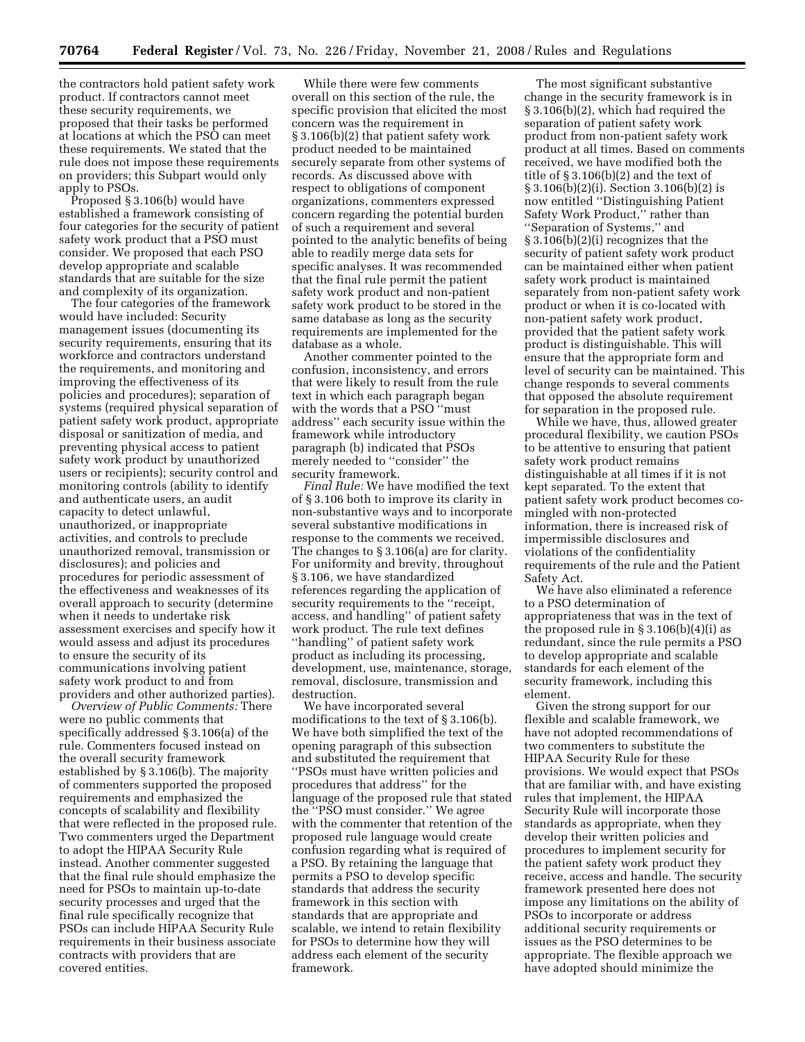the contractors hold patient safety work product. If contractors cannot meet these security requirements, we proposed that their tasks be performed at locations at which the PSO can meet these requirements. We stated that the rule does not impose these requirements on providers; this Subpart would only apply to PSOs.

Proposed § 3.106(b) would have established a framework consisting of four categories for the security of patient safety work product that a PSO must consider. We proposed that each PSO develop appropriate and scalable standards that are suitable for the size and complexity of its organization.

The four categories of the framework would have included: Security management issues (documenting its security requirements, ensuring that its workforce and contractors understand the requirements, and monitoring and improving the effectiveness of its policies and procedures); separation of systems (required physical separation of patient safety work product, appropriate disposal or sanitization of media, and preventing physical access to patient safety work product by unauthorized users or recipients); security control and monitoring controls (ability to identify and authenticate users, an audit capacity to detect unlawful, unauthorized, or inappropriate activities, and controls to preclude unauthorized removal, transmission or disclosures); and policies and procedures for periodic assessment of the effectiveness and weaknesses of its overall approach to security (determine when it needs to undertake risk assessment exercises and specify how it would assess and adjust its procedures to ensure the security of its communications involving patient safety work product to and from providers and other authorized parties).

*Overview of Public Comments:* There were no public comments that specifically addressed § 3.106(a) of the rule. Commenters focused instead on the overall security framework established by § 3.106(b). The majority of commenters supported the proposed requirements and emphasized the concepts of scalability and flexibility that were reflected in the proposed rule. Two commenters urged the Department to adopt the HIPAA Security Rule instead. Another commenter suggested that the final rule should emphasize the need for PSOs to maintain up-to-date security processes and urged that the final rule specifically recognize that PSOs can include HIPAA Security Rule requirements in their business associate contracts with providers that are covered entities.

While there were few comments overall on this section of the rule, the specific provision that elicited the most concern was the requirement in § 3.106(b)(2) that patient safety work product needed to be maintained securely separate from other systems of records. As discussed above with respect to obligations of component organizations, commenters expressed concern regarding the potential burden of such a requirement and several pointed to the analytic benefits of being able to readily merge data sets for specific analyses. It was recommended that the final rule permit the patient safety work product and non-patient safety work product to be stored in the same database as long as the security requirements are implemented for the database as a whole.

Another commenter pointed to the confusion, inconsistency, and errors that were likely to result from the rule text in which each paragraph began with the words that a PSO ''must address'' each security issue within the framework while introductory paragraph (b) indicated that PSOs merely needed to ''consider'' the security framework.

*Final Rule:* We have modified the text of § 3.106 both to improve its clarity in non-substantive ways and to incorporate several substantive modifications in response to the comments we received. The changes to § 3.106(a) are for clarity. For uniformity and brevity, throughout § 3.106, we have standardized references regarding the application of security requirements to the ''receipt, access, and handling'' of patient safety work product. The rule text defines ''handling'' of patient safety work product as including its processing, development, use, maintenance, storage, removal, disclosure, transmission and destruction.

We have incorporated several modifications to the text of § 3.106(b). We have both simplified the text of the opening paragraph of this subsection and substituted the requirement that ''PSOs must have written policies and procedures that address'' for the language of the proposed rule that stated the ''PSO must consider.'' We agree with the commenter that retention of the proposed rule language would create confusion regarding what is required of a PSO. By retaining the language that permits a PSO to develop specific standards that address the security framework in this section with standards that are appropriate and scalable, we intend to retain flexibility for PSOs to determine how they will address each element of the security framework.

The most significant substantive change in the security framework is in § 3.106(b)(2), which had required the separation of patient safety work product from non-patient safety work product at all times. Based on comments received, we have modified both the title of § 3.106(b)(2) and the text of § 3.106(b)(2)(i). Section 3.106(b)(2) is now entitled ''Distinguishing Patient Safety Work Product,'' rather than ''Separation of Systems,'' and § 3.106(b)(2)(i) recognizes that the security of patient safety work product can be maintained either when patient safety work product is maintained separately from non-patient safety work product or when it is co-located with non-patient safety work product, provided that the patient safety work product is distinguishable. This will ensure that the appropriate form and level of security can be maintained. This change responds to several comments that opposed the absolute requirement for separation in the proposed rule.

While we have, thus, allowed greater procedural flexibility, we caution PSOs to be attentive to ensuring that patient safety work product remains distinguishable at all times if it is not kept separated. To the extent that patient safety work product becomes co-mingled with non-protected information, there is increased risk of impermissible disclosures and violations of the confidentiality requirements of the rule and the Patient Safety Act.

We have also eliminated a reference to a PSO determination of appropriateness that was in the text of the proposed rule in § 3.106(b)(4)(i) as redundant, since the rule permits a PSO to develop appropriate and scalable standards for each element of the security framework, including this element.

Given the strong support for our flexible and scalable framework, we have not adopted recommendations of two commenters to substitute the HIPAA Security Rule for these provisions. We would expect that PSOs that are familiar with, and have existing rules that implement, the HIPAA Security Rule will incorporate those standards as appropriate, when they develop their written policies and procedures to implement security for the patient safety work product they receive, access and handle. The security framework presented here does not impose any limitations on the ability of PSOs to incorporate or address additional security requirements or issues as the PSO determines to be appropriate. The flexible approach we have adopted should minimize the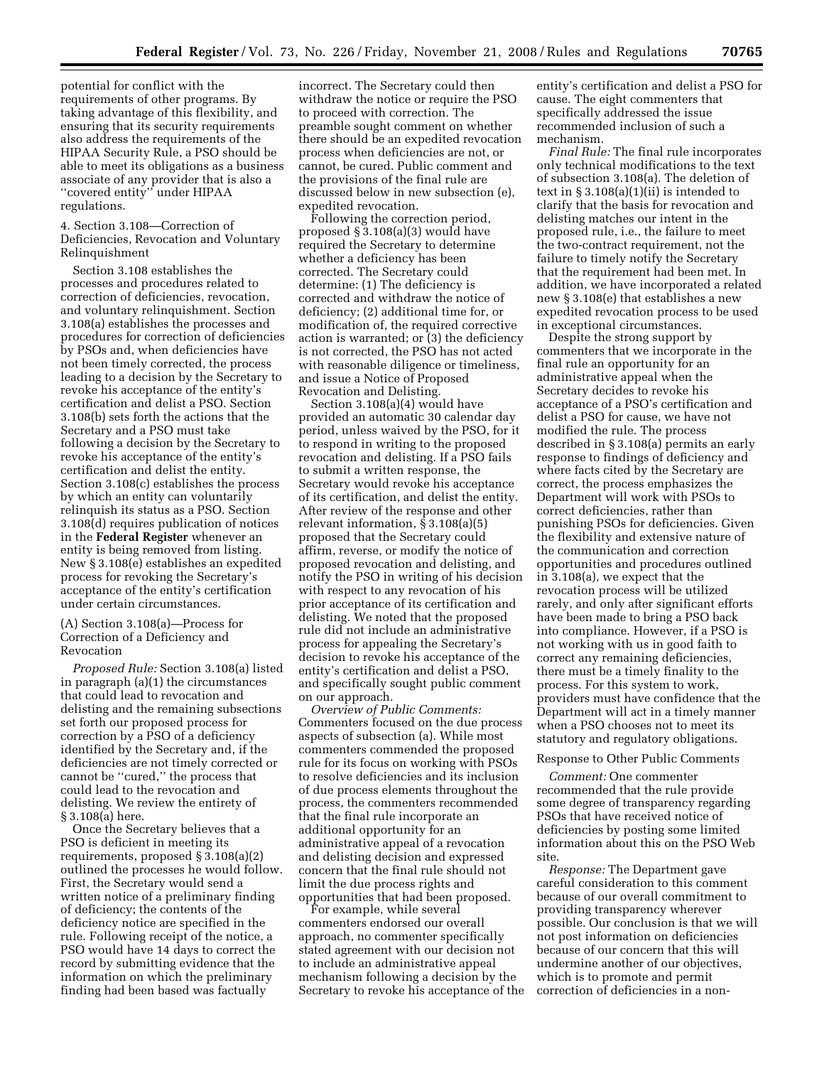potential for conflict with the requirements of other programs. By taking advantage of this flexibility, and ensuring that its security requirements also address the requirements of the HIPAA Security Rule, a PSO should be able to meet its obligations as a business associate of any provider that is also a ''covered entity'' under HIPAA regulations.

4. Section 3.108—Correction of Deficiencies, Revocation and Voluntary Relinquishment

Section 3.108 establishes the processes and procedures related to correction of deficiencies, revocation, and voluntary relinquishment. Section 3.108(a) establishes the processes and procedures for correction of deficiencies by PSOs and, when deficiencies have not been timely corrected, the process leading to a decision by the Secretary to revoke his acceptance of the entity's certification and delist a PSO. Section 3.108(b) sets forth the actions that the Secretary and a PSO must take following a decision by the Secretary to revoke his acceptance of the entity's certification and delist the entity. Section 3.108(c) establishes the process by which an entity can voluntarily relinquish its status as a PSO. Section 3.108(d) requires publication of notices in the **Federal Register** whenever an entity is being removed from listing. New § 3.108(e) establishes an expedited process for revoking the Secretary's acceptance of the entity's certification under certain circumstances.

(A) Section 3.108(a)—Process for Correction of a Deficiency and Revocation

*Proposed Rule:* Section 3.108(a) listed in paragraph (a)(1) the circumstances that could lead to revocation and delisting and the remaining subsections set forth our proposed process for correction by a PSO of a deficiency identified by the Secretary and, if the deficiencies are not timely corrected or cannot be ''cured,'' the process that could lead to the revocation and delisting. We review the entirety of § 3.108(a) here.

Once the Secretary believes that a PSO is deficient in meeting its requirements, proposed § 3.108(a)(2) outlined the processes he would follow. First, the Secretary would send a written notice of a preliminary finding of deficiency; the contents of the deficiency notice are specified in the rule. Following receipt of the notice, a PSO would have 14 days to correct the record by submitting evidence that the information on which the preliminary finding had been based was factually incorrect. The Secretary could then withdraw the notice or require the PSO to proceed with correction. The preamble sought comment on whether there should be an expedited revocation process when deficiencies are not, or cannot, be cured. Public comment and the provisions of the final rule are discussed below in new subsection (e), expedited revocation.

Following the correction period, proposed § 3.108(a)(3) would have required the Secretary to determine whether a deficiency has been corrected. The Secretary could determine: (1) The deficiency is corrected and withdraw the notice of deficiency; (2) additional time for, or modification of, the required corrective action is warranted; or (3) the deficiency is not corrected, the PSO has not acted with reasonable diligence or timeliness, and issue a Notice of Proposed Revocation and Delisting.

Section 3.108(a)(4) would have provided an automatic 30 calendar day period, unless waived by the PSO, for it to respond in writing to the proposed revocation and delisting. If a PSO fails to submit a written response, the Secretary would revoke his acceptance of its certification, and delist the entity. After review of the response and other relevant information, § 3.108(a)(5) proposed that the Secretary could affirm, reverse, or modify the notice of proposed revocation and delisting, and notify the PSO in writing of his decision with respect to any revocation of his prior acceptance of its certification and delisting. We noted that the proposed rule did not include an administrative process for appealing the Secretary's decision to revoke his acceptance of the entity's certification and delist a PSO, and specifically sought public comment on our approach.

*Overview of Public Comments:* Commenters focused on the due process aspects of subsection (a). While most commenters commended the proposed rule for its focus on working with PSOs to resolve deficiencies and its inclusion of due process elements throughout the process, the commenters recommended that the final rule incorporate an additional opportunity for an administrative appeal of a revocation and delisting decision and expressed concern that the final rule should not limit the due process rights and opportunities that had been proposed.

For example, while several commenters endorsed our overall approach, no commenter specifically stated agreement with our decision not to include an administrative appeal mechanism following a decision by the Secretary to revoke his acceptance of the entity's certification and delist a PSO for cause. The eight commenters that specifically addressed the issue recommended inclusion of such a mechanism.

*Final Rule:* The final rule incorporates only technical modifications to the text of subsection 3.108(a). The deletion of text in § 3.108(a)(1)(ii) is intended to clarify that the basis for revocation and delisting matches our intent in the proposed rule, i.e., the failure to meet the two-contract requirement, not the failure to timely notify the Secretary that the requirement had been met. In addition, we have incorporated a related new § 3.108(e) that establishes a new expedited revocation process to be used in exceptional circumstances.

Despite the strong support by commenters that we incorporate in the final rule an opportunity for an administrative appeal when the Secretary decides to revoke his acceptance of a PSO's certification and delist a PSO for cause, we have not modified the rule. The process described in § 3.108(a) permits an early response to findings of deficiency and where facts cited by the Secretary are correct, the process emphasizes the Department will work with PSOs to correct deficiencies, rather than punishing PSOs for deficiencies. Given the flexibility and extensive nature of the communication and correction opportunities and procedures outlined in 3.108(a), we expect that the revocation process will be utilized rarely, and only after significant efforts have been made to bring a PSO back into compliance. However, if a PSO is not working with us in good faith to correct any remaining deficiencies, there must be a timely finality to the process. For this system to work, providers must have confidence that the Department will act in a timely manner when a PSO chooses not to meet its statutory and regulatory obligations.

Response to Other Public Comments

*Comment:* One commenter recommended that the rule provide some degree of transparency regarding PSOs that have received notice of deficiencies by posting some limited information about this on the PSO Web site.

*Response:* The Department gave careful consideration to this comment because of our overall commitment to providing transparency wherever possible. Our conclusion is that we will not post information on deficiencies because of our concern that this will undermine another of our objectives, which is to promote and permit correction of deficiencies in a non-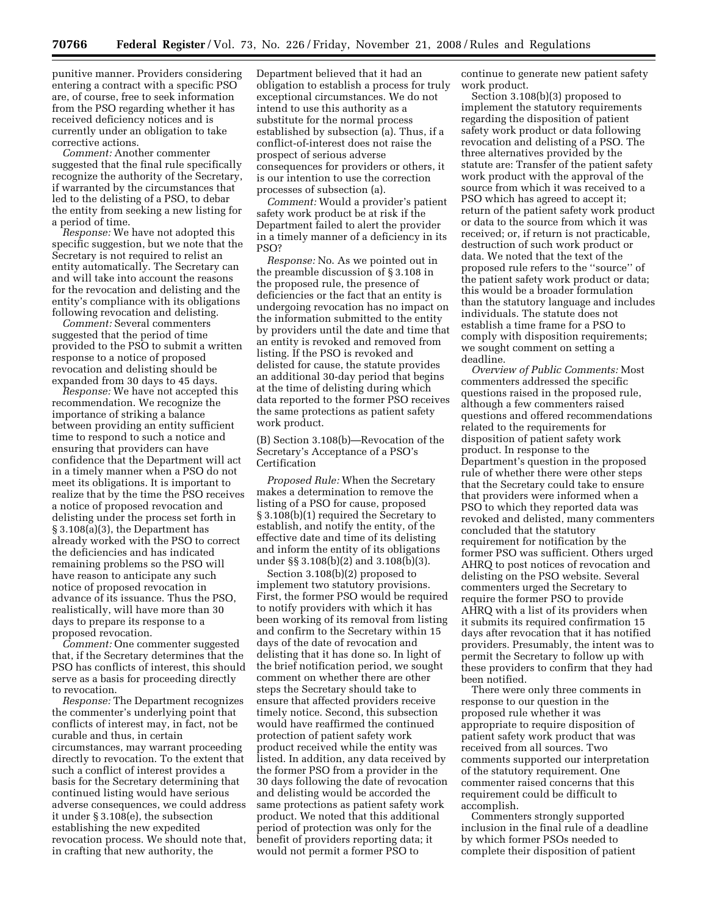punitive manner. Providers considering entering a contract with a specific PSO are, of course, free to seek information from the PSO regarding whether it has received deficiency notices and is currently under an obligation to take corrective actions.

*Comment:* Another commenter suggested that the final rule specifically recognize the authority of the Secretary, if warranted by the circumstances that led to the delisting of a PSO, to debar the entity from seeking a new listing for a period of time.

*Response:* We have not adopted this specific suggestion, but we note that the Secretary is not required to relist an entity automatically. The Secretary can and will take into account the reasons for the revocation and delisting and the entity's compliance with its obligations following revocation and delisting.

*Comment:* Several commenters suggested that the period of time provided to the PSO to submit a written response to a notice of proposed revocation and delisting should be expanded from 30 days to 45 days.

*Response:* We have not accepted this recommendation. We recognize the importance of striking a balance between providing an entity sufficient time to respond to such a notice and ensuring that providers can have confidence that the Department will act in a timely manner when a PSO do not meet its obligations. It is important to realize that by the time the PSO receives a notice of proposed revocation and delisting under the process set forth in § 3.108(a)(3), the Department has already worked with the PSO to correct the deficiencies and has indicated remaining problems so the PSO will have reason to anticipate any such notice of proposed revocation in advance of its issuance. Thus the PSO, realistically, will have more than 30 days to prepare its response to a proposed revocation.

*Comment:* One commenter suggested that, if the Secretary determines that the PSO has conflicts of interest, this should serve as a basis for proceeding directly to revocation.

*Response:* The Department recognizes the commenter's underlying point that conflicts of interest may, in fact, not be curable and thus, in certain circumstances, may warrant proceeding directly to revocation. To the extent that such a conflict of interest provides a basis for the Secretary determining that continued listing would have serious adverse consequences, we could address it under § 3.108(e), the subsection establishing the new expedited revocation process. We should note that, in crafting that new authority, the Department believed that it had an obligation to establish a process for truly exceptional circumstances. We do not intend to use this authority as a substitute for the normal process established by subsection (a). Thus, if a conflict-of-interest does not raise the prospect of serious adverse consequences for providers or others, it is our intention to use the correction processes of subsection (a).

*Comment:* Would a provider's patient safety work product be at risk if the Department failed to alert the provider in a timely manner of a deficiency in its PSO?

*Response:* No. As we pointed out in the preamble discussion of § 3.108 in the proposed rule, the presence of deficiencies or the fact that an entity is undergoing revocation has no impact on the information submitted to the entity by providers until the date and time that an entity is revoked and removed from listing. If the PSO is revoked and delisted for cause, the statute provides an additional 30-day period that begins at the time of delisting during which data reported to the former PSO receives the same protections as patient safety work product.

(B) Section 3.108(b)—Revocation of the Secretary's Acceptance of a PSO's Certification

*Proposed Rule:* When the Secretary makes a determination to remove the listing of a PSO for cause, proposed § 3.108(b)(1) required the Secretary to establish, and notify the entity, of the effective date and time of its delisting and inform the entity of its obligations under §§ 3.108(b)(2) and 3.108(b)(3).

Section 3.108(b)(2) proposed to implement two statutory provisions. First, the former PSO would be required to notify providers with which it has been working of its removal from listing and confirm to the Secretary within 15 days of the date of revocation and delisting that it has done so. In light of the brief notification period, we sought comment on whether there are other steps the Secretary should take to ensure that affected providers receive timely notice. Second, this subsection would have reaffirmed the continued protection of patient safety work product received while the entity was listed. In addition, any data received by the former PSO from a provider in the 30 days following the date of revocation and delisting would be accorded the same protections as patient safety work product. We noted that this additional period of protection was only for the benefit of providers reporting data; it would not permit a former PSO to continue to generate new patient safety work product.

Section 3.108(b)(3) proposed to implement the statutory requirements regarding the disposition of patient safety work product or data following revocation and delisting of a PSO. The three alternatives provided by the statute are: Transfer of the patient safety work product with the approval of the source from which it was received to a PSO which has agreed to accept it; return of the patient safety work product or data to the source from which it was received; or, if return is not practicable, destruction of such work product or data. We noted that the text of the proposed rule refers to the "source" of the patient safety work product or data; this would be a broader formulation than the statutory language and includes individuals. The statute does not establish a time frame for a PSO to comply with disposition requirements; we sought comment on setting a deadline.

*Overview of Public Comments:* Most commenters addressed the specific questions raised in the proposed rule, although a few commenters raised questions and offered recommendations related to the requirements for disposition of patient safety work product. In response to the Department's question in the proposed rule of whether there were other steps that the Secretary could take to ensure that providers were informed when a PSO to which they reported data was revoked and delisted, many commenters concluded that the statutory requirement for notification by the former PSO was sufficient. Others urged AHRQ to post notices of revocation and delisting on the PSO website. Several commenters urged the Secretary to require the former PSO to provide AHRQ with a list of its providers when it submits its required confirmation 15 days after revocation that it has notified providers. Presumably, the intent was to permit the Secretary to follow up with these providers to confirm that they had been notified.

There were only three comments in response to our question in the proposed rule whether it was appropriate to require disposition of patient safety work product that was received from all sources. Two comments supported our interpretation of the statutory requirement. One commenter raised concerns that this requirement could be difficult to accomplish.

Commenters strongly supported inclusion in the final rule of a deadline by which former PSOs needed to complete their disposition of patient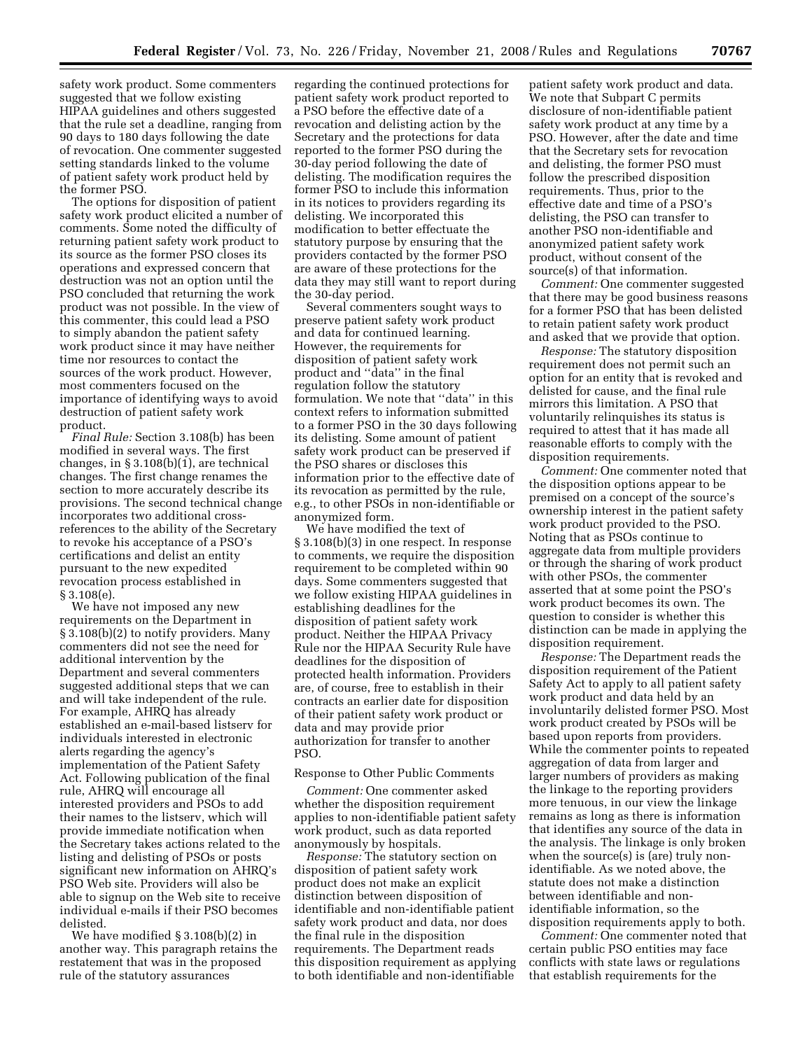safety work product. Some commenters suggested that we follow existing HIPAA guidelines and others suggested that the rule set a deadline, ranging from 90 days to 180 days following the date of revocation. One commenter suggested setting standards linked to the volume of patient safety work product held by the former PSO.

The options for disposition of patient safety work product elicited a number of comments. Some noted the difficulty of returning patient safety work product to its source as the former PSO closes its operations and expressed concern that destruction was not an option until the PSO concluded that returning the work product was not possible. In the view of this commenter, this could lead a PSO to simply abandon the patient safety work product since it may have neither time nor resources to contact the sources of the work product. However, most commenters focused on the importance of identifying ways to avoid destruction of patient safety work product.

*Final Rule:* Section 3.108(b) has been modified in several ways. The first changes, in § 3.108(b)(1), are technical changes. The first change renames the section to more accurately describe its provisions. The second technical change incorporates two additional cross-references to the ability of the Secretary to revoke his acceptance of a PSO's certifications and delist an entity pursuant to the new expedited revocation process established in § 3.108(e).

We have not imposed any new requirements on the Department in § 3.108(b)(2) to notify providers. Many commenters did not see the need for additional intervention by the Department and several commenters suggested additional steps that we can and will take independent of the rule. For example, AHRQ has already established an e-mail-based listserv for individuals interested in electronic alerts regarding the agency's implementation of the Patient Safety Act. Following publication of the final rule, AHRQ will encourage all interested providers and PSOs to add their names to the listserv, which will provide immediate notification when the Secretary takes actions related to the listing and delisting of PSOs or posts significant new information on AHRQ's PSO Web site. Providers will also be able to signup on the Web site to receive individual e-mails if their PSO becomes delisted.

We have modified § 3.108(b)(2) in another way. This paragraph retains the restatement that was in the proposed rule of the statutory assurances regarding the continued protections for patient safety work product reported to a PSO before the effective date of a revocation and delisting action by the Secretary and the protections for data reported to the former PSO during the 30-day period following the date of delisting. The modification requires the former PSO to include this information in its notices to providers regarding its delisting. We incorporated this modification to better effectuate the statutory purpose by ensuring that the providers contacted by the former PSO are aware of these protections for the data they may still want to report during the 30-day period.

Several commenters sought ways to preserve patient safety work product and data for continued learning. However, the requirements for disposition of patient safety work product and "data" in the final regulation follow the statutory formulation. We note that "data" in this context refers to information submitted to a former PSO in the 30 days following its delisting. Some amount of patient safety work product can be preserved if the PSO shares or discloses this information prior to the effective date of its revocation as permitted by the rule, e.g., to other PSOs in non-identifiable or anonymized form.

We have modified the text of § 3.108(b)(3) in one respect. In response to comments, we require the disposition requirement to be completed within 90 days. Some commenters suggested that we follow existing HIPAA guidelines in establishing deadlines for the disposition of patient safety work product. Neither the HIPAA Privacy Rule nor the HIPAA Security Rule have deadlines for the disposition of protected health information. Providers are, of course, free to establish in their contracts an earlier date for disposition of their patient safety work product or data and may provide prior authorization for transfer to another PSO.

Response to Other Public Comments

*Comment:* One commenter asked whether the disposition requirement applies to non-identifiable patient safety work product, such as data reported anonymously by hospitals.

*Response:* The statutory section on disposition of patient safety work product does not make an explicit distinction between disposition of identifiable and non-identifiable patient safety work product and data, nor does the final rule in the disposition requirements. The Department reads this disposition requirement as applying to both identifiable and non-identifiable patient safety work product and data. We note that Subpart C permits disclosure of non-identifiable patient safety work product at any time by a PSO. However, after the date and time that the Secretary sets for revocation and delisting, the former PSO must follow the prescribed disposition requirements. Thus, prior to the effective date and time of a PSO's delisting, the PSO can transfer to another PSO non-identifiable and anonymized patient safety work product, without consent of the source(s) of that information.

*Comment:* One commenter suggested that there may be good business reasons for a former PSO that has been delisted to retain patient safety work product and asked that we provide that option.

*Response:* The statutory disposition requirement does not permit such an option for an entity that is revoked and delisted for cause, and the final rule mirrors this limitation. A PSO that voluntarily relinquishes its status is required to attest that it has made all reasonable efforts to comply with the disposition requirements.

*Comment:* One commenter noted that the disposition options appear to be premised on a concept of the source's ownership interest in the patient safety work product provided to the PSO. Noting that as PSOs continue to aggregate data from multiple providers or through the sharing of work product with other PSOs, the commenter asserted that at some point the PSO's work product becomes its own. The question to consider is whether this distinction can be made in applying the disposition requirement.

*Response:* The Department reads the disposition requirement of the Patient Safety Act to apply to all patient safety work product and data held by an involuntarily delisted former PSO. Most work product created by PSOs will be based upon reports from providers. While the commenter points to repeated aggregation of data from larger and larger numbers of providers as making the linkage to the reporting providers more tenuous, in our view the linkage remains as long as there is information that identifies any source of the data in the analysis. The linkage is only broken when the source(s) is (are) truly non-identifiable. As we noted above, the statute does not make a distinction between identifiable and non-identifiable information, so the disposition requirements apply to both.

*Comment:* One commenter noted that certain public PSO entities may face conflicts with state laws or regulations that establish requirements for the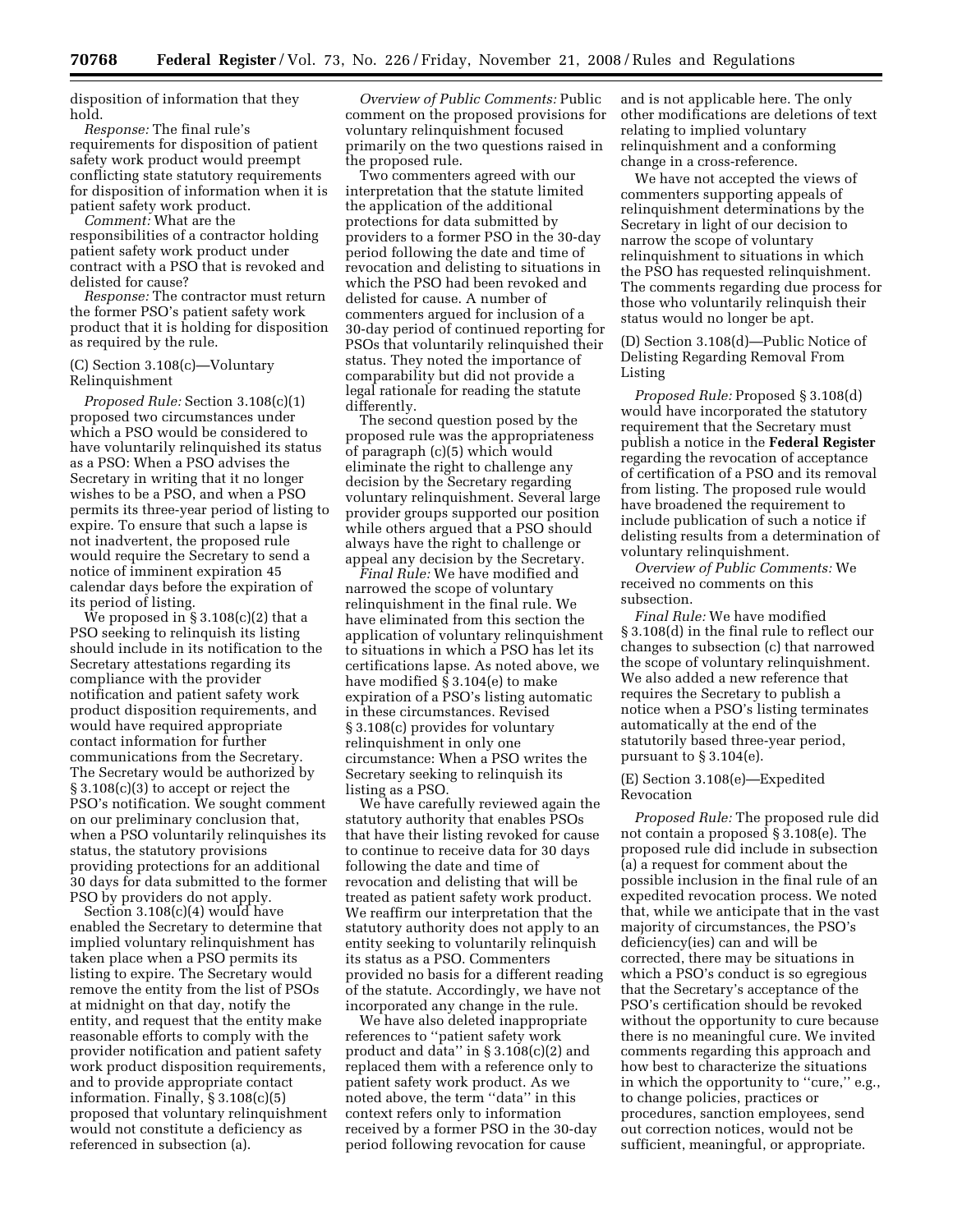disposition of information that they hold.

*Response:* The final rule's requirements for disposition of patient safety work product would preempt conflicting state statutory requirements for disposition of information when it is patient safety work product.

*Comment:* What are the responsibilities of a contractor holding patient safety work product under contract with a PSO that is revoked and delisted for cause?

*Response:* The contractor must return the former PSO's patient safety work product that it is holding for disposition as required by the rule.

(C) Section 3.108(c)—Voluntary Relinquishment

*Proposed Rule:* Section 3.108(c)(1) proposed two circumstances under which a PSO would be considered to have voluntarily relinquished its status as a PSO: When a PSO advises the Secretary in writing that it no longer wishes to be a PSO, and when a PSO permits its three-year period of listing to expire. To ensure that such a lapse is not inadvertent, the proposed rule would require the Secretary to send a notice of imminent expiration 45 calendar days before the expiration of its period of listing.

We proposed in § 3.108(c)(2) that a PSO seeking to relinquish its listing should include in its notification to the Secretary attestations regarding its compliance with the provider notification and patient safety work product disposition requirements, and would have required appropriate contact information for further communications from the Secretary. The Secretary would be authorized by § 3.108(c)(3) to accept or reject the PSO's notification. We sought comment on our preliminary conclusion that, when a PSO voluntarily relinquishes its status, the statutory provisions providing protections for an additional 30 days for data submitted to the former PSO by providers do not apply.

Section 3.108(c)(4) would have enabled the Secretary to determine that implied voluntary relinquishment has taken place when a PSO permits its listing to expire. The Secretary would remove the entity from the list of PSOs at midnight on that day, notify the entity, and request that the entity make reasonable efforts to comply with the provider notification and patient safety work product disposition requirements, and to provide appropriate contact information. Finally, § 3.108(c)(5) proposed that voluntary relinquishment would not constitute a deficiency as referenced in subsection (a).

*Overview of Public Comments:* Public comment on the proposed provisions for voluntary relinquishment focused primarily on the two questions raised in the proposed rule.

Two commenters agreed with our interpretation that the statute limited the application of the additional protections for data submitted by providers to a former PSO in the 30-day period following the date and time of revocation and delisting to situations in which the PSO had been revoked and delisted for cause. A number of commenters argued for inclusion of a 30-day period of continued reporting for PSOs that voluntarily relinquished their status. They noted the importance of comparability but did not provide a legal rationale for reading the statute differently.

The second question posed by the proposed rule was the appropriateness of paragraph (c)(5) which would eliminate the right to challenge any decision by the Secretary regarding voluntary relinquishment. Several large provider groups supported our position while others argued that a PSO should always have the right to challenge or appeal any decision by the Secretary.

*Final Rule:* We have modified and narrowed the scope of voluntary relinquishment in the final rule. We have eliminated from this section the application of voluntary relinquishment to situations in which a PSO has let its certifications lapse. As noted above, we have modified § 3.104(e) to make expiration of a PSO's listing automatic in these circumstances. Revised § 3.108(c) provides for voluntary relinquishment in only one circumstance: When a PSO writes the Secretary seeking to relinquish its listing as a PSO.

We have carefully reviewed again the statutory authority that enables PSOs that have their listing revoked for cause to continue to receive data for 30 days following the date and time of revocation and delisting that will be treated as patient safety work product. We reaffirm our interpretation that the statutory authority does not apply to an entity seeking to voluntarily relinquish its status as a PSO. Commenters provided no basis for a different reading of the statute. Accordingly, we have not incorporated any change in the rule.

We have also deleted inappropriate references to ''patient safety work product and data'' in § 3.108(c)(2) and replaced them with a reference only to patient safety work product. As we noted above, the term ''data'' in this context refers only to information received by a former PSO in the 30-day period following revocation for cause and is not applicable here. The only other modifications are deletions of text relating to implied voluntary relinquishment and a conforming change in a cross-reference.

We have not accepted the views of commenters supporting appeals of relinquishment determinations by the Secretary in light of our decision to narrow the scope of voluntary relinquishment to situations in which the PSO has requested relinquishment. The comments regarding due process for those who voluntarily relinquish their status would no longer be apt.

(D) Section 3.108(d)—Public Notice of Delisting Regarding Removal From Listing

*Proposed Rule:* Proposed § 3.108(d) would have incorporated the statutory requirement that the Secretary must publish a notice in the **Federal Register** regarding the revocation of acceptance of certification of a PSO and its removal from listing. The proposed rule would have broadened the requirement to include publication of such a notice if delisting results from a determination of voluntary relinquishment.

*Overview of Public Comments:* We received no comments on this subsection.

*Final Rule:* We have modified § 3.108(d) in the final rule to reflect our changes to subsection (c) that narrowed the scope of voluntary relinquishment. We also added a new reference that requires the Secretary to publish a notice when a PSO's listing terminates automatically at the end of the statutorily based three-year period, pursuant to § 3.104(e).

(E) Section 3.108(e)—Expedited Revocation

*Proposed Rule:* The proposed rule did not contain a proposed § 3.108(e). The proposed rule did include in subsection (a) a request for comment about the possible inclusion in the final rule of an expedited revocation process. We noted that, while we anticipate that in the vast majority of circumstances, the PSO's deficiency(ies) can and will be corrected, there may be situations in which a PSO's conduct is so egregious that the Secretary's acceptance of the PSO's certification should be revoked without the opportunity to cure because there is no meaningful cure. We invited comments regarding this approach and how best to characterize the situations in which the opportunity to ''cure,'' e.g., to change policies, practices or procedures, sanction employees, send out correction notices, would not be sufficient, meaningful, or appropriate.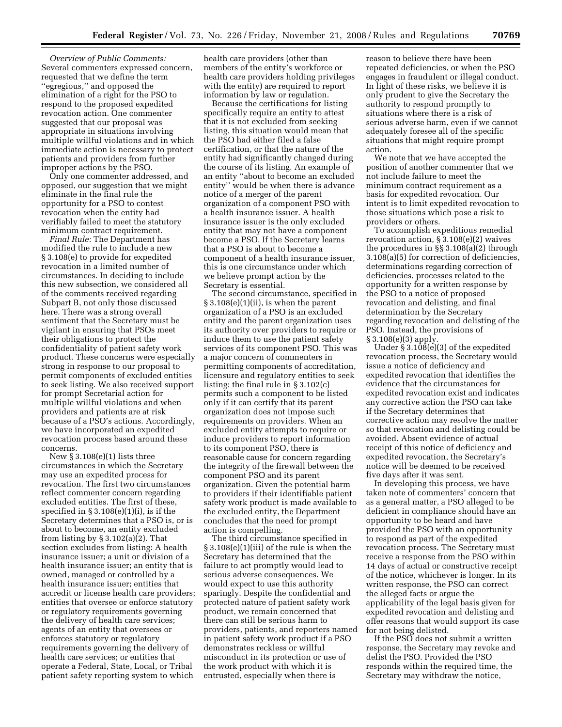*Overview of Public Comments:* Several commenters expressed concern, requested that we define the term ''egregious,'' and opposed the elimination of a right for the PSO to respond to the proposed expedited revocation action. One commenter suggested that our proposal was appropriate in situations involving multiple willful violations and in which immediate action is necessary to protect patients and providers from further improper actions by the PSO.

Only one commenter addressed, and opposed, our suggestion that we might eliminate in the final rule the opportunity for a PSO to contest revocation when the entity had verifiably failed to meet the statutory minimum contract requirement.

*Final Rule:* The Department has modified the rule to include a new § 3.108(e) to provide for expedited revocation in a limited number of circumstances. In deciding to include this new subsection, we considered all of the comments received regarding Subpart B, not only those discussed here. There was a strong overall sentiment that the Secretary must be vigilant in ensuring that PSOs meet their obligations to protect the confidentiality of patient safety work product. These concerns were especially strong in response to our proposal to permit components of excluded entities to seek listing. We also received support for prompt Secretarial action for multiple willful violations and when providers and patients are at risk because of a PSO's actions. Accordingly, we have incorporated an expedited revocation process based around these concerns.

New § 3.108(e)(1) lists three circumstances in which the Secretary may use an expedited process for revocation. The first two circumstances reflect commenter concern regarding excluded entities. The first of these, specified in § 3.108(e)(1)(i), is if the Secretary determines that a PSO is, or is about to become, an entity excluded from listing by § 3.102(a)(2). That section excludes from listing: A health insurance issuer; a unit or division of a health insurance issuer; an entity that is owned, managed or controlled by a health insurance issuer; entities that accredit or license health care providers; entities that oversee or enforce statutory or regulatory requirements governing the delivery of health care services; agents of an entity that oversees or enforces statutory or regulatory requirements governing the delivery of health care services; or entities that operate a Federal, State, Local, or Tribal patient safety reporting system to which health care providers (other than members of the entity's workforce or health care providers holding privileges with the entity) are required to report information by law or regulation.

Because the certifications for listing specifically require an entity to attest that it is not excluded from seeking listing, this situation would mean that the PSO had either filed a false certification, or that the nature of the entity had significantly changed during the course of its listing. An example of an entity ''about to become an excluded entity'' would be when there is advance notice of a merger of the parent organization of a component PSO with a health insurance issuer. A health insurance issuer is the only excluded entity that may not have a component become a PSO. If the Secretary learns that a PSO is about to become a component of a health insurance issuer, this is one circumstance under which we believe prompt action by the Secretary is essential.

The second circumstance, specified in § 3.108(e)(1)(ii), is when the parent organization of a PSO is an excluded entity and the parent organization uses its authority over providers to require or induce them to use the patient safety services of its component PSO. This was a major concern of commenters in permitting components of accreditation, licensure and regulatory entities to seek listing; the final rule in § 3.102(c) permits such a component to be listed only if it can certify that its parent organization does not impose such requirements on providers. When an excluded entity attempts to require or induce providers to report information to its component PSO, there is reasonable cause for concern regarding the integrity of the firewall between the component PSO and its parent organization. Given the potential harm to providers if their identifiable patient safety work product is made available to the excluded entity, the Department concludes that the need for prompt action is compelling.

The third circumstance specified in § 3.108(e)(1)(iii) of the rule is when the Secretary has determined that the failure to act promptly would lead to serious adverse consequences. We would expect to use this authority sparingly. Despite the confidential and protected nature of patient safety work product, we remain concerned that there can still be serious harm to providers, patients, and reporters named in patient safety work product if a PSO demonstrates reckless or willful misconduct in its protection or use of the work product with which it is entrusted, especially when there is reason to believe there have been repeated deficiencies, or when the PSO engages in fraudulent or illegal conduct. In light of these risks, we believe it is only prudent to give the Secretary the authority to respond promptly to situations where there is a risk of serious adverse harm, even if we cannot adequately foresee all of the specific situations that might require prompt action.

We note that we have accepted the position of another commenter that we not include failure to meet the minimum contract requirement as a basis for expedited revocation. Our intent is to limit expedited revocation to those situations which pose a risk to providers or others.

To accomplish expeditious remedial revocation action, § 3.108(e)(2) waives the procedures in §§ 3.108(a)(2) through 3.108(a)(5) for correction of deficiencies, determinations regarding correction of deficiencies, processes related to the opportunity for a written response by the PSO to a notice of proposed revocation and delisting, and final determination by the Secretary regarding revocation and delisting of the PSO. Instead, the provisions of § 3.108(e)(3) apply.

Under § 3.108(e)(3) of the expedited revocation process, the Secretary would issue a notice of deficiency and expedited revocation that identifies the evidence that the circumstances for expedited revocation exist and indicates any corrective action the PSO can take if the Secretary determines that corrective action may resolve the matter so that revocation and delisting could be avoided. Absent evidence of actual receipt of this notice of deficiency and expedited revocation, the Secretary's notice will be deemed to be received five days after it was sent.

In developing this process, we have taken note of commenters' concern that as a general matter, a PSO alleged to be deficient in compliance should have an opportunity to be heard and have provided the PSO with an opportunity to respond as part of the expedited revocation process. The Secretary must receive a response from the PSO within 14 days of actual or constructive receipt of the notice, whichever is longer. In its written response, the PSO can correct the alleged facts or argue the applicability of the legal basis given for expedited revocation and delisting and offer reasons that would support its case for not being delisted.

If the PSO does not submit a written response, the Secretary may revoke and delist the PSO. Provided the PSO responds within the required time, the Secretary may withdraw the notice,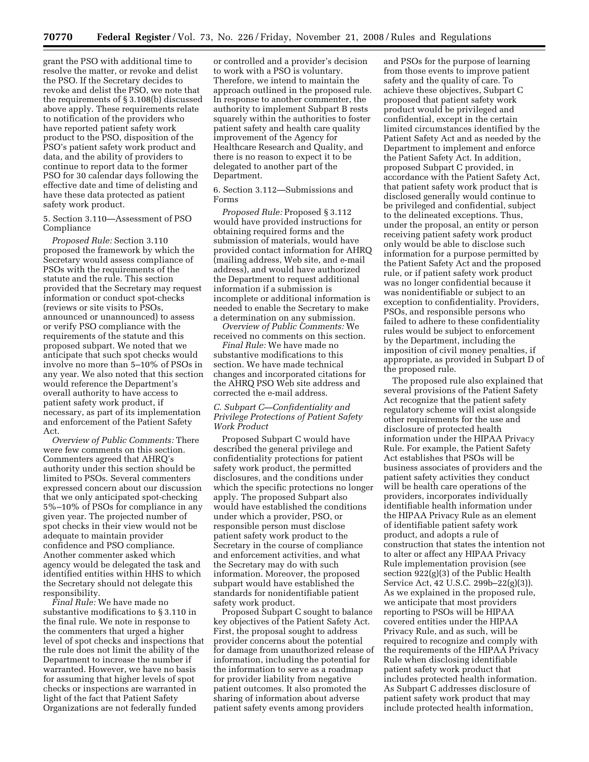grant the PSO with additional time to resolve the matter, or revoke and delist the PSO. If the Secretary decides to revoke and delist the PSO, we note that the requirements of § 3.108(b) discussed above apply. These requirements relate to notification of the providers who have reported patient safety work product to the PSO, disposition of the PSO's patient safety work product and data, and the ability of providers to continue to report data to the former PSO for 30 calendar days following the effective date and time of delisting and have these data protected as patient safety work product.

5. Section 3.110—Assessment of PSO Compliance

*Proposed Rule:* Section 3.110 proposed the framework by which the Secretary would assess compliance of PSOs with the requirements of the statute and the rule. This section provided that the Secretary may request information or conduct spot-checks (reviews or site visits to PSOs, announced or unannounced) to assess or verify PSO compliance with the requirements of the statute and this proposed subpart. We noted that we anticipate that such spot checks would involve no more than 5–10% of PSOs in any year. We also noted that this section would reference the Department's overall authority to have access to patient safety work product, if necessary, as part of its implementation and enforcement of the Patient Safety Act.

*Overview of Public Comments:* There were few comments on this section. Commenters agreed that AHRQ's authority under this section should be limited to PSOs. Several commenters expressed concern about our discussion that we only anticipated spot-checking 5%–10% of PSOs for compliance in any given year. The projected number of spot checks in their view would not be adequate to maintain provider confidence and PSO compliance. Another commenter asked which agency would be delegated the task and identified entities within HHS to which the Secretary should not delegate this responsibility.

*Final Rule:* We have made no substantive modifications to § 3.110 in the final rule. We note in response to the commenters that urged a higher level of spot checks and inspections that the rule does not limit the ability of the Department to increase the number if warranted. However, we have no basis for assuming that higher levels of spot checks or inspections are warranted in light of the fact that Patient Safety Organizations are not federally funded or controlled and a provider's decision to work with a PSO is voluntary. Therefore, we intend to maintain the approach outlined in the proposed rule. In response to another commenter, the authority to implement Subpart B rests squarely within the authorities to foster patient safety and health care quality improvement of the Agency for Healthcare Research and Quality, and there is no reason to expect it to be delegated to another part of the Department.

6. Section 3.112—Submissions and Forms

*Proposed Rule:* Proposed § 3.112 would have provided instructions for obtaining required forms and the submission of materials, would have provided contact information for AHRQ (mailing address, Web site, and e-mail address), and would have authorized the Department to request additional information if a submission is incomplete or additional information is needed to enable the Secretary to make a determination on any submission.

*Overview of Public Comments:* We received no comments on this section.

*Final Rule:* We have made no substantive modifications to this section. We have made technical changes and incorporated citations for the AHRQ PSO Web site address and corrected the e-mail address.

### C. Subpart C—Confidentiality and Privilege Protections of Patient Safety Work Product

Proposed Subpart C would have described the general privilege and confidentiality protections for patient safety work product, the permitted disclosures, and the conditions under which the specific protections no longer apply. The proposed Subpart also would have established the conditions under which a provider, PSO, or responsible person must disclose patient safety work product to the Secretary in the course of compliance and enforcement activities, and what the Secretary may do with such information. Moreover, the proposed subpart would have established the standards for nonidentifiable patient safety work product.

Proposed Subpart C sought to balance key objectives of the Patient Safety Act. First, the proposal sought to address provider concerns about the potential for damage from unauthorized release of information, including the potential for the information to serve as a roadmap for provider liability from negative patient outcomes. It also promoted the sharing of information about adverse patient safety events among providers and PSOs for the purpose of learning from those events to improve patient safety and the quality of care. To achieve these objectives, Subpart C proposed that patient safety work product would be privileged and confidential, except in the certain limited circumstances identified by the Patient Safety Act and as needed by the Department to implement and enforce the Patient Safety Act. In addition, proposed Subpart C provided, in accordance with the Patient Safety Act, that patient safety work product that is disclosed generally would continue to be privileged and confidential, subject to the delineated exceptions. Thus, under the proposal, an entity or person receiving patient safety work product only would be able to disclose such information for a purpose permitted by the Patient Safety Act and the proposed rule, or if patient safety work product was no longer confidential because it was nonidentifiable or subject to an exception to confidentiality. Providers, PSOs, and responsible persons who failed to adhere to these confidentiality rules would be subject to enforcement by the Department, including the imposition of civil money penalties, if appropriate, as provided in Subpart D of the proposed rule.

The proposed rule also explained that several provisions of the Patient Safety Act recognize that the patient safety regulatory scheme will exist alongside other requirements for the use and disclosure of protected health information under the HIPAA Privacy Rule. For example, the Patient Safety Act establishes that PSOs will be business associates of providers and the patient safety activities they conduct will be health care operations of the providers, incorporates individually identifiable health information under the HIPAA Privacy Rule as an element of identifiable patient safety work product, and adopts a rule of construction that states the intention not to alter or affect any HIPAA Privacy Rule implementation provision (see section 922(g)(3) of the Public Health Service Act, 42 U.S.C. 299b–22(g)(3)). As we explained in the proposed rule, we anticipate that most providers reporting to PSOs will be HIPAA covered entities under the HIPAA Privacy Rule, and as such, will be required to recognize and comply with the requirements of the HIPAA Privacy Rule when disclosing identifiable patient safety work product that includes protected health information. As Subpart C addresses disclosure of patient safety work product that may include protected health information,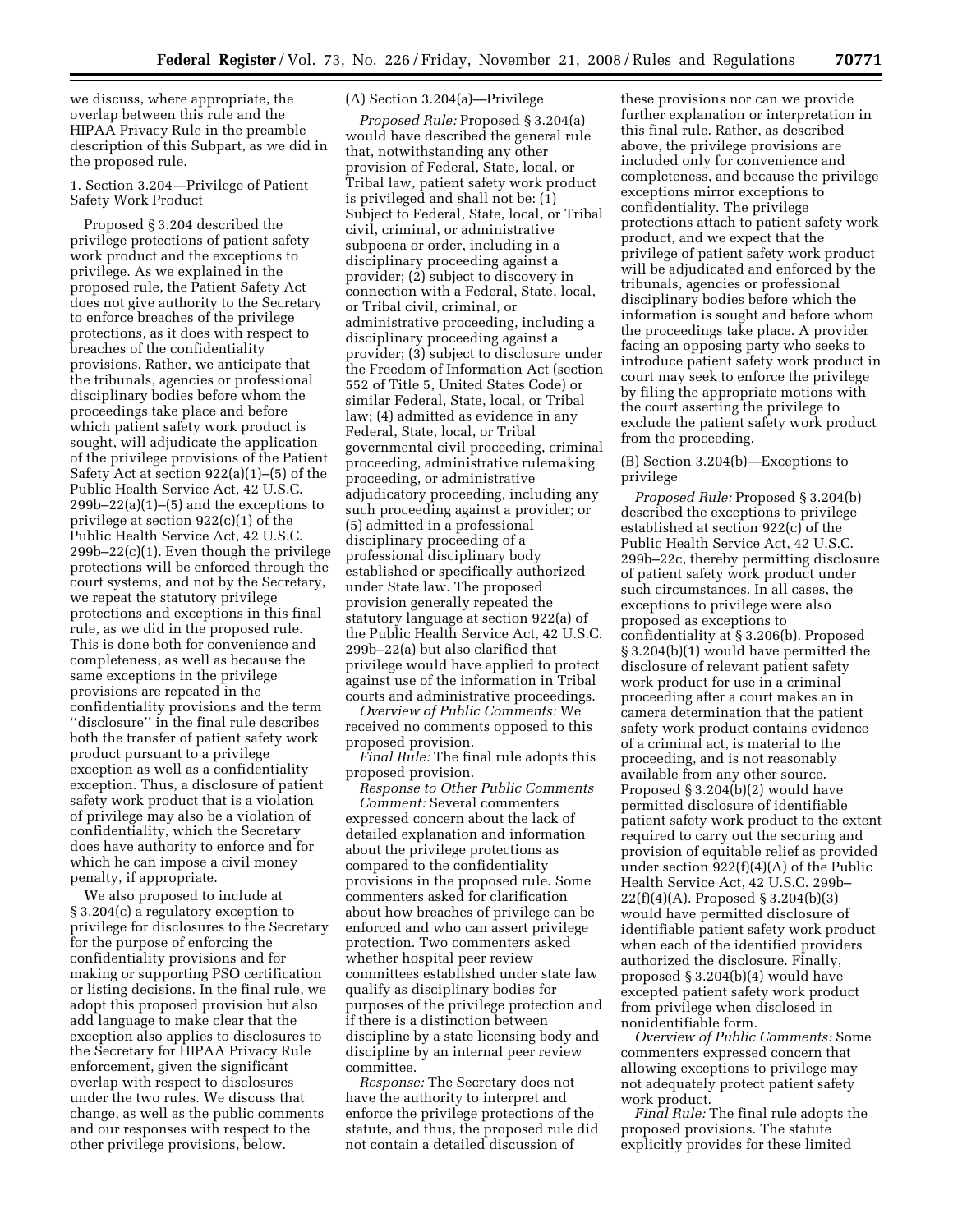we discuss, where appropriate, the overlap between this rule and the HIPAA Privacy Rule in the preamble description of this Subpart, as we did in the proposed rule.

1. Section 3.204—Privilege of Patient Safety Work Product

Proposed § 3.204 described the privilege protections of patient safety work product and the exceptions to privilege. As we explained in the proposed rule, the Patient Safety Act does not give authority to the Secretary to enforce breaches of the privilege protections, as it does with respect to breaches of the confidentiality provisions. Rather, we anticipate that the tribunals, agencies or professional disciplinary bodies before whom the proceedings take place and before which patient safety work product is sought, will adjudicate the application of the privilege provisions of the Patient Safety Act at section 922(a)(1)–(5) of the Public Health Service Act, 42 U.S.C. 299b–22(a)(1)–(5) and the exceptions to privilege at section 922(c)(1) of the Public Health Service Act, 42 U.S.C. 299b–22(c)(1). Even though the privilege protections will be enforced through the court systems, and not by the Secretary, we repeat the statutory privilege protections and exceptions in this final rule, as we did in the proposed rule. This is done both for convenience and completeness, as well as because the same exceptions in the privilege provisions are repeated in the confidentiality provisions and the term ''disclosure'' in the final rule describes both the transfer of patient safety work product pursuant to a privilege exception as well as a confidentiality exception. Thus, a disclosure of patient safety work product that is a violation of privilege may also be a violation of confidentiality, which the Secretary does have authority to enforce and for which he can impose a civil money penalty, if appropriate.

We also proposed to include at § 3.204(c) a regulatory exception to privilege for disclosures to the Secretary for the purpose of enforcing the confidentiality provisions and for making or supporting PSO certification or listing decisions. In the final rule, we adopt this proposed provision but also add language to make clear that the exception also applies to disclosures to the Secretary for HIPAA Privacy Rule enforcement, given the significant overlap with respect to disclosures under the two rules. We discuss that change, as well as the public comments and our responses with respect to the other privilege provisions, below.

(A) Section 3.204(a)—Privilege

*Proposed Rule:* Proposed § 3.204(a) would have described the general rule that, notwithstanding any other provision of Federal, State, local, or Tribal law, patient safety work product is privileged and shall not be: (1) Subject to Federal, State, local, or Tribal civil, criminal, or administrative subpoena or order, including in a disciplinary proceeding against a provider; (2) subject to discovery in connection with a Federal, State, local, or Tribal civil, criminal, or administrative proceeding, including a disciplinary proceeding against a provider; (3) subject to disclosure under the Freedom of Information Act (section 552 of Title 5, United States Code) or similar Federal, State, local, or Tribal law; (4) admitted as evidence in any Federal, State, local, or Tribal governmental civil proceeding, criminal proceeding, administrative rulemaking proceeding, or administrative adjudicatory proceeding, including any such proceeding against a provider; or (5) admitted in a professional disciplinary proceeding of a professional disciplinary body established or specifically authorized under State law. The proposed provision generally repeated the statutory language at section 922(a) of the Public Health Service Act, 42 U.S.C. 299b–22(a) but also clarified that privilege would have applied to protect against use of the information in Tribal courts and administrative proceedings.

*Overview of Public Comments:* We received no comments opposed to this proposed provision.

*Final Rule:* The final rule adopts this proposed provision.

*Response to Other Public Comments*

*Comment:* Several commenters expressed concern about the lack of detailed explanation and information about the privilege protections as compared to the confidentiality provisions in the proposed rule. Some commenters asked for clarification about how breaches of privilege can be enforced and who can assert privilege protection. Two commenters asked whether hospital peer review committees established under state law qualify as disciplinary bodies for purposes of the privilege protection and if there is a distinction between discipline by a state licensing body and discipline by an internal peer review committee.

*Response:* The Secretary does not have the authority to interpret and enforce the privilege protections of the statute, and thus, the proposed rule did not contain a detailed discussion of these provisions nor can we provide further explanation or interpretation in this final rule. Rather, as described above, the privilege provisions are included only for convenience and completeness, and because the privilege exceptions mirror exceptions to confidentiality. The privilege protections attach to patient safety work product, and we expect that the privilege of patient safety work product will be adjudicated and enforced by the tribunals, agencies or professional disciplinary bodies before which the information is sought and before whom the proceedings take place. A provider facing an opposing party who seeks to introduce patient safety work product in court may seek to enforce the privilege by filing the appropriate motions with the court asserting the privilege to exclude the patient safety work product from the proceeding.

(B) Section 3.204(b)—Exceptions to privilege

*Proposed Rule:* Proposed § 3.204(b) described the exceptions to privilege established at section 922(c) of the Public Health Service Act, 42 U.S.C. 299b–22c, thereby permitting disclosure of patient safety work product under such circumstances. In all cases, the exceptions to privilege were also proposed as exceptions to confidentiality at § 3.206(b). Proposed § 3.204(b)(1) would have permitted the disclosure of relevant patient safety work product for use in a criminal proceeding after a court makes an in camera determination that the patient safety work product contains evidence of a criminal act, is material to the proceeding, and is not reasonably available from any other source. Proposed § 3.204(b)(2) would have permitted disclosure of identifiable patient safety work product to the extent required to carry out the securing and provision of equitable relief as provided under section 922(f)(4)(A) of the Public Health Service Act, 42 U.S.C. 299b–22(f)(4)(A). Proposed § 3.204(b)(3) would have permitted disclosure of identifiable patient safety work product when each of the identified providers authorized the disclosure. Finally, proposed § 3.204(b)(4) would have excepted patient safety work product from privilege when disclosed in nonidentifiable form.

*Overview of Public Comments:* Some commenters expressed concern that allowing exceptions to privilege may not adequately protect patient safety work product.

*Final Rule:* The final rule adopts the proposed provisions. The statute explicitly provides for these limited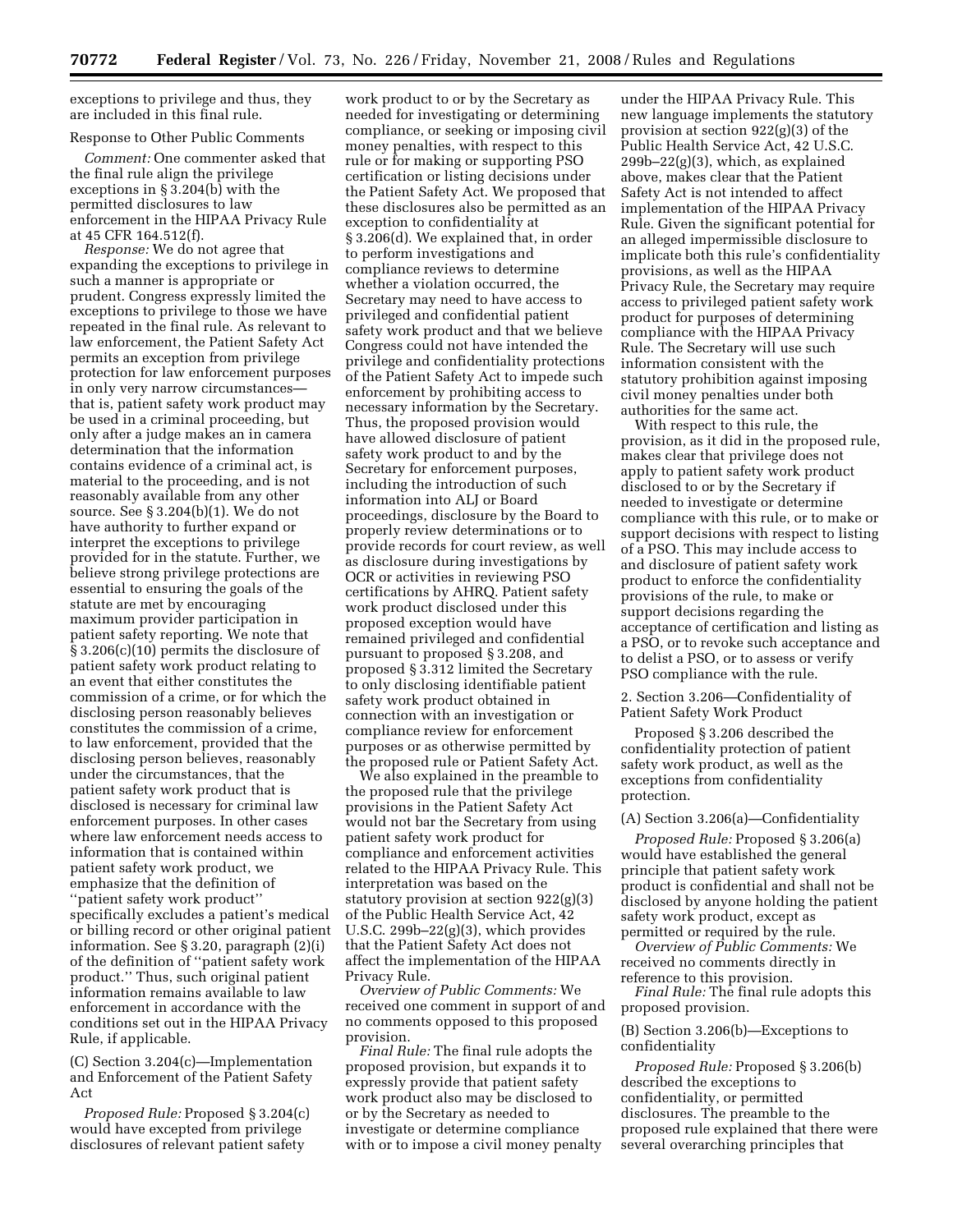exceptions to privilege and thus, they are included in this final rule.

Response to Other Public Comments

*Comment:* One commenter asked that the final rule align the privilege exceptions in § 3.204(b) with the permitted disclosures to law enforcement in the HIPAA Privacy Rule at 45 CFR 164.512(f).

*Response:* We do not agree that expanding the exceptions to privilege in such a manner is appropriate or prudent. Congress expressly limited the exceptions to privilege to those we have repeated in the final rule. As relevant to law enforcement, the Patient Safety Act permits an exception from privilege protection for law enforcement purposes in only very narrow circumstances—that is, patient safety work product may be used in a criminal proceeding, but only after a judge makes an in camera determination that the information contains evidence of a criminal act, is material to the proceeding, and is not reasonably available from any other source. See § 3.204(b)(1). We do not have authority to further expand or interpret the exceptions to privilege provided for in the statute. Further, we believe strong privilege protections are essential to ensuring the goals of the statute are met by encouraging maximum provider participation in patient safety reporting. We note that § 3.206(c)(10) permits the disclosure of patient safety work product relating to an event that either constitutes the commission of a crime, or for which the disclosing person reasonably believes constitutes the commission of a crime, to law enforcement, provided that the disclosing person believes, reasonably under the circumstances, that the patient safety work product that is disclosed is necessary for criminal law enforcement purposes. In other cases where law enforcement needs access to information that is contained within patient safety work product, we emphasize that the definition of ''patient safety work product'' specifically excludes a patient's medical or billing record or other original patient information. See § 3.20, paragraph (2)(i) of the definition of ''patient safety work product.'' Thus, such original patient information remains available to law enforcement in accordance with the conditions set out in the HIPAA Privacy Rule, if applicable.

(C) Section 3.204(c)—Implementation and Enforcement of the Patient Safety Act

*Proposed Rule:* Proposed § 3.204(c) would have excepted from privilege disclosures of relevant patient safety work product to or by the Secretary as needed for investigating or determining compliance, or seeking or imposing civil money penalties, with respect to this rule or for making or supporting PSO certification or listing decisions under the Patient Safety Act. We proposed that these disclosures also be permitted as an exception to confidentiality at § 3.206(d). We explained that, in order to perform investigations and compliance reviews to determine whether a violation occurred, the Secretary may need to have access to privileged and confidential patient safety work product and that we believe Congress could not have intended the privilege and confidentiality protections of the Patient Safety Act to impede such enforcement by prohibiting access to necessary information by the Secretary. Thus, the proposed provision would have allowed disclosure of patient safety work product to and by the Secretary for enforcement purposes, including the introduction of such information into ALJ or Board proceedings, disclosure by the Board to properly review determinations or to provide records for court review, as well as disclosure during investigations by OCR or activities in reviewing PSO certifications by AHRQ. Patient safety work product disclosed under this proposed exception would have remained privileged and confidential pursuant to proposed § 3.208, and proposed § 3.312 limited the Secretary to only disclosing identifiable patient safety work product obtained in connection with an investigation or compliance review for enforcement purposes or as otherwise permitted by the proposed rule or Patient Safety Act.

We also explained in the preamble to the proposed rule that the privilege provisions in the Patient Safety Act would not bar the Secretary from using patient safety work product for compliance and enforcement activities related to the HIPAA Privacy Rule. This interpretation was based on the statutory provision at section 922(g)(3) of the Public Health Service Act, 42 U.S.C. 299b–22(g)(3), which provides that the Patient Safety Act does not affect the implementation of the HIPAA Privacy Rule.

*Overview of Public Comments:* We received one comment in support of and no comments opposed to this proposed provision.

*Final Rule:* The final rule adopts the proposed provision, but expands it to expressly provide that patient safety work product also may be disclosed to or by the Secretary as needed to investigate or determine compliance with or to impose a civil money penalty under the HIPAA Privacy Rule. This new language implements the statutory provision at section 922(g)(3) of the Public Health Service Act, 42 U.S.C. 299b–22(g)(3), which, as explained above, makes clear that the Patient Safety Act is not intended to affect implementation of the HIPAA Privacy Rule. Given the significant potential for an alleged impermissible disclosure to implicate both this rule's confidentiality provisions, as well as the HIPAA Privacy Rule, the Secretary may require access to privileged patient safety work product for purposes of determining compliance with the HIPAA Privacy Rule. The Secretary will use such information consistent with the statutory prohibition against imposing civil money penalties under both authorities for the same act.

With respect to this rule, the provision, as it did in the proposed rule, makes clear that privilege does not apply to patient safety work product disclosed to or by the Secretary if needed to investigate or determine compliance with this rule, or to make or support decisions with respect to listing of a PSO. This may include access to and disclosure of patient safety work product to enforce the confidentiality provisions of the rule, to make or support decisions regarding the acceptance of certification and listing as a PSO, or to revoke such acceptance and to delist a PSO, or to assess or verify PSO compliance with the rule.

2. Section 3.206—Confidentiality of Patient Safety Work Product

Proposed § 3.206 described the confidentiality protection of patient safety work product, as well as the exceptions from confidentiality protection.

(A) Section 3.206(a)—Confidentiality

*Proposed Rule:* Proposed § 3.206(a) would have established the general principle that patient safety work product is confidential and shall not be disclosed by anyone holding the patient safety work product, except as permitted or required by the rule.

*Overview of Public Comments:* We received no comments directly in reference to this provision.

*Final Rule:* The final rule adopts this proposed provision.

(B) Section 3.206(b)—Exceptions to confidentiality

*Proposed Rule:* Proposed § 3.206(b) described the exceptions to confidentiality, or permitted disclosures. The preamble to the proposed rule explained that there were several overarching principles that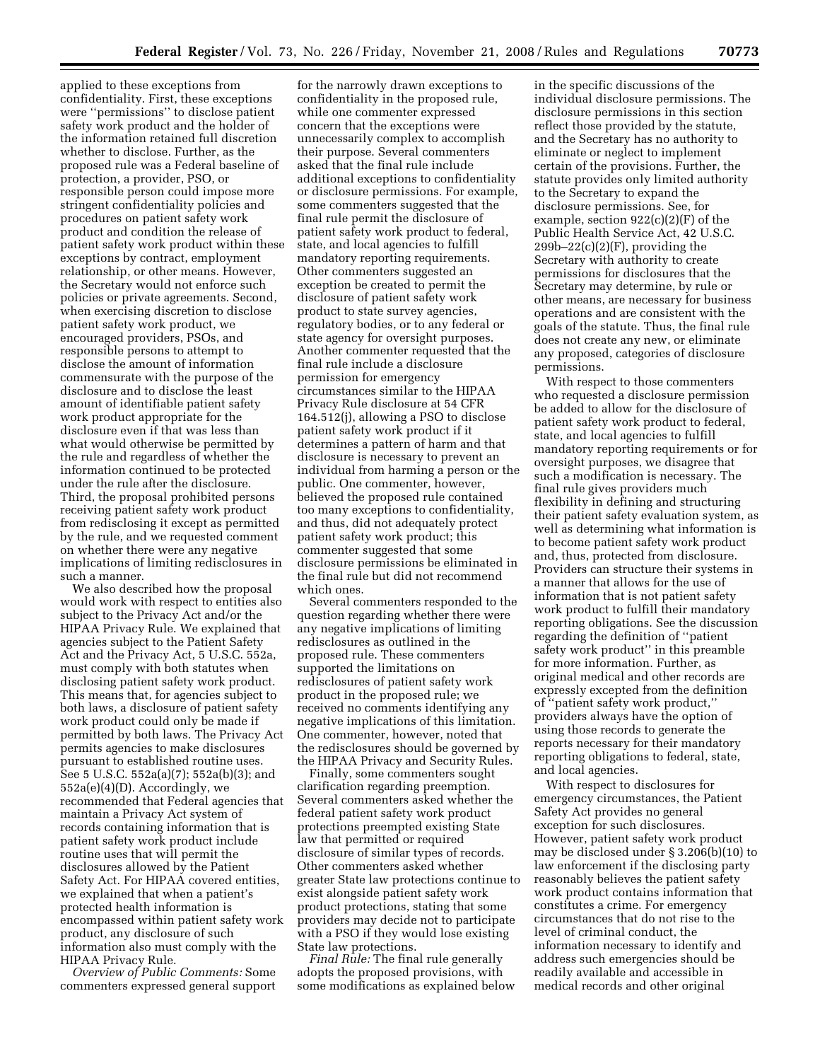applied to these exceptions from confidentiality. First, these exceptions were ''permissions'' to disclose patient safety work product and the holder of the information retained full discretion whether to disclose. Further, as the proposed rule was a Federal baseline of protection, a provider, PSO, or responsible person could impose more stringent confidentiality policies and procedures on patient safety work product and condition the release of patient safety work product within these exceptions by contract, employment relationship, or other means. However, the Secretary would not enforce such policies or private agreements. Second, when exercising discretion to disclose patient safety work product, we encouraged providers, PSOs, and responsible persons to attempt to disclose the amount of information commensurate with the purpose of the disclosure and to disclose the least amount of identifiable patient safety work product appropriate for the disclosure even if that was less than what would otherwise be permitted by the rule and regardless of whether the information continued to be protected under the rule after the disclosure. Third, the proposal prohibited persons receiving patient safety work product from redisclosing it except as permitted by the rule, and we requested comment on whether there were any negative implications of limiting redisclosures in such a manner.

We also described how the proposal would work with respect to entities also subject to the Privacy Act and/or the HIPAA Privacy Rule. We explained that agencies subject to the Patient Safety Act and the Privacy Act, 5 U.S.C. 552a, must comply with both statutes when disclosing patient safety work product. This means that, for agencies subject to both laws, a disclosure of patient safety work product could only be made if permitted by both laws. The Privacy Act permits agencies to make disclosures pursuant to established routine uses. See 5 U.S.C. 552a(a)(7); 552a(b)(3); and 552a(e)(4)(D). Accordingly, we recommended that Federal agencies that maintain a Privacy Act system of records containing information that is patient safety work product include routine uses that will permit the disclosures allowed by the Patient Safety Act. For HIPAA covered entities, we explained that when a patient's protected health information is encompassed within patient safety work product, any disclosure of such information also must comply with the HIPAA Privacy Rule.

*Overview of Public Comments:* Some commenters expressed general support for the narrowly drawn exceptions to confidentiality in the proposed rule, while one commenter expressed concern that the exceptions were unnecessarily complex to accomplish their purpose. Several commenters asked that the final rule include additional exceptions to confidentiality or disclosure permissions. For example, some commenters suggested that the final rule permit the disclosure of patient safety work product to federal, state, and local agencies to fulfill mandatory reporting requirements. Other commenters suggested an exception be created to permit the disclosure of patient safety work product to state survey agencies, regulatory bodies, or to any federal or state agency for oversight purposes. Another commenter requested that the final rule include a disclosure permission for emergency circumstances similar to the HIPAA Privacy Rule disclosure at 54 CFR 164.512(j), allowing a PSO to disclose patient safety work product if it determines a pattern of harm and that disclosure is necessary to prevent an individual from harming a person or the public. One commenter, however, believed the proposed rule contained too many exceptions to confidentiality, and thus, did not adequately protect patient safety work product; this commenter suggested that some disclosure permissions be eliminated in the final rule but did not recommend which ones.

Several commenters responded to the question regarding whether there were any negative implications of limiting redisclosures as outlined in the proposed rule. These commenters supported the limitations on redisclosures of patient safety work product in the proposed rule; we received no comments identifying any negative implications of this limitation. One commenter, however, noted that the redisclosures should be governed by the HIPAA Privacy and Security Rules.

Finally, some commenters sought clarification regarding preemption. Several commenters asked whether the federal patient safety work product protections preempted existing State law that permitted or required disclosure of similar types of records. Other commenters asked whether greater State law protections continue to exist alongside patient safety work product protections, stating that some providers may decide not to participate with a PSO if they would lose existing State law protections.

*Final Rule:* The final rule generally adopts the proposed provisions, with some modifications as explained below in the specific discussions of the individual disclosure permissions. The disclosure permissions in this section reflect those provided by the statute, and the Secretary has no authority to eliminate or neglect to implement certain of the provisions. Further, the statute provides only limited authority to the Secretary to expand the disclosure permissions. See, for example, section 922(c)(2)(F) of the Public Health Service Act, 42 U.S.C. 299b–22(c)(2)(F), providing the Secretary with authority to create permissions for disclosures that the Secretary may determine, by rule or other means, are necessary for business operations and are consistent with the goals of the statute. Thus, the final rule does not create any new, or eliminate any proposed, categories of disclosure permissions.

With respect to those commenters who requested a disclosure permission be added to allow for the disclosure of patient safety work product to federal, state, and local agencies to fulfill mandatory reporting requirements or for oversight purposes, we disagree that such a modification is necessary. The final rule gives providers much flexibility in defining and structuring their patient safety evaluation system, as well as determining what information is to become patient safety work product and, thus, protected from disclosure. Providers can structure their systems in a manner that allows for the use of information that is not patient safety work product to fulfill their mandatory reporting obligations. See the discussion regarding the definition of ''patient safety work product'' in this preamble for more information. Further, as original medical and other records are expressly excepted from the definition of ''patient safety work product,'' providers always have the option of using those records to generate the reports necessary for their mandatory reporting obligations to federal, state, and local agencies.

With respect to disclosures for emergency circumstances, the Patient Safety Act provides no general exception for such disclosures. However, patient safety work product may be disclosed under § 3.206(b)(10) to law enforcement if the disclosing party reasonably believes the patient safety work product contains information that constitutes a crime. For emergency circumstances that do not rise to the level of criminal conduct, the information necessary to identify and address such emergencies should be readily available and accessible in medical records and other original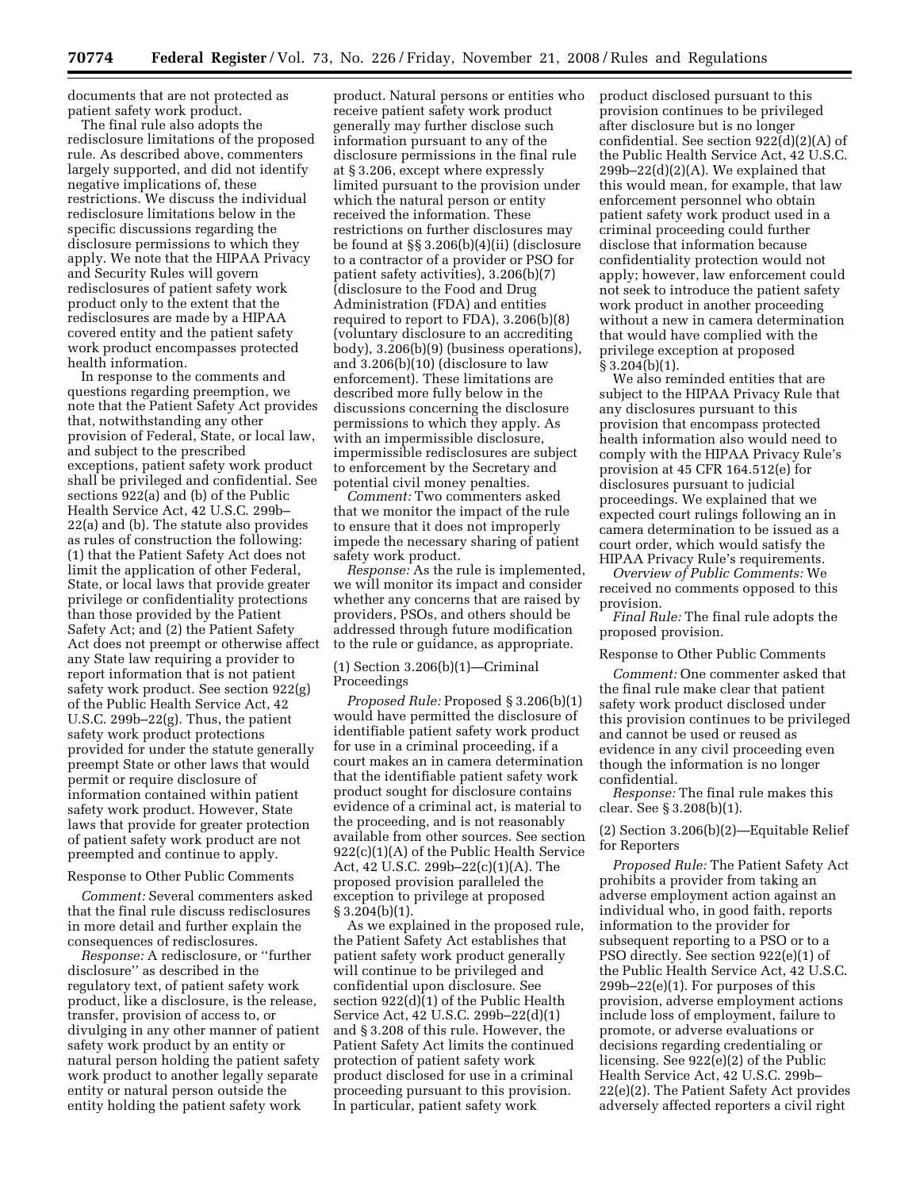documents that are not protected as patient safety work product.

The final rule also adopts the redisclosure limitations of the proposed rule. As described above, commenters largely supported, and did not identify negative implications of, these restrictions. We discuss the individual redisclosure limitations below in the specific discussions regarding the disclosure permissions to which they apply. We note that the HIPAA Privacy and Security Rules will govern redisclosures of patient safety work product only to the extent that the redisclosures are made by a HIPAA covered entity and the patient safety work product encompasses protected health information.

In response to the comments and questions regarding preemption, we note that the Patient Safety Act provides that, notwithstanding any other provision of Federal, State, or local law, and subject to the prescribed exceptions, patient safety work product shall be privileged and confidential. See sections 922(a) and (b) of the Public Health Service Act, 42 U.S.C. 299b–22(a) and (b). The statute also provides as rules of construction the following: (1) that the Patient Safety Act does not limit the application of other Federal, State, or local laws that provide greater privilege or confidentiality protections than those provided by the Patient Safety Act; and (2) the Patient Safety Act does not preempt or otherwise affect any State law requiring a provider to report information that is not patient safety work product. See section 922(g) of the Public Health Service Act, 42 U.S.C. 299b–22(g). Thus, the patient safety work product protections provided for under the statute generally preempt State or other laws that would permit or require disclosure of information contained within patient safety work product. However, State laws that provide for greater protection of patient safety work product are not preempted and continue to apply.

Response to Other Public Comments

*Comment:* Several commenters asked that the final rule discuss redisclosures in more detail and further explain the consequences of redisclosures.

*Response:* A redisclosure, or ''further disclosure'' as described in the regulatory text, of patient safety work product, like a disclosure, is the release, transfer, provision of access to, or divulging in any other manner of patient safety work product by an entity or natural person holding the patient safety work product to another legally separate entity or natural person outside the entity holding the patient safety work product. Natural persons or entities who receive patient safety work product generally may further disclose such information pursuant to any of the disclosure permissions in the final rule at § 3.206, except where expressly limited pursuant to the provision under which the natural person or entity received the information. These restrictions on further disclosures may be found at §§ 3.206(b)(4)(ii) (disclosure to a contractor of a provider or PSO for patient safety activities), 3.206(b)(7) (disclosure to the Food and Drug Administration (FDA) and entities required to report to FDA), 3.206(b)(8) (voluntary disclosure to an accrediting body), 3.206(b)(9) (business operations), and 3.206(b)(10) (disclosure to law enforcement). These limitations are described more fully below in the discussions concerning the disclosure permissions to which they apply. As with an impermissible disclosure, impermissible redisclosures are subject to enforcement by the Secretary and potential civil money penalties.

*Comment:* Two commenters asked that we monitor the impact of the rule to ensure that it does not improperly impede the necessary sharing of patient safety work product.

*Response:* As the rule is implemented, we will monitor its impact and consider whether any concerns that are raised by providers, PSOs, and others should be addressed through future modification to the rule or guidance, as appropriate.

(1) Section 3.206(b)(1)—Criminal Proceedings

*Proposed Rule:* Proposed § 3.206(b)(1) would have permitted the disclosure of identifiable patient safety work product for use in a criminal proceeding, if a court makes an in camera determination that the identifiable patient safety work product sought for disclosure contains evidence of a criminal act, is material to the proceeding, and is not reasonably available from other sources. See section 922(c)(1)(A) of the Public Health Service Act, 42 U.S.C. 299b–22(c)(1)(A). The proposed provision paralleled the exception to privilege at proposed § 3.204(b)(1).

As we explained in the proposed rule, the Patient Safety Act establishes that patient safety work product generally will continue to be privileged and confidential upon disclosure. See section 922(d)(1) of the Public Health Service Act, 42 U.S.C. 299b–22(d)(1) and § 3.208 of this rule. However, the Patient Safety Act limits the continued protection of patient safety work product disclosed for use in a criminal proceeding pursuant to this provision. In particular, patient safety work product disclosed pursuant to this provision continues to be privileged after disclosure but is no longer confidential. See section 922(d)(2)(A) of the Public Health Service Act, 42 U.S.C. 299b–22(d)(2)(A). We explained that this would mean, for example, that law enforcement personnel who obtain patient safety work product used in a criminal proceeding could further disclose that information because confidentiality protection would not apply; however, law enforcement could not seek to introduce the patient safety work product in another proceeding without a new in camera determination that would have complied with the privilege exception at proposed § 3.204(b)(1).

We also reminded entities that are subject to the HIPAA Privacy Rule that any disclosures pursuant to this provision that encompass protected health information also would need to comply with the HIPAA Privacy Rule's provision at 45 CFR 164.512(e) for disclosures pursuant to judicial proceedings. We explained that we expected court rulings following an in camera determination to be issued as a court order, which would satisfy the HIPAA Privacy Rule's requirements.

*Overview of Public Comments:* We received no comments opposed to this provision.

*Final Rule:* The final rule adopts the proposed provision.

Response to Other Public Comments

*Comment:* One commenter asked that the final rule make clear that patient safety work product disclosed under this provision continues to be privileged and cannot be used or reused as evidence in any civil proceeding even though the information is no longer confidential.

*Response:* The final rule makes this clear. See § 3.208(b)(1).

(2) Section 3.206(b)(2)—Equitable Relief for Reporters

*Proposed Rule:* The Patient Safety Act prohibits a provider from taking an adverse employment action against an individual who, in good faith, reports information to the provider for subsequent reporting to a PSO or to a PSO directly. See section 922(e)(1) of the Public Health Service Act, 42 U.S.C. 299b–22(e)(1). For purposes of this provision, adverse employment actions include loss of employment, failure to promote, or adverse evaluations or decisions regarding credentialing or licensing. See 922(e)(2) of the Public Health Service Act, 42 U.S.C. 299b–22(e)(2). The Patient Safety Act provides adversely affected reporters a civil right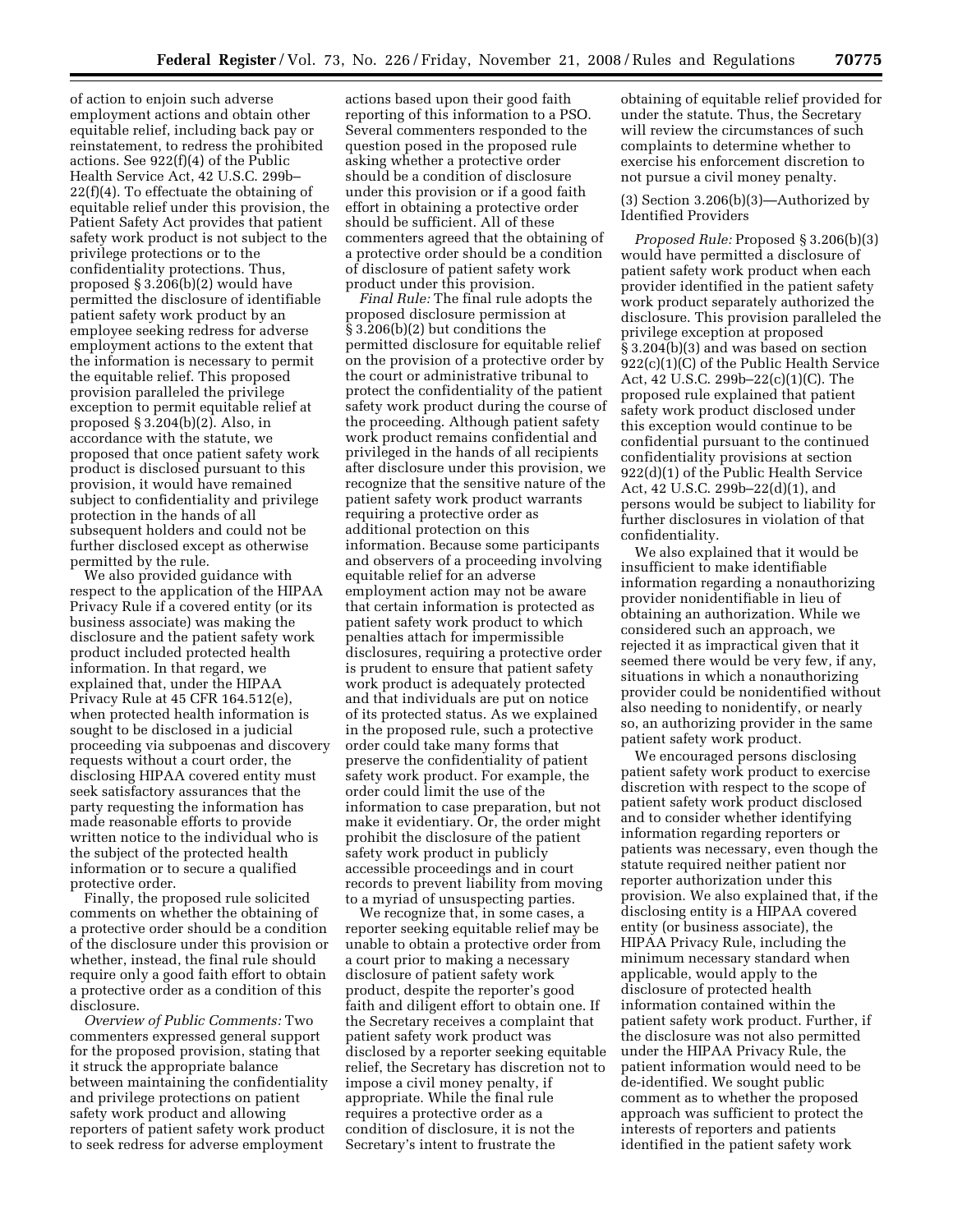of action to enjoin such adverse employment actions and obtain other equitable relief, including back pay or reinstatement, to redress the prohibited actions. See 922(f)(4) of the Public Health Service Act, 42 U.S.C. 299b–22(f)(4). To effectuate the obtaining of equitable relief under this provision, the Patient Safety Act provides that patient safety work product is not subject to the privilege protections or to the confidentiality protections. Thus, proposed § 3.206(b)(2) would have permitted the disclosure of identifiable patient safety work product by an employee seeking redress for adverse employment actions to the extent that the information is necessary to permit the equitable relief. This proposed provision paralleled the privilege exception to permit equitable relief at proposed § 3.204(b)(2). Also, in accordance with the statute, we proposed that once patient safety work product is disclosed pursuant to this provision, it would have remained subject to confidentiality and privilege protection in the hands of all subsequent holders and could not be further disclosed except as otherwise permitted by the rule.

We also provided guidance with respect to the application of the HIPAA Privacy Rule if a covered entity (or its business associate) was making the disclosure and the patient safety work product included protected health information. In that regard, we explained that, under the HIPAA Privacy Rule at 45 CFR 164.512(e), when protected health information is sought to be disclosed in a judicial proceeding via subpoenas and discovery requests without a court order, the disclosing HIPAA covered entity must seek satisfactory assurances that the party requesting the information has made reasonable efforts to provide written notice to the individual who is the subject of the protected health information or to secure a qualified protective order.

Finally, the proposed rule solicited comments on whether the obtaining of a protective order should be a condition of the disclosure under this provision or whether, instead, the final rule should require only a good faith effort to obtain a protective order as a condition of this disclosure.

*Overview of Public Comments:* Two commenters expressed general support for the proposed provision, stating that it struck the appropriate balance between maintaining the confidentiality and privilege protections on patient safety work product and allowing reporters of patient safety work product to seek redress for adverse employment actions based upon their good faith reporting of this information to a PSO. Several commenters responded to the question posed in the proposed rule asking whether a protective order should be a condition of disclosure under this provision or if a good faith effort in obtaining a protective order should be sufficient. All of these commenters agreed that the obtaining of a protective order should be a condition of disclosure of patient safety work product under this provision.

*Final Rule:* The final rule adopts the proposed disclosure permission at § 3.206(b)(2) but conditions the permitted disclosure for equitable relief on the provision of a protective order by the court or administrative tribunal to protect the confidentiality of the patient safety work product during the course of the proceeding. Although patient safety work product remains confidential and privileged in the hands of all recipients after disclosure under this provision, we recognize that the sensitive nature of the patient safety work product warrants requiring a protective order as additional protection on this information. Because some participants and observers of a proceeding involving equitable relief for an adverse employment action may not be aware that certain information is protected as patient safety work product to which penalties attach for impermissible disclosures, requiring a protective order is prudent to ensure that patient safety work product is adequately protected and that individuals are put on notice of its protected status. As we explained in the proposed rule, such a protective order could take many forms that preserve the confidentiality of patient safety work product. For example, the order could limit the use of the information to case preparation, but not make it evidentiary. Or, the order might prohibit the disclosure of the patient safety work product in publicly accessible proceedings and in court records to prevent liability from moving to a myriad of unsuspecting parties.

We recognize that, in some cases, a reporter seeking equitable relief may be unable to obtain a protective order from a court prior to making a necessary disclosure of patient safety work product, despite the reporter's good faith and diligent effort to obtain one. If the Secretary receives a complaint that patient safety work product was disclosed by a reporter seeking equitable relief, the Secretary has discretion not to impose a civil money penalty, if appropriate. While the final rule requires a protective order as a condition of disclosure, it is not the Secretary's intent to frustrate the obtaining of equitable relief provided for under the statute. Thus, the Secretary will review the circumstances of such complaints to determine whether to exercise his enforcement discretion to not pursue a civil money penalty.

(3) Section 3.206(b)(3)—Authorized by Identified Providers

*Proposed Rule:* Proposed § 3.206(b)(3) would have permitted a disclosure of patient safety work product when each provider identified in the patient safety work product separately authorized the disclosure. This provision paralleled the privilege exception at proposed § 3.204(b)(3) and was based on section 922(c)(1)(C) of the Public Health Service Act, 42 U.S.C. 299b–22(c)(1)(C). The proposed rule explained that patient safety work product disclosed under this exception would continue to be confidential pursuant to the continued confidentiality provisions at section 922(d)(1) of the Public Health Service Act, 42 U.S.C. 299b–22(d)(1), and persons would be subject to liability for further disclosures in violation of that confidentiality.

We also explained that it would be insufficient to make identifiable information regarding a nonauthorizing provider nonidentifiable in lieu of obtaining an authorization. While we considered such an approach, we rejected it as impractical given that it seemed there would be very few, if any, situations in which a nonauthorizing provider could be nonidentified without also needing to nonidentify, or nearly so, an authorizing provider in the same patient safety work product.

We encouraged persons disclosing patient safety work product to exercise discretion with respect to the scope of patient safety work product disclosed and to consider whether identifying information regarding reporters or patients was necessary, even though the statute required neither patient nor reporter authorization under this provision. We also explained that, if the disclosing entity is a HIPAA covered entity (or business associate), the HIPAA Privacy Rule, including the minimum necessary standard when applicable, would apply to the disclosure of protected health information contained within the patient safety work product. Further, if the disclosure was not also permitted under the HIPAA Privacy Rule, the patient information would need to be de-identified. We sought public comment as to whether the proposed approach was sufficient to protect the interests of reporters and patients identified in the patient safety work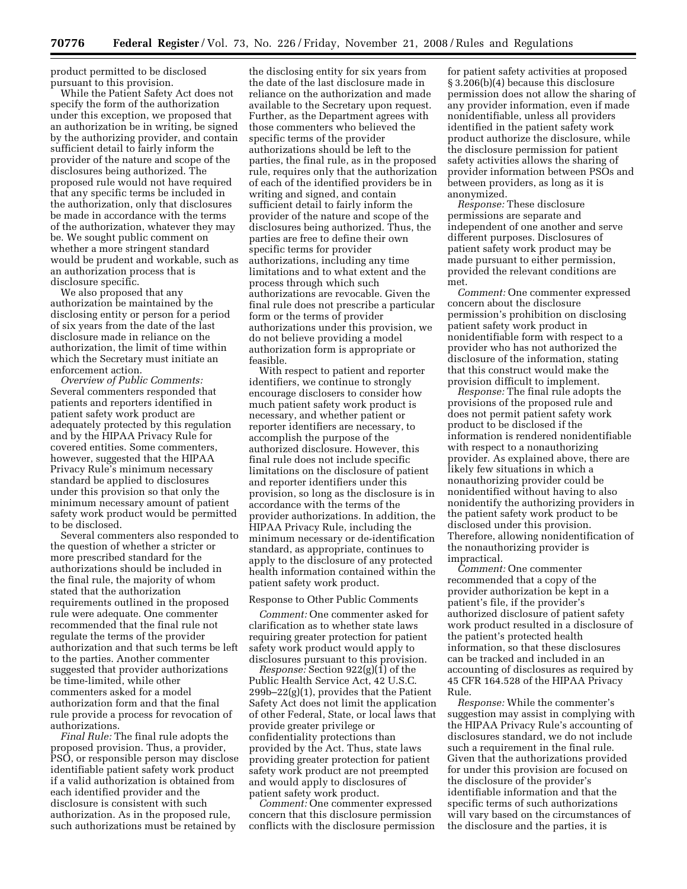product permitted to be disclosed pursuant to this provision.

While the Patient Safety Act does not specify the form of the authorization under this exception, we proposed that an authorization be in writing, be signed by the authorizing provider, and contain sufficient detail to fairly inform the provider of the nature and scope of the disclosures being authorized. The proposed rule would not have required that any specific terms be included in the authorization, only that disclosures be made in accordance with the terms of the authorization, whatever they may be. We sought public comment on whether a more stringent standard would be prudent and workable, such as an authorization process that is disclosure specific.

We also proposed that any authorization be maintained by the disclosing entity or person for a period of six years from the date of the last disclosure made in reliance on the authorization, the limit of time within which the Secretary must initiate an enforcement action.

*Overview of Public Comments:* Several commenters responded that patients and reporters identified in patient safety work product are adequately protected by this regulation and by the HIPAA Privacy Rule for covered entities. Some commenters, however, suggested that the HIPAA Privacy Rule's minimum necessary standard be applied to disclosures under this provision so that only the minimum necessary amount of patient safety work product would be permitted to be disclosed.

Several commenters also responded to the question of whether a stricter or more prescribed standard for the authorizations should be included in the final rule, the majority of whom stated that the authorization requirements outlined in the proposed rule were adequate. One commenter recommended that the final rule not regulate the terms of the provider authorization and that such terms be left to the parties. Another commenter suggested that provider authorizations be time-limited, while other commenters asked for a model authorization form and that the final rule provide a process for revocation of authorizations.

*Final Rule:* The final rule adopts the proposed provision. Thus, a provider, PSO, or responsible person may disclose identifiable patient safety work product if a valid authorization is obtained from each identified provider and the disclosure is consistent with such authorization. As in the proposed rule, such authorizations must be retained by the disclosing entity for six years from the date of the last disclosure made in reliance on the authorization and made available to the Secretary upon request. Further, as the Department agrees with those commenters who believed the specific terms of the provider authorizations should be left to the parties, the final rule, as in the proposed rule, requires only that the authorization of each of the identified providers be in writing and signed, and contain sufficient detail to fairly inform the provider of the nature and scope of the disclosures being authorized. Thus, the parties are free to define their own specific terms for provider authorizations, including any time limitations and to what extent and the process through which such authorizations are revocable. Given the final rule does not prescribe a particular form or the terms of provider authorizations under this provision, we do not believe providing a model authorization form is appropriate or feasible.

With respect to patient and reporter identifiers, we continue to strongly encourage disclosers to consider how much patient safety work product is necessary, and whether patient or reporter identifiers are necessary, to accomplish the purpose of the authorized disclosure. However, this final rule does not include specific limitations on the disclosure of patient and reporter identifiers under this provision, so long as the disclosure is in accordance with the terms of the provider authorizations. In addition, the HIPAA Privacy Rule, including the minimum necessary or de-identification standard, as appropriate, continues to apply to the disclosure of any protected health information contained within the patient safety work product.

Response to Other Public Comments

*Comment:* One commenter asked for clarification as to whether state laws requiring greater protection for patient safety work product would apply to disclosures pursuant to this provision.

*Response:* Section 922(g)(1) of the Public Health Service Act, 42 U.S.C. 299b–22(g)(1), provides that the Patient Safety Act does not limit the application of other Federal, State, or local laws that provide greater privilege or confidentiality protections than provided by the Act. Thus, state laws providing greater protection for patient safety work product are not preempted and would apply to disclosures of patient safety work product.

*Comment:* One commenter expressed concern that this disclosure permission conflicts with the disclosure permission for patient safety activities at proposed § 3.206(b)(4) because this disclosure permission does not allow the sharing of any provider information, even if made nonidentifiable, unless all providers identified in the patient safety work product authorize the disclosure, while the disclosure permission for patient safety activities allows the sharing of provider information between PSOs and between providers, as long as it is anonymized.

*Response:* These disclosure permissions are separate and independent of one another and serve different purposes. Disclosures of patient safety work product may be made pursuant to either permission, provided the relevant conditions are met.

*Comment:* One commenter expressed concern about the disclosure permission's prohibition on disclosing patient safety work product in nonidentifiable form with respect to a provider who has not authorized the disclosure of the information, stating that this construct would make the provision difficult to implement.

*Response:* The final rule adopts the provisions of the proposed rule and does not permit patient safety work product to be disclosed if the information is rendered nonidentifiable with respect to a nonauthorizing provider. As explained above, there are likely few situations in which a nonauthorizing provider could be nonidentified without having to also nonidentify the authorizing providers in the patient safety work product to be disclosed under this provision. Therefore, allowing nonidentification of the nonauthorizing provider is impractical.

*Comment:* One commenter recommended that a copy of the provider authorization be kept in a patient's file, if the provider's authorized disclosure of patient safety work product resulted in a disclosure of the patient's protected health information, so that these disclosures can be tracked and included in an accounting of disclosures as required by 45 CFR 164.528 of the HIPAA Privacy Rule.

*Response:* While the commenter's suggestion may assist in complying with the HIPAA Privacy Rule's accounting of disclosures standard, we do not include such a requirement in the final rule. Given that the authorizations provided for under this provision are focused on the disclosure of the provider's identifiable information and that the specific terms of such authorizations will vary based on the circumstances of the disclosure and the parties, it is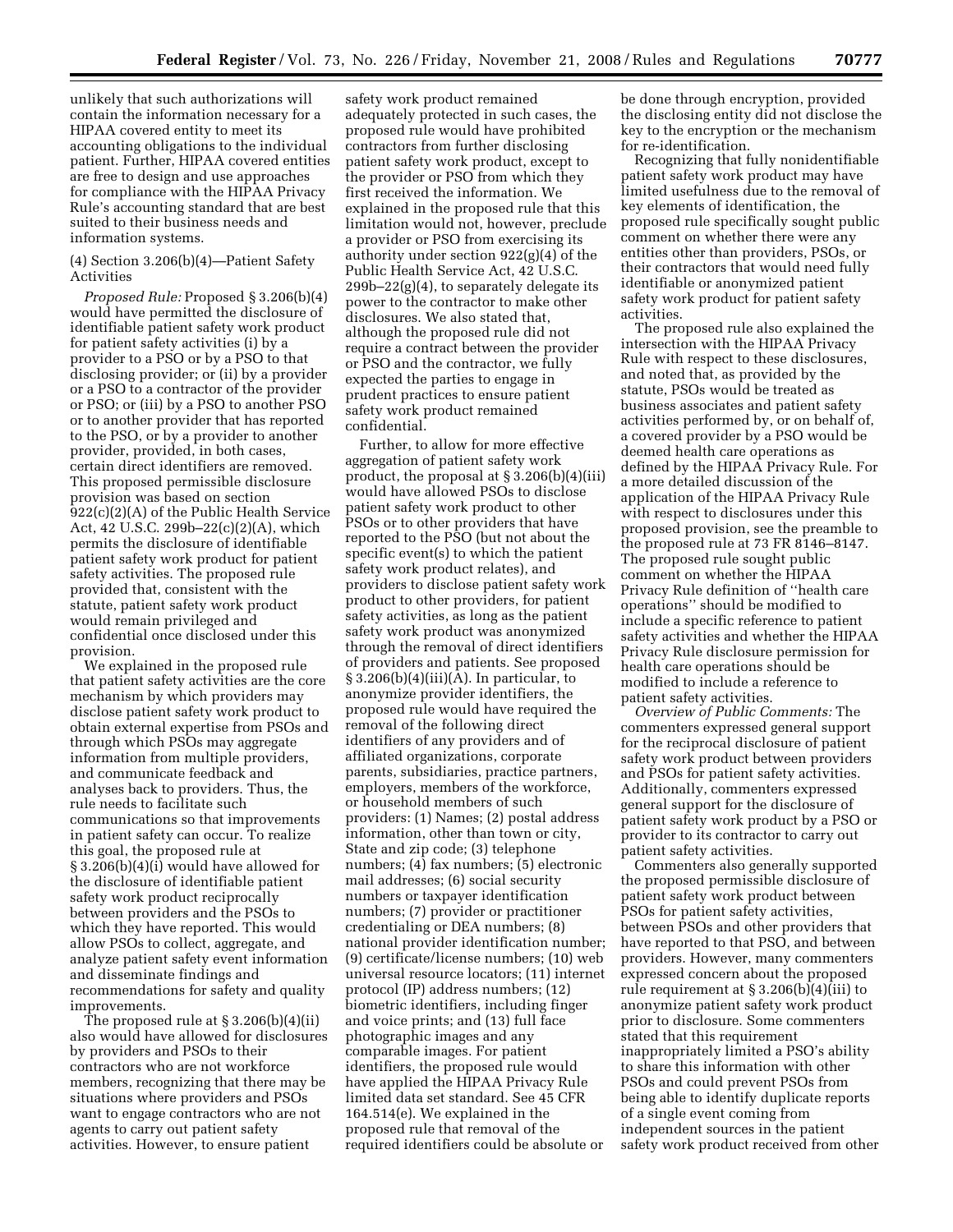unlikely that such authorizations will contain the information necessary for a HIPAA covered entity to meet its accounting obligations to the individual patient. Further, HIPAA covered entities are free to design and use approaches for compliance with the HIPAA Privacy Rule's accounting standard that are best suited to their business needs and information systems.

(4) Section 3.206(b)(4)—Patient Safety Activities

*Proposed Rule:* Proposed § 3.206(b)(4) would have permitted the disclosure of identifiable patient safety work product for patient safety activities (i) by a provider to a PSO or by a PSO to that disclosing provider; or (ii) by a provider or a PSO to a contractor of the provider or PSO; or (iii) by a PSO to another PSO or to another provider that has reported to the PSO, or by a provider to another provider, provided, in both cases, certain direct identifiers are removed. This proposed permissible disclosure provision was based on section 922(c)(2)(A) of the Public Health Service Act, 42 U.S.C. 299b–22(c)(2)(A), which permits the disclosure of identifiable patient safety work product for patient safety activities. The proposed rule provided that, consistent with the statute, patient safety work product would remain privileged and confidential once disclosed under this provision.

We explained in the proposed rule that patient safety activities are the core mechanism by which providers may disclose patient safety work product to obtain external expertise from PSOs and through which PSOs may aggregate information from multiple providers, and communicate feedback and analyses back to providers. Thus, the rule needs to facilitate such communications so that improvements in patient safety can occur. To realize this goal, the proposed rule at § 3.206(b)(4)(i) would have allowed for the disclosure of identifiable patient safety work product reciprocally between providers and the PSOs to which they have reported. This would allow PSOs to collect, aggregate, and analyze patient safety event information and disseminate findings and recommendations for safety and quality improvements.

The proposed rule at § 3.206(b)(4)(ii) also would have allowed for disclosures by providers and PSOs to their contractors who are not workforce members, recognizing that there may be situations where providers and PSOs want to engage contractors who are not agents to carry out patient safety activities. However, to ensure patient safety work product remained adequately protected in such cases, the proposed rule would have prohibited contractors from further disclosing patient safety work product, except to the provider or PSO from which they first received the information. We explained in the proposed rule that this limitation would not, however, preclude a provider or PSO from exercising its authority under section 922(g)(4) of the Public Health Service Act, 42 U.S.C. 299b–22(g)(4), to separately delegate its power to the contractor to make other disclosures. We also stated that, although the proposed rule did not require a contract between the provider or PSO and the contractor, we fully expected the parties to engage in prudent practices to ensure patient safety work product remained confidential.

Further, to allow for more effective aggregation of patient safety work product, the proposal at § 3.206(b)(4)(iii) would have allowed PSOs to disclose patient safety work product to other PSOs or to other providers that have reported to the PSO (but not about the specific event(s) to which the patient safety work product relates), and providers to disclose patient safety work product to other providers, for patient safety activities, as long as the patient safety work product was anonymized through the removal of direct identifiers of providers and patients. See proposed § 3.206(b)(4)(iii)(A). In particular, to anonymize provider identifiers, the proposed rule would have required the removal of the following direct identifiers of any providers and of affiliated organizations, corporate parents, subsidiaries, practice partners, employers, members of the workforce, or household members of such providers: (1) Names; (2) postal address information, other than town or city, State and zip code; (3) telephone numbers; (4) fax numbers; (5) electronic mail addresses; (6) social security numbers or taxpayer identification numbers; (7) provider or practitioner credentialing or DEA numbers; (8) national provider identification number; (9) certificate/license numbers; (10) web universal resource locators; (11) internet protocol (IP) address numbers; (12) biometric identifiers, including finger and voice prints; and (13) full face photographic images and any comparable images. For patient identifiers, the proposed rule would have applied the HIPAA Privacy Rule limited data set standard. See 45 CFR 164.514(e). We explained in the proposed rule that removal of the required identifiers could be absolute or be done through encryption, provided the disclosing entity did not disclose the key to the encryption or the mechanism for re-identification.

Recognizing that fully nonidentifiable patient safety work product may have limited usefulness due to the removal of key elements of identification, the proposed rule specifically sought public comment on whether there were any entities other than providers, PSOs, or their contractors that would need fully identifiable or anonymized patient safety work product for patient safety activities.

The proposed rule also explained the intersection with the HIPAA Privacy Rule with respect to these disclosures, and noted that, as provided by the statute, PSOs would be treated as business associates and patient safety activities performed by, or on behalf of, a covered provider by a PSO would be deemed health care operations as defined by the HIPAA Privacy Rule. For a more detailed discussion of the application of the HIPAA Privacy Rule with respect to disclosures under this proposed provision, see the preamble to the proposed rule at 73 FR 8146–8147. The proposed rule sought public comment on whether the HIPAA Privacy Rule definition of "health care operations" should be modified to include a specific reference to patient safety activities and whether the HIPAA Privacy Rule disclosure permission for health care operations should be modified to include a reference to patient safety activities.

*Overview of Public Comments:* The commenters expressed general support for the reciprocal disclosure of patient safety work product between providers and PSOs for patient safety activities. Additionally, commenters expressed general support for the disclosure of patient safety work product by a PSO or provider to its contractor to carry out patient safety activities.

Commenters also generally supported the proposed permissible disclosure of patient safety work product between PSOs for patient safety activities, between PSOs and other providers that have reported to that PSO, and between providers. However, many commenters expressed concern about the proposed rule requirement at § 3.206(b)(4)(iii) to anonymize patient safety work product prior to disclosure. Some commenters stated that this requirement inappropriately limited a PSO's ability to share this information with other PSOs and could prevent PSOs from being able to identify duplicate reports of a single event coming from independent sources in the patient safety work product received from other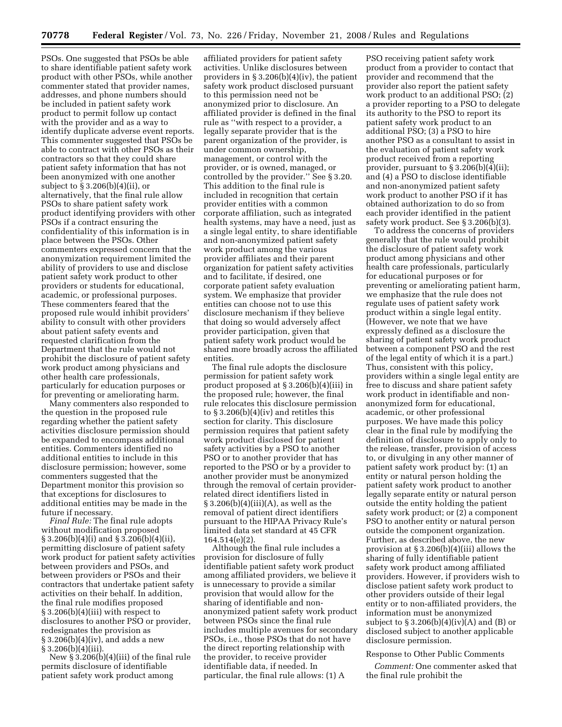PSOs. One suggested that PSOs be able to share identifiable patient safety work product with other PSOs, while another commenter stated that provider names, addresses, and phone numbers should be included in patient safety work product to permit follow up contact with the provider and as a way to identify duplicate adverse event reports. This commenter suggested that PSOs be able to contract with other PSOs as their contractors so that they could share patient safety information that has not been anonymized with one another subject to § 3.206(b)(4)(ii), or alternatively, that the final rule allow PSOs to share patient safety work product identifying providers with other PSOs if a contract ensuring the confidentiality of this information is in place between the PSOs. Other commenters expressed concern that the anonymization requirement limited the ability of providers to use and disclose patient safety work product to other providers or students for educational, academic, or professional purposes. These commenters feared that the proposed rule would inhibit providers' ability to consult with other providers about patient safety events and requested clarification from the Department that the rule would not prohibit the disclosure of patient safety work product among physicians and other health care professionals, particularly for education purposes or for preventing or ameliorating harm.

Many commenters also responded to the question in the proposed rule regarding whether the patient safety activities disclosure permission should be expanded to encompass additional entities. Commenters identified no additional entities to include in this disclosure permission; however, some commenters suggested that the Department monitor this provision so that exceptions for disclosures to additional entities may be made in the future if necessary.

*Final Rule:* The final rule adopts without modification proposed § 3.206(b)(4)(i) and § 3.206(b)(4)(ii), permitting disclosure of patient safety work product for patient safety activities between providers and PSOs, and between providers or PSOs and their contractors that undertake patient safety activities on their behalf. In addition, the final rule modifies proposed § 3.206(b)(4)(iii) with respect to disclosures to another PSO or provider, redesignates the provision as § 3.206(b)(4)(iv), and adds a new § 3.206(b)(4)(iii).

New § 3.206(b)(4)(iii) of the final rule permits disclosure of identifiable patient safety work product among affiliated providers for patient safety activities. Unlike disclosures between providers in § 3.206(b)(4)(iv), the patient safety work product disclosed pursuant to this permission need not be anonymized prior to disclosure. An affiliated provider is defined in the final rule as "with respect to a provider, a legally separate provider that is the parent organization of the provider, is under common ownership, management, or control with the provider, or is owned, managed, or controlled by the provider." See § 3.20. This addition to the final rule is included in recognition that certain provider entities with a common corporate affiliation, such as integrated health systems, may have a need, just as a single legal entity, to share identifiable and non-anonymized patient safety work product among the various provider affiliates and their parent organization for patient safety activities and to facilitate, if desired, one corporate patient safety evaluation system. We emphasize that provider entities can choose not to use this disclosure mechanism if they believe that doing so would adversely affect provider participation, given that patient safety work product would be shared more broadly across the affiliated entities.

The final rule adopts the disclosure permission for patient safety work product proposed at § 3.206(b)(4)(iii) in the proposed rule; however, the final rule relocates this disclosure permission to § 3.206(b)(4)(iv) and retitles this section for clarity. This disclosure permission requires that patient safety work product disclosed for patient safety activities by a PSO to another PSO or to another provider that has reported to the PSO or by a provider to another provider must be anonymized through the removal of certain provider-related direct identifiers listed in § 3.206(b)(4)(iii)(A), as well as the removal of patient direct identifiers pursuant to the HIPAA Privacy Rule's limited data set standard at 45 CFR 164.514(e)(2).

Although the final rule includes a provision for disclosure of fully identifiable patient safety work product among affiliated providers, we believe it is unnecessary to provide a similar provision that would allow for the sharing of identifiable and non-anonymized patient safety work product between PSOs since the final rule includes multiple avenues for secondary PSOs, i.e., those PSOs that do not have the direct reporting relationship with the provider, to receive provider identifiable data, if needed. In particular, the final rule allows: (1) A PSO receiving patient safety work product from a provider to contact that provider and recommend that the provider also report the patient safety work product to an additional PSO; (2) a provider reporting to a PSO to delegate its authority to the PSO to report its patient safety work product to an additional PSO; (3) a PSO to hire another PSO as a consultant to assist in the evaluation of patient safety work product received from a reporting provider, pursuant to § 3.206(b)(4)(ii); and (4) a PSO to disclose identifiable and non-anonymized patient safety work product to another PSO if it has obtained authorization to do so from each provider identified in the patient safety work product. See § 3.206(b)(3).

To address the concerns of providers generally that the rule would prohibit the disclosure of patient safety work product among physicians and other health care professionals, particularly for educational purposes or for preventing or ameliorating patient harm, we emphasize that the rule does not regulate uses of patient safety work product within a single legal entity. (However, we note that we have expressly defined as a disclosure the sharing of patient safety work product between a component PSO and the rest of the legal entity of which it is a part.) Thus, consistent with this policy, providers within a single legal entity are free to discuss and share patient safety work product in identifiable and non-anonymized form for educational, academic, or other professional purposes. We have made this policy clear in the final rule by modifying the definition of disclosure to apply only to the release, transfer, provision of access to, or divulging in any other manner of patient safety work product by: (1) an entity or natural person holding the patient safety work product to another legally separate entity or natural person outside the entity holding the patient safety work product; or (2) a component PSO to another entity or natural person outside the component organization. Further, as described above, the new provision at § 3.206(b)(4)(iii) allows the sharing of fully identifiable patient safety work product among affiliated providers. However, if providers wish to disclose patient safety work product to other providers outside of their legal entity or to non-affiliated providers, the information must be anonymized subject to § 3.206(b)(4)(iv)(A) and (B) or disclosed subject to another applicable disclosure permission.

Response to Other Public Comments

*Comment:* One commenter asked that the final rule prohibit the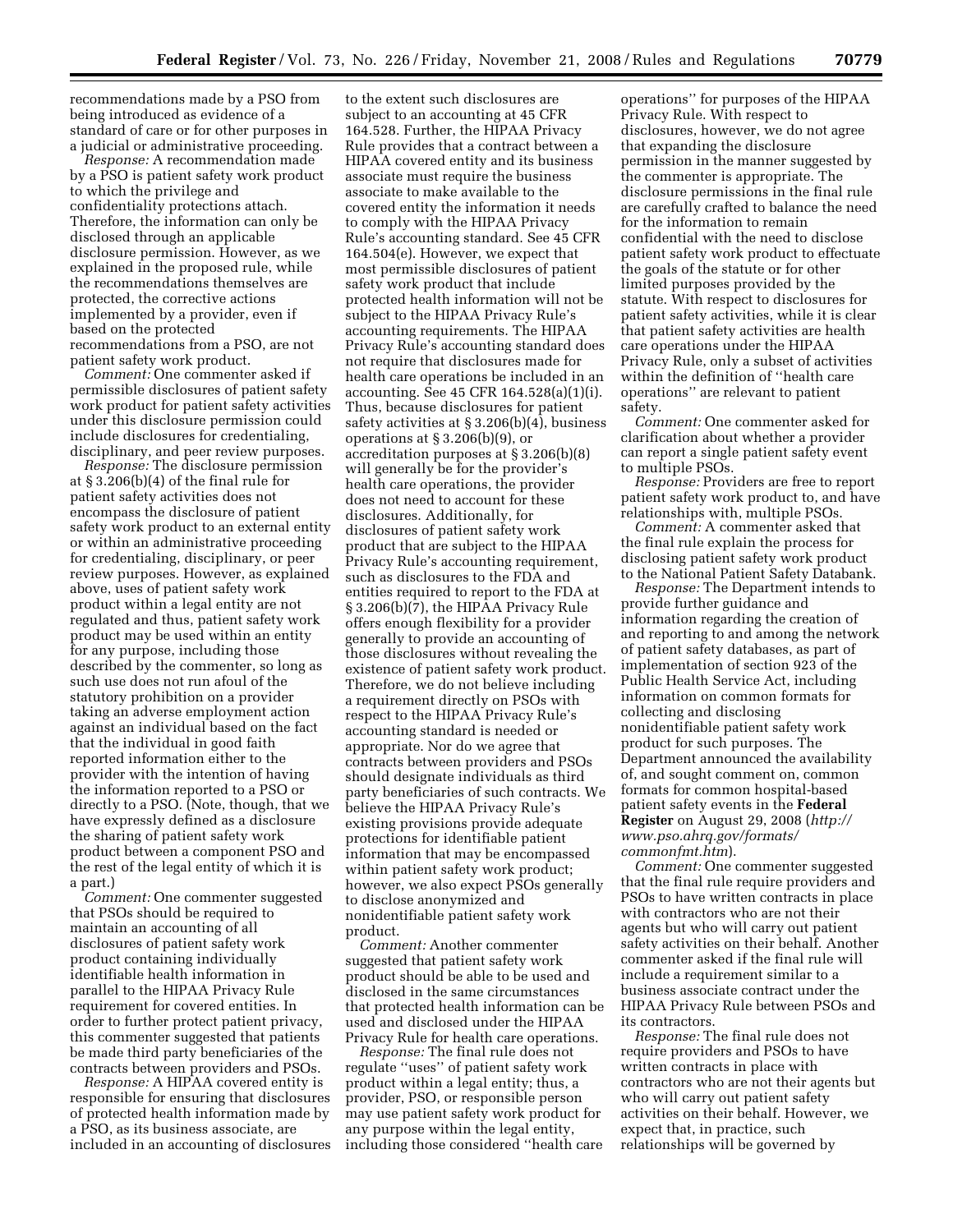recommendations made by a PSO from being introduced as evidence of a standard of care or for other purposes in a judicial or administrative proceeding.

*Response:* A recommendation made by a PSO is patient safety work product to which the privilege and confidentiality protections attach. Therefore, the information can only be disclosed through an applicable disclosure permission. However, as we explained in the proposed rule, while the recommendations themselves are protected, the corrective actions implemented by a provider, even if based on the protected recommendations from a PSO, are not patient safety work product.

*Comment:* One commenter asked if permissible disclosures of patient safety work product for patient safety activities under this disclosure permission could include disclosures for credentialing, disciplinary, and peer review purposes.

*Response:* The disclosure permission at § 3.206(b)(4) of the final rule for patient safety activities does not encompass the disclosure of patient safety work product to an external entity or within an administrative proceeding for credentialing, disciplinary, or peer review purposes. However, as explained above, uses of patient safety work product within a legal entity are not regulated and thus, patient safety work product may be used within an entity for any purpose, including those described by the commenter, so long as such use does not run afoul of the statutory prohibition on a provider taking an adverse employment action against an individual based on the fact that the individual in good faith reported information either to the provider with the intention of having the information reported to a PSO or directly to a PSO. (Note, though, that we have expressly defined as a disclosure the sharing of patient safety work product between a component PSO and the rest of the legal entity of which it is a part.)

*Comment:* One commenter suggested that PSOs should be required to maintain an accounting of all disclosures of patient safety work product containing individually identifiable health information in parallel to the HIPAA Privacy Rule requirement for covered entities. In order to further protect patient privacy, this commenter suggested that patients be made third party beneficiaries of the contracts between providers and PSOs.

*Response:* A HIPAA covered entity is responsible for ensuring that disclosures of protected health information made by a PSO, as its business associate, are included in an accounting of disclosures to the extent such disclosures are subject to an accounting at 45 CFR 164.528. Further, the HIPAA Privacy Rule provides that a contract between a HIPAA covered entity and its business associate must require the business associate to make available to the covered entity the information it needs to comply with the HIPAA Privacy Rule's accounting standard. See 45 CFR 164.504(e). However, we expect that most permissible disclosures of patient safety work product that include protected health information will not be subject to the HIPAA Privacy Rule's accounting requirements. The HIPAA Privacy Rule's accounting standard does not require that disclosures made for health care operations be included in an accounting. See 45 CFR 164.528(a)(1)(i). Thus, because disclosures for patient safety activities at § 3.206(b)(4), business operations at § 3.206(b)(9), or accreditation purposes at § 3.206(b)(8) will generally be for the provider's health care operations, the provider does not need to account for these disclosures. Additionally, for disclosures of patient safety work product that are subject to the HIPAA Privacy Rule's accounting requirement, such as disclosures to the FDA and entities required to report to the FDA at § 3.206(b)(7), the HIPAA Privacy Rule offers enough flexibility for a provider generally to provide an accounting of those disclosures without revealing the existence of patient safety work product. Therefore, we do not believe including a requirement directly on PSOs with respect to the HIPAA Privacy Rule's accounting standard is needed or appropriate. Nor do we agree that contracts between providers and PSOs should designate individuals as third party beneficiaries of such contracts. We believe the HIPAA Privacy Rule's existing provisions provide adequate protections for identifiable patient information that may be encompassed within patient safety work product; however, we also expect PSOs generally to disclose anonymized and nonidentifiable patient safety work product.

*Comment:* Another commenter suggested that patient safety work product should be able to be used and disclosed in the same circumstances that protected health information can be used and disclosed under the HIPAA Privacy Rule for health care operations.

*Response:* The final rule does not regulate "uses" of patient safety work product within a legal entity; thus, a provider, PSO, or responsible person may use patient safety work product for any purpose within the legal entity, including those considered "health care operations" for purposes of the HIPAA Privacy Rule. With respect to disclosures, however, we do not agree that expanding the disclosure permission in the manner suggested by the commenter is appropriate. The disclosure permissions in the final rule are carefully crafted to balance the need for the information to remain confidential with the need to disclose patient safety work product to effectuate the goals of the statute or for other limited purposes provided by the statute. With respect to disclosures for patient safety activities, while it is clear that patient safety activities are health care operations under the HIPAA Privacy Rule, only a subset of activities within the definition of "health care operations" are relevant to patient safety.

*Comment:* One commenter asked for clarification about whether a provider can report a single patient safety event to multiple PSOs.

*Response:* Providers are free to report patient safety work product to, and have relationships with, multiple PSOs.

*Comment:* A commenter asked that the final rule explain the process for disclosing patient safety work product to the National Patient Safety Databank.

*Response:* The Department intends to provide further guidance and information regarding the creation of and reporting to and among the network of patient safety databases, as part of implementation of section 923 of the Public Health Service Act, including information on common formats for collecting and disclosing nonidentifiable patient safety work product for such purposes. The Department announced the availability of, and sought comment on, common formats for common hospital-based patient safety events in the **Federal Register** on August 29, 2008 (*http://www.pso.ahrq.gov/formats/commonfmt.htm*).

*Comment:* One commenter suggested that the final rule require providers and PSOs to have written contracts in place with contractors who are not their agents but who will carry out patient safety activities on their behalf. Another commenter asked if the final rule will include a requirement similar to a business associate contract under the HIPAA Privacy Rule between PSOs and its contractors.

*Response:* The final rule does not require providers and PSOs to have written contracts in place with contractors who are not their agents but who will carry out patient safety activities on their behalf. However, we expect that, in practice, such relationships will be governed by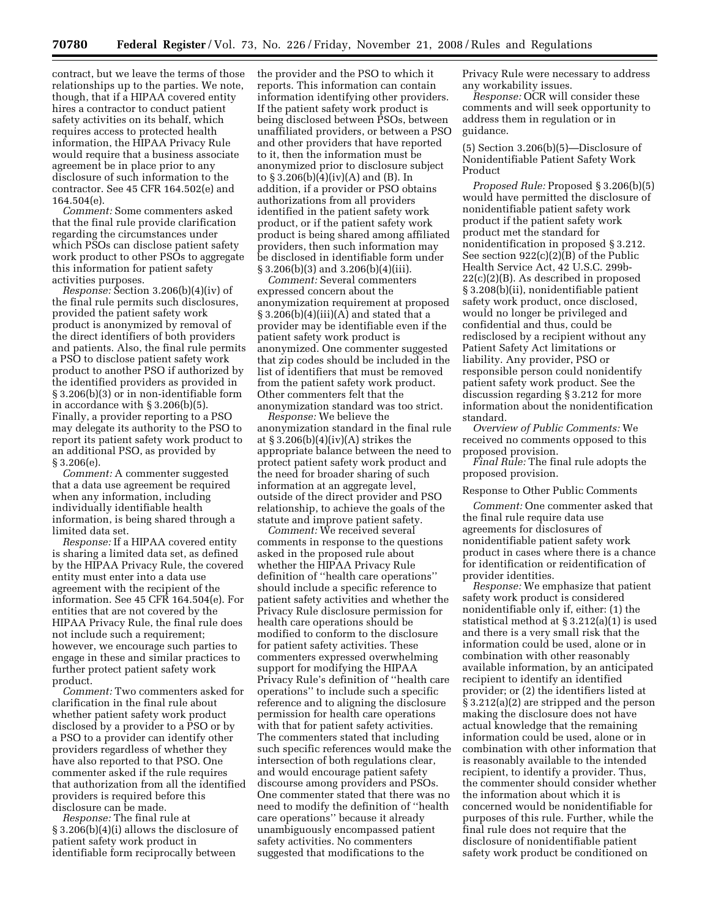contract, but we leave the terms of those relationships up to the parties. We note, though, that if a HIPAA covered entity hires a contractor to conduct patient safety activities on its behalf, which requires access to protected health information, the HIPAA Privacy Rule would require that a business associate agreement be in place prior to any disclosure of such information to the contractor. See 45 CFR 164.502(e) and 164.504(e).

*Comment:* Some commenters asked that the final rule provide clarification regarding the circumstances under which PSOs can disclose patient safety work product to other PSOs to aggregate this information for patient safety activities purposes.

*Response:* Section 3.206(b)(4)(iv) of the final rule permits such disclosures, provided the patient safety work product is anonymized by removal of the direct identifiers of both providers and patients. Also, the final rule permits a PSO to disclose patient safety work product to another PSO if authorized by the identified providers as provided in § 3.206(b)(3) or in non-identifiable form in accordance with § 3.206(b)(5). Finally, a provider reporting to a PSO may delegate its authority to the PSO to report its patient safety work product to an additional PSO, as provided by § 3.206(e).

*Comment:* A commenter suggested that a data use agreement be required when any information, including individually identifiable health information, is being shared through a limited data set.

*Response:* If a HIPAA covered entity is sharing a limited data set, as defined by the HIPAA Privacy Rule, the covered entity must enter into a data use agreement with the recipient of the information. See 45 CFR 164.504(e). For entities that are not covered by the HIPAA Privacy Rule, the final rule does not include such a requirement; however, we encourage such parties to engage in these and similar practices to further protect patient safety work product.

*Comment:* Two commenters asked for clarification in the final rule about whether patient safety work product disclosed by a provider to a PSO or by a PSO to a provider can identify other providers regardless of whether they have also reported to that PSO. One commenter asked if the rule requires that authorization from all the identified providers is required before this disclosure can be made.

*Response:* The final rule at § 3.206(b)(4)(i) allows the disclosure of patient safety work product in identifiable form reciprocally between the provider and the PSO to which it reports. This information can contain information identifying other providers. If the patient safety work product is being disclosed between PSOs, between unaffiliated providers, or between a PSO and other providers that have reported to it, then the information must be anonymized prior to disclosure subject to § 3.206(b)(4)(iv)(A) and (B). In addition, if a provider or PSO obtains authorizations from all providers identified in the patient safety work product, or if the patient safety work product is being shared among affiliated providers, then such information may be disclosed in identifiable form under § 3.206(b)(3) and 3.206(b)(4)(iii).

*Comment:* Several commenters expressed concern about the anonymization requirement at proposed § 3.206(b)(4)(iii)(A) and stated that a provider may be identifiable even if the patient safety work product is anonymized. One commenter suggested that zip codes should be included in the list of identifiers that must be removed from the patient safety work product. Other commenters felt that the anonymization standard was too strict.

*Response:* We believe the anonymization standard in the final rule at § 3.206(b)(4)(iv)(A) strikes the appropriate balance between the need to protect patient safety work product and the need for broader sharing of such information at an aggregate level, outside of the direct provider and PSO relationship, to achieve the goals of the statute and improve patient safety.

*Comment:* We received several comments in response to the questions asked in the proposed rule about whether the HIPAA Privacy Rule definition of "health care operations" should include a specific reference to patient safety activities and whether the Privacy Rule disclosure permission for health care operations should be modified to conform to the disclosure for patient safety activities. These commenters expressed overwhelming support for modifying the HIPAA Privacy Rule's definition of "health care operations" to include such a specific reference and to aligning the disclosure permission for health care operations with that for patient safety activities. The commenters stated that including such specific references would make the intersection of both regulations clear, and would encourage patient safety discourse among providers and PSOs. One commenter stated that there was no need to modify the definition of "health care operations" because it already unambiguously encompassed patient safety activities. No commenters suggested that modifications to the Privacy Rule were necessary to address any workability issues.

*Response:* OCR will consider these comments and will seek opportunity to address them in regulation or in guidance.

(5) Section 3.206(b)(5)—Disclosure of Nonidentifiable Patient Safety Work Product

*Proposed Rule:* Proposed § 3.206(b)(5) would have permitted the disclosure of nonidentifiable patient safety work product if the patient safety work product met the standard for nonidentification in proposed § 3.212. See section 922(c)(2)(B) of the Public Health Service Act, 42 U.S.C. 299b-22(c)(2)(B). As described in proposed § 3.208(b)(ii), nonidentifiable patient safety work product, once disclosed, would no longer be privileged and confidential and thus, could be redisclosed by a recipient without any Patient Safety Act limitations or liability. Any provider, PSO or responsible person could nonidentify patient safety work product. See the discussion regarding § 3.212 for more information about the nonidentification standard.

*Overview of Public Comments:* We received no comments opposed to this proposed provision.

*Final Rule:* The final rule adopts the proposed provision.

Response to Other Public Comments

*Comment:* One commenter asked that the final rule require data use agreements for disclosures of nonidentifiable patient safety work product in cases where there is a chance for identification or reidentification of provider identities.

*Response:* We emphasize that patient safety work product is considered nonidentifiable only if, either: (1) the statistical method at § 3.212(a)(1) is used and there is a very small risk that the information could be used, alone or in combination with other reasonably available information, by an anticipated recipient to identify an identified provider; or (2) the identifiers listed at § 3.212(a)(2) are stripped and the person making the disclosure does not have actual knowledge that the remaining information could be used, alone or in combination with other information that is reasonably available to the intended recipient, to identify a provider. Thus, the commenter should consider whether the information about which it is concerned would be nonidentifiable for purposes of this rule. Further, while the final rule does not require that the disclosure of nonidentifiable patient safety work product be conditioned on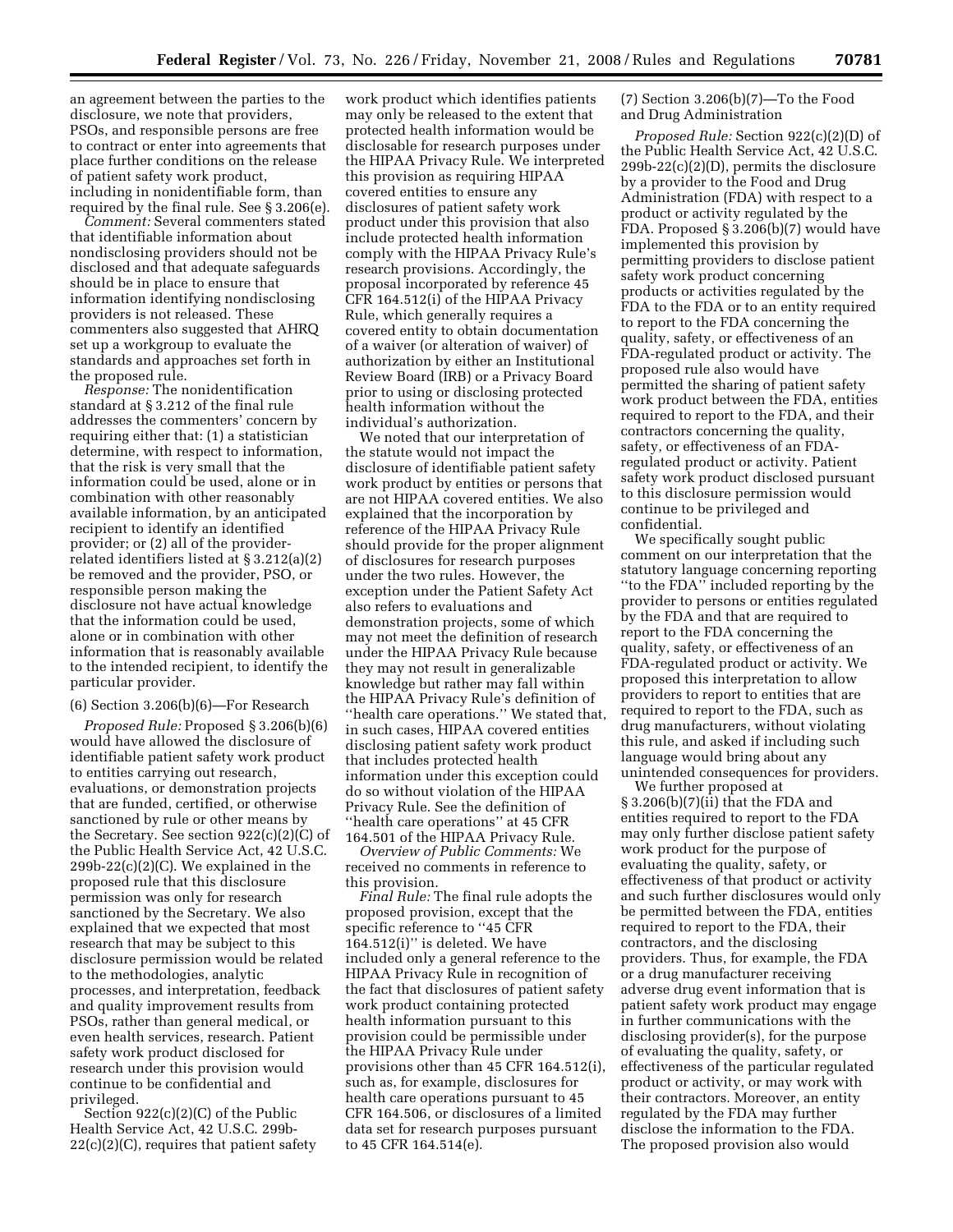an agreement between the parties to the disclosure, we note that providers, PSOs, and responsible persons are free to contract or enter into agreements that place further conditions on the release of patient safety work product, including in nonidentifiable form, than required by the final rule. See § 3.206(e).

*Comment:* Several commenters stated that identifiable information about nondisclosing providers should not be disclosed and that adequate safeguards should be in place to ensure that information identifying nondisclosing providers is not released. These commenters also suggested that AHRQ set up a workgroup to evaluate the standards and approaches set forth in the proposed rule.

*Response:* The nonidentification standard at § 3.212 of the final rule addresses the commenters' concern by requiring either that: (1) a statistician determine, with respect to information, that the risk is very small that the information could be used, alone or in combination with other reasonably available information, by an anticipated recipient to identify an identified provider; or (2) all of the provider-related identifiers listed at § 3.212(a)(2) be removed and the provider, PSO, or responsible person making the disclosure not have actual knowledge that the information could be used, alone or in combination with other information that is reasonably available to the intended recipient, to identify the particular provider.

(6) Section 3.206(b)(6)—For Research

*Proposed Rule:* Proposed § 3.206(b)(6) would have allowed the disclosure of identifiable patient safety work product to entities carrying out research, evaluations, or demonstration projects that are funded, certified, or otherwise sanctioned by rule or other means by the Secretary. See section 922(c)(2)(C) of the Public Health Service Act, 42 U.S.C. 299b-22(c)(2)(C). We explained in the proposed rule that this disclosure permission was only for research sanctioned by the Secretary. We also explained that we expected that most research that may be subject to this disclosure permission would be related to the methodologies, analytic processes, and interpretation, feedback and quality improvement results from PSOs, rather than general medical, or even health services, research. Patient safety work product disclosed for research under this provision would continue to be confidential and privileged.

Section 922(c)(2)(C) of the Public Health Service Act, 42 U.S.C. 299b-22(c)(2)(C), requires that patient safety work product which identifies patients may only be released to the extent that protected health information would be disclosable for research purposes under the HIPAA Privacy Rule. We interpreted this provision as requiring HIPAA covered entities to ensure any disclosures of patient safety work product under this provision that also include protected health information comply with the HIPAA Privacy Rule's research provisions. Accordingly, the proposal incorporated by reference 45 CFR 164.512(i) of the HIPAA Privacy Rule, which generally requires a covered entity to obtain documentation of a waiver (or alteration of waiver) of authorization by either an Institutional Review Board (IRB) or a Privacy Board prior to using or disclosing protected health information without the individual's authorization.

We noted that our interpretation of the statute would not impact the disclosure of identifiable patient safety work product by entities or persons that are not HIPAA covered entities. We also explained that the incorporation by reference of the HIPAA Privacy Rule should provide for the proper alignment of disclosures for research purposes under the two rules. However, the exception under the Patient Safety Act also refers to evaluations and demonstration projects, some of which may not meet the definition of research under the HIPAA Privacy Rule because they may not result in generalizable knowledge but rather may fall within the HIPAA Privacy Rule's definition of "health care operations." We stated that, in such cases, HIPAA covered entities disclosing patient safety work product that includes protected health information under this exception could do so without violation of the HIPAA Privacy Rule. See the definition of "health care operations" at 45 CFR 164.501 of the HIPAA Privacy Rule.

*Overview of Public Comments:* We received no comments in reference to this provision.

*Final Rule:* The final rule adopts the proposed provision, except that the specific reference to "45 CFR 164.512(i)" is deleted. We have included only a general reference to the HIPAA Privacy Rule in recognition of the fact that disclosures of patient safety work product containing protected health information pursuant to this provision could be permissible under the HIPAA Privacy Rule under provisions other than 45 CFR 164.512(i), such as, for example, disclosures for health care operations pursuant to 45 CFR 164.506, or disclosures of a limited data set for research purposes pursuant to 45 CFR 164.514(e).

(7) Section 3.206(b)(7)—To the Food and Drug Administration

*Proposed Rule:* Section 922(c)(2)(D) of the Public Health Service Act, 42 U.S.C. 299b-22(c)(2)(D), permits the disclosure by a provider to the Food and Drug Administration (FDA) with respect to a product or activity regulated by the FDA. Proposed § 3.206(b)(7) would have implemented this provision by permitting providers to disclose patient safety work product concerning products or activities regulated by the FDA to the FDA or to an entity required to report to the FDA concerning the quality, safety, or effectiveness of an FDA-regulated product or activity. The proposed rule also would have permitted the sharing of patient safety work product between the FDA, entities required to report to the FDA, and their contractors concerning the quality, safety, or effectiveness of an FDA-regulated product or activity. Patient safety work product disclosed pursuant to this disclosure permission would continue to be privileged and confidential.

We specifically sought public comment on our interpretation that the statutory language concerning reporting "to the FDA" included reporting by the provider to persons or entities regulated by the FDA and that are required to report to the FDA concerning the quality, safety, or effectiveness of an FDA-regulated product or activity. We proposed this interpretation to allow providers to report to entities that are required to report to the FDA, such as drug manufacturers, without violating this rule, and asked if including such language would bring about any unintended consequences for providers.

We further proposed at § 3.206(b)(7)(ii) that the FDA and entities required to report to the FDA may only further disclose patient safety work product for the purpose of evaluating the quality, safety, or effectiveness of that product or activity and such further disclosures would only be permitted between the FDA, entities required to report to the FDA, their contractors, and the disclosing providers. Thus, for example, the FDA or a drug manufacturer receiving adverse drug event information that is patient safety work product may engage in further communications with the disclosing provider(s), for the purpose of evaluating the quality, safety, or effectiveness of the particular regulated product or activity, or may work with their contractors. Moreover, an entity regulated by the FDA may further disclose the information to the FDA. The proposed provision also would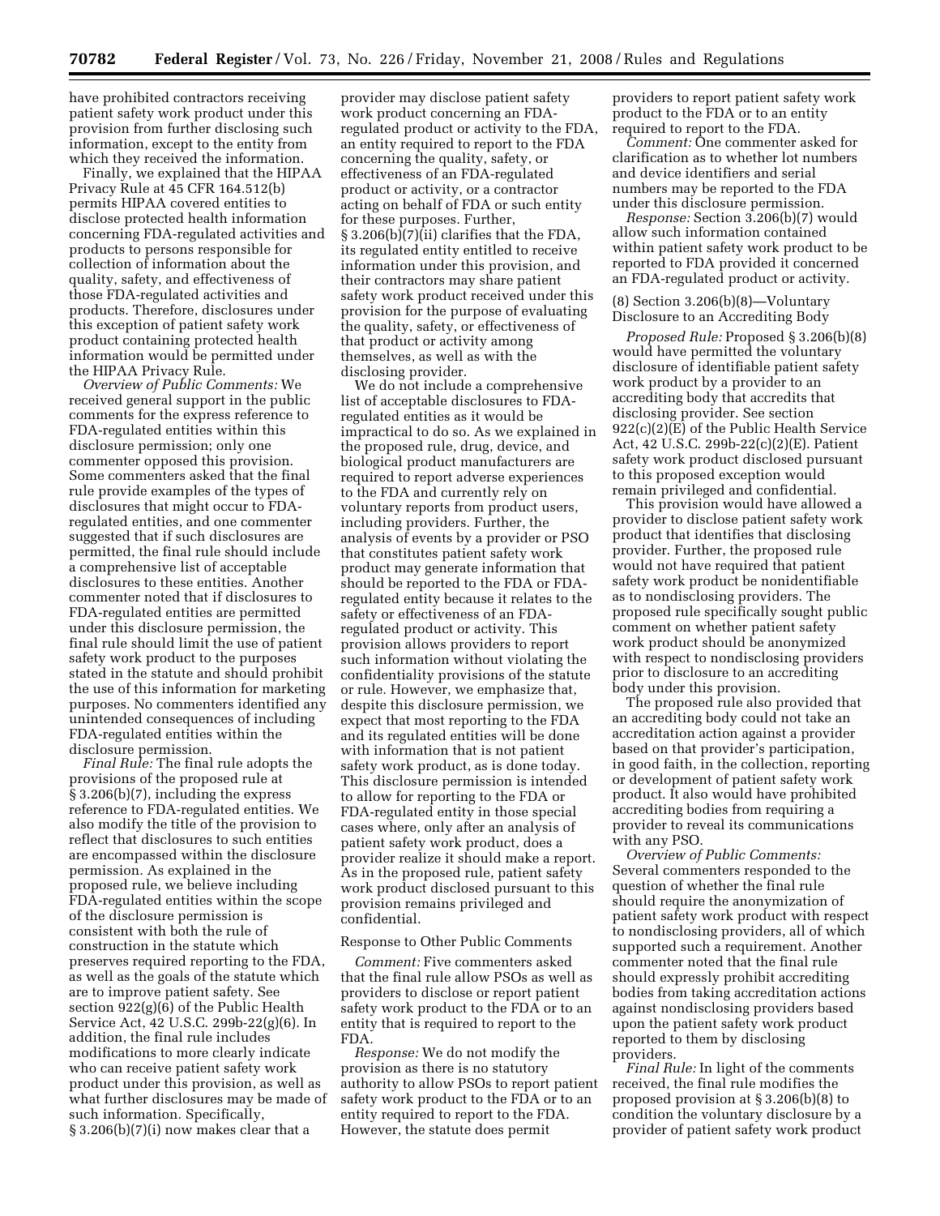have prohibited contractors receiving patient safety work product under this provision from further disclosing such information, except to the entity from which they received the information.

Finally, we explained that the HIPAA Privacy Rule at 45 CFR 164.512(b) permits HIPAA covered entities to disclose protected health information concerning FDA-regulated activities and products to persons responsible for collection of information about the quality, safety, and effectiveness of those FDA-regulated activities and products. Therefore, disclosures under this exception of patient safety work product containing protected health information would be permitted under the HIPAA Privacy Rule.

*Overview of Public Comments:* We received general support in the public comments for the express reference to FDA-regulated entities within this disclosure permission; only one commenter opposed this provision. Some commenters asked that the final rule provide examples of the types of disclosures that might occur to FDA-regulated entities, and one commenter suggested that if such disclosures are permitted, the final rule should include a comprehensive list of acceptable disclosures to these entities. Another commenter noted that if disclosures to FDA-regulated entities are permitted under this disclosure permission, the final rule should limit the use of patient safety work product to the purposes stated in the statute and should prohibit the use of this information for marketing purposes. No commenters identified any unintended consequences of including FDA-regulated entities within the disclosure permission.

*Final Rule:* The final rule adopts the provisions of the proposed rule at § 3.206(b)(7), including the express reference to FDA-regulated entities. We also modify the title of the provision to reflect that disclosures to such entities are encompassed within the disclosure permission. As explained in the proposed rule, we believe including FDA-regulated entities within the scope of the disclosure permission is consistent with both the rule of construction in the statute which preserves required reporting to the FDA, as well as the goals of the statute which are to improve patient safety. See section 922(g)(6) of the Public Health Service Act, 42 U.S.C. 299b-22(g)(6). In addition, the final rule includes modifications to more clearly indicate who can receive patient safety work product under this provision, as well as what further disclosures may be made of such information. Specifically, § 3.206(b)(7)(i) now makes clear that a provider may disclose patient safety work product concerning an FDA-regulated product or activity to the FDA, an entity required to report to the FDA concerning the quality, safety, or effectiveness of an FDA-regulated product or activity, or a contractor acting on behalf of FDA or such entity for these purposes. Further, § 3.206(b)(7)(ii) clarifies that the FDA, its regulated entity entitled to receive information under this provision, and their contractors may share patient safety work product received under this provision for the purpose of evaluating the quality, safety, or effectiveness of that product or activity among themselves, as well as with the disclosing provider.

We do not include a comprehensive list of acceptable disclosures to FDA-regulated entities as it would be impractical to do so. As we explained in the proposed rule, drug, device, and biological product manufacturers are required to report adverse experiences to the FDA and currently rely on voluntary reports from product users, including providers. Further, the analysis of events by a provider or PSO that constitutes patient safety work product may generate information that should be reported to the FDA or FDA-regulated entity because it relates to the safety or effectiveness of an FDA-regulated product or activity. This provision allows providers to report such information without violating the confidentiality provisions of the statute or rule. However, we emphasize that, despite this disclosure permission, we expect that most reporting to the FDA and its regulated entities will be done with information that is not patient safety work product, as is done today. This disclosure permission is intended to allow for reporting to the FDA or FDA-regulated entity in those special cases where, only after an analysis of patient safety work product, does a provider realize it should make a report. As in the proposed rule, patient safety work product disclosed pursuant to this provision remains privileged and confidential.

Response to Other Public Comments

*Comment:* Five commenters asked that the final rule allow PSOs as well as providers to disclose or report patient safety work product to the FDA or to an entity that is required to report to the FDA.

*Response:* We do not modify the provision as there is no statutory authority to allow PSOs to report patient safety work product to the FDA or to an entity required to report to the FDA. However, the statute does permit providers to report patient safety work product to the FDA or to an entity required to report to the FDA.

*Comment:* One commenter asked for clarification as to whether lot numbers and device identifiers and serial numbers may be reported to the FDA under this disclosure permission.

*Response:* Section 3.206(b)(7) would allow such information contained within patient safety work product to be reported to FDA provided it concerned an FDA-regulated product or activity.

(8) Section 3.206(b)(8)—Voluntary Disclosure to an Accrediting Body

*Proposed Rule:* Proposed § 3.206(b)(8) would have permitted the voluntary disclosure of identifiable patient safety work product by a provider to an accrediting body that accredits that disclosing provider. See section 922(c)(2)(E) of the Public Health Service Act, 42 U.S.C. 299b-22(c)(2)(E). Patient safety work product disclosed pursuant to this proposed exception would remain privileged and confidential.

This provision would have allowed a provider to disclose patient safety work product that identifies that disclosing provider. Further, the proposed rule would not have required that patient safety work product be nonidentifiable as to nondisclosing providers. The proposed rule specifically sought public comment on whether patient safety work product should be anonymized with respect to nondisclosing providers prior to disclosure to an accrediting body under this provision.

The proposed rule also provided that an accrediting body could not take an accreditation action against a provider based on that provider's participation, in good faith, in the collection, reporting or development of patient safety work product. It also would have prohibited accrediting bodies from requiring a provider to reveal its communications with any PSO.

*Overview of Public Comments:* Several commenters responded to the question of whether the final rule should require the anonymization of patient safety work product with respect to nondisclosing providers, all of which supported such a requirement. Another commenter noted that the final rule should expressly prohibit accrediting bodies from taking accreditation actions against nondisclosing providers based upon the patient safety work product reported to them by disclosing providers.

*Final Rule:* In light of the comments received, the final rule modifies the proposed provision at § 3.206(b)(8) to condition the voluntary disclosure by a provider of patient safety work product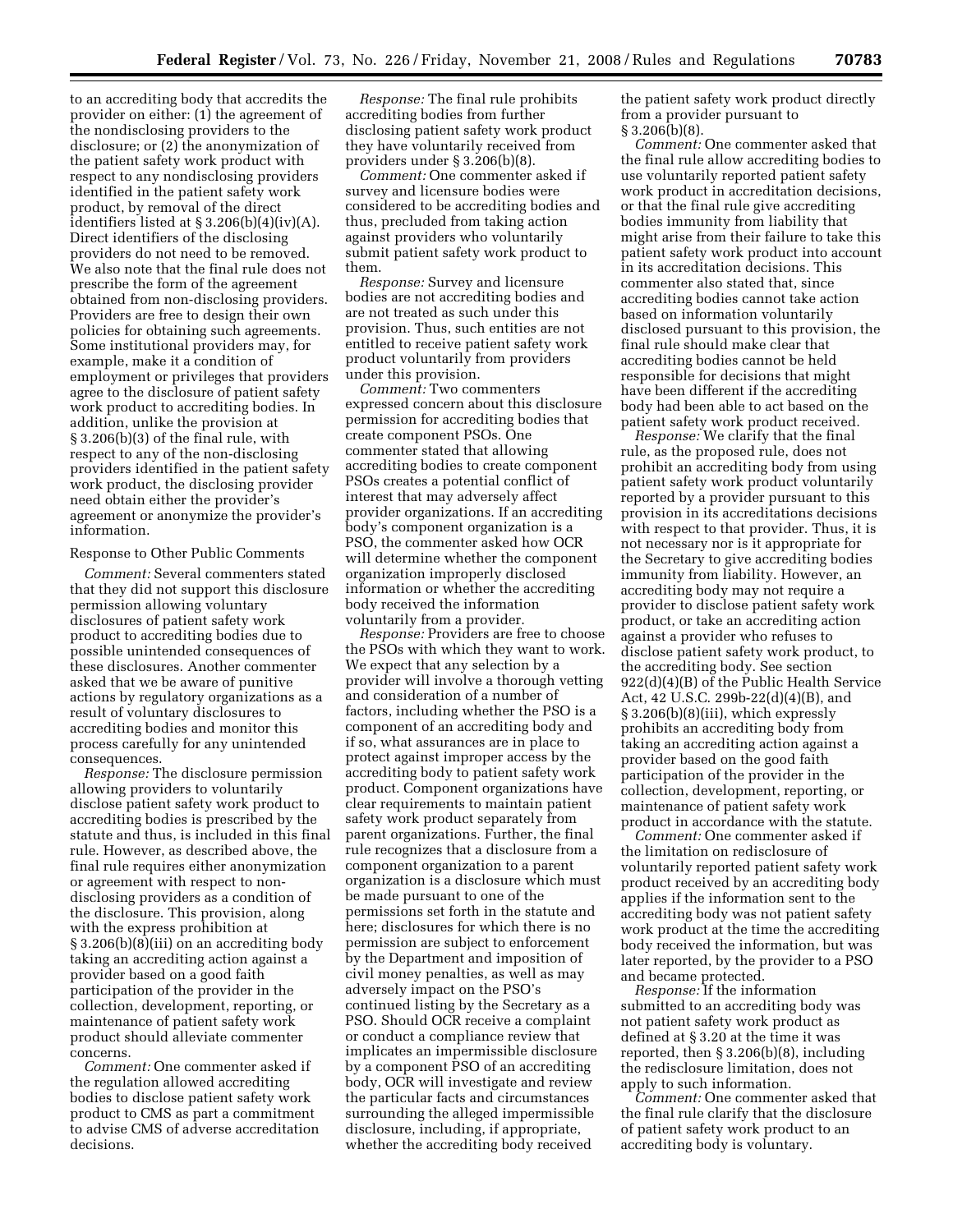to an accrediting body that accredits the provider on either: (1) the agreement of the nondisclosing providers to the disclosure; or (2) the anonymization of the patient safety work product with respect to any nondisclosing providers identified in the patient safety work product, by removal of the direct identifiers listed at § 3.206(b)(4)(iv)(A). Direct identifiers of the disclosing providers do not need to be removed. We also note that the final rule does not prescribe the form of the agreement obtained from non-disclosing providers. Providers are free to design their own policies for obtaining such agreements. Some institutional providers may, for example, make it a condition of employment or privileges that providers agree to the disclosure of patient safety work product to accrediting bodies. In addition, unlike the provision at § 3.206(b)(3) of the final rule, with respect to any of the non-disclosing providers identified in the patient safety work product, the disclosing provider need obtain either the provider's agreement or anonymize the provider's information.

Response to Other Public Comments

*Comment:* Several commenters stated that they did not support this disclosure permission allowing voluntary disclosures of patient safety work product to accrediting bodies due to possible unintended consequences of these disclosures. Another commenter asked that we be aware of punitive actions by regulatory organizations as a result of voluntary disclosures to accrediting bodies and monitor this process carefully for any unintended consequences.

*Response:* The disclosure permission allowing providers to voluntarily disclose patient safety work product to accrediting bodies is prescribed by the statute and thus, is included in this final rule. However, as described above, the final rule requires either anonymization or agreement with respect to non-disclosing providers as a condition of the disclosure. This provision, along with the express prohibition at § 3.206(b)(8)(iii) on an accrediting body taking an accrediting action against a provider based on a good faith participation of the provider in the collection, development, reporting, or maintenance of patient safety work product should alleviate commenter concerns.

*Comment:* One commenter asked if the regulation allowed accrediting bodies to disclose patient safety work product to CMS as part a commitment to advise CMS of adverse accreditation decisions.

*Response:* The final rule prohibits accrediting bodies from further disclosing patient safety work product they have voluntarily received from providers under § 3.206(b)(8).

*Comment:* One commenter asked if survey and licensure bodies were considered to be accrediting bodies and thus, precluded from taking action against providers who voluntarily submit patient safety work product to them.

*Response:* Survey and licensure bodies are not accrediting bodies and are not treated as such under this provision. Thus, such entities are not entitled to receive patient safety work product voluntarily from providers under this provision.

*Comment:* Two commenters expressed concern about this disclosure permission for accrediting bodies that create component PSOs. One commenter stated that allowing accrediting bodies to create component PSOs creates a potential conflict of interest that may adversely affect provider organizations. If an accrediting body's component organization is a PSO, the commenter asked how OCR will determine whether the component organization improperly disclosed information or whether the accrediting body received the information voluntarily from a provider.

*Response:* Providers are free to choose the PSOs with which they want to work. We expect that any selection by a provider will involve a thorough vetting and consideration of a number of factors, including whether the PSO is a component of an accrediting body and if so, what assurances are in place to protect against improper access by the accrediting body to patient safety work product. Component organizations have clear requirements to maintain patient safety work product separately from parent organizations. Further, the final rule recognizes that a disclosure from a component organization to a parent organization is a disclosure which must be made pursuant to one of the permissions set forth in the statute and here; disclosures for which there is no permission are subject to enforcement by the Department and imposition of civil money penalties, as well as may adversely impact on the PSO's continued listing by the Secretary as a PSO. Should OCR receive a complaint or conduct a compliance review that implicates an impermissible disclosure by a component PSO of an accrediting body, OCR will investigate and review the particular facts and circumstances surrounding the alleged impermissible disclosure, including, if appropriate, whether the accrediting body received the patient safety work product directly from a provider pursuant to § 3.206(b)(8).

*Comment:* One commenter asked that the final rule allow accrediting bodies to use voluntarily reported patient safety work product in accreditation decisions, or that the final rule give accrediting bodies immunity from liability that might arise from their failure to take this patient safety work product into account in its accreditation decisions. This commenter also stated that, since accrediting bodies cannot take action based on information voluntarily disclosed pursuant to this provision, the final rule should make clear that accrediting bodies cannot be held responsible for decisions that might have been different if the accrediting body had been able to act based on the patient safety work product received.

*Response:* We clarify that the final rule, as the proposed rule, does not prohibit an accrediting body from using patient safety work product voluntarily reported by a provider pursuant to this provision in its accreditations decisions with respect to that provider. Thus, it is not necessary nor is it appropriate for the Secretary to give accrediting bodies immunity from liability. However, an accrediting body may not require a provider to disclose patient safety work product, or take an accrediting action against a provider who refuses to disclose patient safety work product, to the accrediting body. See section 922(d)(4)(B) of the Public Health Service Act, 42 U.S.C. 299b-22(d)(4)(B), and § 3.206(b)(8)(iii), which expressly prohibits an accrediting body from taking an accrediting action against a provider based on the good faith participation of the provider in the collection, development, reporting, or maintenance of patient safety work product in accordance with the statute.

*Comment:* One commenter asked if the limitation on redisclosure of voluntarily reported patient safety work product received by an accrediting body applies if the information sent to the accrediting body was not patient safety work product at the time the accrediting body received the information, but was later reported, by the provider to a PSO and became protected.

*Response:* If the information submitted to an accrediting body was not patient safety work product as defined at § 3.20 at the time it was reported, then § 3.206(b)(8), including the redisclosure limitation, does not apply to such information.

*Comment:* One commenter asked that the final rule clarify that the disclosure of patient safety work product to an accrediting body is voluntary.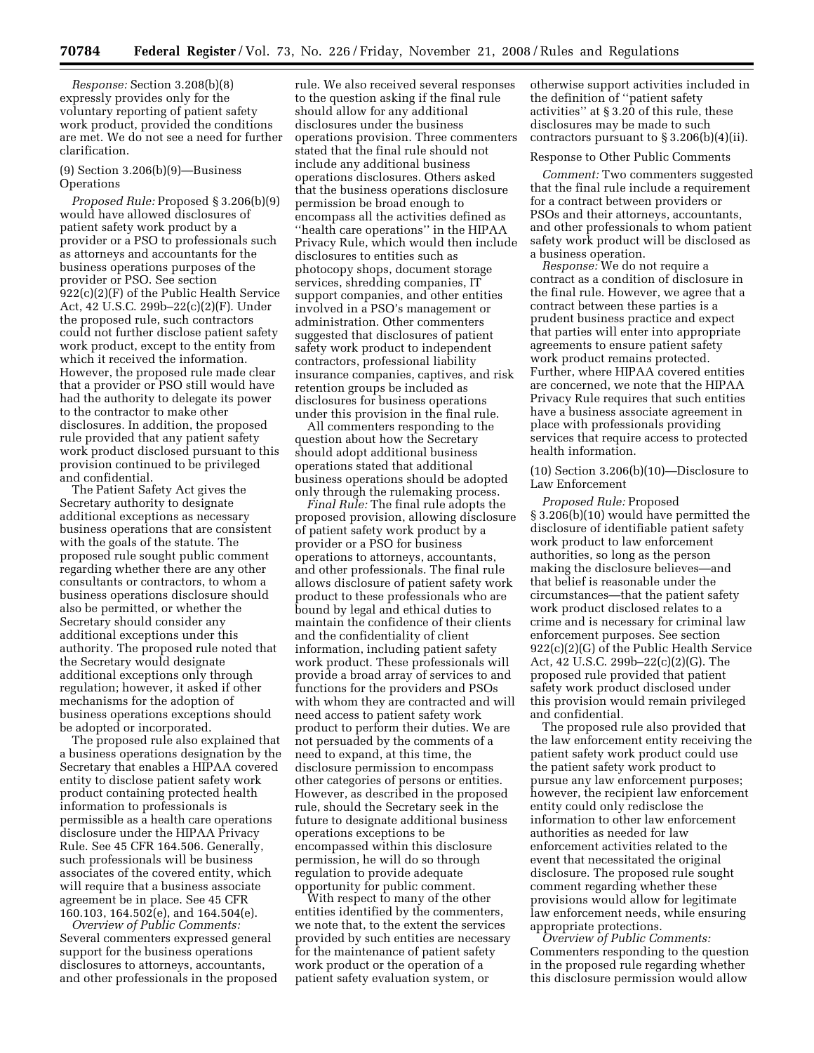*Response:* Section 3.208(b)(8) expressly provides only for the voluntary reporting of patient safety work product, provided the conditions are met. We do not see a need for further clarification.

(9) Section 3.206(b)(9)—Business Operations

*Proposed Rule:* Proposed § 3.206(b)(9) would have allowed disclosures of patient safety work product by a provider or a PSO to professionals such as attorneys and accountants for the business operations purposes of the provider or PSO. See section 922(c)(2)(F) of the Public Health Service Act, 42 U.S.C. 299b–22(c)(2)(F). Under the proposed rule, such contractors could not further disclose patient safety work product, except to the entity from which it received the information. However, the proposed rule made clear that a provider or PSO still would have had the authority to delegate its power to the contractor to make other disclosures. In addition, the proposed rule provided that any patient safety work product disclosed pursuant to this provision continued to be privileged and confidential.

The Patient Safety Act gives the Secretary authority to designate additional exceptions as necessary business operations that are consistent with the goals of the statute. The proposed rule sought public comment regarding whether there are any other consultants or contractors, to whom a business operations disclosure should also be permitted, or whether the Secretary should consider any additional exceptions under this authority. The proposed rule noted that the Secretary would designate additional exceptions only through regulation; however, it asked if other mechanisms for the adoption of business operations exceptions should be adopted or incorporated.

The proposed rule also explained that a business operations designation by the Secretary that enables a HIPAA covered entity to disclose patient safety work product containing protected health information to professionals is permissible as a health care operations disclosure under the HIPAA Privacy Rule. See 45 CFR 164.506. Generally, such professionals will be business associates of the covered entity, which will require that a business associate agreement be in place. See 45 CFR 160.103, 164.502(e), and 164.504(e).

*Overview of Public Comments:* Several commenters expressed general support for the business operations disclosures to attorneys, accountants, and other professionals in the proposed rule. We also received several responses to the question asking if the final rule should allow for any additional disclosures under the business operations provision. Three commenters stated that the final rule should not include any additional business operations disclosures. Others asked that the business operations disclosure permission be broad enough to encompass all the activities defined as ''health care operations'' in the HIPAA Privacy Rule, which would then include disclosures to entities such as photocopy shops, document storage services, shredding companies, IT support companies, and other entities involved in a PSO's management or administration. Other commenters suggested that disclosures of patient safety work product to independent contractors, professional liability insurance companies, captives, and risk retention groups be included as disclosures for business operations under this provision in the final rule.

All commenters responding to the question about how the Secretary should adopt additional business operations stated that additional business operations should be adopted only through the rulemaking process.

*Final Rule:* The final rule adopts the proposed provision, allowing disclosure of patient safety work product by a provider or a PSO for business operations to attorneys, accountants, and other professionals. The final rule allows disclosure of patient safety work product to these professionals who are bound by legal and ethical duties to maintain the confidence of their clients and the confidentiality of client information, including patient safety work product. These professionals will provide a broad array of services to and functions for the providers and PSOs with whom they are contracted and will need access to patient safety work product to perform their duties. We are not persuaded by the comments of a need to expand, at this time, the disclosure permission to encompass other categories of persons or entities. However, as described in the proposed rule, should the Secretary seek in the future to designate additional business operations exceptions to be encompassed within this disclosure permission, he will do so through regulation to provide adequate opportunity for public comment.

With respect to many of the other entities identified by the commenters, we note that, to the extent the services provided by such entities are necessary for the maintenance of patient safety work product or the operation of a patient safety evaluation system, or otherwise support activities included in the definition of ''patient safety activities'' at § 3.20 of this rule, these disclosures may be made to such contractors pursuant to § 3.206(b)(4)(ii).

Response to Other Public Comments

*Comment:* Two commenters suggested that the final rule include a requirement for a contract between providers or PSOs and their attorneys, accountants, and other professionals to whom patient safety work product will be disclosed as a business operation.

*Response:* We do not require a contract as a condition of disclosure in the final rule. However, we agree that a contract between these parties is a prudent business practice and expect that parties will enter into appropriate agreements to ensure patient safety work product remains protected. Further, where HIPAA covered entities are concerned, we note that the HIPAA Privacy Rule requires that such entities have a business associate agreement in place with professionals providing services that require access to protected health information.

(10) Section 3.206(b)(10)—Disclosure to Law Enforcement

*Proposed Rule:* Proposed § 3.206(b)(10) would have permitted the disclosure of identifiable patient safety work product to law enforcement authorities, so long as the person making the disclosure believes—and that belief is reasonable under the circumstances—that the patient safety work product disclosed relates to a crime and is necessary for criminal law enforcement purposes. See section 922(c)(2)(G) of the Public Health Service Act, 42 U.S.C. 299b–22(c)(2)(G). The proposed rule provided that patient safety work product disclosed under this provision would remain privileged and confidential.

The proposed rule also provided that the law enforcement entity receiving the patient safety work product could use the patient safety work product to pursue any law enforcement purposes; however, the recipient law enforcement entity could only redisclose the information to other law enforcement authorities as needed for law enforcement activities related to the event that necessitated the original disclosure. The proposed rule sought comment regarding whether these provisions would allow for legitimate law enforcement needs, while ensuring appropriate protections.

*Overview of Public Comments:* Commenters responding to the question in the proposed rule regarding whether this disclosure permission would allow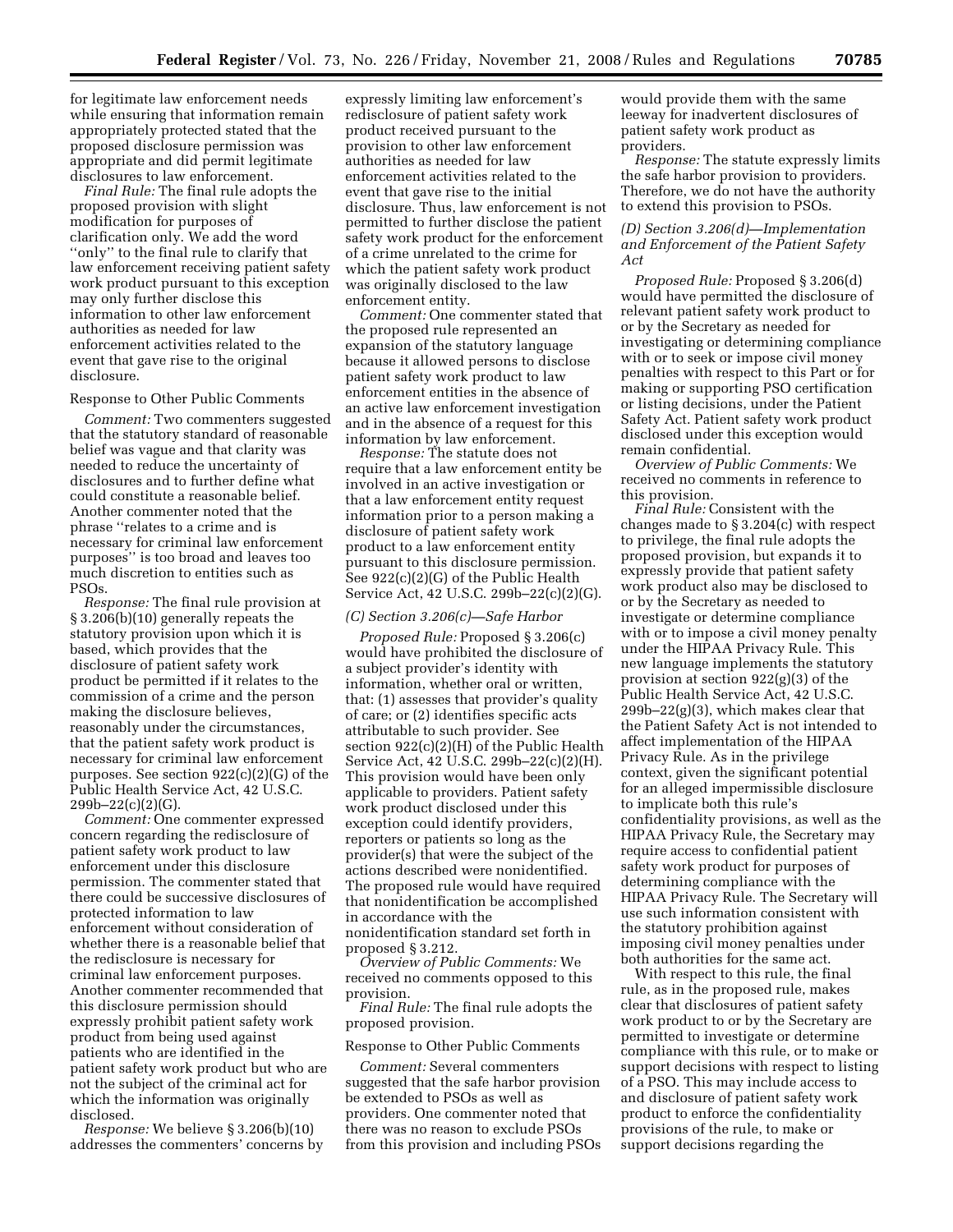for legitimate law enforcement needs while ensuring that information remain appropriately protected stated that the proposed disclosure permission was appropriate and did permit legitimate disclosures to law enforcement.

*Final Rule:* The final rule adopts the proposed provision with slight modification for purposes of clarification only. We add the word "only" to the final rule to clarify that law enforcement receiving patient safety work product pursuant to this exception may only further disclose this information to other law enforcement authorities as needed for law enforcement activities related to the event that gave rise to the original disclosure.

Response to Other Public Comments

*Comment:* Two commenters suggested that the statutory standard of reasonable belief was vague and that clarity was needed to reduce the uncertainty of disclosures and to further define what could constitute a reasonable belief. Another commenter noted that the phrase "relates to a crime and is necessary for criminal law enforcement purposes" is too broad and leaves too much discretion to entities such as PSOs.

*Response:* The final rule provision at § 3.206(b)(10) generally repeats the statutory provision upon which it is based, which provides that the disclosure of patient safety work product be permitted if it relates to the commission of a crime and the person making the disclosure believes, reasonably under the circumstances, that the patient safety work product is necessary for criminal law enforcement purposes. See section 922(c)(2)(G) of the Public Health Service Act, 42 U.S.C. 299b–22(c)(2)(G).

*Comment:* One commenter expressed concern regarding the redisclosure of patient safety work product to law enforcement under this disclosure permission. The commenter stated that there could be successive disclosures of protected information to law enforcement without consideration of whether there is a reasonable belief that the redisclosure is necessary for criminal law enforcement purposes. Another commenter recommended that this disclosure permission should expressly prohibit patient safety work product from being used against patients who are identified in the patient safety work product but who are not the subject of the criminal act for which the information was originally disclosed.

*Response:* We believe § 3.206(b)(10) addresses the commenters' concerns by expressly limiting law enforcement's redisclosure of patient safety work product received pursuant to the provision to other law enforcement authorities as needed for law enforcement activities related to the event that gave rise to the initial disclosure. Thus, law enforcement is not permitted to further disclose the patient safety work product for the enforcement of a crime unrelated to the crime for which the patient safety work product was originally disclosed to the law enforcement entity.

*Comment:* One commenter stated that the proposed rule represented an expansion of the statutory language because it allowed persons to disclose patient safety work product to law enforcement entities in the absence of an active law enforcement investigation and in the absence of a request for this information by law enforcement.

*Response:* The statute does not require that a law enforcement entity be involved in an active investigation or that a law enforcement entity request information prior to a person making a disclosure of patient safety work product to a law enforcement entity pursuant to this disclosure permission. See 922(c)(2)(G) of the Public Health Service Act, 42 U.S.C. 299b–22(c)(2)(G).

*(C) Section 3.206(c)—Safe Harbor*

*Proposed Rule:* Proposed § 3.206(c) would have prohibited the disclosure of a subject provider's identity with information, whether oral or written, that: (1) assesses that provider's quality of care; or (2) identifies specific acts attributable to such provider. See section 922(c)(2)(H) of the Public Health Service Act, 42 U.S.C. 299b–22(c)(2)(H). This provision would have been only applicable to providers. Patient safety work product disclosed under this exception could identify providers, reporters or patients so long as the provider(s) that were the subject of the actions described were nonidentified. The proposed rule would have required that nonidentification be accomplished in accordance with the nonidentification standard set forth in proposed § 3.212.

*Overview of Public Comments:* We received no comments opposed to this provision.

*Final Rule:* The final rule adopts the proposed provision.

Response to Other Public Comments

*Comment:* Several commenters suggested that the safe harbor provision be extended to PSOs as well as providers. One commenter noted that there was no reason to exclude PSOs from this provision and including PSOs would provide them with the same leeway for inadvertent disclosures of patient safety work product as providers.

*Response:* The statute expressly limits the safe harbor provision to providers. Therefore, we do not have the authority to extend this provision to PSOs.

*(D) Section 3.206(d)—Implementation and Enforcement of the Patient Safety Act*

*Proposed Rule:* Proposed § 3.206(d) would have permitted the disclosure of relevant patient safety work product to or by the Secretary as needed for investigating or determining compliance with or to seek or impose civil money penalties with respect to this Part or for making or supporting PSO certification or listing decisions, under the Patient Safety Act. Patient safety work product disclosed under this exception would remain confidential.

*Overview of Public Comments:* We received no comments in reference to this provision.

*Final Rule:* Consistent with the changes made to § 3.204(c) with respect to privilege, the final rule adopts the proposed provision, but expands it to expressly provide that patient safety work product also may be disclosed to or by the Secretary as needed to investigate or determine compliance with or to impose a civil money penalty under the HIPAA Privacy Rule. This new language implements the statutory provision at section 922(g)(3) of the Public Health Service Act, 42 U.S.C. 299b–22(g)(3), which makes clear that the Patient Safety Act is not intended to affect implementation of the HIPAA Privacy Rule. As in the privilege context, given the significant potential for an alleged impermissible disclosure to implicate both this rule's confidentiality provisions, as well as the HIPAA Privacy Rule, the Secretary may require access to confidential patient safety work product for purposes of determining compliance with the HIPAA Privacy Rule. The Secretary will use such information consistent with the statutory prohibition against imposing civil money penalties under both authorities for the same act.

With respect to this rule, the final rule, as in the proposed rule, makes clear that disclosures of patient safety work product to or by the Secretary are permitted to investigate or determine compliance with this rule, or to make or support decisions with respect to listing of a PSO. This may include access to and disclosure of patient safety work product to enforce the confidentiality provisions of the rule, to make or support decisions regarding the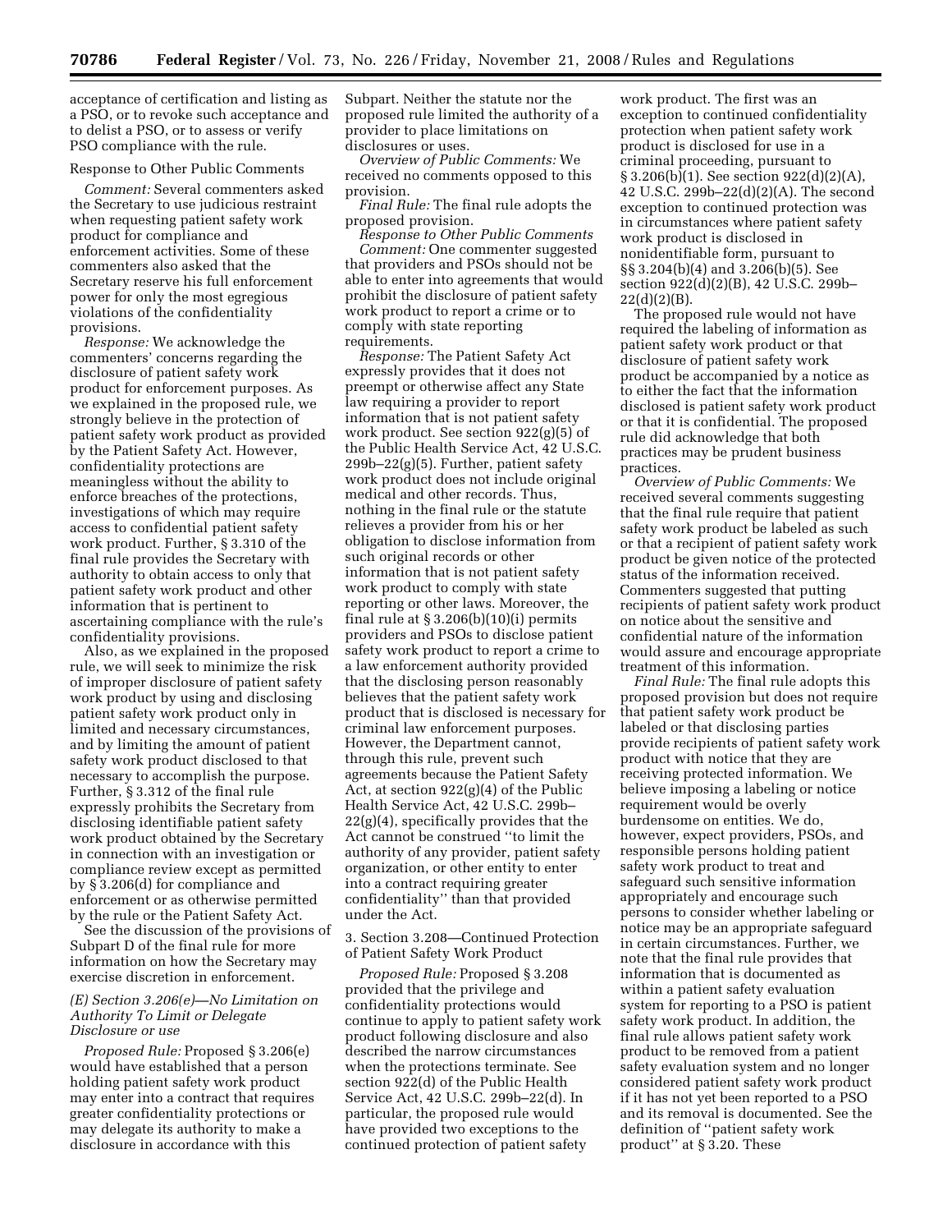acceptance of certification and listing as a PSO, or to revoke such acceptance and to delist a PSO, or to assess or verify PSO compliance with the rule.

Response to Other Public Comments

*Comment:* Several commenters asked the Secretary to use judicious restraint when requesting patient safety work product for compliance and enforcement activities. Some of these commenters also asked that the Secretary reserve his full enforcement power for only the most egregious violations of the confidentiality provisions.

*Response:* We acknowledge the commenters' concerns regarding the disclosure of patient safety work product for enforcement purposes. As we explained in the proposed rule, we strongly believe in the protection of patient safety work product as provided by the Patient Safety Act. However, confidentiality protections are meaningless without the ability to enforce breaches of the protections, investigations of which may require access to confidential patient safety work product. Further, § 3.310 of the final rule provides the Secretary with authority to obtain access to only that patient safety work product and other information that is pertinent to ascertaining compliance with the rule's confidentiality provisions.

Also, as we explained in the proposed rule, we will seek to minimize the risk of improper disclosure of patient safety work product by using and disclosing patient safety work product only in limited and necessary circumstances, and by limiting the amount of patient safety work product disclosed to that necessary to accomplish the purpose. Further, § 3.312 of the final rule expressly prohibits the Secretary from disclosing identifiable patient safety work product obtained by the Secretary in connection with an investigation or compliance review except as permitted by § 3.206(d) for compliance and enforcement or as otherwise permitted by the rule or the Patient Safety Act.

See the discussion of the provisions of Subpart D of the final rule for more information on how the Secretary may exercise discretion in enforcement.

*(E) Section 3.206(e)—No Limitation on Authority To Limit or Delegate Disclosure or use*

*Proposed Rule:* Proposed § 3.206(e) would have established that a person holding patient safety work product may enter into a contract that requires greater confidentiality protections or may delegate its authority to make a disclosure in accordance with this Subpart. Neither the statute nor the proposed rule limited the authority of a provider to place limitations on disclosures or uses.

*Overview of Public Comments:* We received no comments opposed to this provision.

*Final Rule:* The final rule adopts the proposed provision.

*Response to Other Public Comments*

*Comment:* One commenter suggested that providers and PSOs should not be able to enter into agreements that would prohibit the disclosure of patient safety work product to report a crime or to comply with state reporting requirements.

*Response:* The Patient Safety Act expressly provides that it does not preempt or otherwise affect any State law requiring a provider to report information that is not patient safety work product. See section 922(g)(5) of the Public Health Service Act, 42 U.S.C. 299b–22(g)(5). Further, patient safety work product does not include original medical and other records. Thus, nothing in the final rule or the statute relieves a provider from his or her obligation to disclose information from such original records or other information that is not patient safety work product to comply with state reporting or other laws. Moreover, the final rule at § 3.206(b)(10)(i) permits providers and PSOs to disclose patient safety work product to report a crime to a law enforcement authority provided that the disclosing person reasonably believes that the patient safety work product that is disclosed is necessary for criminal law enforcement purposes. However, the Department cannot, through this rule, prevent such agreements because the Patient Safety Act, at section 922(g)(4) of the Public Health Service Act, 42 U.S.C. 299b–22(g)(4), specifically provides that the Act cannot be construed ''to limit the authority of any provider, patient safety organization, or other entity to enter into a contract requiring greater confidentiality'' than that provided under the Act.

3. Section 3.208—Continued Protection of Patient Safety Work Product

*Proposed Rule:* Proposed § 3.208 provided that the privilege and confidentiality protections would continue to apply to patient safety work product following disclosure and also described the narrow circumstances when the protections terminate. See section 922(d) of the Public Health Service Act, 42 U.S.C. 299b–22(d). In particular, the proposed rule would have provided two exceptions to the continued protection of patient safety work product. The first was an exception to continued confidentiality protection when patient safety work product is disclosed for use in a criminal proceeding, pursuant to § 3.206(b)(1). See section 922(d)(2)(A), 42 U.S.C. 299b–22(d)(2)(A). The second exception to continued protection was in circumstances where patient safety work product is disclosed in nonidentifiable form, pursuant to §§ 3.204(b)(4) and 3.206(b)(5). See section 922(d)(2)(B), 42 U.S.C. 299b–22(d)(2)(B).

The proposed rule would not have required the labeling of information as patient safety work product or that disclosure of patient safety work product be accompanied by a notice as to either the fact that the information disclosed is patient safety work product or that it is confidential. The proposed rule did acknowledge that both practices may be prudent business practices.

*Overview of Public Comments:* We received several comments suggesting that the final rule require that patient safety work product be labeled as such or that a recipient of patient safety work product be given notice of the protected status of the information received. Commenters suggested that putting recipients of patient safety work product on notice about the sensitive and confidential nature of the information would assure and encourage appropriate treatment of this information.

*Final Rule:* The final rule adopts this proposed provision but does not require that patient safety work product be labeled or that disclosing parties provide recipients of patient safety work product with notice that they are receiving protected information. We believe imposing a labeling or notice requirement would be overly burdensome on entities. We do, however, expect providers, PSOs, and responsible persons holding patient safety work product to treat and safeguard such sensitive information appropriately and encourage such persons to consider whether labeling or notice may be an appropriate safeguard in certain circumstances. Further, we note that the final rule provides that information that is documented as within a patient safety evaluation system for reporting to a PSO is patient safety work product. In addition, the final rule allows patient safety work product to be removed from a patient safety evaluation system and no longer considered patient safety work product if it has not yet been reported to a PSO and its removal is documented. See the definition of ''patient safety work product'' at § 3.20. These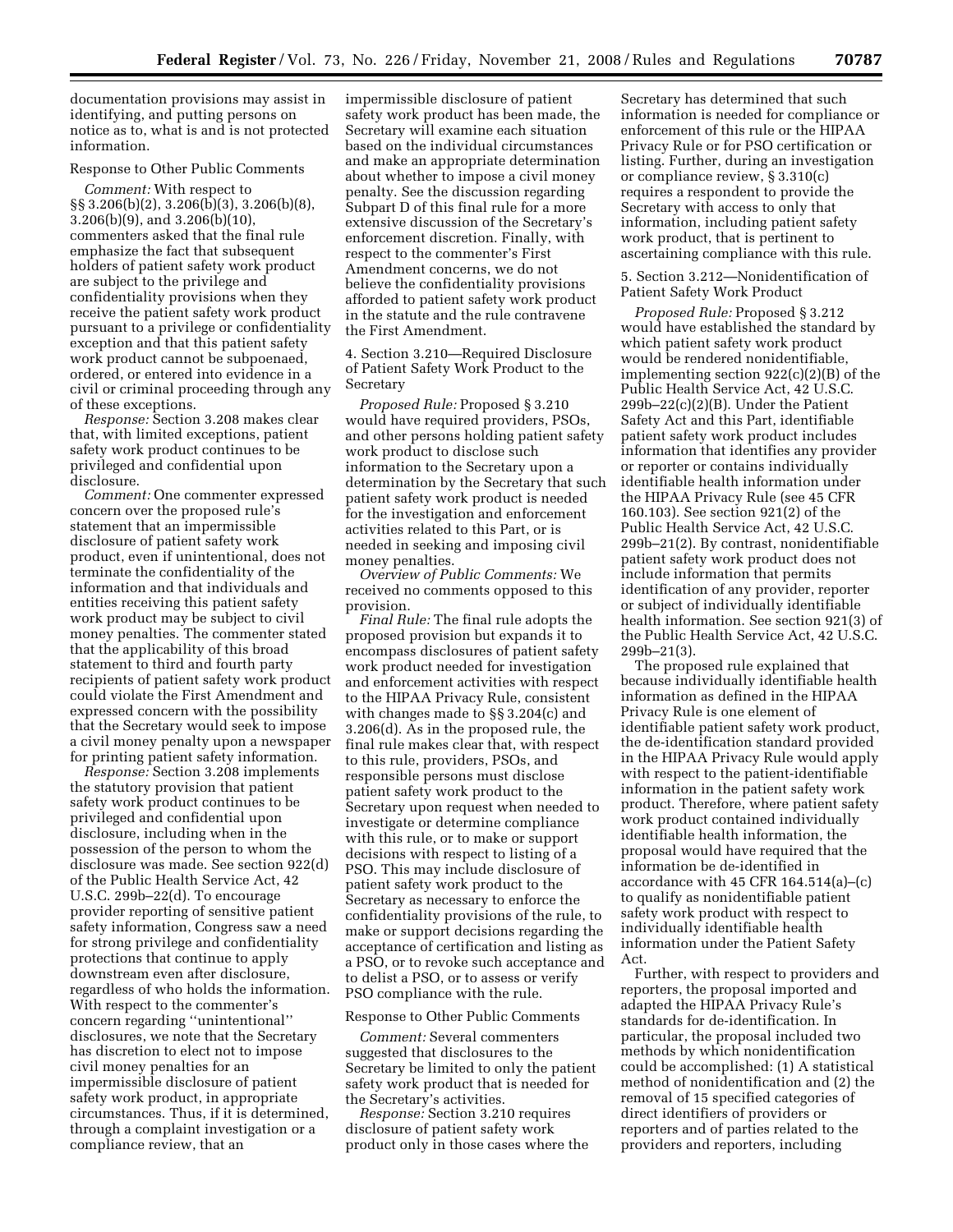documentation provisions may assist in identifying, and putting persons on notice as to, what is and is not protected information.

Response to Other Public Comments

*Comment:* With respect to §§ 3.206(b)(2), 3.206(b)(3), 3.206(b)(8), 3.206(b)(9), and 3.206(b)(10), commenters asked that the final rule emphasize the fact that subsequent holders of patient safety work product are subject to the privilege and confidentiality provisions when they receive the patient safety work product pursuant to a privilege or confidentiality exception and that this patient safety work product cannot be subpoenaed, ordered, or entered into evidence in a civil or criminal proceeding through any of these exceptions.

*Response:* Section 3.208 makes clear that, with limited exceptions, patient safety work product continues to be privileged and confidential upon disclosure.

*Comment:* One commenter expressed concern over the proposed rule's statement that an impermissible disclosure of patient safety work product, even if unintentional, does not terminate the confidentiality of the information and that individuals and entities receiving this patient safety work product may be subject to civil money penalties. The commenter stated that the applicability of this broad statement to third and fourth party recipients of patient safety work product could violate the First Amendment and expressed concern with the possibility that the Secretary would seek to impose a civil money penalty upon a newspaper for printing patient safety information.

*Response:* Section 3.208 implements the statutory provision that patient safety work product continues to be privileged and confidential upon disclosure, including when in the possession of the person to whom the disclosure was made. See section 922(d) of the Public Health Service Act, 42 U.S.C. 299b–22(d). To encourage provider reporting of sensitive patient safety information, Congress saw a need for strong privilege and confidentiality protections that continue to apply downstream even after disclosure, regardless of who holds the information. With respect to the commenter's concern regarding ''unintentional'' disclosures, we note that the Secretary has discretion to elect not to impose civil money penalties for an impermissible disclosure of patient safety work product, in appropriate circumstances. Thus, if it is determined, through a complaint investigation or a compliance review, that an impermissible disclosure of patient safety work product has been made, the Secretary will examine each situation based on the individual circumstances and make an appropriate determination about whether to impose a civil money penalty. See the discussion regarding Subpart D of this final rule for a more extensive discussion of the Secretary's enforcement discretion. Finally, with respect to the commenter's First Amendment concerns, we do not believe the confidentiality provisions afforded to patient safety work product in the statute and the rule contravene the First Amendment.

4. Section 3.210—Required Disclosure of Patient Safety Work Product to the Secretary

*Proposed Rule:* Proposed § 3.210 would have required providers, PSOs, and other persons holding patient safety work product to disclose such information to the Secretary upon a determination by the Secretary that such patient safety work product is needed for the investigation and enforcement activities related to this Part, or is needed in seeking and imposing civil money penalties.

*Overview of Public Comments:* We received no comments opposed to this provision.

*Final Rule:* The final rule adopts the proposed provision but expands it to encompass disclosures of patient safety work product needed for investigation and enforcement activities with respect to the HIPAA Privacy Rule, consistent with changes made to §§ 3.204(c) and 3.206(d). As in the proposed rule, the final rule makes clear that, with respect to this rule, providers, PSOs, and responsible persons must disclose patient safety work product to the Secretary upon request when needed to investigate or determine compliance with this rule, or to make or support decisions with respect to listing of a PSO. This may include disclosure of patient safety work product to the Secretary as necessary to enforce the confidentiality provisions of the rule, to make or support decisions regarding the acceptance of certification and listing as a PSO, or to revoke such acceptance and to delist a PSO, or to assess or verify PSO compliance with the rule.

Response to Other Public Comments

*Comment:* Several commenters suggested that disclosures to the Secretary be limited to only the patient safety work product that is needed for the Secretary's activities.

*Response:* Section 3.210 requires disclosure of patient safety work product only in those cases where the Secretary has determined that such information is needed for compliance or enforcement of this rule or the HIPAA Privacy Rule or for PSO certification or listing. Further, during an investigation or compliance review, § 3.310(c) requires a respondent to provide the Secretary with access to only that information, including patient safety work product, that is pertinent to ascertaining compliance with this rule.

5. Section 3.212—Nonidentification of Patient Safety Work Product

*Proposed Rule:* Proposed § 3.212 would have established the standard by which patient safety work product would be rendered nonidentifiable, implementing 922(c)(2)(B) of the Public Health Service Act, 42 U.S.C. 299b–22(c)(2)(B). Under the Patient Safety Act and this Part, identifiable patient safety work product includes information that identifies any provider or reporter or contains individually identifiable health information under the HIPAA Privacy Rule (see 45 CFR 160.103). See section 921(2) of the Public Health Service Act, 42 U.S.C. 299b–21(2). By contrast, nonidentifiable patient safety work product does not include information that permits identification of any provider, reporter or subject of individually identifiable health information. See section 921(3) of the Public Health Service Act, 42 U.S.C. 299b–21(3).

The proposed rule explained that because individually identifiable health information as defined in the HIPAA Privacy Rule is one element of identifiable patient safety work product, the de-identification standard provided in the HIPAA Privacy Rule would apply with respect to the patient-identifiable information in the patient safety work product. Therefore, where patient safety work product contained individually identifiable health information, the proposal would have required that the information be de-identified in accordance with 45 CFR 164.514(a)–(c) to qualify as nonidentifiable patient safety work product with respect to individually identifiable health information under the Patient Safety Act.

Further, with respect to providers and reporters, the proposal imported and adapted the HIPAA Privacy Rule's standards for de-identification. In particular, the proposal included two methods by which nonidentification could be accomplished: (1) A statistical method of nonidentification and (2) the removal of 15 specified categories of direct identifiers of providers or reporters and of parties related to the providers and reporters, including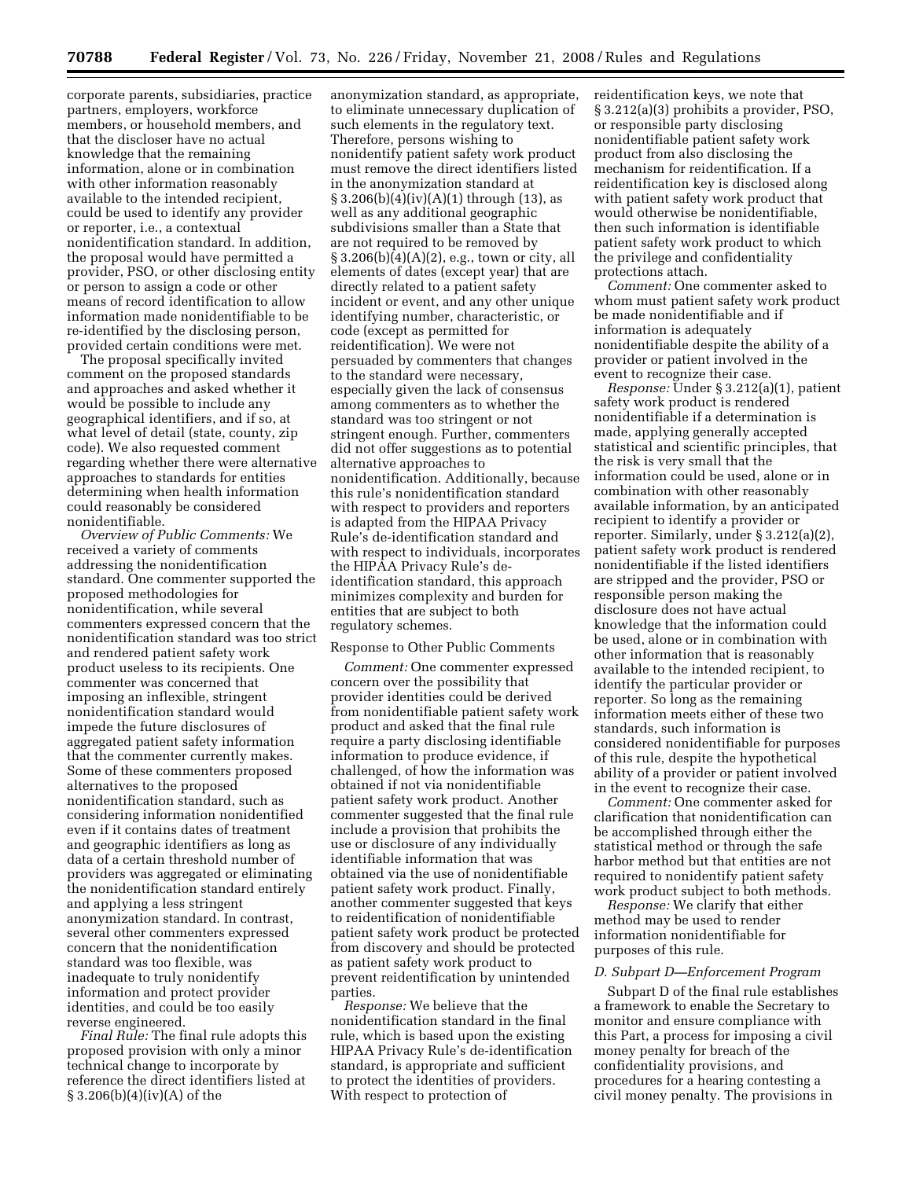corporate parents, subsidiaries, practice partners, employers, workforce members, or household members, and that the discloser have no actual knowledge that the remaining information, alone or in combination with other information reasonably available to the intended recipient, could be used to identify any provider or reporter, i.e., a contextual nonidentification standard. In addition, the proposal would have permitted a provider, PSO, or other disclosing entity or person to assign a code or other means of record identification to allow information made nonidentifiable to be re-identified by the disclosing person, provided certain conditions were met.

The proposal specifically invited comment on the proposed standards and approaches and asked whether it would be possible to include any geographical identifiers, and if so, at what level of detail (state, county, zip code). We also requested comment regarding whether there were alternative approaches to standards for entities determining when health information could reasonably be considered nonidentifiable.

*Overview of Public Comments:* We received a variety of comments addressing the nonidentification standard. One commenter supported the proposed methodologies for nonidentification, while several commenters expressed concern that the nonidentification standard was too strict and rendered patient safety work product useless to its recipients. One commenter was concerned that imposing an inflexible, stringent nonidentification standard would impede the future disclosures of aggregated patient safety information that the commenter currently makes. Some of these commenters proposed alternatives to the proposed nonidentification standard, such as considering information nonidentified even if it contains dates of treatment and geographic identifiers as long as data of a certain threshold number of providers was aggregated or eliminating the nonidentification standard entirely and applying a less stringent anonymization standard. In contrast, several other commenters expressed concern that the nonidentification standard was too flexible, was inadequate to truly nonidentify information and protect provider identities, and could be too easily reverse engineered.

*Final Rule:* The final rule adopts this proposed provision with only a minor technical change to incorporate by reference the direct identifiers listed at § 3.206(b)(4)(iv)(A) of the anonymization standard, as appropriate, to eliminate unnecessary duplication of such elements in the regulatory text. Therefore, persons wishing to nonidentify patient safety work product must remove the direct identifiers listed in the anonymization standard at § 3.206(b)(4)(iv)(A)(1) through (13), as well as any additional geographic subdivisions smaller than a State that are not required to be removed by § 3.206(b)(4)(A)(2), e.g., town or city, all elements of dates (except year) that are directly related to a patient safety incident or event, and any other unique identifying number, characteristic, or code (except as permitted for reidentification). We were not persuaded by commenters that changes to the standard were necessary, especially given the lack of consensus among commenters as to whether the standard was too stringent or not stringent enough. Further, commenters did not offer suggestions as to potential alternative approaches to nonidentification. Additionally, because this rule's nonidentification standard with respect to providers and reporters is adapted from the HIPAA Privacy Rule's de-identification standard and with respect to individuals, incorporates the HIPAA Privacy Rule's de-identification standard, this approach minimizes complexity and burden for entities that are subject to both regulatory schemes.

Response to Other Public Comments

*Comment:* One commenter expressed concern over the possibility that provider identities could be derived from nonidentifiable patient safety work product and asked that the final rule require a party disclosing identifiable information to produce evidence, if challenged, of how the information was obtained if not via nonidentifiable patient safety work product. Another commenter suggested that the final rule include a provision that prohibits the use or disclosure of any individually identifiable information that was obtained via the use of nonidentifiable patient safety work product. Finally, another commenter suggested that keys to reidentification of nonidentifiable patient safety work product be protected from discovery and should be protected as patient safety work product to prevent reidentification by unintended parties.

*Response:* We believe that the nonidentification standard in the final rule, which is based upon the existing HIPAA Privacy Rule's de-identification standard, is appropriate and sufficient to protect the identities of providers. With respect to protection of reidentification keys, we note that § 3.212(a)(3) prohibits a provider, PSO, or responsible party disclosing nonidentifiable patient safety work product from also disclosing the mechanism for reidentification. If a reidentification key is disclosed along with patient safety work product that would otherwise be nonidentifiable, then such information is identifiable patient safety work product to which the privilege and confidentiality protections attach.

*Comment:* One commenter asked to whom must patient safety work product be made nonidentifiable and if information is adequately nonidentifiable despite the ability of a provider or patient involved in the event to recognize their case.

*Response:* Under § 3.212(a)(1), patient safety work product is rendered nonidentifiable if a determination is made, applying generally accepted statistical and scientific principles, that the risk is very small that the information could be used, alone or in combination with other reasonably available information, by an anticipated recipient to identify a provider or reporter. Similarly, under § 3.212(a)(2), patient safety work product is rendered nonidentifiable if the listed identifiers are stripped and the provider, PSO or responsible person making the disclosure does not have actual knowledge that the information could be used, alone or in combination with other information that is reasonably available to the intended recipient, to identify the particular provider or reporter. So long as the remaining information meets either of these two standards, such information is considered nonidentifiable for purposes of this rule, despite the hypothetical ability of a provider or patient involved in the event to recognize their case.

*Comment:* One commenter asked for clarification that nonidentification can be accomplished through either the statistical method or through the safe harbor method but that entities are not required to nonidentify patient safety work product subject to both methods.

*Response:* We clarify that either method may be used to render information nonidentifiable for purposes of this rule.

*D. Subpart D—Enforcement Program*

Subpart D of the final rule establishes a framework to enable the Secretary to monitor and ensure compliance with this Part, a process for imposing a civil money penalty for breach of the confidentiality provisions, and procedures for a hearing contesting a civil money penalty. The provisions in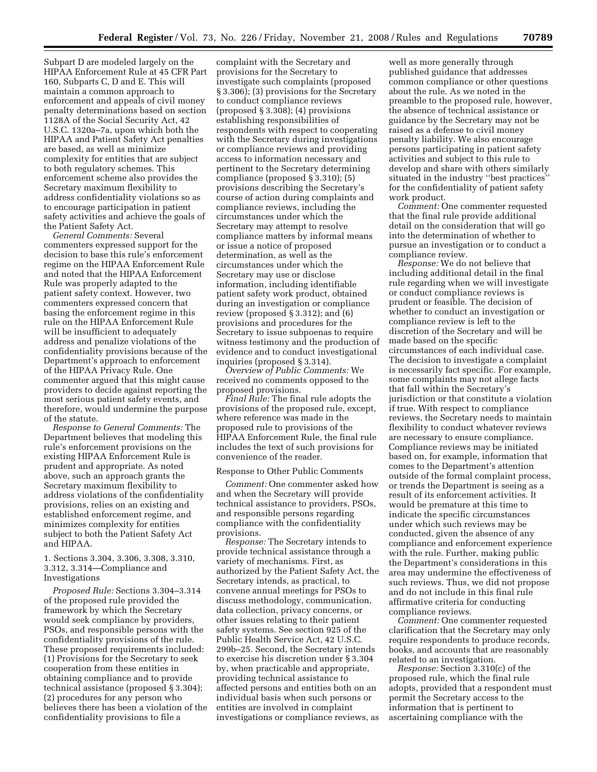Subpart D are modeled largely on the HIPAA Enforcement Rule at 45 CFR Part 160, Subparts C, D and E. This will maintain a common approach to enforcement and appeals of civil money penalty determinations based on section 1128A of the Social Security Act, 42 U.S.C. 1320a–7a, upon which both the HIPAA and Patient Safety Act penalties are based, as well as minimize complexity for entities that are subject to both regulatory schemes. This enforcement scheme also provides the Secretary maximum flexibility to address confidentiality violations so as to encourage participation in patient safety activities and achieve the goals of the Patient Safety Act.

*General Comments:* Several commenters expressed support for the decision to base this rule's enforcement regime on the HIPAA Enforcement Rule and noted that the HIPAA Enforcement Rule was properly adapted to the patient safety context. However, two commenters expressed concern that basing the enforcement regime in this rule on the HIPAA Enforcement Rule will be insufficient to adequately address and penalize violations of the confidentiality provisions because of the Department's approach to enforcement of the HIPAA Privacy Rule. One commenter argued that this might cause providers to decide against reporting the most serious patient safety events, and therefore, would undermine the purpose of the statute.

*Response to General Comments:* The Department believes that modeling this rule's enforcement provisions on the existing HIPAA Enforcement Rule is prudent and appropriate. As noted above, such an approach grants the Secretary maximum flexibility to address violations of the confidentiality provisions, relies on an existing and established enforcement regime, and minimizes complexity for entities subject to both the Patient Safety Act and HIPAA.

1. Sections 3.304, 3.306, 3.308, 3.310, 3.312, 3.314—Compliance and Investigations

*Proposed Rule:* Sections 3.304–3.314 of the proposed rule provided the framework by which the Secretary would seek compliance by providers, PSOs, and responsible persons with the confidentiality provisions of the rule. These proposed requirements included: (1) Provisions for the Secretary to seek cooperation from these entities in obtaining compliance and to provide technical assistance (proposed § 3.304); (2) procedures for any person who believes there has been a violation of the confidentiality provisions to file a complaint with the Secretary and provisions for the Secretary to investigate such complaints (proposed § 3.306); (3) provisions for the Secretary to conduct compliance reviews (proposed § 3.308); (4) provisions establishing responsibilities of respondents with respect to cooperating with the Secretary during investigations or compliance reviews and providing access to information necessary and pertinent to the Secretary determining compliance (proposed § 3.310); (5) provisions describing the Secretary's course of action during complaints and compliance reviews, including the circumstances under which the Secretary may attempt to resolve compliance matters by informal means or issue a notice of proposed determination, as well as the circumstances under which the Secretary may use or disclose information, including identifiable patient safety work product, obtained during an investigation or compliance review (proposed § 3.312); and (6) provisions and procedures for the Secretary to issue subpoenas to require witness testimony and the production of evidence and to conduct investigational inquiries (proposed § 3.314).

*Overview of Public Comments:* We received no comments opposed to the proposed provisions.

*Final Rule:* The final rule adopts the provisions of the proposed rule, except, where reference was made in the proposed rule to provisions of the HIPAA Enforcement Rule, the final rule includes the text of such provisions for convenience of the reader.

Response to Other Public Comments

*Comment:* One commenter asked how and when the Secretary will provide technical assistance to providers, PSOs, and responsible persons regarding compliance with the confidentiality provisions.

*Response:* The Secretary intends to provide technical assistance through a variety of mechanisms. First, as authorized by the Patient Safety Act, the Secretary intends, as practical, to convene annual meetings for PSOs to discuss methodology, communication, data collection, privacy concerns, or other issues relating to their patient safety systems. See section 925 of the Public Health Service Act, 42 U.S.C. 299b–25. Second, the Secretary intends to exercise his discretion under § 3.304 by, when practicable and appropriate, providing technical assistance to affected persons and entities both on an individual basis when such persons or entities are involved in complaint investigations or compliance reviews, as well as more generally through published guidance that addresses common compliance or other questions about the rule. As we noted in the preamble to the proposed rule, however, the absence of technical assistance or guidance by the Secretary may not be raised as a defense to civil money penalty liability. We also encourage persons participating in patient safety activities and subject to this rule to develop and share with others similarly situated in the industry "best practices" for the confidentiality of patient safety work product.

*Comment:* One commenter requested that the final rule provide additional detail on the consideration that will go into the determination of whether to pursue an investigation or to conduct a compliance review.

*Response:* We do not believe that including additional detail in the final rule regarding when we will investigate or conduct compliance reviews is prudent or feasible. The decision of whether to conduct an investigation or compliance review is left to the discretion of the Secretary and will be made based on the specific circumstances of each individual case. The decision to investigate a complaint is necessarily fact specific. For example, some complaints may not allege facts that fall within the Secretary's jurisdiction or that constitute a violation if true. With respect to compliance reviews, the Secretary needs to maintain flexibility to conduct whatever reviews are necessary to ensure compliance. Compliance reviews may be initiated based on, for example, information that comes to the Department's attention outside of the formal complaint process, or trends the Department is seeing as a result of its enforcement activities. It would be premature at this time to indicate the specific circumstances under which such reviews may be conducted, given the absence of any compliance and enforcement experience with the rule. Further, making public the Department's considerations in this area may undermine the effectiveness of such reviews. Thus, we did not propose and do not include in this final rule affirmative criteria for conducting compliance reviews.

*Comment:* One commenter requested clarification that the Secretary may only require respondents to produce records, books, and accounts that are reasonably related to an investigation.

*Response:* Section 3.310(c) of the proposed rule, which the final rule adopts, provided that a respondent must permit the Secretary access to the information that is pertinent to ascertaining compliance with the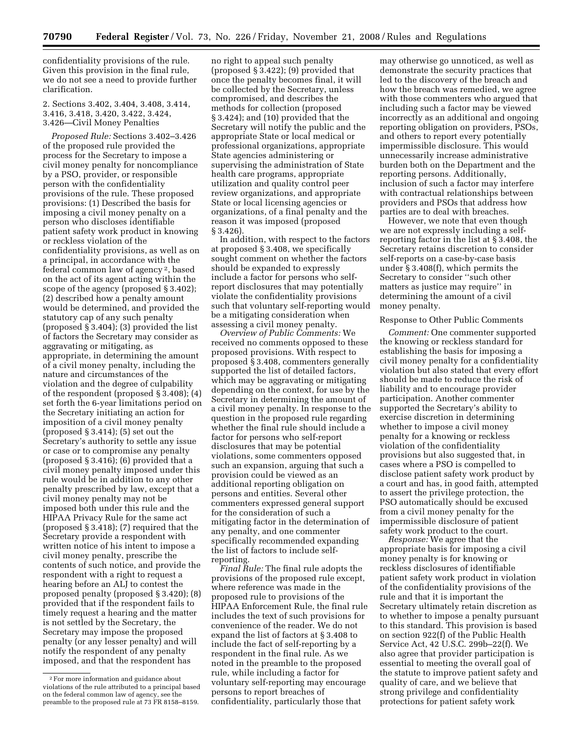confidentiality provisions of the rule. Given this provision in the final rule, we do not see a need to provide further clarification.

2. Sections 3.402, 3.404, 3.408, 3.414, 3.416, 3.418, 3.420, 3.422, 3.424, 3.426—Civil Money Penalties

*Proposed Rule:* Sections 3.402–3.426 of the proposed rule provided the process for the Secretary to impose a civil money penalty for noncompliance by a PSO, provider, or responsible person with the confidentiality provisions of the rule. These proposed provisions: (1) Described the basis for imposing a civil money penalty on a person who discloses identifiable patient safety work product in knowing or reckless violation of the confidentiality provisions, as well as on a principal, in accordance with the federal common law of agency [2], based on the act of its agent acting within the scope of the agency (proposed § 3.402); (2) described how a penalty amount would be determined, and provided the statutory cap of any such penalty (proposed § 3.404); (3) provided the list of factors the Secretary may consider as aggravating or mitigating, as appropriate, in determining the amount of a civil money penalty, including the nature and circumstances of the violation and the degree of culpability of the respondent (proposed § 3.408); (4) set forth the 6-year limitations period on the Secretary initiating an action for imposition of a civil money penalty (proposed § 3.414); (5) set out the Secretary's authority to settle any issue or case or to compromise any penalty (proposed § 3.416); (6) provided that a civil money penalty imposed under this rule would be in addition to any other penalty prescribed by law, except that a civil money penalty may not be imposed both under this rule and the HIPAA Privacy Rule for the same act (proposed § 3.418); (7) required that the Secretary provide a respondent with written notice of his intent to impose a civil money penalty, prescribe the contents of such notice, and provide the respondent with a right to request a hearing before an ALJ to contest the proposed penalty (proposed § 3.420); (8) provided that if the respondent fails to timely request a hearing and the matter is not settled by the Secretary, the Secretary may impose the proposed penalty (or any lesser penalty) and will notify the respondent of any penalty imposed, and that the respondent has no right to appeal such penalty (proposed § 3.422); (9) provided that once the penalty becomes final, it will be collected by the Secretary, unless compromised, and describes the methods for collection (proposed § 3.424); and (10) provided that the Secretary will notify the public and the appropriate State or local medical or professional organizations, appropriate State agencies administering or supervising the administration of State health care programs, appropriate utilization and quality control peer review organizations, and appropriate State or local licensing agencies or organizations, of a final penalty and the reason it was imposed (proposed § 3.426).

In addition, with respect to the factors at proposed § 3.408, we specifically sought comment on whether the factors should be expanded to expressly include a factor for persons who self-report disclosures that may potentially violate the confidentiality provisions such that voluntary self-reporting would be a mitigating consideration when assessing a civil money penalty.

*Overview of Public Comments:* We received no comments opposed to these proposed provisions. With respect to proposed § 3.408, commenters generally supported the list of detailed factors, which may be aggravating or mitigating depending on the context, for use by the Secretary in determining the amount of a civil money penalty. In response to the question in the proposed rule regarding whether the final rule should include a factor for persons who self-report disclosures that may be potential violations, some commenters opposed such an expansion, arguing that such a provision could be viewed as an additional reporting obligation on persons and entities. Several other commenters expressed general support for the consideration of such a mitigating factor in the determination of any penalty, and one commenter specifically recommended expanding the list of factors to include self-reporting.

*Final Rule:* The final rule adopts the provisions of the proposed rule except, where reference was made in the proposed rule to provisions of the HIPAA Enforcement Rule, the final rule includes the text of such provisions for convenience of the reader. We do not expand the list of factors at § 3.408 to include the fact of self-reporting by a respondent in the final rule. As we noted in the preamble to the proposed rule, while including a factor for voluntary self-reporting may encourage persons to report breaches of confidentiality, particularly those that may otherwise go unnoticed, as well as demonstrate the security practices that led to the discovery of the breach and how the breach was remedied, we agree with those commenters who argued that including such a factor may be viewed incorrectly as an additional and ongoing reporting obligation on providers, PSOs, and others to report every potentially impermissible disclosure. This would unnecessarily increase administrative burden both on the Department and the reporting persons. Additionally, inclusion of such a factor may interfere with contractual relationships between providers and PSOs that address how parties are to deal with breaches.

However, we note that even though we are not expressly including a self-reporting factor in the list at § 3.408, the Secretary retains discretion to consider self-reports on a case-by-case basis under § 3.408(f), which permits the Secretary to consider "such other matters as justice may require" in determining the amount of a civil money penalty.

Response to Other Public Comments

*Comment:* One commenter supported the knowing or reckless standard for establishing the basis for imposing a civil money penalty for a confidentiality violation but also stated that every effort should be made to reduce the risk of liability and to encourage provider participation. Another commenter supported the Secretary's ability to exercise discretion in determining whether to impose a civil money penalty for a knowing or reckless violation of the confidentiality provisions but also suggested that, in cases where a PSO is compelled to disclose patient safety work product by a court and has, in good faith, attempted to assert the privilege protection, the PSO automatically should be excused from a civil money penalty for the impermissible disclosure of patient safety work product to the court.

*Response:* We agree that the appropriate basis for imposing a civil money penalty is for knowing or reckless disclosures of identifiable patient safety work product in violation of the confidentiality provisions of the rule and that it is important the Secretary ultimately retain discretion as to whether to impose a penalty pursuant to this standard. This provision is based on section 922(f) of the Public Health Service Act, 42 U.S.C. 299b–22(f). We also agree that provider participation is essential to meeting the overall goal of the statute to improve patient safety and quality of care, and we believe that strong privilege and confidentiality protections for patient safety work

[2] For more information and guidance about violations of the rule attributed to a principal based on the federal common law of agency, see the preamble to the proposed rule at 73 FR 8158–8159.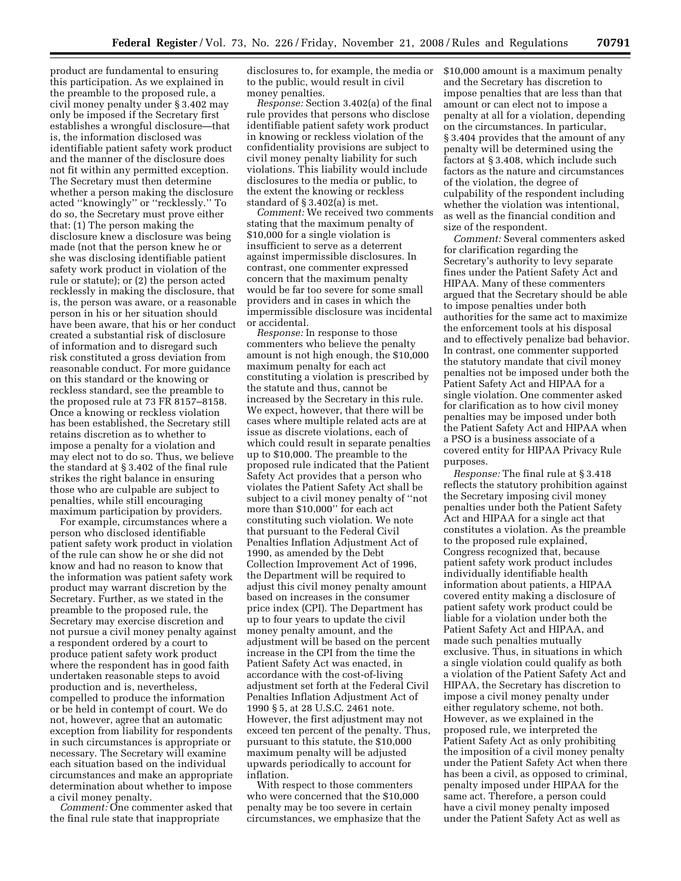product are fundamental to ensuring this participation. As we explained in the preamble to the proposed rule, a civil money penalty under § 3.402 may only be imposed if the Secretary first establishes a wrongful disclosure—that is, the information disclosed was identifiable patient safety work product and the manner of the disclosure does not fit within any permitted exception. The Secretary must then determine whether a person making the disclosure acted ''knowingly'' or ''recklessly.'' To do so, the Secretary must prove either that: (1) The person making the disclosure knew a disclosure was being made (not that the person knew he or she was disclosing identifiable patient safety work product in violation of the rule or statute); or (2) the person acted recklessly in making the disclosure, that is, the person was aware, or a reasonable person in his or her situation should have been aware, that his or her conduct created a substantial risk of disclosure of information and to disregard such risk constituted a gross deviation from reasonable conduct. For more guidance on this standard or the knowing or reckless standard, see the preamble to the proposed rule at 73 FR 8157–8158. Once a knowing or reckless violation has been established, the Secretary still retains discretion as to whether to impose a penalty for a violation and may elect not to do so. Thus, we believe the standard at § 3.402 of the final rule strikes the right balance in ensuring those who are culpable are subject to penalties, while still encouraging maximum participation by providers.

For example, circumstances where a person who disclosed identifiable patient safety work product in violation of the rule can show he or she did not know and had no reason to know that the information was patient safety work product may warrant discretion by the Secretary. Further, as we stated in the preamble to the proposed rule, the Secretary may exercise discretion and not pursue a civil money penalty against a respondent ordered by a court to produce patient safety work product where the respondent has in good faith undertaken reasonable steps to avoid production and is, nevertheless, compelled to produce the information or be held in contempt of court. We do not, however, agree that an automatic exception from liability for respondents in such circumstances is appropriate or necessary. The Secretary will examine each situation based on the individual circumstances and make an appropriate determination about whether to impose a civil money penalty.

*Comment:* One commenter asked that the final rule state that inappropriate disclosures to, for example, the media or to the public, would result in civil money penalties.

*Response:* Section 3.402(a) of the final rule provides that persons who disclose identifiable patient safety work product in knowing or reckless violation of the confidentiality provisions are subject to civil money penalty liability for such violations. This liability would include disclosures to the media or public, to the extent the knowing or reckless standard of § 3.402(a) is met.

*Comment:* We received two comments stating that the maximum penalty of $10,000 for a single violation is insufficient to serve as a deterrent against impermissible disclosures. In contrast, one commenter expressed concern that the maximum penalty would be far too severe for some small providers and in cases in which the impermissible disclosure was incidental or accidental.

*Response:* In response to those commenters who believe the penalty amount is not high enough, the $10,000 maximum penalty for each act constituting a violation is prescribed by the statute and thus, cannot be increased by the Secretary in this rule. We expect, however, that there will be cases where multiple related acts are at issue as discrete violations, each of which could result in separate penalties up to $10,000. The preamble to the proposed rule indicated that the Patient Safety Act provides that a person who violates the Patient Safety Act shall be subject to a civil money penalty of ''not more than $10,000'' for each act constituting such violation. We note that pursuant to the Federal Civil Penalties Inflation Adjustment Act of 1990, as amended by the Debt Collection Improvement Act of 1996, the Department will be required to adjust this civil money penalty amount based on increases in the consumer price index (CPI). The Department has up to four years to update the civil money penalty amount, and the adjustment will be based on the percent increase in the CPI from the time the Patient Safety Act was enacted, in accordance with the cost-of-living adjustment set forth at the Federal Civil Penalties Inflation Adjustment Act of 1990 § 5, at 28 U.S.C. 2461 note. However, the first adjustment may not exceed ten percent of the penalty. Thus, pursuant to this statute, the $10,000 maximum penalty will be adjusted upwards periodically to account for inflation.

With respect to those commenters who were concerned that the $10,000 penalty may be too severe in certain circumstances, we emphasize that the $10,000 amount is a maximum penalty and the Secretary has discretion to impose penalties that are less than that amount or can elect not to impose a penalty at all for a violation, depending on the circumstances. In particular, § 3.404 provides that the amount of any penalty will be determined using the factors at § 3.408, which include such factors as the nature and circumstances of the violation, the degree of culpability of the respondent including whether the violation was intentional, as well as the financial condition and size of the respondent.

*Comment:* Several commenters asked for clarification regarding the Secretary's authority to levy separate fines under the Patient Safety Act and HIPAA. Many of these commenters argued that the Secretary should be able to impose penalties under both authorities for the same act to maximize the enforcement tools at his disposal and to effectively penalize bad behavior. In contrast, one commenter supported the statutory mandate that civil money penalties not be imposed under both the Patient Safety Act and HIPAA for a single violation. One commenter asked for clarification as to how civil money penalties may be imposed under both the Patient Safety Act and HIPAA when a PSO is a business associate of a covered entity for HIPAA Privacy Rule purposes.

*Response:* The final rule at § 3.418 reflects the statutory prohibition against the Secretary imposing civil money penalties under both the Patient Safety Act and HIPAA for a single act that constitutes a violation. As the preamble to the proposed rule explained, Congress recognized that, because patient safety work product includes individually identifiable health information about patients, a HIPAA covered entity making a disclosure of patient safety work product could be liable for a violation under both the Patient Safety Act and HIPAA, and made such penalties mutually exclusive. Thus, in situations in which a single violation could qualify as both a violation of the Patient Safety Act and HIPAA, the Secretary has discretion to impose a civil money penalty under either regulatory scheme, not both. However, as we explained in the proposed rule, we interpreted the Patient Safety Act as only prohibiting the imposition of a civil money penalty under the Patient Safety Act when there has been a civil, as opposed to criminal, penalty imposed under HIPAA for the same act. Therefore, a person could have a civil money penalty imposed under the Patient Safety Act as well as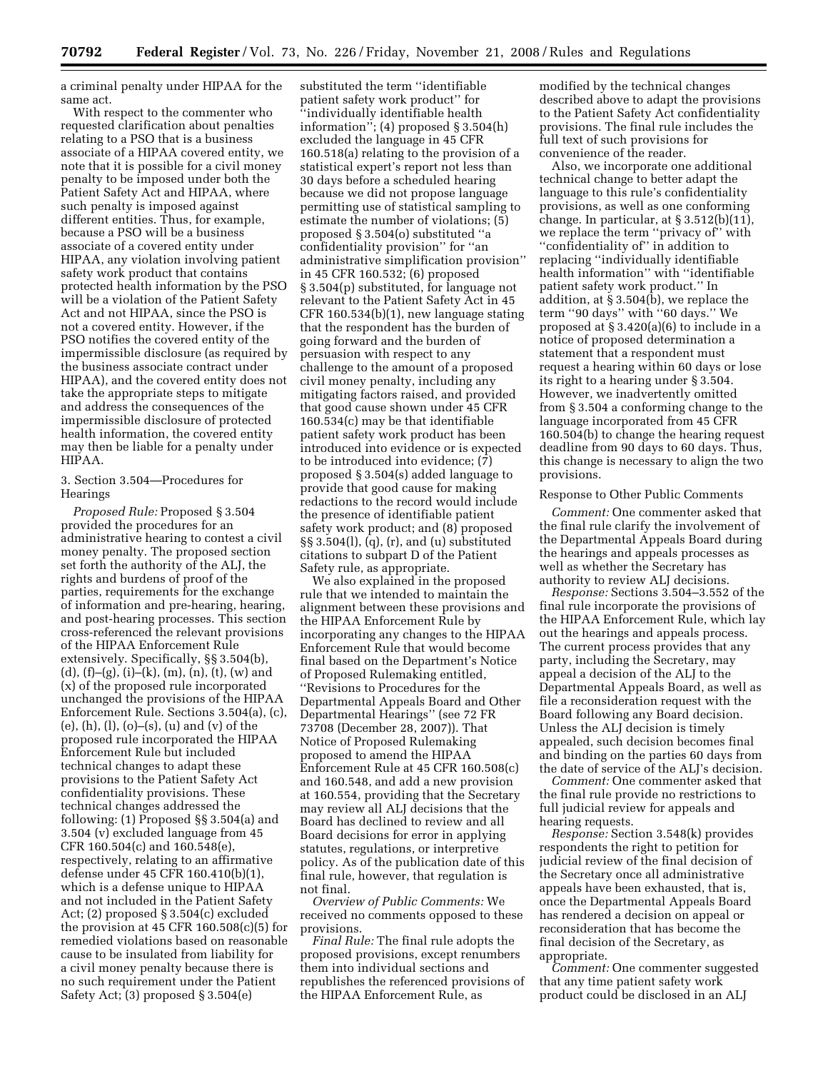a criminal penalty under HIPAA for the same act.

With respect to the commenter who requested clarification about penalties relating to a PSO that is a business associate of a HIPAA covered entity, we note that it is possible for a civil money penalty to be imposed under both the Patient Safety Act and HIPAA, where such penalty is imposed against different entities. Thus, for example, because a PSO will be a business associate of a covered entity under HIPAA, any violation involving patient safety work product that contains protected health information by the PSO will be a violation of the Patient Safety Act and not HIPAA, since the PSO is not a covered entity. However, if the PSO notifies the covered entity of the impermissible disclosure (as required by the business associate contract under HIPAA), and the covered entity does not take the appropriate steps to mitigate and address the consequences of the impermissible disclosure of protected health information, the covered entity may then be liable for a penalty under HIPAA.

3. Section 3.504—Procedures for Hearings

*Proposed Rule:* Proposed § 3.504 provided the procedures for an administrative hearing to contest a civil money penalty. The proposed section set forth the authority of the ALJ, the rights and burdens of proof of the parties, requirements for the exchange of information and pre-hearing, hearing, and post-hearing processes. This section cross-referenced the relevant provisions of the HIPAA Enforcement Rule extensively. Specifically, §§ 3.504(b), (d), (f)–(g), (i)–(k), (m), (n), (t), (w) and (x) of the proposed rule incorporated unchanged the provisions of the HIPAA Enforcement Rule. Sections 3.504(a), (c), (e), (h), (l), (o)–(s), (u) and (v) of the proposed rule incorporated the HIPAA Enforcement Rule but included technical changes to adapt these provisions to the Patient Safety Act confidentiality provisions. These technical changes addressed the following: (1) Proposed §§ 3.504(a) and 3.504 (v) excluded language from 45 CFR 160.504(c) and 160.548(e), respectively, relating to an affirmative defense under 45 CFR 160.410(b)(1), which is a defense unique to HIPAA and not included in the Patient Safety Act; (2) proposed § 3.504(c) excluded the provision at 45 CFR 160.508(c)(5) for remedied violations based on reasonable cause to be insulated from liability for a civil money penalty because there is no such requirement under the Patient Safety Act; (3) proposed § 3.504(e) substituted the term ''identifiable patient safety work product'' for ''individually identifiable health information''; (4) proposed § 3.504(h) excluded the language in 45 CFR 160.518(a) relating to the provision of a statistical expert's report not less than 30 days before a scheduled hearing because we did not propose language permitting use of statistical sampling to estimate the number of violations; (5) proposed § 3.504(o) substituted ''a confidentiality provision'' for ''an administrative simplification provision'' in 45 CFR 160.532; (6) proposed § 3.504(p) substituted, for language not relevant to the Patient Safety Act in 45 CFR 160.534(b)(1), new language stating that the respondent has the burden of going forward and the burden of persuasion with respect to any challenge to the amount of a proposed civil money penalty, including any mitigating factors raised, and provided that good cause shown under 45 CFR 160.534(c) may be that identifiable patient safety work product has been introduced into evidence or is expected to be introduced into evidence; (7) proposed § 3.504(s) added language to provide that good cause for making redactions to the record would include the presence of identifiable patient safety work product; and (8) proposed §§ 3.504(l), (q), (r), and (u) substituted citations to subpart D of the Patient Safety rule, as appropriate.

We also explained in the proposed rule that we intended to maintain the alignment between these provisions and the HIPAA Enforcement Rule by incorporating any changes to the HIPAA Enforcement Rule that would become final based on the Department's Notice of Proposed Rulemaking entitled, ''Revisions to Procedures for the Departmental Appeals Board and Other Departmental Hearings'' (see 72 FR 73708 (December 28, 2007)). That Notice of Proposed Rulemaking proposed to amend the HIPAA Enforcement Rule at 45 CFR 160.508(c) and 160.548, and add a new provision at 160.554, providing that the Secretary may review all ALJ decisions that the Board has declined to review and all Board decisions for error in applying statutes, regulations, or interpretive policy. As of the publication date of this final rule, however, that regulation is not final.

*Overview of Public Comments:* We received no comments opposed to these provisions.

*Final Rule:* The final rule adopts the proposed provisions, except renumbers them into individual sections and republishes the referenced provisions of the HIPAA Enforcement Rule, as modified by the technical changes described above to adapt the provisions to the Patient Safety Act confidentiality provisions. The final rule includes the full text of such provisions for convenience of the reader.

Also, we incorporate one additional technical change to better adapt the language to this rule's confidentiality provisions, as well as one conforming change. In particular, at § 3.512(b)(11), we replace the term ''privacy of'' with ''confidentiality of'' in addition to replacing ''individually identifiable health information'' with ''identifiable patient safety work product.'' In addition, at § 3.504(b), we replace the term ''90 days'' with ''60 days.'' We proposed at § 3.420(a)(6) to include in a notice of proposed determination a statement that a respondent must request a hearing within 60 days or lose its right to a hearing under § 3.504. However, we inadvertently omitted from § 3.504 a conforming change to the language incorporated from 45 CFR 160.504(b) to change the hearing request deadline from 90 days to 60 days. Thus, this change is necessary to align the two provisions.

Response to Other Public Comments

*Comment:* One commenter asked that the final rule clarify the involvement of the Departmental Appeals Board during the hearings and appeals processes as well as whether the Secretary has authority to review ALJ decisions.

*Response:* Sections 3.504–3.552 of the final rule incorporate the provisions of the HIPAA Enforcement Rule, which lay out the hearings and appeals process. The current process provides that any party, including the Secretary, may appeal a decision of the ALJ to the Departmental Appeals Board, as well as file a reconsideration request with the Board following any Board decision. Unless the ALJ decision is timely appealed, such decision becomes final and binding on the parties 60 days from the date of service of the ALJ's decision.

*Comment:* One commenter asked that the final rule provide no restrictions to full judicial review for appeals and hearing requests.

*Response:* Section 3.548(k) provides respondents the right to petition for judicial review of the final decision of the Secretary once all administrative appeals have been exhausted, that is, once the Departmental Appeals Board has rendered a decision on appeal or reconsideration that has become the final decision of the Secretary, as appropriate.

*Comment:* One commenter suggested that any time patient safety work product could be disclosed in an ALJ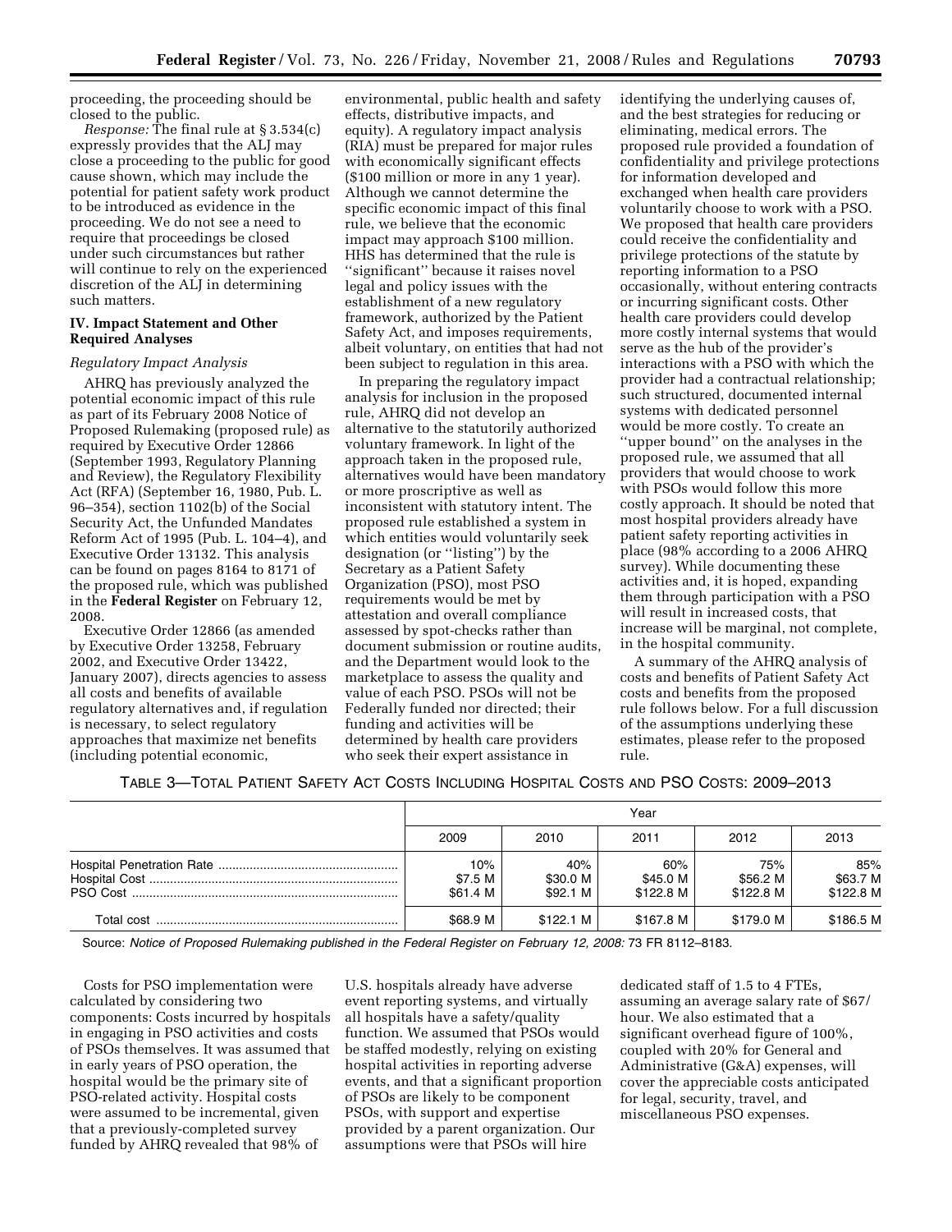proceeding, the proceeding should be closed to the public.

*Response:* The final rule at § 3.534(c) expressly provides that the ALJ may close a proceeding to the public for good cause shown, which may include the potential for patient safety work product to be introduced as evidence in the proceeding. We do not see a need to require that proceedings be closed under such circumstances but rather will continue to rely on the experienced discretion of the ALJ in determining such matters.

## IV. Impact Statement and Other Required Analyses

### *Regulatory Impact Analysis*

AHRQ has previously analyzed the potential economic impact of this rule as part of its February 2008 Notice of Proposed Rulemaking (proposed rule) as required by Executive Order 12866 (September 1993, Regulatory Planning and Review), the Regulatory Flexibility Act (RFA) (September 16, 1980, Pub. L. 96–354), section 1102(b) of the Social Security Act, the Unfunded Mandates Reform Act of 1995 (Pub. L. 104–4), and Executive Order 13132. This analysis can be found on pages 8164 to 8171 of the proposed rule, which was published in the **Federal Register** on February 12, 2008.

Executive Order 12866 (as amended by Executive Order 13258, February 2002, and Executive Order 13422, January 2007), directs agencies to assess all costs and benefits of available regulatory alternatives and, if regulation is necessary, to select regulatory approaches that maximize net benefits (including potential economic, environmental, public health and safety effects, distributive impacts, and equity). A regulatory impact analysis (RIA) must be prepared for major rules with economically significant effects ($100 million or more in any 1 year). Although we cannot determine the specific economic impact of this final rule, we believe that the economic impact may approach $100 million. HHS has determined that the rule is ''significant'' because it raises novel legal and policy issues with the establishment of a new regulatory framework, authorized by the Patient Safety Act, and imposes requirements, albeit voluntary, on entities that had not been subject to regulation in this area.

In preparing the regulatory impact analysis for inclusion in the proposed rule, AHRQ did not develop an alternative to the statutorily authorized voluntary framework. In light of the approach taken in the proposed rule, alternatives would have been mandatory or more proscriptive as well as inconsistent with statutory intent. The proposed rule established a system in which entities would voluntarily seek designation (or ''listing'') by the Secretary as a Patient Safety Organization (PSO), most PSO requirements would be met by attestation and overall compliance assessed by spot-checks rather than document submission or routine audits, and the Department would look to the marketplace to assess the quality and value of each PSO. PSOs will not be Federally funded nor directed; their funding and activities will be determined by health care providers who seek their expert assistance in identifying the underlying causes of, and the best strategies for reducing or eliminating, medical errors. The proposed rule provided a foundation of confidentiality and privilege protections for information developed and exchanged when health care providers voluntarily choose to work with a PSO. We proposed that health care providers could receive the confidentiality and privilege protections of the statute by reporting information to a PSO occasionally, without entering contracts or incurring significant costs. Other health care providers could develop more costly internal systems that would serve as the hub of the provider's interactions with a PSO with which the provider had a contractual relationship; such structured, documented internal systems with dedicated personnel would be more costly. To create an ''upper bound'' on the analyses in the proposed rule, we assumed that all providers that would choose to work with PSOs would follow this more costly approach. It should be noted that most hospital providers already have patient safety reporting activities in place (98% according to a 2006 AHRQ survey). While documenting these activities and, it is hoped, expanding them through participation with a PSO will result in increased costs, that increase will be marginal, not complete, in the hospital community.

A summary of the AHRQ analysis of costs and benefits of Patient Safety Act costs and benefits from the proposed rule follows below. For a full discussion of the assumptions underlying these estimates, please refer to the proposed rule.

TABLE 3—TOTAL PATIENT SAFETY ACT COSTS INCLUDING HOSPITAL COSTS AND PSO COSTS: 2009–2013

| | Year | | | | |
|---|---|---|---|---|---|
| | 2009 | 2010 | 2011 | 2012 | 2013 |
| Hospital Penetration Rate | 10% | 40% | 60% | 75% | 85% |
| Hospital Cost | $7.5 M | $30.0 M | $45.0 M | $56.2 M | $63.7 M |
| PSO Cost | $61.4 M | $92.1 M | $122.8 M | $122.8 M | $122.8 M |
| Total cost | $68.9 M | $122.1 M | $167.8 M | $179.0 M | $186.5 M |

Source: *Notice of Proposed Rulemaking published in the Federal Register on February 12, 2008:* 73 FR 8112–8183.

Costs for PSO implementation were calculated by considering two components: Costs incurred by hospitals in engaging in PSO activities and costs of PSOs themselves. It was assumed that in early years of PSO operation, the hospital would be the primary site of PSO-related activity. Hospital costs were assumed to be incremental, given that a previously-completed survey funded by AHRQ revealed that 98% of U.S. hospitals already have adverse event reporting systems, and virtually all hospitals have a safety/quality function. We assumed that PSOs would be staffed modestly, relying on existing hospital activities in reporting adverse events, and that a significant proportion of PSOs are likely to be component PSOs, with support and expertise provided by a parent organization. Our assumptions were that PSOs will hire dedicated staff of 1.5 to 4 FTEs, assuming an average salary rate of $67/hour. We also estimated that a significant overhead figure of 100%, coupled with 20% for General and Administrative (G&A) expenses, will cover the appreciable costs anticipated for legal, security, travel, and miscellaneous PSO expenses.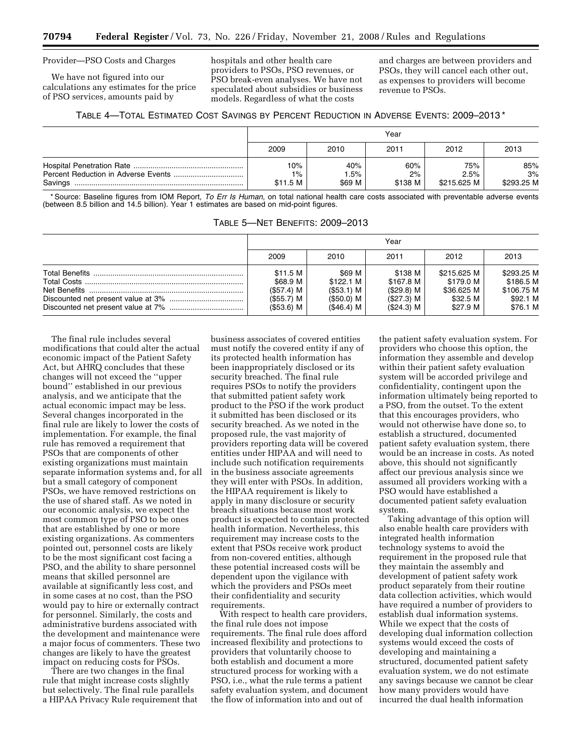Provider—PSO Costs and Charges

We have not figured into our calculations any estimates for the price of PSO services, amounts paid by hospitals and other health care providers to PSOs, PSO revenues, or PSO break-even analyses. We have not speculated about subsidies or business models. Regardless of what the costs and charges are between providers and PSOs, they will cancel each other out, as expenses to providers will become revenue to PSOs.

TABLE 4—TOTAL ESTIMATED COST SAVINGS BY PERCENT REDUCTION IN ADVERSE EVENTS: 2009–2013 *

| | Year | | | | |
|---|---|---|---|---|---|
| | 2009 | 2010 | 2011 | 2012 | 2013 |
| Hospital Penetration Rate | 10% | 40% | 60% | 75% | 85% |
| Percent Reduction in Adverse Events | 1% | 1.5% | 2% | 2.5% | 3% |
| Savings | $11.5 M | $69 M | $138 M | $215.625 M | $293.25 M |

\* Source: Baseline figures from IOM Report, *To Err Is Human,* on total national health care costs associated with preventable adverse events (between 8.5 billion and 14.5 billion). Year 1 estimates are based on mid-point figures.

TABLE 5—NET BENEFITS: 2009–2013

| | Year | | | | |
|---|---|---|---|---|---|
| | 2009 | 2010 | 2011 | 2012 | 2013 |
| Total Benefits | $11.5 M | $69 M | $138 M | $215.625 M | $293.25 M |
| Total Costs | $68.9 M | $122.1 M | $167.8 M | $179.0 M | $186.5 M |
| Net Benefits | ($57.4) M | ($53.1) M | ($29.8) M | $36.625 M | $106.75 M |
| Discounted net present value at 3% | ($55.7) M | ($50.0) M | ($27.3) M | $32.5 M | $92.1 M |
| Discounted net present value at 7% | ($53.6) M | ($46.4) M | ($24.3) M | $27.9 M | $76.1 M |

The final rule includes several modifications that could alter the actual economic impact of the Patient Safety Act, but AHRQ concludes that these changes will not exceed the ''upper bound'' established in our previous analysis, and we anticipate that the actual economic impact may be less. Several changes incorporated in the final rule are likely to lower the costs of implementation. For example, the final rule has removed a requirement that PSOs that are components of other existing organizations must maintain separate information systems and, for all but a small category of component PSOs, we have removed restrictions on the use of shared staff. As we noted in our economic analysis, we expect the most common type of PSO to be ones that are established by one or more existing organizations. As commenters pointed out, personnel costs are likely to be the most significant cost facing a PSO, and the ability to share personnel means that skilled personnel are available at significantly less cost, and in some cases at no cost, than the PSO would pay to hire or externally contract for personnel. Similarly, the costs and administrative burdens associated with the development and maintenance were a major focus of commenters. These two changes are likely to have the greatest impact on reducing costs for PSOs.

There are two changes in the final rule that might increase costs slightly but selectively. The final rule parallels a HIPAA Privacy Rule requirement that business associates of covered entities must notify the covered entity if any of its protected health information has been inappropriately disclosed or its security breached. The final rule requires PSOs to notify the providers that submitted patient safety work product to the PSO if the work product it submitted has been disclosed or its security breached. As we noted in the proposed rule, the vast majority of providers reporting data will be covered entities under HIPAA and will need to include such notification requirements in the business associate agreements they will enter with PSOs. In addition, the HIPAA requirement is likely to apply in many disclosure or security breach situations because most work product is expected to contain protected health information. Nevertheless, this requirement may increase costs to the extent that PSOs receive work product from non-covered entities, although these potential increased costs will be dependent upon the vigilance with which the providers and PSOs meet their confidentiality and security requirements.

With respect to health care providers, the final rule does not impose requirements. The final rule does afford increased flexibility and protections to providers that voluntarily choose to both establish and document a more structured process for working with a PSO, i.e., what the rule terms a patient safety evaluation system, and document the flow of information into and out of the patient safety evaluation system. For providers who choose this option, the information they assemble and develop within their patient safety evaluation system will be accorded privilege and confidentiality, contingent upon the information ultimately being reported to a PSO, from the outset. To the extent that this encourages providers, who would not otherwise have done so, to establish a structured, documented patient safety evaluation system, there would be an increase in costs. As noted above, this should not significantly affect our previous analysis since we assumed all providers working with a PSO would have established a documented patient safety evaluation system.

Taking advantage of this option will also enable health care providers with integrated health information technology systems to avoid the requirement in the proposed rule that they maintain the assembly and development of patient safety work product separately from their routine data collection activities, which would have required a number of providers to establish dual information systems. While we expect that the costs of developing dual information collection systems would exceed the costs of developing and maintaining a structured, documented patient safety evaluation system, we do not estimate any savings because we cannot be clear how many providers would have incurred the dual health information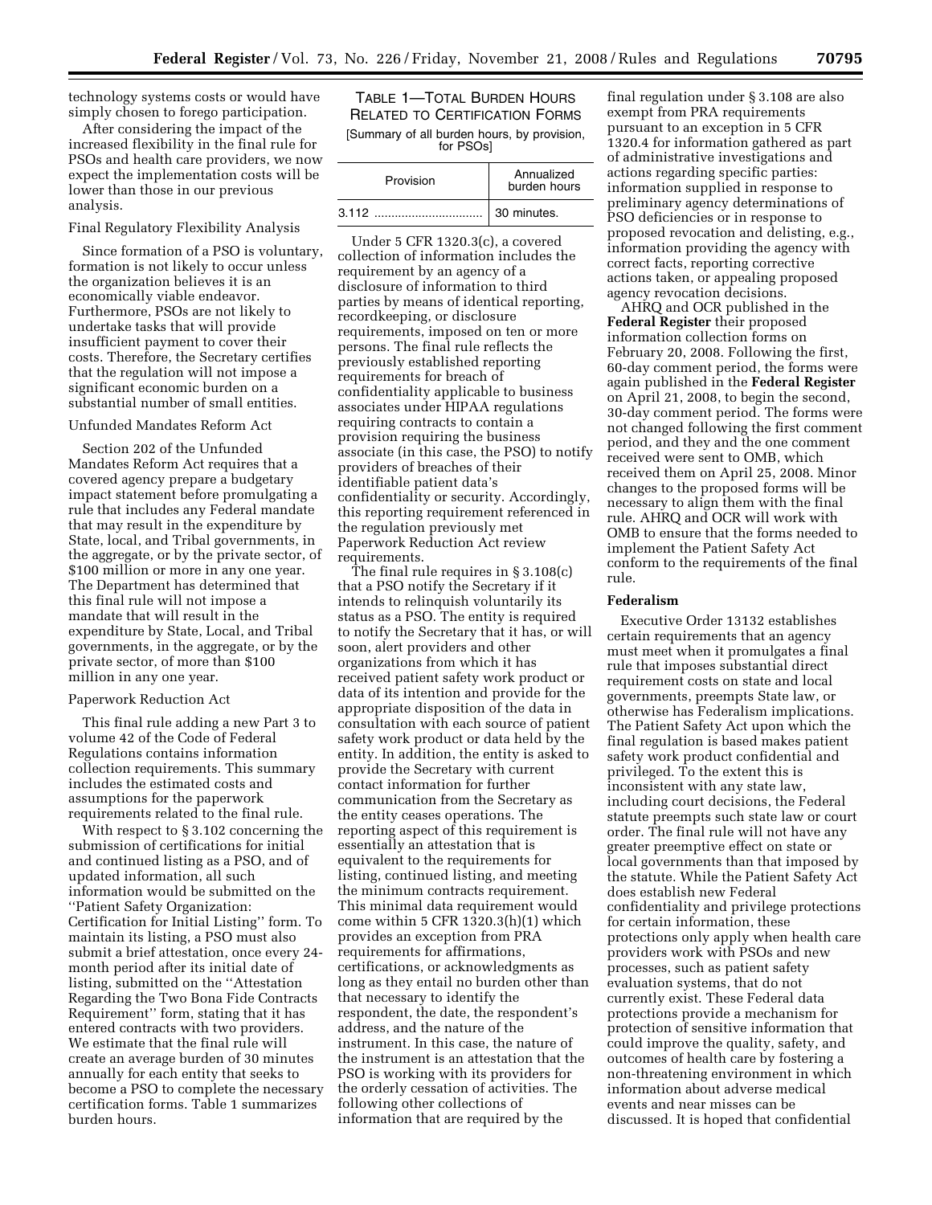technology systems costs or would have simply chosen to forego participation.

After considering the impact of the increased flexibility in the final rule for PSOs and health care providers, we now expect the implementation costs will be lower than those in our previous analysis.

Final Regulatory Flexibility Analysis

Since formation of a PSO is voluntary, formation is not likely to occur unless the organization believes it is an economically viable endeavor. Furthermore, PSOs are not likely to undertake tasks that will provide insufficient payment to cover their costs. Therefore, the Secretary certifies that the regulation will not impose a significant economic burden on a substantial number of small entities.

Unfunded Mandates Reform Act

Section 202 of the Unfunded Mandates Reform Act requires that a covered agency prepare a budgetary impact statement before promulgating a rule that includes any Federal mandate that may result in the expenditure by State, local, and Tribal governments, in the aggregate, or by the private sector, of $100 million or more in any one year. The Department has determined that this final rule will not impose a mandate that will result in the expenditure by State, Local, and Tribal governments, in the aggregate, or by the private sector, of more than $100 million in any one year.

Paperwork Reduction Act

This final rule adding a new Part 3 to volume 42 of the Code of Federal Regulations contains information collection requirements. This summary includes the estimated costs and assumptions for the paperwork requirements related to the final rule.

With respect to § 3.102 concerning the submission of certifications for initial and continued listing as a PSO, and of updated information, all such information would be submitted on the ''Patient Safety Organization: Certification for Initial Listing'' form. To maintain its listing, a PSO must also submit a brief attestation, once every 24-month period after its initial date of listing, submitted on the ''Attestation Regarding the Two Bona Fide Contracts Requirement'' form, stating that it has entered contracts with two providers. We estimate that the final rule will create an average burden of 30 minutes annually for each entity that seeks to become a PSO to complete the necessary certification forms. Table 1 summarizes burden hours.

TABLE 1—TOTAL BURDEN HOURS RELATED TO CERTIFICATION FORMS

[Summary of all burden hours, by provision, for PSOs]

| Provision | Annualized burden hours |
|---|---|
| 3.112 | 30 minutes. |

Under 5 CFR 1320.3(c), a covered collection of information includes the requirement by an agency of a disclosure of information to third parties by means of identical reporting, recordkeeping, or disclosure requirements, imposed on ten or more persons. The final rule reflects the previously established reporting requirements for breach of confidentiality applicable to business associates under HIPAA regulations requiring contracts to contain a provision requiring the business associate (in this case, the PSO) to notify providers of breaches of their identifiable patient data's confidentiality or security. Accordingly, this reporting requirement referenced in the regulation previously met Paperwork Reduction Act review requirements.

The final rule requires in § 3.108(c) that a PSO notify the Secretary if it intends to relinquish voluntarily its status as a PSO. The entity is required to notify the Secretary that it has, or will soon, alert providers and other organizations from which it has received patient safety work product or data of its intention and provide for the appropriate disposition of the data in consultation with each source of patient safety work product or data held by the entity. In addition, the entity is asked to provide the Secretary with current contact information for further communication from the Secretary as the entity ceases operations. The reporting aspect of this requirement is essentially an attestation that is equivalent to the requirements for listing, continued listing, and meeting the minimum contracts requirement. This minimal data requirement would come within 5 CFR 1320.3(h)(1) which provides an exception from PRA requirements for affirmations, certifications, or acknowledgments as long as they entail no burden other than that necessary to identify the respondent, the date, the respondent's address, and the nature of the instrument. In this case, the nature of the instrument is an attestation that the PSO is working with its providers for the orderly cessation of activities. The following other collections of information that are required by the final regulation under § 3.108 are also exempt from PRA requirements pursuant to an exception in 5 CFR 1320.4 for information gathered as part of administrative investigations and actions regarding specific parties: information supplied in response to preliminary agency determinations of PSO deficiencies or in response to proposed revocation and delisting, e.g., information providing the agency with correct facts, reporting corrective actions taken, or appealing proposed agency revocation decisions.

AHRQ and OCR published in the **Federal Register** their proposed information collection forms on February 20, 2008. Following the first, 60-day comment period, the forms were again published in the **Federal Register** on April 21, 2008, to begin the second, 30-day comment period. The forms were not changed following the first comment period, and they and the one comment received were sent to OMB, which received them on April 25, 2008. Minor changes to the proposed forms will be necessary to align them with the final rule. AHRQ and OCR will work with OMB to ensure that the forms needed to implement the Patient Safety Act conform to the requirements of the final rule.

**Federalism**

Executive Order 13132 establishes certain requirements that an agency must meet when it promulgates a final rule that imposes substantial direct requirement costs on state and local governments, preempts State law, or otherwise has Federalism implications. The Patient Safety Act upon which the final regulation is based makes patient safety work product confidential and privileged. To the extent this is inconsistent with any state law, including court decisions, the Federal statute preempts such state law or court order. The final rule will not have any greater preemptive effect on state or local governments than that imposed by the statute. While the Patient Safety Act does establish new Federal confidentiality and privilege protections for certain information, these protections only apply when health care providers work with PSOs and new processes, such as patient safety evaluation systems, that do not currently exist. These Federal data protections provide a mechanism for protection of sensitive information that could improve the quality, safety, and outcomes of health care by fostering a non-threatening environment in which information about adverse medical events and near misses can be discussed. It is hoped that confidential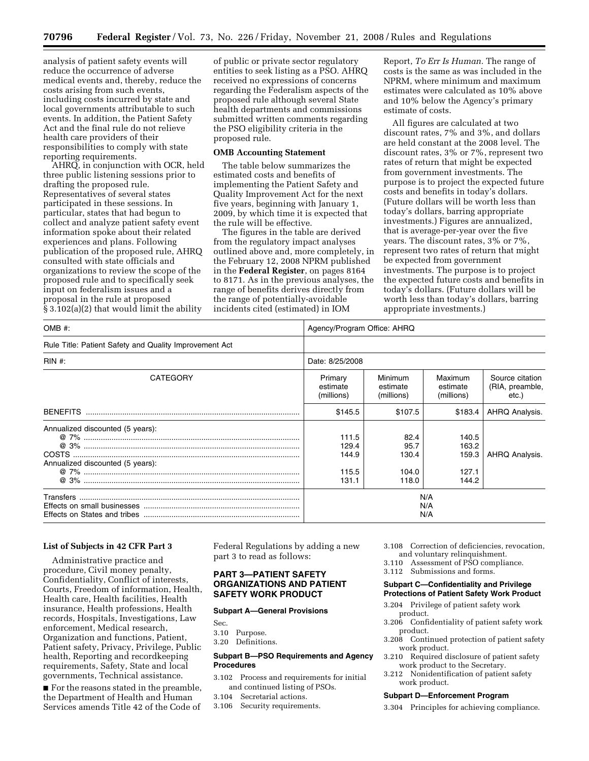analysis of patient safety events will reduce the occurrence of adverse medical events and, thereby, reduce the costs arising from such events, including costs incurred by state and local governments attributable to such events. In addition, the Patient Safety Act and the final rule do not relieve health care providers of their responsibilities to comply with state reporting requirements.

AHRQ, in conjunction with OCR, held three public listening sessions prior to drafting the proposed rule. Representatives of several states participated in these sessions. In particular, states that had begun to collect and analyze patient safety event information spoke about their related experiences and plans. Following publication of the proposed rule, AHRQ consulted with state officials and organizations to review the scope of the proposed rule and to specifically seek input on federalism issues and a proposal in the rule at proposed § 3.102(a)(2) that would limit the ability of public or private sector regulatory entities to seek listing as a PSO. AHRQ received no expressions of concerns regarding the Federalism aspects of the proposed rule although several State health departments and commissions submitted written comments regarding the PSO eligibility criteria in the proposed rule.

**OMB Accounting Statement**

The table below summarizes the estimated costs and benefits of implementing the Patient Safety and Quality Improvement Act for the next five years, beginning with January 1, 2009, by which time it is expected that the rule will be effective.

The figures in the table are derived from the regulatory impact analyses outlined above and, more completely, in the February 12, 2008 NPRM published in the **Federal Register**, on pages 8164 to 8171. As in the previous analyses, the range of benefits derives directly from the range of potentially-avoidable incidents cited (estimated) in IOM Report, *To Err Is Human.* The range of costs is the same as was included in the NPRM, where minimum and maximum estimates were calculated as 10% above and 10% below the Agency's primary estimate of costs.

All figures are calculated at two discount rates, 7% and 3%, and dollars are held constant at the 2008 level. The discount rates, 3% or 7%, represent two rates of return that might be expected from government investments. The purpose is to project the expected future costs and benefits in today's dollars. (Future dollars will be worth less than today's dollars, barring appropriate investments.) Figures are annualized, that is average-per-year over the five years. The discount rates, 3% or 7%, represent two rates of return that might be expected from government investments. The purpose is to project the expected future costs and benefits in today's dollars. (Future dollars will be worth less than today's dollars, barring appropriate investments.)

| OMB #: | Agency/Program Office: AHRQ | | | |
|---|---|---|---|---|
| Rule Title: Patient Safety and Quality Improvement Act | | | | |
| RIN #: | Date: 8/25/2008 | | | |
| CATEGORY | Primary estimate (millions) | Minimum estimate (millions) | Maximum estimate (millions) | Source citation (RIA, preamble, etc.) |
| BENEFITS | $145.5 | $107.5 | $183.4 | AHRQ Analysis. |
| Annualized discounted (5 years): | | | | |
| @ 7% | 111.5 | 82.4 | 140.5 | |
| @ 3% | 129.4 | 95.7 | 163.2 | |
| COSTS | 144.9 | 130.4 | 159.3 | AHRQ Analysis. |
| Annualized discounted (5 years): | | | | |
| @ 7% | 115.5 | 104.0 | 127.1 | |
| @ 3% | 131.1 | 118.0 | 144.2 | |
| Transfers | N/A | | | |
| Effects on small businesses | N/A | | | |
| Effects on States and tribes | N/A | | | |

**List of Subjects in 42 CFR Part 3**

Administrative practice and procedure, Civil money penalty, Confidentiality, Conflict of interests, Courts, Freedom of information, Health, Health care, Health facilities, Health insurance, Health professions, Health records, Hospitals, Investigations, Law enforcement, Medical research, Organization and functions, Patient, Patient safety, Privacy, Privilege, Public health, Reporting and recordkeeping requirements, Safety, State and local governments, Technical assistance.

■ For the reasons stated in the preamble, the Department of Health and Human Services amends Title 42 of the Code of Federal Regulations by adding a new part 3 to read as follows:

## PART 3—PATIENT SAFETY ORGANIZATIONS AND PATIENT SAFETY WORK PRODUCT

### Subpart A—General Provisions

Sec.
3.10 Purpose.
3.20 Definitions.

### Subpart B—PSO Requirements and Agency Procedures

3.102 Process and requirements for initial and continued listing of PSOs.
3.104 Secretarial actions.
3.106 Security requirements.
3.108 Correction of deficiencies, revocation, and voluntary relinquishment.
3.110 Assessment of PSO compliance.
3.112 Submissions and forms.

### Subpart C—Confidentiality and Privilege Protections of Patient Safety Work Product

3.204 Privilege of patient safety work product.
3.206 Confidentiality of patient safety work product.
3.208 Continued protection of patient safety work product.
3.210 Required disclosure of patient safety work product to the Secretary.
3.212 Nonidentification of patient safety work product.

### Subpart D—Enforcement Program

3.304 Principles for achieving compliance.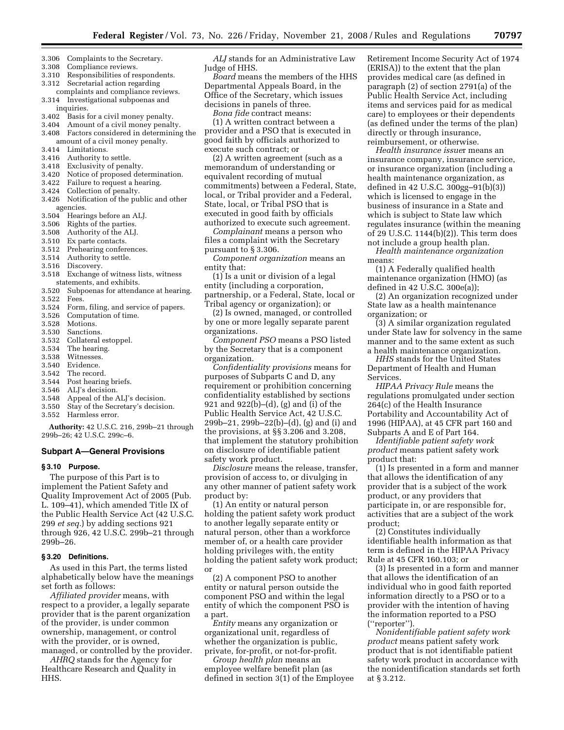3.306 Complaints to the Secretary.
3.308 Compliance reviews.
3.310 Responsibilities of respondents.
3.312 Secretarial action regarding complaints and compliance reviews.
3.314 Investigational subpoenas and inquiries.
3.402 Basis for a civil money penalty.
3.404 Amount of a civil money penalty.
3.408 Factors considered in determining the amount of a civil money penalty.
3.414 Limitations.
3.416 Authority to settle.
3.418 Exclusivity of penalty.
3.420 Notice of proposed determination.
3.422 Failure to request a hearing.
3.424 Collection of penalty.
3.426 Notification of the public and other agencies.
3.504 Hearings before an ALJ.
3.506 Rights of the parties.
3.508 Authority of the ALJ.
3.510 Ex parte contacts.
3.512 Prehearing conferences.
3.514 Authority to settle.
3.516 Discovery.
3.518 Exchange of witness lists, witness statements, and exhibits.
3.520 Subpoenas for attendance at hearing.
3.522 Fees.
3.524 Form, filing, and service of papers.
3.526 Computation of time.
3.528 Motions.
3.530 Sanctions.
3.532 Collateral estoppel.
3.534 The hearing.
3.538 Witnesses.
3.540 Evidence.
3.542 The record.
3.544 Post hearing briefs.
3.546 ALJ's decision.
3.548 Appeal of the ALJ's decision.
3.550 Stay of the Secretary's decision.
3.552 Harmless error.

**Authority:** 42 U.S.C. 216, 299b–21 through 299b–26; 42 U.S.C. 299c–6.

## Subpart A—General Provisions

### § 3.10 Purpose.

The purpose of this Part is to implement the Patient Safety and Quality Improvement Act of 2005 (Pub. L. 109–41), which amended Title IX of the Public Health Service Act (42 U.S.C. 299 *et seq.*) by adding sections 921 through 926, 42 U.S.C. 299b–21 through 299b–26.

### § 3.20 Definitions.

As used in this Part, the terms listed alphabetically below have the meanings set forth as follows:

*Affiliated provider* means, with respect to a provider, a legally separate provider that is the parent organization of the provider, is under common ownership, management, or control with the provider, or is owned, managed, or controlled by the provider.

*AHRQ* stands for the Agency for Healthcare Research and Quality in HHS.

*ALJ* stands for an Administrative Law Judge of HHS.

*Board* means the members of the HHS Departmental Appeals Board, in the Office of the Secretary, which issues decisions in panels of three.

*Bona fide* contract means:

(1) A written contract between a provider and a PSO that is executed in good faith by officials authorized to execute such contract; or

(2) A written agreement (such as a memorandum of understanding or equivalent recording of mutual commitments) between a Federal, State, local, or Tribal provider and a Federal, State, local, or Tribal PSO that is executed in good faith by officials authorized to execute such agreement.

*Complainant* means a person who files a complaint with the Secretary pursuant to § 3.306.

*Component organization* means an entity that:

(1) Is a unit or division of a legal entity (including a corporation, partnership, or a Federal, State, local or Tribal agency or organization); or

(2) Is owned, managed, or controlled by one or more legally separate parent organizations.

*Component PSO* means a PSO listed by the Secretary that is a component organization.

*Confidentiality provisions* means for purposes of Subparts C and D, any requirement or prohibition concerning confidentiality established by sections 921 and 922(b)–(d), (g) and (i) of the Public Health Service Act, 42 U.S.C. 299b–21, 299b–22(b)–(d), (g) and (i) and the provisions, at §§ 3.206 and 3.208, that implement the statutory prohibition on disclosure of identifiable patient safety work product.

*Disclosure* means the release, transfer, provision of access to, or divulging in any other manner of patient safety work product by:

(1) An entity or natural person holding the patient safety work product to another legally separate entity or natural person, other than a workforce member of, or a health care provider holding privileges with, the entity holding the patient safety work product; or

(2) A component PSO to another entity or natural person outside the component PSO and within the legal entity of which the component PSO is a part.

*Entity* means any organization or organizational unit, regardless of whether the organization is public, private, for-profit, or not-for-profit.

*Group health plan* means an employee welfare benefit plan (as defined in section 3(1) of the Employee Retirement Income Security Act of 1974 (ERISA)) to the extent that the plan provides medical care (as defined in paragraph (2) of section 2791(a) of the Public Health Service Act, including items and services paid for as medical care) to employees or their dependents (as defined under the terms of the plan) directly or through insurance, reimbursement, or otherwise.

*Health insurance issuer* means an insurance company, insurance service, or insurance organization (including a health maintenance organization, as defined in 42 U.S.C. 300gg–91(b)(3)) which is licensed to engage in the business of insurance in a State and which is subject to State law which regulates insurance (within the meaning of 29 U.S.C. 1144(b)(2)). This term does not include a group health plan.

*Health maintenance organization* means:

(1) A Federally qualified health maintenance organization (HMO) (as defined in 42 U.S.C. 300e(a));

(2) An organization recognized under State law as a health maintenance organization; or

(3) A similar organization regulated under State law for solvency in the same manner and to the same extent as such a health maintenance organization.

*HHS* stands for the United States Department of Health and Human Services.

*HIPAA Privacy Rule* means the regulations promulgated under section 264(c) of the Health Insurance Portability and Accountability Act of 1996 (HIPAA), at 45 CFR part 160 and Subparts A and E of Part 164.

*Identifiable patient safety work product* means patient safety work product that:

(1) Is presented in a form and manner that allows the identification of any provider that is a subject of the work product, or any providers that participate in, or are responsible for, activities that are a subject of the work product;

(2) Constitutes individually identifiable health information as that term is defined in the HIPAA Privacy Rule at 45 CFR 160.103; or

(3) Is presented in a form and manner that allows the identification of an individual who in good faith reported information directly to a PSO or to a provider with the intention of having the information reported to a PSO (''reporter'').

*Nonidentifiable patient safety work product* means patient safety work product that is not identifiable patient safety work product in accordance with the nonidentification standards set forth at § 3.212.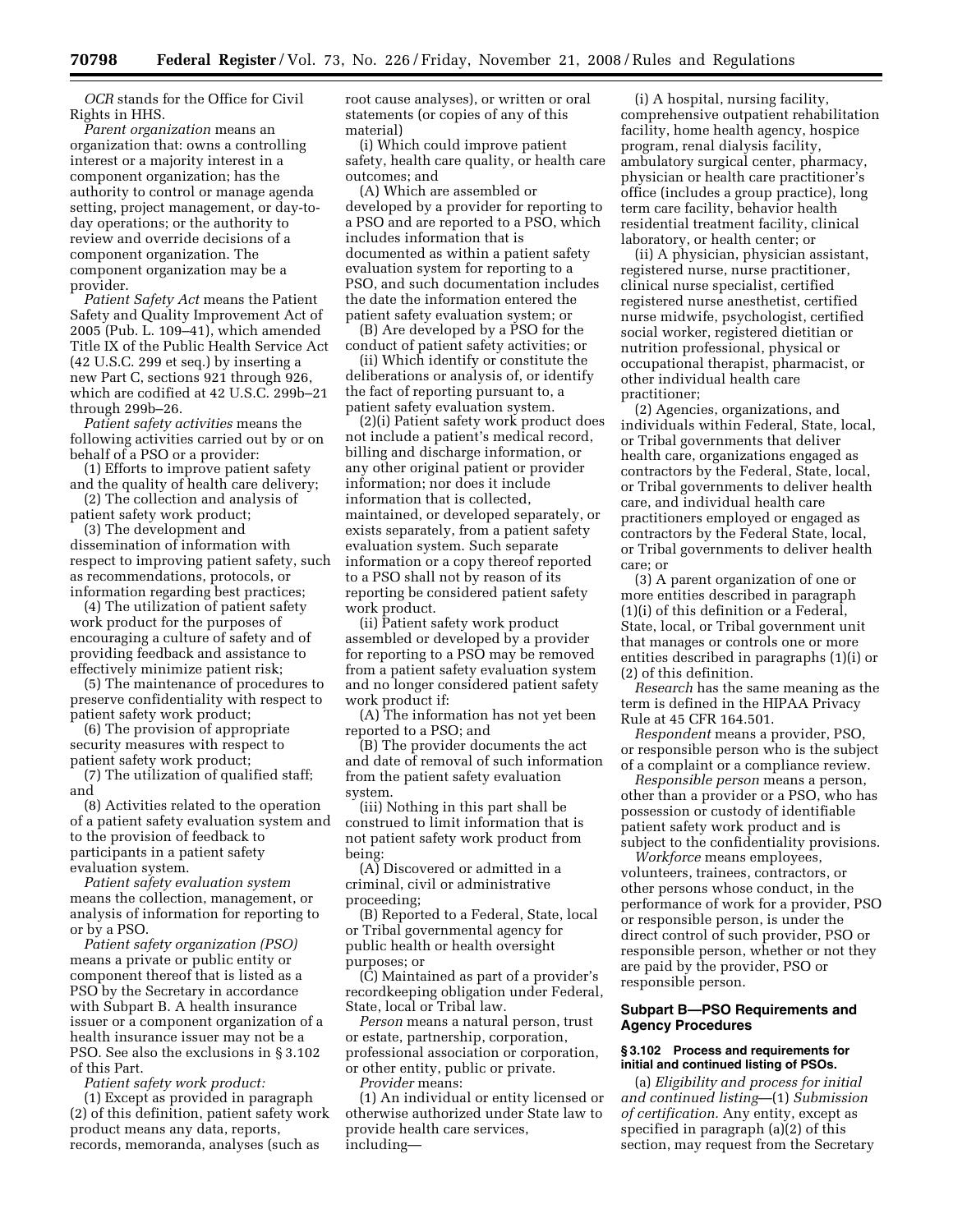*OCR* stands for the Office for Civil Rights in HHS.

*Parent organization* means an organization that: owns a controlling interest or a majority interest in a component organization; has the authority to control or manage agenda setting, project management, or day-to-day operations; or the authority to review and override decisions of a component organization. The component organization may be a provider.

*Patient Safety Act* means the Patient Safety and Quality Improvement Act of 2005 (Pub. L. 109–41), which amended Title IX of the Public Health Service Act (42 U.S.C. 299 et seq.) by inserting a new Part C, sections 921 through 926, which are codified at 42 U.S.C. 299b–21 through 299b–26.

*Patient safety activities* means the following activities carried out by or on behalf of a PSO or a provider:

(1) Efforts to improve patient safety and the quality of health care delivery;

(2) The collection and analysis of patient safety work product;

(3) The development and dissemination of information with respect to improving patient safety, such as recommendations, protocols, or information regarding best practices;

(4) The utilization of patient safety work product for the purposes of encouraging a culture of safety and of providing feedback and assistance to effectively minimize patient risk;

(5) The maintenance of procedures to preserve confidentiality with respect to patient safety work product;

(6) The provision of appropriate security measures with respect to patient safety work product;

(7) The utilization of qualified staff; and

(8) Activities related to the operation of a patient safety evaluation system and to the provision of feedback to participants in a patient safety evaluation system.

*Patient safety evaluation system* means the collection, management, or analysis of information for reporting to or by a PSO.

*Patient safety organization (PSO)* means a private or public entity or component thereof that is listed as a PSO by the Secretary in accordance with Subpart B. A health insurance issuer or a component organization of a health insurance issuer may not be a PSO. See also the exclusions in § 3.102 of this Part.

*Patient safety work product:*

(1) Except as provided in paragraph (2) of this definition, patient safety work product means any data, reports, records, memoranda, analyses (such as root cause analyses), or written or oral statements (or copies of any of this material)

(i) Which could improve patient safety, health care quality, or health care outcomes; and

(A) Which are assembled or developed by a provider for reporting to a PSO and are reported to a PSO, which includes information that is documented as within a patient safety evaluation system for reporting to a PSO, and such documentation includes the date the information entered the patient safety evaluation system; or

(B) Are developed by a PSO for the conduct of patient safety activities; or

(ii) Which identify or constitute the deliberations or analysis of, or identify the fact of reporting pursuant to, a patient safety evaluation system.

(2)(i) Patient safety work product does not include a patient's medical record, billing and discharge information, or any other original patient or provider information; nor does it include information that is collected, maintained, or developed separately, or exists separately, from a patient safety evaluation system. Such separate information or a copy thereof reported to a PSO shall not by reason of its reporting be considered patient safety work product.

(ii) Patient safety work product assembled or developed by a provider for reporting to a PSO may be removed from a patient safety evaluation system and no longer considered patient safety work product if:

(A) The information has not yet been reported to a PSO; and

(B) The provider documents the act and date of removal of such information from the patient safety evaluation system.

(iii) Nothing in this part shall be construed to limit information that is not patient safety work product from being:

(A) Discovered or admitted in a criminal, civil or administrative proceeding;

(B) Reported to a Federal, State, local or Tribal governmental agency for public health or health oversight purposes; or

(C) Maintained as part of a provider's recordkeeping obligation under Federal, State, local or Tribal law.

*Person* means a natural person, trust or estate, partnership, corporation, professional association or corporation, or other entity, public or private.

*Provider* means:

(1) An individual or entity licensed or otherwise authorized under State law to provide health care services, including—

(i) A hospital, nursing facility, comprehensive outpatient rehabilitation facility, home health agency, hospice program, renal dialysis facility, ambulatory surgical center, pharmacy, physician or health care practitioner's office (includes a group practice), long term care facility, behavior health residential treatment facility, clinical laboratory, or health center; or

(ii) A physician, physician assistant, registered nurse, nurse practitioner, clinical nurse specialist, certified registered nurse anesthetist, certified nurse midwife, psychologist, certified social worker, registered dietitian or nutrition professional, physical or occupational therapist, pharmacist, or other individual health care practitioner;

(2) Agencies, organizations, and individuals within Federal, State, local, or Tribal governments that deliver health care, organizations engaged as contractors by the Federal, State, local, or Tribal governments to deliver health care, and individual health care practitioners employed or engaged as contractors by the Federal State, local, or Tribal governments to deliver health care; or

(3) A parent organization of one or more entities described in paragraph (1)(i) of this definition or a Federal, State, local, or Tribal government unit that manages or controls one or more entities described in paragraphs (1)(i) or (2) of this definition.

*Research* has the same meaning as the term is defined in the HIPAA Privacy Rule at 45 CFR 164.501.

*Respondent* means a provider, PSO, or responsible person who is the subject of a complaint or a compliance review.

*Responsible person* means a person, other than a provider or a PSO, who has possession or custody of identifiable patient safety work product and is subject to the confidentiality provisions.

*Workforce* means employees, volunteers, trainees, contractors, or other persons whose conduct, in the performance of work for a provider, PSO or responsible person, is under the direct control of such provider, PSO or responsible person, whether or not they are paid by the provider, PSO or responsible person.

## Subpart B—PSO Requirements and Agency Procedures

### § 3.102 Process and requirements for initial and continued listing of PSOs.

(a) *Eligibility and process for initial and continued listing*—(1) *Submission of certification.* Any entity, except as specified in paragraph (a)(2) of this section, may request from the Secretary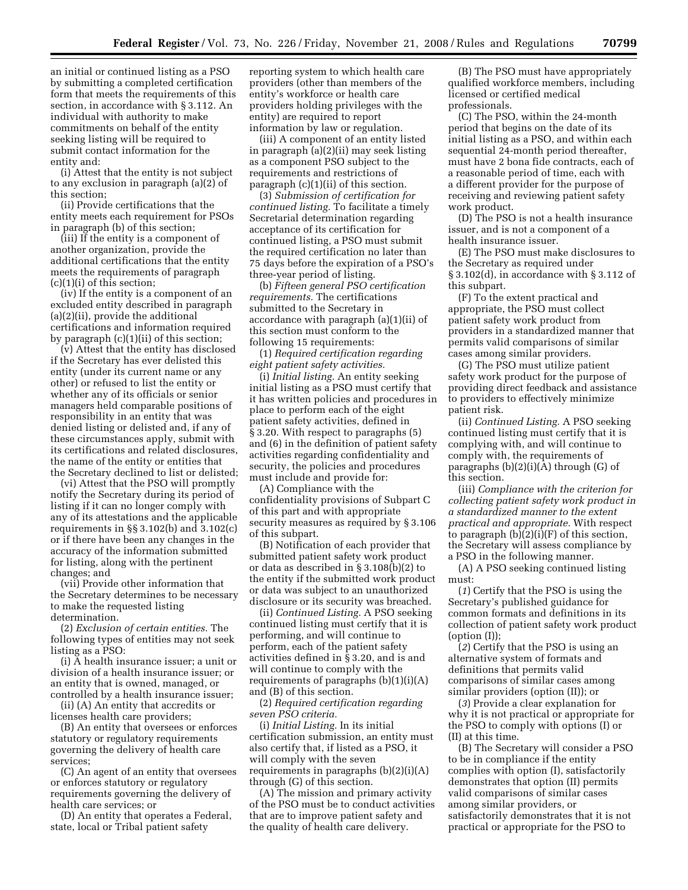an initial or continued listing as a PSO by submitting a completed certification form that meets the requirements of this section, in accordance with § 3.112. An individual with authority to make commitments on behalf of the entity seeking listing will be required to submit contact information for the entity and:

(i) Attest that the entity is not subject to any exclusion in paragraph (a)(2) of this section;

(ii) Provide certifications that the entity meets each requirement for PSOs in paragraph (b) of this section;

(iii) If the entity is a component of another organization, provide the additional certifications that the entity meets the requirements of paragraph (c)(1)(i) of this section;

(iv) If the entity is a component of an excluded entity described in paragraph (a)(2)(ii), provide the additional certifications and information required by paragraph (c)(1)(ii) of this section;

(v) Attest that the entity has disclosed if the Secretary has ever delisted this entity (under its current name or any other) or refused to list the entity or whether any of its officials or senior managers held comparable positions of responsibility in an entity that was denied listing or delisted and, if any of these circumstances apply, submit with its certifications and related disclosures, the name of the entity or entities that the Secretary declined to list or delisted;

(vi) Attest that the PSO will promptly notify the Secretary during its period of listing if it can no longer comply with any of its attestations and the applicable requirements in §§ 3.102(b) and 3.102(c) or if there have been any changes in the accuracy of the information submitted for listing, along with the pertinent changes; and

(vii) Provide other information that the Secretary determines to be necessary to make the requested listing determination.

(2) *Exclusion of certain entities.* The following types of entities may not seek listing as a PSO:

(i) A health insurance issuer; a unit or division of a health insurance issuer; or an entity that is owned, managed, or controlled by a health insurance issuer;

(ii) (A) An entity that accredits or licenses health care providers;

(B) An entity that oversees or enforces statutory or regulatory requirements governing the delivery of health care services;

(C) An agent of an entity that oversees or enforces statutory or regulatory requirements governing the delivery of health care services; or

(D) An entity that operates a Federal, state, local or Tribal patient safety reporting system to which health care providers (other than members of the entity's workforce or health care providers holding privileges with the entity) are required to report information by law or regulation.

(iii) A component of an entity listed in paragraph (a)(2)(ii) may seek listing as a component PSO subject to the requirements and restrictions of paragraph (c)(1)(ii) of this section.

(3) *Submission of certification for continued listing.* To facilitate a timely Secretarial determination regarding acceptance of its certification for continued listing, a PSO must submit the required certification no later than 75 days before the expiration of a PSO's three-year period of listing.

(b) *Fifteen general PSO certification requirements.* The certifications submitted to the Secretary in accordance with paragraph (a)(1)(ii) of this section must conform to the following 15 requirements:

(1) *Required certification regarding eight patient safety activities.*

(i) *Initial listing.* An entity seeking initial listing as a PSO must certify that it has written policies and procedures in place to perform each of the eight patient safety activities, defined in § 3.20. With respect to paragraphs (5) and (6) in the definition of patient safety activities regarding confidentiality and security, the policies and procedures must include and provide for:

(A) Compliance with the confidentiality provisions of Subpart C of this part and with appropriate security measures as required by § 3.106 of this subpart.

(B) Notification of each provider that submitted patient safety work product or data as described in § 3.108(b)(2) to the entity if the submitted work product or data was subject to an unauthorized disclosure or its security was breached.

(ii) *Continued Listing.* A PSO seeking continued listing must certify that it is performing, and will continue to perform, each of the patient safety activities defined in § 3.20, and is and will continue to comply with the requirements of paragraphs (b)(1)(i)(A) and (B) of this section.

(2) *Required certification regarding seven PSO criteria.*

(i) *Initial Listing.* In its initial certification submission, an entity must also certify that, if listed as a PSO, it will comply with the seven requirements in paragraphs (b)(2)(i)(A) through (G) of this section.

(A) The mission and primary activity of the PSO must be to conduct activities that are to improve patient safety and the quality of health care delivery.

(B) The PSO must have appropriately qualified workforce members, including licensed or certified medical professionals.

(C) The PSO, within the 24-month period that begins on the date of its initial listing as a PSO, and within each sequential 24-month period thereafter, must have 2 bona fide contracts, each of a reasonable period of time, each with a different provider for the purpose of receiving and reviewing patient safety work product.

(D) The PSO is not a health insurance issuer, and is not a component of a health insurance issuer.

(E) The PSO must make disclosures to the Secretary as required under § 3.102(d), in accordance with § 3.112 of this subpart.

(F) To the extent practical and appropriate, the PSO must collect patient safety work product from providers in a standardized manner that permits valid comparisons of similar cases among similar providers.

(G) The PSO must utilize patient safety work product for the purpose of providing direct feedback and assistance to providers to effectively minimize patient risk.

(ii) *Continued Listing.* A PSO seeking continued listing must certify that it is complying with, and will continue to comply with, the requirements of paragraphs (b)(2)(i)(A) through (G) of this section.

(iii) *Compliance with the criterion for collecting patient safety work product in a standardized manner to the extent practical and appropriate.* With respect to paragraph (b)(2)(i)(F) of this section, the Secretary will assess compliance by a PSO in the following manner.

(A) A PSO seeking continued listing must:

(*1*) Certify that the PSO is using the Secretary's published guidance for common formats and definitions in its collection of patient safety work product (option (I));

(*2*) Certify that the PSO is using an alternative system of formats and definitions that permits valid comparisons of similar cases among similar providers (option (II)); or

(*3*) Provide a clear explanation for why it is not practical or appropriate for the PSO to comply with options (I) or (II) at this time.

(B) The Secretary will consider a PSO to be in compliance if the entity complies with option (I), satisfactorily demonstrates that option (II) permits valid comparisons of similar cases among similar providers, or satisfactorily demonstrates that it is not practical or appropriate for the PSO to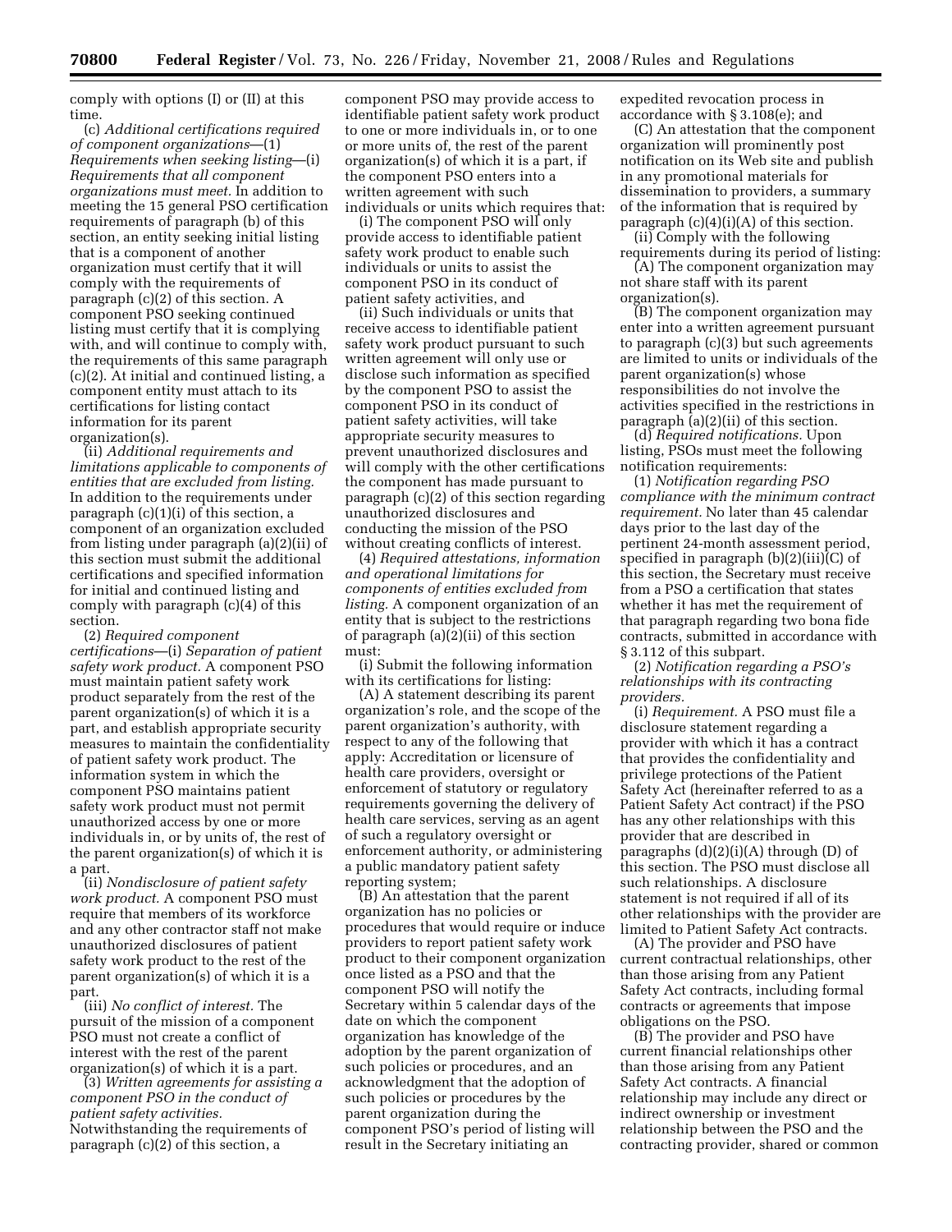comply with options (I) or (II) at this time.

(c) *Additional certifications required of component organizations*—(1) *Requirements when seeking listing*—(i) *Requirements that all component organizations must meet.* In addition to meeting the 15 general PSO certification requirements of paragraph (b) of this section, an entity seeking initial listing that is a component of another organization must certify that it will comply with the requirements of paragraph (c)(2) of this section. A component PSO seeking continued listing must certify that it is complying with, and will continue to comply with, the requirements of this same paragraph (c)(2). At initial and continued listing, a component entity must attach to its certifications for listing contact information for its parent organization(s).

(ii) *Additional requirements and limitations applicable to components of entities that are excluded from listing.* In addition to the requirements under paragraph (c)(1)(i) of this section, a component of an organization excluded from listing under paragraph (a)(2)(ii) of this section must submit the additional certifications and specified information for initial and continued listing and comply with paragraph (c)(4) of this section.

(2) *Required component certifications*—(i) *Separation of patient safety work product.* A component PSO must maintain patient safety work product separately from the rest of the parent organization(s) of which it is a part, and establish appropriate security measures to maintain the confidentiality of patient safety work product. The information system in which the component PSO maintains patient safety work product must not permit unauthorized access by one or more individuals in, or by units of, the rest of the parent organization(s) of which it is a part.

(ii) *Nondisclosure of patient safety work product.* A component PSO must require that members of its workforce and any other contractor staff not make unauthorized disclosures of patient safety work product to the rest of the parent organization(s) of which it is a part.

(iii) *No conflict of interest.* The pursuit of the mission of a component PSO must not create a conflict of interest with the rest of the parent organization(s) of which it is a part.

(3) *Written agreements for assisting a component PSO in the conduct of patient safety activities.* Notwithstanding the requirements of paragraph (c)(2) of this section, a component PSO may provide access to identifiable patient safety work product to one or more individuals in, or to one or more units of, the rest of the parent organization(s) of which it is a part, if the component PSO enters into a written agreement with such individuals or units which requires that:

(i) The component PSO will only provide access to identifiable patient safety work product to enable such individuals or units to assist the component PSO in its conduct of patient safety activities, and

(ii) Such individuals or units that receive access to identifiable patient safety work product pursuant to such written agreement will only use or disclose such information as specified by the component PSO to assist the component PSO in its conduct of patient safety activities, will take appropriate security measures to prevent unauthorized disclosures and will comply with the other certifications the component has made pursuant to paragraph (c)(2) of this section regarding unauthorized disclosures and conducting the mission of the PSO without creating conflicts of interest.

(4) *Required attestations, information and operational limitations for components of entities excluded from listing.* A component organization of an entity that is subject to the restrictions of paragraph (a)(2)(ii) of this section must:

(i) Submit the following information with its certifications for listing:

(A) A statement describing its parent organization's role, and the scope of the parent organization's authority, with respect to any of the following that apply: Accreditation or licensure of health care providers, oversight or enforcement of statutory or regulatory requirements governing the delivery of health care services, serving as an agent of such a regulatory oversight or enforcement authority, or administering a public mandatory patient safety reporting system;

(B) An attestation that the parent organization has no policies or procedures that would require or induce providers to report patient safety work product to their component organization once listed as a PSO and that the component PSO will notify the Secretary within 5 calendar days of the date on which the component organization has knowledge of the adoption by the parent organization of such policies or procedures, and an acknowledgment that the adoption of such policies or procedures by the parent organization during the component PSO's period of listing will result in the Secretary initiating an expedited revocation process in accordance with § 3.108(e); and

(C) An attestation that the component organization will prominently post notification on its Web site and publish in any promotional materials for dissemination to providers, a summary of the information that is required by paragraph (c)(4)(i)(A) of this section.

(ii) Comply with the following requirements during its period of listing:

(A) The component organization may not share staff with its parent organization(s).

(B) The component organization may enter into a written agreement pursuant to paragraph (c)(3) but such agreements are limited to units or individuals of the parent organization(s) whose responsibilities do not involve the activities specified in the restrictions in paragraph (a)(2)(ii) of this section.

(d) *Required notifications.* Upon listing, PSOs must meet the following notification requirements:

(1) *Notification regarding PSO compliance with the minimum contract requirement.* No later than 45 calendar days prior to the last day of the pertinent 24-month assessment period, specified in paragraph (b)(2)(iii)(C) of this section, the Secretary must receive from a PSO a certification that states whether it has met the requirement of that paragraph regarding two bona fide contracts, submitted in accordance with § 3.112 of this subpart.

(2) *Notification regarding a PSO's relationships with its contracting providers.*

(i) *Requirement.* A PSO must file a disclosure statement regarding a provider with which it has a contract that provides the confidentiality and privilege protections of the Patient Safety Act (hereinafter referred to as a Patient Safety Act contract) if the PSO has any other relationships with this provider that are described in paragraphs (d)(2)(i)(A) through (D) of this section. The PSO must disclose all such relationships. A disclosure statement is not required if all of its other relationships with the provider are limited to Patient Safety Act contracts.

(A) The provider and PSO have current contractual relationships, other than those arising from any Patient Safety Act contracts, including formal contracts or agreements that impose obligations on the PSO.

(B) The provider and PSO have current financial relationships other than those arising from any Patient Safety Act contracts. A financial relationship may include any direct or indirect ownership or investment relationship between the PSO and the contracting provider, shared or common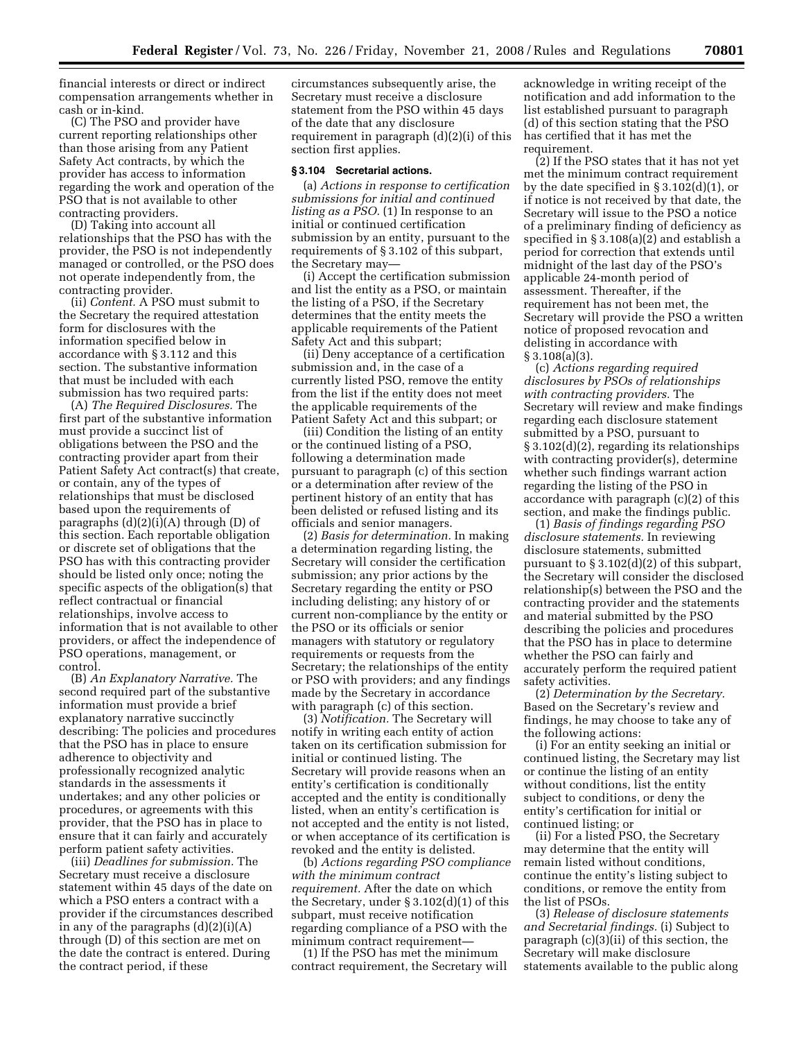financial interests or direct or indirect compensation arrangements whether in cash or in-kind.

(C) The PSO and provider have current reporting relationships other than those arising from any Patient Safety Act contracts, by which the provider has access to information regarding the work and operation of the PSO that is not available to other contracting providers.

(D) Taking into account all relationships that the PSO has with the provider, the PSO is not independently managed or controlled, or the PSO does not operate independently from, the contracting provider.

(ii) *Content.* A PSO must submit to the Secretary the required attestation form for disclosures with the information specified below in accordance with § 3.112 and this section. The substantive information that must be included with each submission has two required parts:

(A) *The Required Disclosures.* The first part of the substantive information must provide a succinct list of obligations between the PSO and the contracting provider apart from their Patient Safety Act contract(s) that create, or contain, any of the types of relationships that must be disclosed based upon the requirements of paragraphs (d)(2)(i)(A) through (D) of this section. Each reportable obligation or discrete set of obligations that the PSO has with this contracting provider should be listed only once; noting the specific aspects of the obligation(s) that reflect contractual or financial relationships, involve access to information that is not available to other providers, or affect the independence of PSO operations, management, or control.

(B) *An Explanatory Narrative.* The second required part of the substantive information must provide a brief explanatory narrative succinctly describing: The policies and procedures that the PSO has in place to ensure adherence to objectivity and professionally recognized analytic standards in the assessments it undertakes; and any other policies or procedures, or agreements with this provider, that the PSO has in place to ensure that it can fairly and accurately perform patient safety activities.

(iii) *Deadlines for submission.* The Secretary must receive a disclosure statement within 45 days of the date on which a PSO enters a contract with a provider if the circumstances described in any of the paragraphs (d)(2)(i)(A) through (D) of this section are met on the date the contract is entered. During the contract period, if these circumstances subsequently arise, the Secretary must receive a disclosure statement from the PSO within 45 days of the date that any disclosure requirement in paragraph (d)(2)(i) of this section first applies.

### § 3.104 Secretarial actions.

(a) *Actions in response to certification submissions for initial and continued listing as a PSO.* (1) In response to an initial or continued certification submission by an entity, pursuant to the requirements of § 3.102 of this subpart, the Secretary may—

(i) Accept the certification submission and list the entity as a PSO, or maintain the listing of a PSO, if the Secretary determines that the entity meets the applicable requirements of the Patient Safety Act and this subpart;

(ii) Deny acceptance of a certification submission and, in the case of a currently listed PSO, remove the entity from the list if the entity does not meet the applicable requirements of the Patient Safety Act and this subpart; or

(iii) Condition the listing of an entity or the continued listing of a PSO, following a determination made pursuant to paragraph (c) of this section or a determination after review of the pertinent history of an entity that has been delisted or refused listing and its officials and senior managers.

(2) *Basis for determination.* In making a determination regarding listing, the Secretary will consider the certification submission; any prior actions by the Secretary regarding the entity or PSO including delisting; any history of or current non-compliance by the entity or the PSO or its officials or senior managers with statutory or regulatory requirements or requests from the Secretary; the relationships of the entity or PSO with providers; and any findings made by the Secretary in accordance with paragraph (c) of this section.

(3) *Notification.* The Secretary will notify in writing each entity of action taken on its certification submission for initial or continued listing. The Secretary will provide reasons when an entity's certification is conditionally accepted and the entity is conditionally listed, when an entity's certification is not accepted and the entity is not listed, or when acceptance of its certification is revoked and the entity is delisted.

(b) *Actions regarding PSO compliance with the minimum contract requirement.* After the date on which the Secretary, under § 3.102(d)(1) of this subpart, must receive notification regarding compliance of a PSO with the minimum contract requirement—

(1) If the PSO has met the minimum contract requirement, the Secretary will acknowledge in writing receipt of the notification and add information to the list established pursuant to paragraph (d) of this section stating that the PSO has certified that it has met the requirement.

(2) If the PSO states that it has not yet met the minimum contract requirement by the date specified in § 3.102(d)(1), or if notice is not received by that date, the Secretary will issue to the PSO a notice of a preliminary finding of deficiency as specified in § 3.108(a)(2) and establish a period for correction that extends until midnight of the last day of the PSO's applicable 24-month period of assessment. Thereafter, if the requirement has not been met, the Secretary will provide the PSO a written notice of proposed revocation and delisting in accordance with § 3.108(a)(3).

(c) *Actions regarding required disclosures by PSOs of relationships with contracting providers.* The Secretary will review and make findings regarding each disclosure statement submitted by a PSO, pursuant to § 3.102(d)(2), regarding its relationships with contracting provider(s), determine whether such findings warrant action regarding the listing of the PSO in accordance with paragraph (c)(2) of this section, and make the findings public.

(1) *Basis of findings regarding PSO disclosure statements.* In reviewing disclosure statements, submitted pursuant to § 3.102(d)(2) of this subpart, the Secretary will consider the disclosed relationship(s) between the PSO and the contracting provider and the statements and material submitted by the PSO describing the policies and procedures that the PSO has in place to determine whether the PSO can fairly and accurately perform the required patient safety activities.

(2) *Determination by the Secretary.* Based on the Secretary's review and findings, he may choose to take any of the following actions:

(i) For an entity seeking an initial or continued listing, the Secretary may list or continue the listing of an entity without conditions, list the entity subject to conditions, or deny the entity's certification for initial or continued listing; or

(ii) For a listed PSO, the Secretary may determine that the entity will remain listed without conditions, continue the entity's listing subject to conditions, or remove the entity from the list of PSOs.

(3) *Release of disclosure statements and Secretarial findings.* (i) Subject to paragraph (c)(3)(ii) of this section, the Secretary will make disclosure statements available to the public along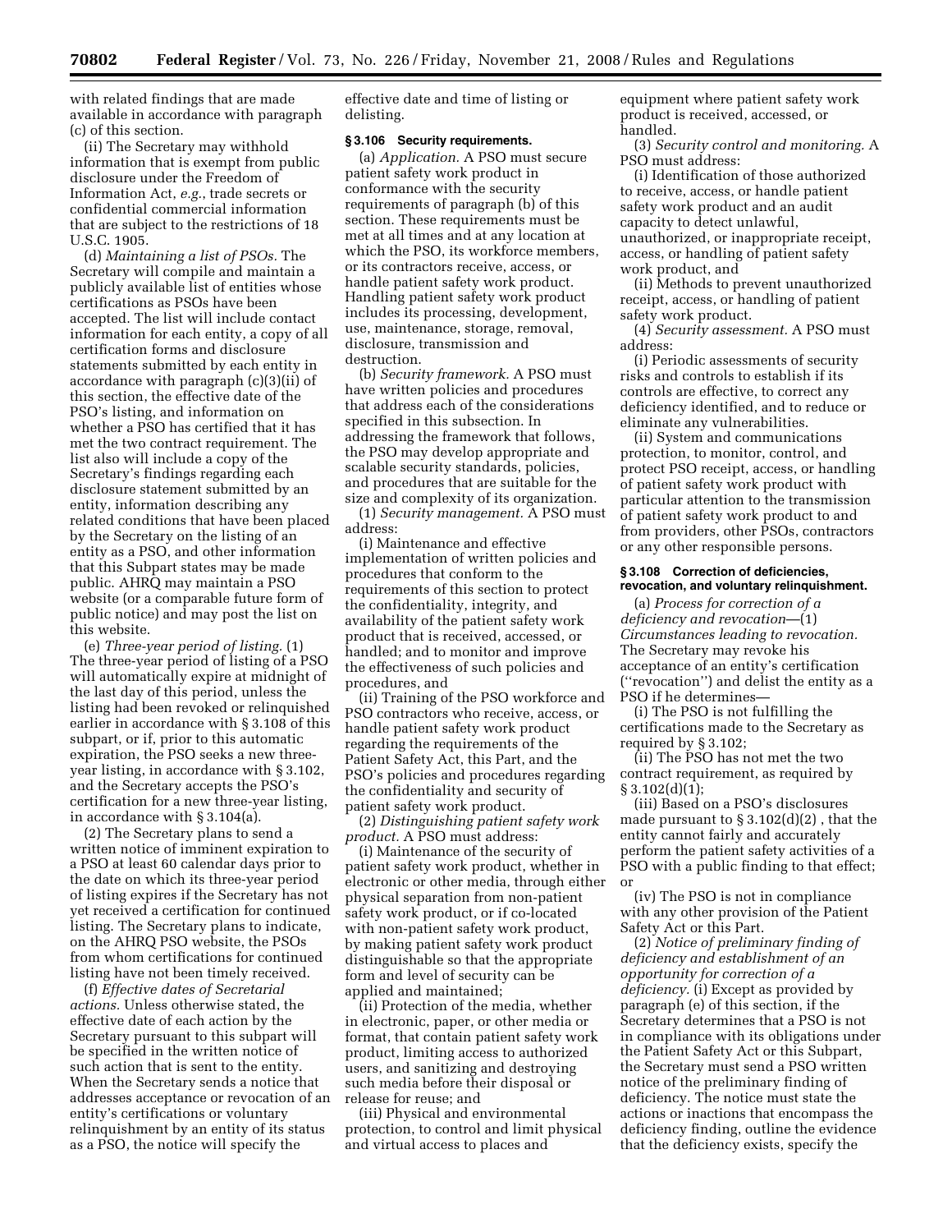with related findings that are made available in accordance with paragraph (c) of this section.

(ii) The Secretary may withhold information that is exempt from public disclosure under the Freedom of Information Act, *e.g.*, trade secrets or confidential commercial information that are subject to the restrictions of 18 U.S.C. 1905.

(d) *Maintaining a list of PSOs.* The Secretary will compile and maintain a publicly available list of entities whose certifications as PSOs have been accepted. The list will include contact information for each entity, a copy of all certification forms and disclosure statements submitted by each entity in accordance with paragraph (c)(3)(ii) of this section, the effective date of the PSO's listing, and information on whether a PSO has certified that it has met the two contract requirement. The list also will include a copy of the Secretary's findings regarding each disclosure statement submitted by an entity, information describing any related conditions that have been placed by the Secretary on the listing of an entity as a PSO, and other information that this Subpart states may be made public. AHRQ may maintain a PSO website (or a comparable future form of public notice) and may post the list on this website.

(e) *Three-year period of listing.* (1) The three-year period of listing of a PSO will automatically expire at midnight of the last day of this period, unless the listing had been revoked or relinquished earlier in accordance with § 3.108 of this subpart, or if, prior to this automatic expiration, the PSO seeks a new three-year listing, in accordance with § 3.102, and the Secretary accepts the PSO's certification for a new three-year listing, in accordance with § 3.104(a).

(2) The Secretary plans to send a written notice of imminent expiration to a PSO at least 60 calendar days prior to the date on which its three-year period of listing expires if the Secretary has not yet received a certification for continued listing. The Secretary plans to indicate, on the AHRQ PSO website, the PSOs from whom certifications for continued listing have not been timely received.

(f) *Effective dates of Secretarial actions.* Unless otherwise stated, the effective date of each action by the Secretary pursuant to this subpart will be specified in the written notice of such action that is sent to the entity. When the Secretary sends a notice that addresses acceptance or revocation of an entity's certifications or voluntary relinquishment by an entity of its status as a PSO, the notice will specify the effective date and time of listing or delisting.

### § 3.106 Security requirements.

(a) *Application.* A PSO must secure patient safety work product in conformance with the security requirements of paragraph (b) of this section. These requirements must be met at all times and at any location at which the PSO, its workforce members, or its contractors receive, access, or handle patient safety work product. Handling patient safety work product includes its processing, development, use, maintenance, storage, removal, disclosure, transmission and destruction.

(b) *Security framework.* A PSO must have written policies and procedures that address each of the considerations specified in this subsection. In addressing the framework that follows, the PSO may develop appropriate and scalable security standards, policies, and procedures that are suitable for the size and complexity of its organization.

(1) *Security management.* A PSO must address:

(i) Maintenance and effective implementation of written policies and procedures that conform to the requirements of this section to protect the confidentiality, integrity, and availability of the patient safety work product that is received, accessed, or handled; and to monitor and improve the effectiveness of such policies and procedures, and

(ii) Training of the PSO workforce and PSO contractors who receive, access, or handle patient safety work product regarding the requirements of the Patient Safety Act, this Part, and the PSO's policies and procedures regarding the confidentiality and security of patient safety work product.

(2) *Distinguishing patient safety work product.* A PSO must address:

(i) Maintenance of the security of patient safety work product, whether in electronic or other media, through either physical separation from non-patient safety work product, or if co-located with non-patient safety work product, by making patient safety work product distinguishable so that the appropriate form and level of security can be applied and maintained;

(ii) Protection of the media, whether in electronic, paper, or other media or format, that contain patient safety work product, limiting access to authorized users, and sanitizing and destroying such media before their disposal or release for reuse; and

(iii) Physical and environmental protection, to control and limit physical and virtual access to places and equipment where patient safety work product is received, accessed, or handled.

(3) *Security control and monitoring.* A PSO must address:

(i) Identification of those authorized to receive, access, or handle patient safety work product and an audit capacity to detect unlawful, unauthorized, or inappropriate receipt, access, or handling of patient safety work product, and

(ii) Methods to prevent unauthorized receipt, access, or handling of patient safety work product.

(4) *Security assessment.* A PSO must address:

(i) Periodic assessments of security risks and controls to establish if its controls are effective, to correct any deficiency identified, and to reduce or eliminate any vulnerabilities.

(ii) System and communications protection, to monitor, control, and protect PSO receipt, access, or handling of patient safety work product with particular attention to the transmission of patient safety work product to and from providers, other PSOs, contractors or any other responsible persons.

### § 3.108 Correction of deficiencies, revocation, and voluntary relinquishment.

(a) *Process for correction of a deficiency and revocation*—(1) *Circumstances leading to revocation.* The Secretary may revoke his acceptance of an entity's certification (''revocation'') and delist the entity as a PSO if he determines—

(i) The PSO is not fulfilling the certifications made to the Secretary as required by § 3.102;

(ii) The PSO has not met the two contract requirement, as required by § 3.102(d)(1);

(iii) Based on a PSO's disclosures made pursuant to § 3.102(d)(2) , that the entity cannot fairly and accurately perform the patient safety activities of a PSO with a public finding to that effect; or

(iv) The PSO is not in compliance with any other provision of the Patient Safety Act or this Part.

(2) *Notice of preliminary finding of deficiency and establishment of an opportunity for correction of a deficiency.* (i) Except as provided by paragraph (e) of this section, if the Secretary determines that a PSO is not in compliance with its obligations under the Patient Safety Act or this Subpart, the Secretary must send a PSO written notice of the preliminary finding of deficiency. The notice must state the actions or inactions that encompass the deficiency finding, outline the evidence that the deficiency exists, specify the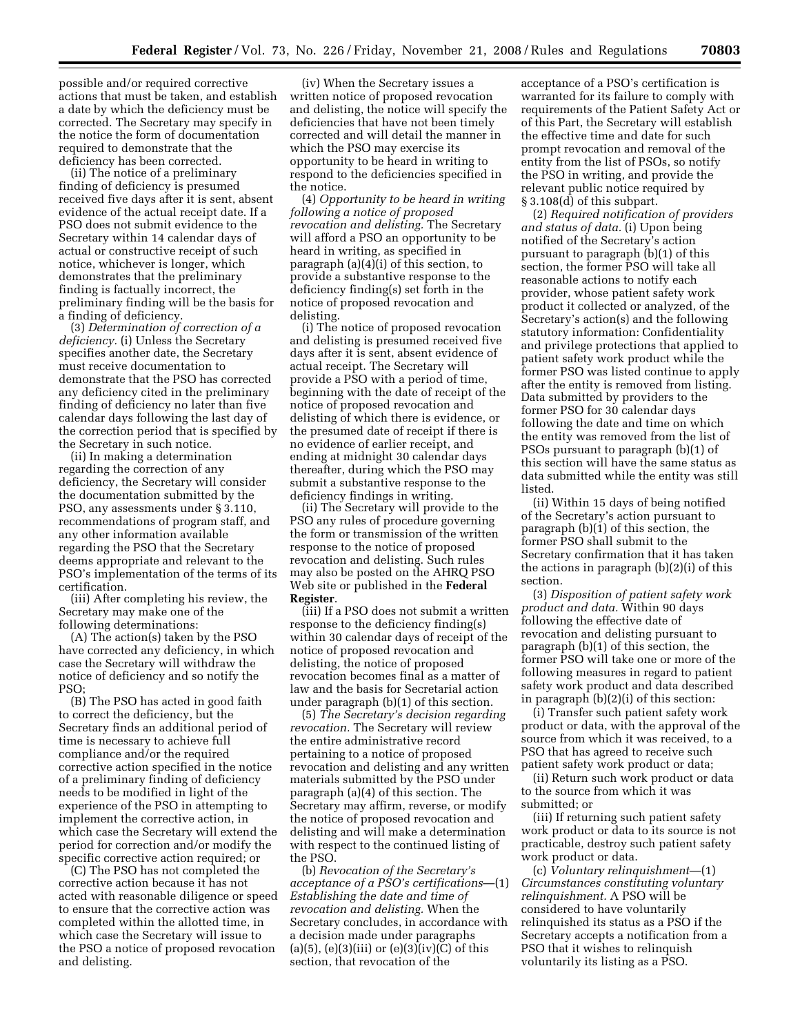possible and/or required corrective actions that must be taken, and establish a date by which the deficiency must be corrected. The Secretary may specify in the notice the form of documentation required to demonstrate that the deficiency has been corrected.

(ii) The notice of a preliminary finding of deficiency is presumed received five days after it is sent, absent evidence of the actual receipt date. If a PSO does not submit evidence to the Secretary within 14 calendar days of actual or constructive receipt of such notice, whichever is longer, which demonstrates that the preliminary finding is factually incorrect, the preliminary finding will be the basis for a finding of deficiency.

(3) *Determination of correction of a deficiency.* (i) Unless the Secretary specifies another date, the Secretary must receive documentation to demonstrate that the PSO has corrected any deficiency cited in the preliminary finding of deficiency no later than five calendar days following the last day of the correction period that is specified by the Secretary in such notice.

(ii) In making a determination regarding the correction of any deficiency, the Secretary will consider the documentation submitted by the PSO, any assessments under § 3.110, recommendations of program staff, and any other information available regarding the PSO that the Secretary deems appropriate and relevant to the PSO's implementation of the terms of its certification.

(iii) After completing his review, the Secretary may make one of the following determinations:

(A) The action(s) taken by the PSO have corrected any deficiency, in which case the Secretary will withdraw the notice of deficiency and so notify the PSO;

(B) The PSO has acted in good faith to correct the deficiency, but the Secretary finds an additional period of time is necessary to achieve full compliance and/or the required corrective action specified in the notice of a preliminary finding of deficiency needs to be modified in light of the experience of the PSO in attempting to implement the corrective action, in which case the Secretary will extend the period for correction and/or modify the specific corrective action required; or

(C) The PSO has not completed the corrective action because it has not acted with reasonable diligence or speed to ensure that the corrective action was completed within the allotted time, in which case the Secretary will issue to the PSO a notice of proposed revocation and delisting.

(iv) When the Secretary issues a written notice of proposed revocation and delisting, the notice will specify the deficiencies that have not been timely corrected and will detail the manner in which the PSO may exercise its opportunity to be heard in writing to respond to the deficiencies specified in the notice.

(4) *Opportunity to be heard in writing following a notice of proposed revocation and delisting.* The Secretary will afford a PSO an opportunity to be heard in writing, as specified in paragraph (a)(4)(i) of this section, to provide a substantive response to the deficiency finding(s) set forth in the notice of proposed revocation and delisting.

(i) The notice of proposed revocation and delisting is presumed received five days after it is sent, absent evidence of actual receipt. The Secretary will provide a PSO with a period of time, beginning with the date of receipt of the notice of proposed revocation and delisting of which there is evidence, or the presumed date of receipt if there is no evidence of earlier receipt, and ending at midnight 30 calendar days thereafter, during which the PSO may submit a substantive response to the deficiency findings in writing.

(ii) The Secretary will provide to the PSO any rules of procedure governing the form or transmission of the written response to the notice of proposed revocation and delisting. Such rules may also be posted on the AHRQ PSO Web site or published in the **Federal Register**.

(iii) If a PSO does not submit a written response to the deficiency finding(s) within 30 calendar days of receipt of the notice of proposed revocation and delisting, the notice of proposed revocation becomes final as a matter of law and the basis for Secretarial action under paragraph (b)(1) of this section.

(5) *The Secretary's decision regarding revocation.* The Secretary will review the entire administrative record pertaining to a notice of proposed revocation and delisting and any written materials submitted by the PSO under paragraph (a)(4) of this section. The Secretary may affirm, reverse, or modify the notice of proposed revocation and delisting and will make a determination with respect to the continued listing of the PSO.

(b) *Revocation of the Secretary's acceptance of a PSO's certifications*—(1) *Establishing the date and time of revocation and delisting.* When the Secretary concludes, in accordance with a decision made under paragraphs (a)(5), (e)(3)(iii) or (e)(3)(iv)(C) of this section, that revocation of the acceptance of a PSO's certification is warranted for its failure to comply with requirements of the Patient Safety Act or of this Part, the Secretary will establish the effective time and date for such prompt revocation and removal of the entity from the list of PSOs, so notify the PSO in writing, and provide the relevant public notice required by § 3.108(d) of this subpart.

(2) *Required notification of providers and status of data.* (i) Upon being notified of the Secretary's action pursuant to paragraph (b)(1) of this section, the former PSO will take all reasonable actions to notify each provider, whose patient safety work product it collected or analyzed, of the Secretary's action(s) and the following statutory information: Confidentiality and privilege protections that applied to patient safety work product while the former PSO was listed continue to apply after the entity is removed from listing. Data submitted by providers to the former PSO for 30 calendar days following the date and time on which the entity was removed from the list of PSOs pursuant to paragraph (b)(1) of this section will have the same status as data submitted while the entity was still listed.

(ii) Within 15 days of being notified of the Secretary's action pursuant to paragraph (b)(1) of this section, the former PSO shall submit to the Secretary confirmation that it has taken the actions in paragraph (b)(2)(i) of this section.

(3) *Disposition of patient safety work product and data.* Within 90 days following the effective date of revocation and delisting pursuant to paragraph (b)(1) of this section, the former PSO will take one or more of the following measures in regard to patient safety work product and data described in paragraph (b)(2)(i) of this section:

(i) Transfer such patient safety work product or data, with the approval of the source from which it was received, to a PSO that has agreed to receive such patient safety work product or data;

(ii) Return such work product or data to the source from which it was submitted; or

(iii) If returning such patient safety work product or data to its source is not practicable, destroy such patient safety work product or data.

(c) *Voluntary relinquishment*—(1) *Circumstances constituting voluntary relinquishment.* A PSO will be considered to have voluntarily relinquished its status as a PSO if the Secretary accepts a notification from a PSO that it wishes to relinquish voluntarily its listing as a PSO.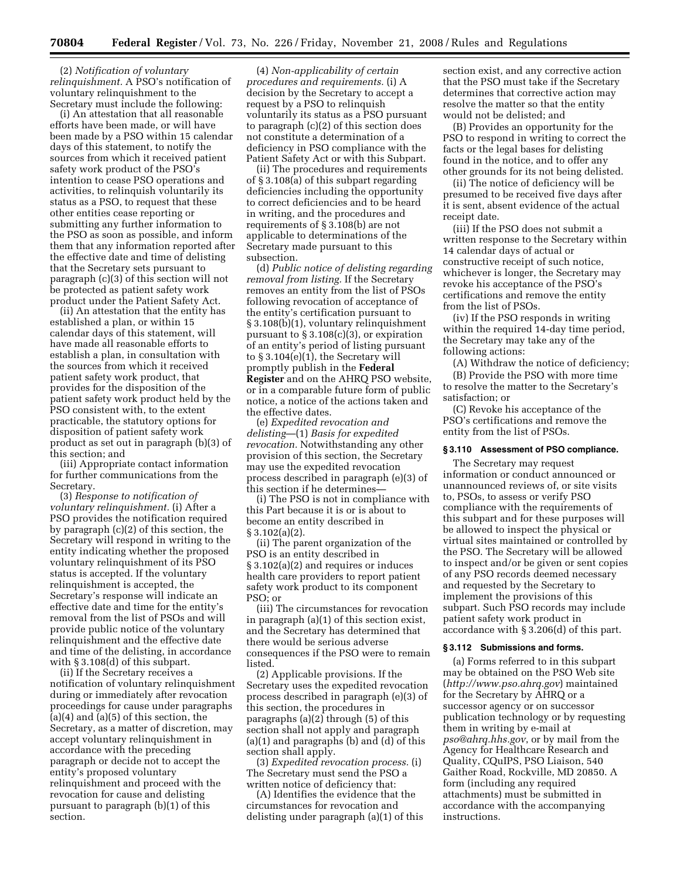(2) *Notification of voluntary relinquishment.* A PSO's notification of voluntary relinquishment to the Secretary must include the following:

(i) An attestation that all reasonable efforts have been made, or will have been made by a PSO within 15 calendar days of this statement, to notify the sources from which it received patient safety work product of the PSO's intention to cease PSO operations and activities, to relinquish voluntarily its status as a PSO, to request that these other entities cease reporting or submitting any further information to the PSO as soon as possible, and inform them that any information reported after the effective date and time of delisting that the Secretary sets pursuant to paragraph (c)(3) of this section will not be protected as patient safety work product under the Patient Safety Act.

(ii) An attestation that the entity has established a plan, or within 15 calendar days of this statement, will have made all reasonable efforts to establish a plan, in consultation with the sources from which it received patient safety work product, that provides for the disposition of the patient safety work product held by the PSO consistent with, to the extent practicable, the statutory options for disposition of patient safety work product as set out in paragraph (b)(3) of this section; and

(iii) Appropriate contact information for further communications from the Secretary.

(3) *Response to notification of voluntary relinquishment.* (i) After a PSO provides the notification required by paragraph (c)(2) of this section, the Secretary will respond in writing to the entity indicating whether the proposed voluntary relinquishment of its PSO status is accepted. If the voluntary relinquishment is accepted, the Secretary's response will indicate an effective date and time for the entity's removal from the list of PSOs and will provide public notice of the voluntary relinquishment and the effective date and time of the delisting, in accordance with § 3.108(d) of this subpart.

(ii) If the Secretary receives a notification of voluntary relinquishment during or immediately after revocation proceedings for cause under paragraphs (a)(4) and (a)(5) of this section, the Secretary, as a matter of discretion, may accept voluntary relinquishment in accordance with the preceding paragraph or decide not to accept the entity's proposed voluntary relinquishment and proceed with the revocation for cause and delisting pursuant to paragraph (b)(1) of this section.

(4) *Non-applicability of certain procedures and requirements.* (i) A decision by the Secretary to accept a request by a PSO to relinquish voluntarily its status as a PSO pursuant to paragraph (c)(2) of this section does not constitute a determination of a deficiency in PSO compliance with the Patient Safety Act or with this Subpart.

(ii) The procedures and requirements of § 3.108(a) of this subpart regarding deficiencies including the opportunity to correct deficiencies and to be heard in writing, and the procedures and requirements of § 3.108(b) are not applicable to determinations of the Secretary made pursuant to this subsection.

(d) *Public notice of delisting regarding removal from listing.* If the Secretary removes an entity from the list of PSOs following revocation of acceptance of the entity's certification pursuant to § 3.108(b)(1), voluntary relinquishment pursuant to § 3.108(c)(3), or expiration of an entity's period of listing pursuant to § 3.104(e)(1), the Secretary will promptly publish in the **Federal Register** and on the AHRQ PSO website, or in a comparable future form of public notice, a notice of the actions taken and the effective dates.

(e) *Expedited revocation and delisting*—(1) *Basis for expedited revocation.* Notwithstanding any other provision of this section, the Secretary may use the expedited revocation process described in paragraph (e)(3) of this section if he determines—

(i) The PSO is not in compliance with this Part because it is or is about to become an entity described in § 3.102(a)(2).

(ii) The parent organization of the PSO is an entity described in § 3.102(a)(2) and requires or induces health care providers to report patient safety work product to its component PSO; or

(iii) The circumstances for revocation in paragraph (a)(1) of this section exist, and the Secretary has determined that there would be serious adverse consequences if the PSO were to remain listed.

(2) Applicable provisions. If the Secretary uses the expedited revocation process described in paragraph (e)(3) of this section, the procedures in paragraphs (a)(2) through (5) of this section shall not apply and paragraph (a)(1) and paragraphs (b) and (d) of this section shall apply.

(3) *Expedited revocation process.* (i) The Secretary must send the PSO a written notice of deficiency that:

(A) Identifies the evidence that the circumstances for revocation and delisting under paragraph (a)(1) of this section exist, and any corrective action that the PSO must take if the Secretary determines that corrective action may resolve the matter so that the entity would not be delisted; and

(B) Provides an opportunity for the PSO to respond in writing to correct the facts or the legal bases for delisting found in the notice, and to offer any other grounds for its not being delisted.

(ii) The notice of deficiency will be presumed to be received five days after it is sent, absent evidence of the actual receipt date.

(iii) If the PSO does not submit a written response to the Secretary within 14 calendar days of actual or constructive receipt of such notice, whichever is longer, the Secretary may revoke his acceptance of the PSO's certifications and remove the entity from the list of PSOs.

(iv) If the PSO responds in writing within the required 14-day time period, the Secretary may take any of the following actions:

(A) Withdraw the notice of deficiency;

(B) Provide the PSO with more time to resolve the matter to the Secretary's satisfaction; or

(C) Revoke his acceptance of the PSO's certifications and remove the entity from the list of PSOs.

### § 3.110 Assessment of PSO compliance.

The Secretary may request information or conduct announced or unannounced reviews of, or site visits to, PSOs, to assess or verify PSO compliance with the requirements of this subpart and for these purposes will be allowed to inspect the physical or virtual sites maintained or controlled by the PSO. The Secretary will be allowed to inspect and/or be given or sent copies of any PSO records deemed necessary and requested by the Secretary to implement the provisions of this subpart. Such PSO records may include patient safety work product in accordance with § 3.206(d) of this part.

### § 3.112 Submissions and forms.

(a) Forms referred to in this subpart may be obtained on the PSO Web site (*http://www.pso.ahrq.gov*) maintained for the Secretary by AHRQ or a successor agency or on successor publication technology or by requesting them in writing by e-mail at *pso@ahrq.hhs.gov*, or by mail from the Agency for Healthcare Research and Quality, CQuIPS, PSO Liaison, 540 Gaither Road, Rockville, MD 20850. A form (including any required attachments) must be submitted in accordance with the accompanying instructions.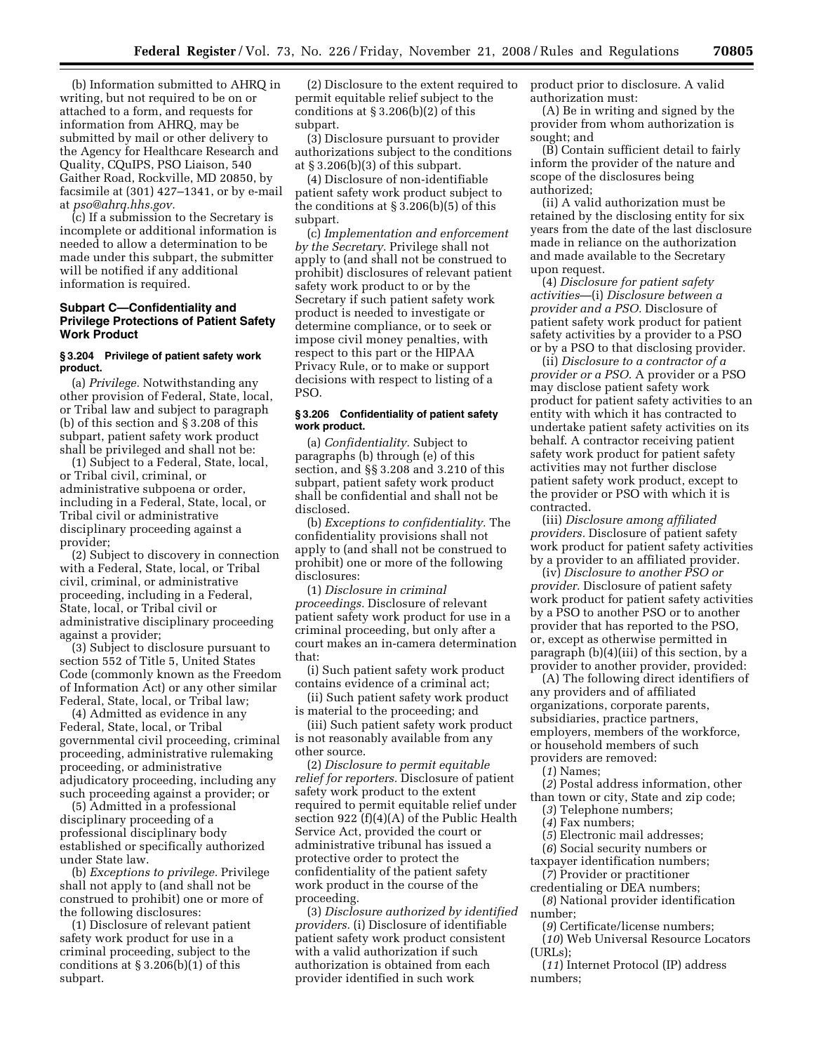(b) Information submitted to AHRQ in writing, but not required to be on or attached to a form, and requests for information from AHRQ, may be submitted by mail or other delivery to the Agency for Healthcare Research and Quality, CQuIPS, PSO Liaison, 540 Gaither Road, Rockville, MD 20850, by facsimile at (301) 427–1341, or by e-mail at *pso@ahrq.hhs.gov.*

(c) If a submission to the Secretary is incomplete or additional information is needed to allow a determination to be made under this subpart, the submitter will be notified if any additional information is required.

### Subpart C—Confidentiality and Privilege Protections of Patient Safety Work Product

#### § 3.204 Privilege of patient safety work product.

(a) *Privilege.* Notwithstanding any other provision of Federal, State, local, or Tribal law and subject to paragraph (b) of this section and § 3.208 of this subpart, patient safety work product shall be privileged and shall not be:

(1) Subject to a Federal, State, local, or Tribal civil, criminal, or administrative subpoena or order, including in a Federal, State, local, or Tribal civil or administrative disciplinary proceeding against a provider;

(2) Subject to discovery in connection with a Federal, State, local, or Tribal civil, criminal, or administrative proceeding, including in a Federal, State, local, or Tribal civil or administrative disciplinary proceeding against a provider;

(3) Subject to disclosure pursuant to section 552 of Title 5, United States Code (commonly known as the Freedom of Information Act) or any other similar Federal, State, local, or Tribal law;

(4) Admitted as evidence in any Federal, State, local, or Tribal governmental civil proceeding, criminal proceeding, administrative rulemaking proceeding, or administrative adjudicatory proceeding, including any such proceeding against a provider; or

(5) Admitted in a professional disciplinary proceeding of a professional disciplinary body established or specifically authorized under State law.

(b) *Exceptions to privilege.* Privilege shall not apply to (and shall not be construed to prohibit) one or more of the following disclosures:

(1) Disclosure of relevant patient safety work product for use in a criminal proceeding, subject to the conditions at § 3.206(b)(1) of this subpart.

(2) Disclosure to the extent required to permit equitable relief subject to the conditions at § 3.206(b)(2) of this subpart.

(3) Disclosure pursuant to provider authorizations subject to the conditions at § 3.206(b)(3) of this subpart.

(4) Disclosure of non-identifiable patient safety work product subject to the conditions at § 3.206(b)(5) of this subpart.

(c) *Implementation and enforcement by the Secretary.* Privilege shall not apply to (and shall not be construed to prohibit) disclosures of relevant patient safety work product to or by the Secretary if such patient safety work product is needed to investigate or determine compliance, or to seek or impose civil money penalties, with respect to this part or the HIPAA Privacy Rule, or to make or support decisions with respect to listing of a PSO.

#### § 3.206 Confidentiality of patient safety work product.

(a) *Confidentiality.* Subject to paragraphs (b) through (e) of this section, and §§ 3.208 and 3.210 of this subpart, patient safety work product shall be confidential and shall not be disclosed.

(b) *Exceptions to confidentiality.* The confidentiality provisions shall not apply to (and shall not be construed to prohibit) one or more of the following disclosures:

(1) *Disclosure in criminal proceedings.* Disclosure of relevant patient safety work product for use in a criminal proceeding, but only after a court makes an in-camera determination that:

(i) Such patient safety work product contains evidence of a criminal act;

(ii) Such patient safety work product is material to the proceeding; and

(iii) Such patient safety work product is not reasonably available from any other source.

(2) *Disclosure to permit equitable relief for reporters.* Disclosure of patient safety work product to the extent required to permit equitable relief under section 922 (f)(4)(A) of the Public Health Service Act, provided the court or administrative tribunal has issued a protective order to protect the confidentiality of the patient safety work product in the course of the proceeding.

(3) *Disclosure authorized by identified providers.* (i) Disclosure of identifiable patient safety work product consistent with a valid authorization if such authorization is obtained from each provider identified in such work product prior to disclosure. A valid authorization must:

(A) Be in writing and signed by the provider from whom authorization is sought; and

(B) Contain sufficient detail to fairly inform the provider of the nature and scope of the disclosures being authorized;

(ii) A valid authorization must be retained by the disclosing entity for six years from the date of the last disclosure made in reliance on the authorization and made available to the Secretary upon request.

(4) *Disclosure for patient safety activities*—(i) *Disclosure between a provider and a PSO.* Disclosure of patient safety work product for patient safety activities by a provider to a PSO or by a PSO to that disclosing provider.

(ii) *Disclosure to a contractor of a provider or a PSO.* A provider or a PSO may disclose patient safety work product for patient safety activities to an entity with which it has contracted to undertake patient safety activities on its behalf. A contractor receiving patient safety work product for patient safety activities may not further disclose patient safety work product, except to the provider or PSO with which it is contracted.

(iii) *Disclosure among affiliated providers.* Disclosure of patient safety work product for patient safety activities by a provider to an affiliated provider.

(iv) *Disclosure to another PSO or provider.* Disclosure of patient safety work product for patient safety activities by a PSO to another PSO or to another provider that has reported to the PSO, or, except as otherwise permitted in paragraph (b)(4)(iii) of this section, by a provider to another provider, provided:

(A) The following direct identifiers of any providers and of affiliated organizations, corporate parents, subsidiaries, practice partners, employers, members of the workforce, or household members of such providers are removed:

(*1*) Names;

(*2*) Postal address information, other than town or city, State and zip code;

(*3*) Telephone numbers;

(*4*) Fax numbers;

(*5*) Electronic mail addresses;

(*6*) Social security numbers or taxpayer identification numbers;

(*7*) Provider or practitioner credentialing or DEA numbers;

(*8*) National provider identification number;

(*9*) Certificate/license numbers;

(*10*) Web Universal Resource Locators (URLs);

(*11*) Internet Protocol (IP) address numbers;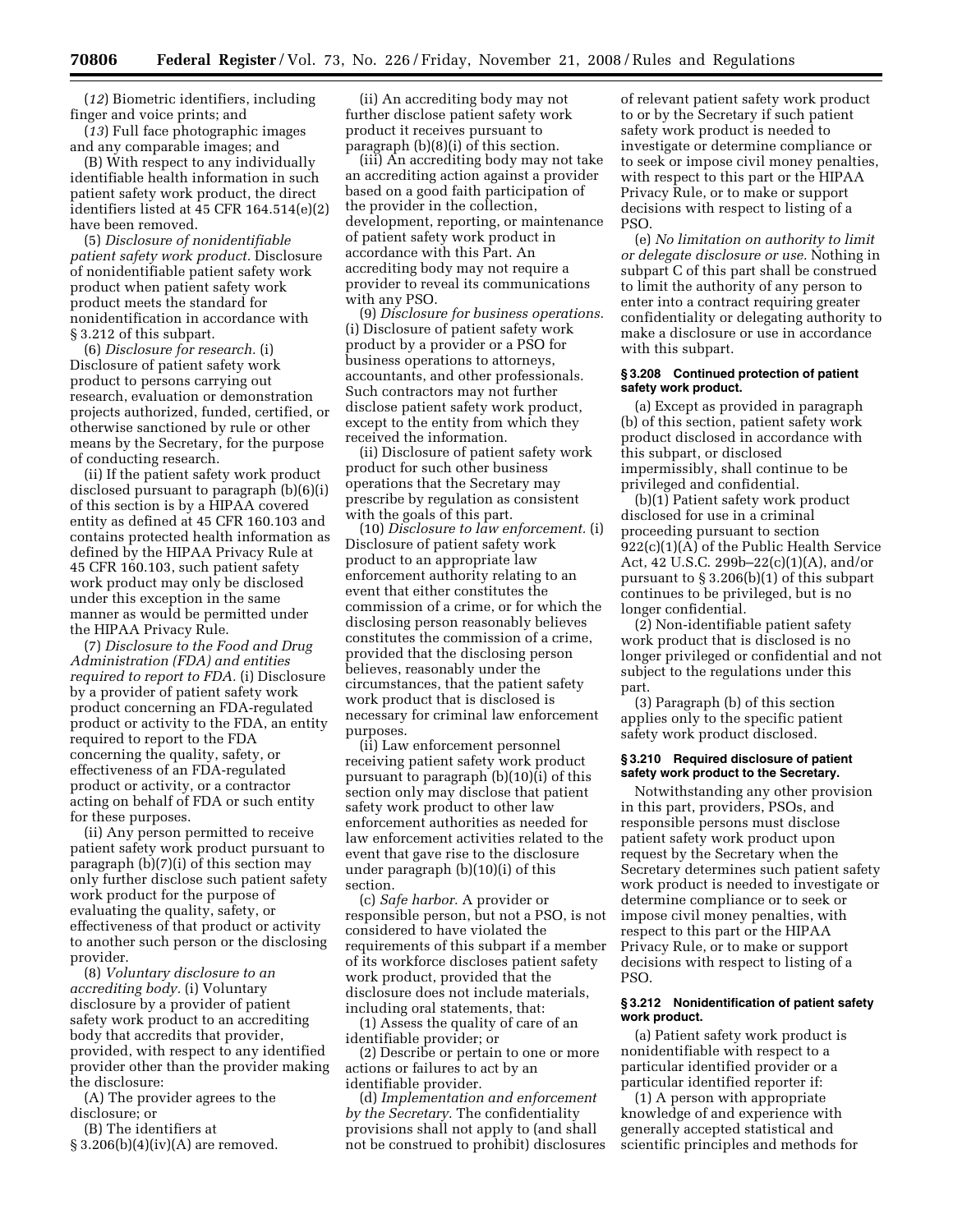(*12*) Biometric identifiers, including finger and voice prints; and

(*13*) Full face photographic images and any comparable images; and

(B) With respect to any individually identifiable health information in such patient safety work product, the direct identifiers listed at 45 CFR 164.514(e)(2) have been removed.

(5) *Disclosure of nonidentifiable patient safety work product.* Disclosure of nonidentifiable patient safety work product when patient safety work product meets the standard for nonidentification in accordance with § 3.212 of this subpart.

(6) *Disclosure for research.* (i) Disclosure of patient safety work product to persons carrying out research, evaluation or demonstration projects authorized, funded, certified, or otherwise sanctioned by rule or other means by the Secretary, for the purpose of conducting research.

(ii) If the patient safety work product disclosed pursuant to paragraph (b)(6)(i) of this section is by a HIPAA covered entity as defined at 45 CFR 160.103 and contains protected health information as defined by the HIPAA Privacy Rule at 45 CFR 160.103, such patient safety work product may only be disclosed under this exception in the same manner as would be permitted under the HIPAA Privacy Rule.

(7) *Disclosure to the Food and Drug Administration (FDA) and entities required to report to FDA.* (i) Disclosure by a provider of patient safety work product concerning an FDA-regulated product or activity to the FDA, an entity required to report to the FDA concerning the quality, safety, or effectiveness of an FDA-regulated product or activity, or a contractor acting on behalf of FDA or such entity for these purposes.

(ii) Any person permitted to receive patient safety work product pursuant to paragraph (b)(7)(i) of this section may only further disclose such patient safety work product for the purpose of evaluating the quality, safety, or effectiveness of that product or activity to another such person or the disclosing provider.

(8) *Voluntary disclosure to an accrediting body.* (i) Voluntary disclosure by a provider of patient safety work product to an accrediting body that accredits that provider, provided, with respect to any identified provider other than the provider making the disclosure:

(A) The provider agrees to the disclosure; or

(B) The identifiers at § 3.206(b)(4)(iv)(A) are removed.

(ii) An accrediting body may not further disclose patient safety work product it receives pursuant to paragraph (b)(8)(i) of this section.

(iii) An accrediting body may not take an accrediting action against a provider based on a good faith participation of the provider in the collection, development, reporting, or maintenance of patient safety work product in accordance with this Part. An accrediting body may not require a provider to reveal its communications with any PSO.

(9) *Disclosure for business operations.* (i) Disclosure of patient safety work product by a provider or a PSO for business operations to attorneys, accountants, and other professionals. Such contractors may not further disclose patient safety work product, except to the entity from which they received the information.

(ii) Disclosure of patient safety work product for such other business operations that the Secretary may prescribe by regulation as consistent with the goals of this part.

(10) *Disclosure to law enforcement.* (i) Disclosure of patient safety work product to an appropriate law enforcement authority relating to an event that either constitutes the commission of a crime, or for which the disclosing person reasonably believes constitutes the commission of a crime, provided that the disclosing person believes, reasonably under the circumstances, that the patient safety work product that is disclosed is necessary for criminal law enforcement purposes.

(ii) Law enforcement personnel receiving patient safety work product pursuant to paragraph (b)(10)(i) of this section only may disclose that patient safety work product to other law enforcement authorities as needed for law enforcement activities related to the event that gave rise to the disclosure under paragraph (b)(10)(i) of this section.

(c) *Safe harbor.* A provider or responsible person, but not a PSO, is not considered to have violated the requirements of this subpart if a member of its workforce discloses patient safety work product, provided that the disclosure does not include materials, including oral statements, that:

(1) Assess the quality of care of an identifiable provider; or

(2) Describe or pertain to one or more actions or failures to act by an identifiable provider.

(d) *Implementation and enforcement by the Secretary.* The confidentiality provisions shall not apply to (and shall not be construed to prohibit) disclosures of relevant patient safety work product to or by the Secretary if such patient safety work product is needed to investigate or determine compliance or to seek or impose civil money penalties, with respect to this part or the HIPAA Privacy Rule, or to make or support decisions with respect to listing of a PSO.

(e) *No limitation on authority to limit or delegate disclosure or use.* Nothing in subpart C of this part shall be construed to limit the authority of any person to enter into a contract requiring greater confidentiality or delegating authority to make a disclosure or use in accordance with this subpart.

**§ 3.208 Continued protection of patient safety work product.**

(a) Except as provided in paragraph (b) of this section, patient safety work product disclosed in accordance with this subpart, or disclosed impermissibly, shall continue to be privileged and confidential.

(b)(1) Patient safety work product disclosed for use in a criminal proceeding pursuant to section 922(c)(1)(A) of the Public Health Service Act, 42 U.S.C. 299b–22(c)(1)(A), and/or pursuant to § 3.206(b)(1) of this subpart continues to be privileged, but is no longer confidential.

(2) Non-identifiable patient safety work product that is disclosed is no longer privileged or confidential and not subject to the regulations under this part.

(3) Paragraph (b) of this section applies only to the specific patient safety work product disclosed.

**§ 3.210 Required disclosure of patient safety work product to the Secretary.**

Notwithstanding any other provision in this part, providers, PSOs, and responsible persons must disclose patient safety work product upon request by the Secretary when the Secretary determines such patient safety work product is needed to investigate or determine compliance or to seek or impose civil money penalties, with respect to this part or the HIPAA Privacy Rule, or to make or support decisions with respect to listing of a PSO.

**§ 3.212 Nonidentification of patient safety work product.**

(a) Patient safety work product is nonidentifiable with respect to a particular identified provider or a particular identified reporter if:

(1) A person with appropriate knowledge of and experience with generally accepted statistical and scientific principles and methods for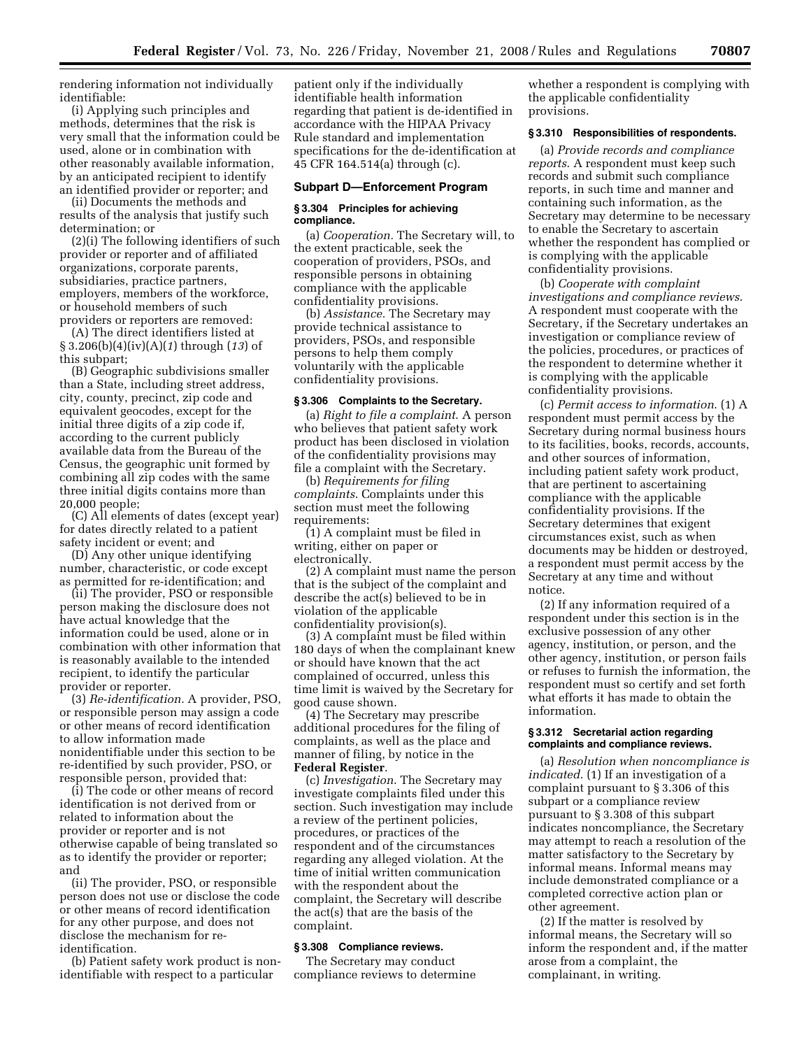rendering information not individually identifiable:

(i) Applying such principles and methods, determines that the risk is very small that the information could be used, alone or in combination with other reasonably available information, by an anticipated recipient to identify an identified provider or reporter; and

(ii) Documents the methods and results of the analysis that justify such determination; or

(2)(i) The following identifiers of such provider or reporter and of affiliated organizations, corporate parents, subsidiaries, practice partners, employers, members of the workforce, or household members of such providers or reporters are removed:

(A) The direct identifiers listed at § 3.206(b)(4)(iv)(A)(*1*) through (*13*) of this subpart;

(B) Geographic subdivisions smaller than a State, including street address, city, county, precinct, zip code and equivalent geocodes, except for the initial three digits of a zip code if, according to the current publicly available data from the Bureau of the Census, the geographic unit formed by combining all zip codes with the same three initial digits contains more than 20,000 people;

(C) All elements of dates (except year) for dates directly related to a patient safety incident or event; and

(D) Any other unique identifying number, characteristic, or code except as permitted for re-identification; and

(ii) The provider, PSO or responsible person making the disclosure does not have actual knowledge that the information could be used, alone or in combination with other information that is reasonably available to the intended recipient, to identify the particular provider or reporter.

(3) *Re-identification.* A provider, PSO, or responsible person may assign a code or other means of record identification to allow information made nonidentifiable under this section to be re-identified by such provider, PSO, or responsible person, provided that:

(i) The code or other means of record identification is not derived from or related to information about the provider or reporter and is not otherwise capable of being translated so as to identify the provider or reporter; and

(ii) The provider, PSO, or responsible person does not use or disclose the code or other means of record identification for any other purpose, and does not disclose the mechanism for re-identification.

(b) Patient safety work product is non-identifiable with respect to a particular patient only if the individually identifiable health information regarding that patient is de-identified in accordance with the HIPAA Privacy Rule standard and implementation specifications for the de-identification at 45 CFR 164.514(a) through (c).

## Subpart D—Enforcement Program

### § 3.304 Principles for achieving compliance.

(a) *Cooperation.* The Secretary will, to the extent practicable, seek the cooperation of providers, PSOs, and responsible persons in obtaining compliance with the applicable confidentiality provisions.

(b) *Assistance.* The Secretary may provide technical assistance to providers, PSOs, and responsible persons to help them comply voluntarily with the applicable confidentiality provisions.

### § 3.306 Complaints to the Secretary.

(a) *Right to file a complaint.* A person who believes that patient safety work product has been disclosed in violation of the confidentiality provisions may file a complaint with the Secretary.

(b) *Requirements for filing complaints.* Complaints under this section must meet the following requirements:

(1) A complaint must be filed in writing, either on paper or electronically.

(2) A complaint must name the person that is the subject of the complaint and describe the act(s) believed to be in violation of the applicable confidentiality provision(s).

(3) A complaint must be filed within 180 days of when the complainant knew or should have known that the act complained of occurred, unless this time limit is waived by the Secretary for good cause shown.

(4) The Secretary may prescribe additional procedures for the filing of complaints, as well as the place and manner of filing, by notice in the **Federal Register**.

(c) *Investigation.* The Secretary may investigate complaints filed under this section. Such investigation may include a review of the pertinent policies, procedures, or practices of the respondent and of the circumstances regarding any alleged violation. At the time of initial written communication with the respondent about the complaint, the Secretary will describe the act(s) that are the basis of the complaint.

### § 3.308 Compliance reviews.

The Secretary may conduct compliance reviews to determine whether a respondent is complying with the applicable confidentiality provisions.

### § 3.310 Responsibilities of respondents.

(a) *Provide records and compliance reports.* A respondent must keep such records and submit such compliance reports, in such time and manner and containing such information, as the Secretary may determine to be necessary to enable the Secretary to ascertain whether the respondent has complied or is complying with the applicable confidentiality provisions.

(b) *Cooperate with complaint investigations and compliance reviews.* A respondent must cooperate with the Secretary, if the Secretary undertakes an investigation or compliance review of the policies, procedures, or practices of the respondent to determine whether it is complying with the applicable confidentiality provisions.

(c) *Permit access to information.* (1) A respondent must permit access by the Secretary during normal business hours to its facilities, books, records, accounts, and other sources of information, including patient safety work product, that are pertinent to ascertaining compliance with the applicable confidentiality provisions. If the Secretary determines that exigent circumstances exist, such as when documents may be hidden or destroyed, a respondent must permit access by the Secretary at any time and without notice.

(2) If any information required of a respondent under this section is in the exclusive possession of any other agency, institution, or person, and the other agency, institution, or person fails or refuses to furnish the information, the respondent must so certify and set forth what efforts it has made to obtain the information.

### § 3.312 Secretarial action regarding complaints and compliance reviews.

(a) *Resolution when noncompliance is indicated.* (1) If an investigation of a complaint pursuant to § 3.306 of this subpart or a compliance review pursuant to § 3.308 of this subpart indicates noncompliance, the Secretary may attempt to reach a resolution of the matter satisfactory to the Secretary by informal means. Informal means may include demonstrated compliance or a completed corrective action plan or other agreement.

(2) If the matter is resolved by informal means, the Secretary will so inform the respondent and, if the matter arose from a complaint, the complainant, in writing.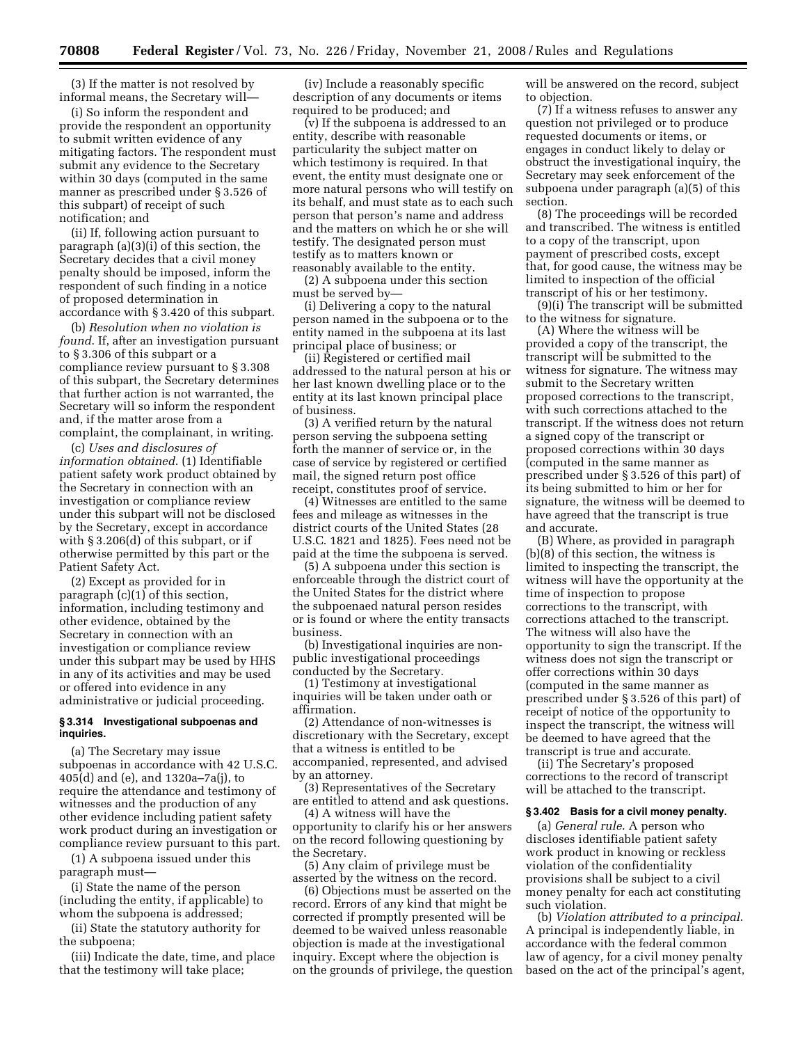(3) If the matter is not resolved by informal means, the Secretary will—

(i) So inform the respondent and provide the respondent an opportunity to submit written evidence of any mitigating factors. The respondent must submit any evidence to the Secretary within 30 days (computed in the same manner as prescribed under § 3.526 of this subpart) of receipt of such notification; and

(ii) If, following action pursuant to paragraph (a)(3)(i) of this section, the Secretary decides that a civil money penalty should be imposed, inform the respondent of such finding in a notice of proposed determination in accordance with § 3.420 of this subpart.

(b) *Resolution when no violation is found.* If, after an investigation pursuant to § 3.306 of this subpart or a compliance review pursuant to § 3.308 of this subpart, the Secretary determines that further action is not warranted, the Secretary will so inform the respondent and, if the matter arose from a complaint, the complainant, in writing.

(c) *Uses and disclosures of information obtained.* (1) Identifiable patient safety work product obtained by the Secretary in connection with an investigation or compliance review under this subpart will not be disclosed by the Secretary, except in accordance with § 3.206(d) of this subpart, or if otherwise permitted by this part or the Patient Safety Act.

(2) Except as provided for in paragraph (c)(1) of this section, information, including testimony and other evidence, obtained by the Secretary in connection with an investigation or compliance review under this subpart may be used by HHS in any of its activities and may be used or offered into evidence in any administrative or judicial proceeding.

#### § 3.314 Investigational subpoenas and inquiries.

(a) The Secretary may issue subpoenas in accordance with 42 U.S.C. 405(d) and (e), and 1320a–7a(j), to require the attendance and testimony of witnesses and the production of any other evidence including patient safety work product during an investigation or compliance review pursuant to this part.

(1) A subpoena issued under this paragraph must—

(i) State the name of the person (including the entity, if applicable) to whom the subpoena is addressed;

(ii) State the statutory authority for the subpoena;

(iii) Indicate the date, time, and place that the testimony will take place;

(iv) Include a reasonably specific description of any documents or items required to be produced; and

(v) If the subpoena is addressed to an entity, describe with reasonable particularity the subject matter on which testimony is required. In that event, the entity must designate one or more natural persons who will testify on its behalf, and must state as to each such person that person's name and address and the matters on which he or she will testify. The designated person must testify as to matters known or reasonably available to the entity.

(2) A subpoena under this section must be served by—

(i) Delivering a copy to the natural person named in the subpoena or to the entity named in the subpoena at its last principal place of business; or

(ii) Registered or certified mail addressed to the natural person at his or her last known dwelling place or to the entity at its last known principal place of business.

(3) A verified return by the natural person serving the subpoena setting forth the manner of service or, in the case of service by registered or certified mail, the signed return post office receipt, constitutes proof of service.

(4) Witnesses are entitled to the same fees and mileage as witnesses in the district courts of the United States (28 U.S.C. 1821 and 1825). Fees need not be paid at the time the subpoena is served.

(5) A subpoena under this section is enforceable through the district court of the United States for the district where the subpoenaed natural person resides or is found or where the entity transacts business.

(b) Investigational inquiries are non-public investigational proceedings conducted by the Secretary.

(1) Testimony at investigational inquiries will be taken under oath or affirmation.

(2) Attendance of non-witnesses is discretionary with the Secretary, except that a witness is entitled to be accompanied, represented, and advised by an attorney.

(3) Representatives of the Secretary are entitled to attend and ask questions.

(4) A witness will have the opportunity to clarify his or her answers on the record following questioning by the Secretary.

(5) Any claim of privilege must be asserted by the witness on the record.

(6) Objections must be asserted on the record. Errors of any kind that might be corrected if promptly presented will be deemed to be waived unless reasonable objection is made at the investigational inquiry. Except where the objection is on the grounds of privilege, the question will be answered on the record, subject to objection.

(7) If a witness refuses to answer any question not privileged or to produce requested documents or items, or engages in conduct likely to delay or obstruct the investigational inquiry, the Secretary may seek enforcement of the subpoena under paragraph (a)(5) of this section.

(8) The proceedings will be recorded and transcribed. The witness is entitled to a copy of the transcript, upon payment of prescribed costs, except that, for good cause, the witness may be limited to inspection of the official transcript of his or her testimony.

(9)(i) The transcript will be submitted to the witness for signature.

(A) Where the witness will be provided a copy of the transcript, the transcript will be submitted to the witness for signature. The witness may submit to the Secretary written proposed corrections to the transcript, with such corrections attached to the transcript. If the witness does not return a signed copy of the transcript or proposed corrections within 30 days (computed in the same manner as prescribed under § 3.526 of this part) of its being submitted to him or her for signature, the witness will be deemed to have agreed that the transcript is true and accurate.

(B) Where, as provided in paragraph (b)(8) of this section, the witness is limited to inspecting the transcript, the witness will have the opportunity at the time of inspection to propose corrections to the transcript, with corrections attached to the transcript. The witness will also have the opportunity to sign the transcript. If the witness does not sign the transcript or offer corrections within 30 days (computed in the same manner as prescribed under § 3.526 of this part) of receipt of notice of the opportunity to inspect the transcript, the witness will be deemed to have agreed that the transcript is true and accurate.

(ii) The Secretary's proposed corrections to the record of transcript will be attached to the transcript.

#### § 3.402 Basis for a civil money penalty.

(a) *General rule.* A person who discloses identifiable patient safety work product in knowing or reckless violation of the confidentiality provisions shall be subject to a civil money penalty for each act constituting such violation.

(b) *Violation attributed to a principal.* A principal is independently liable, in accordance with the federal common law of agency, for a civil money penalty based on the act of the principal's agent,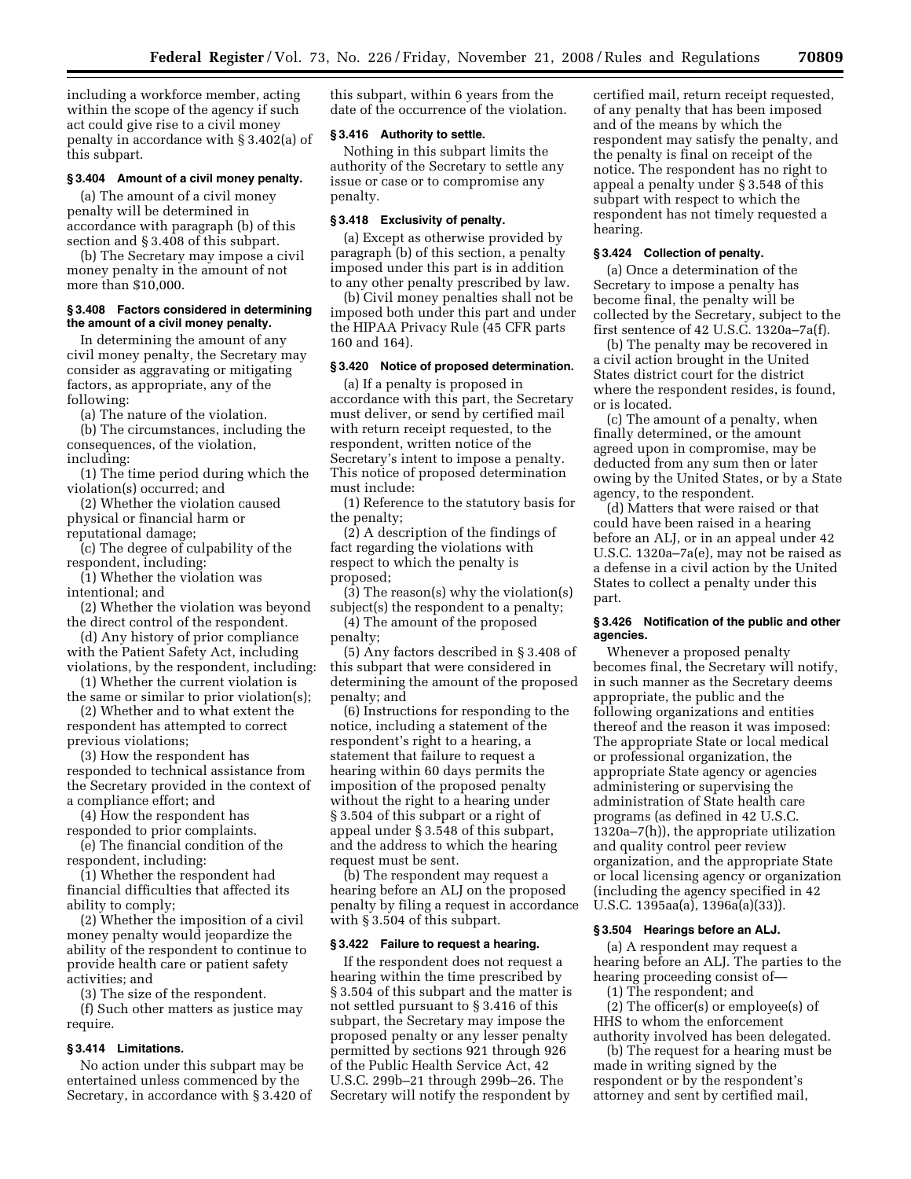including a workforce member, acting within the scope of the agency if such act could give rise to a civil money penalty in accordance with § 3.402(a) of this subpart.

### § 3.404 Amount of a civil money penalty.

(a) The amount of a civil money penalty will be determined in accordance with paragraph (b) of this section and § 3.408 of this subpart.

(b) The Secretary may impose a civil money penalty in the amount of not more than $10,000.

### § 3.408 Factors considered in determining the amount of a civil money penalty.

In determining the amount of any civil money penalty, the Secretary may consider as aggravating or mitigating factors, as appropriate, any of the following:

(a) The nature of the violation.

(b) The circumstances, including the consequences, of the violation, including:

(1) The time period during which the violation(s) occurred; and

(2) Whether the violation caused physical or financial harm or reputational damage;

(c) The degree of culpability of the respondent, including:

(1) Whether the violation was intentional; and

(2) Whether the violation was beyond the direct control of the respondent.

(d) Any history of prior compliance with the Patient Safety Act, including violations, by the respondent, including:

(1) Whether the current violation is the same or similar to prior violation(s);

(2) Whether and to what extent the respondent has attempted to correct previous violations;

(3) How the respondent has responded to technical assistance from the Secretary provided in the context of a compliance effort; and

(4) How the respondent has responded to prior complaints.

(e) The financial condition of the respondent, including:

(1) Whether the respondent had financial difficulties that affected its ability to comply;

(2) Whether the imposition of a civil money penalty would jeopardize the ability of the respondent to continue to provide health care or patient safety activities; and

(3) The size of the respondent.

(f) Such other matters as justice may require.

### § 3.414 Limitations.

No action under this subpart may be entertained unless commenced by the Secretary, in accordance with § 3.420 of this subpart, within 6 years from the date of the occurrence of the violation.

### § 3.416 Authority to settle.

Nothing in this subpart limits the authority of the Secretary to settle any issue or case or to compromise any penalty.

### § 3.418 Exclusivity of penalty.

(a) Except as otherwise provided by paragraph (b) of this section, a penalty imposed under this part is in addition to any other penalty prescribed by law.

(b) Civil money penalties shall not be imposed both under this part and under the HIPAA Privacy Rule (45 CFR parts 160 and 164).

### § 3.420 Notice of proposed determination.

(a) If a penalty is proposed in accordance with this part, the Secretary must deliver, or send by certified mail with return receipt requested, to the respondent, written notice of the Secretary's intent to impose a penalty. This notice of proposed determination must include:

(1) Reference to the statutory basis for the penalty;

(2) A description of the findings of fact regarding the violations with respect to which the penalty is proposed;

(3) The reason(s) why the violation(s) subject(s) the respondent to a penalty;

(4) The amount of the proposed penalty;

(5) Any factors described in § 3.408 of this subpart that were considered in determining the amount of the proposed penalty; and

(6) Instructions for responding to the notice, including a statement of the respondent's right to a hearing, a statement that failure to request a hearing within 60 days permits the imposition of the proposed penalty without the right to a hearing under § 3.504 of this subpart or a right of appeal under § 3.548 of this subpart, and the address to which the hearing request must be sent.

(b) The respondent may request a hearing before an ALJ on the proposed penalty by filing a request in accordance with § 3.504 of this subpart.

### § 3.422 Failure to request a hearing.

If the respondent does not request a hearing within the time prescribed by § 3.504 of this subpart and the matter is not settled pursuant to § 3.416 of this subpart, the Secretary may impose the proposed penalty or any lesser penalty permitted by sections 921 through 926 of the Public Health Service Act, 42 U.S.C. 299b–21 through 299b–26. The Secretary will notify the respondent by certified mail, return receipt requested, of any penalty that has been imposed and of the means by which the respondent may satisfy the penalty, and the penalty is final on receipt of the notice. The respondent has no right to appeal a penalty under § 3.548 of this subpart with respect to which the respondent has not timely requested a hearing.

### § 3.424 Collection of penalty.

(a) Once a determination of the Secretary to impose a penalty has become final, the penalty will be collected by the Secretary, subject to the first sentence of 42 U.S.C. 1320a–7a(f).

(b) The penalty may be recovered in a civil action brought in the United States district court for the district where the respondent resides, is found, or is located.

(c) The amount of a penalty, when finally determined, or the amount agreed upon in compromise, may be deducted from any sum then or later owing by the United States, or by a State agency, to the respondent.

(d) Matters that were raised or that could have been raised in a hearing before an ALJ, or in an appeal under 42 U.S.C. 1320a–7a(e), may not be raised as a defense in a civil action by the United States to collect a penalty under this part.

### § 3.426 Notification of the public and other agencies.

Whenever a proposed penalty becomes final, the Secretary will notify, in such manner as the Secretary deems appropriate, the public and the following organizations and entities thereof and the reason it was imposed: The appropriate State or local medical or professional organization, the appropriate State agency or agencies administering or supervising the administration of State health care programs (as defined in 42 U.S.C. 1320a–7(h)), the appropriate utilization and quality control peer review organization, and the appropriate State or local licensing agency or organization (including the agency specified in 42 U.S.C. 1395aa(a), 1396a(a)(33)).

### § 3.504 Hearings before an ALJ.

(a) A respondent may request a hearing before an ALJ. The parties to the hearing proceeding consist of—

(1) The respondent; and

(2) The officer(s) or employee(s) of HHS to whom the enforcement authority involved has been delegated.

(b) The request for a hearing must be made in writing signed by the respondent or by the respondent's attorney and sent by certified mail,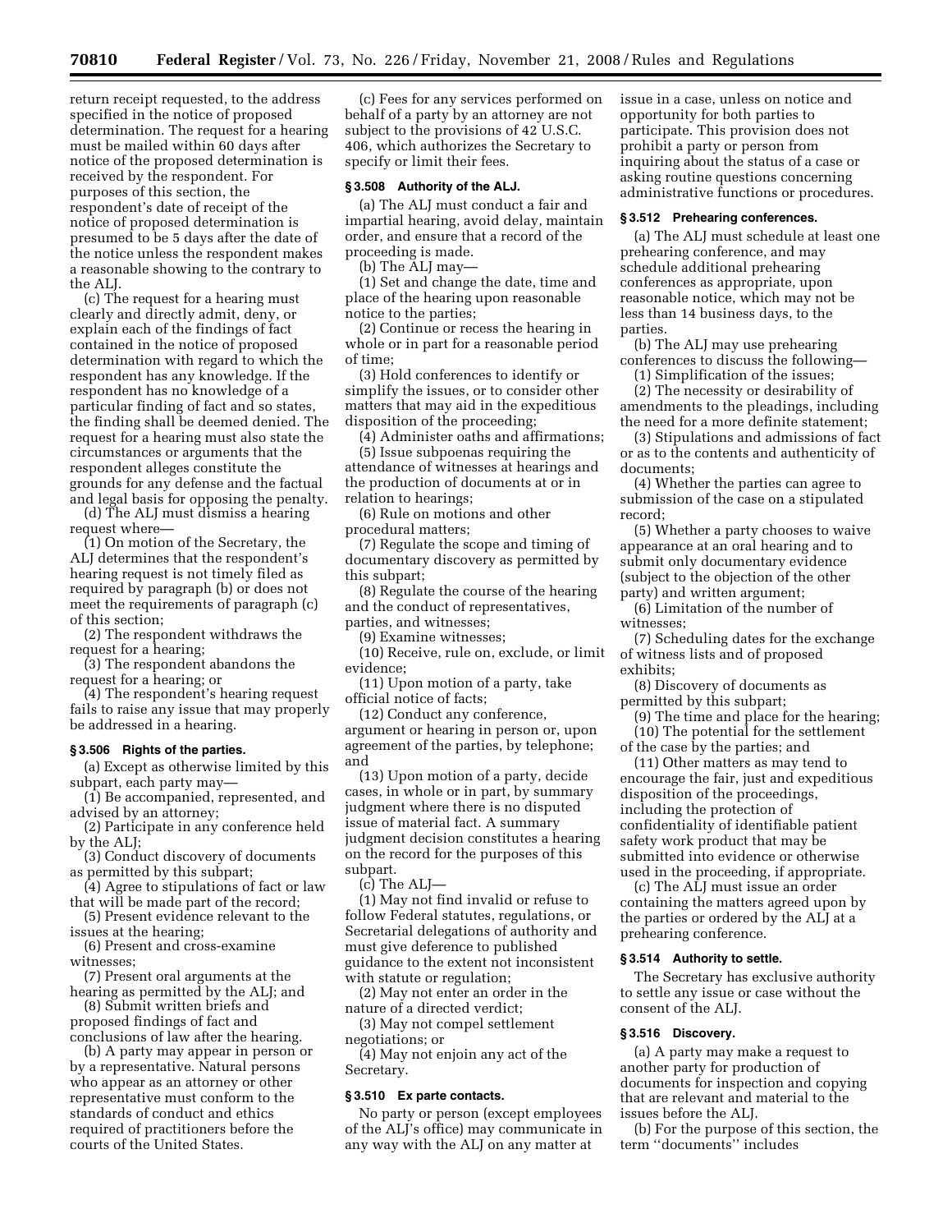return receipt requested, to the address specified in the notice of proposed determination. The request for a hearing must be mailed within 60 days after notice of the proposed determination is received by the respondent. For purposes of this section, the respondent's date of receipt of the notice of proposed determination is presumed to be 5 days after the date of the notice unless the respondent makes a reasonable showing to the contrary to the ALJ.

(c) The request for a hearing must clearly and directly admit, deny, or explain each of the findings of fact contained in the notice of proposed determination with regard to which the respondent has any knowledge. If the respondent has no knowledge of a particular finding of fact and so states, the finding shall be deemed denied. The request for a hearing must also state the circumstances or arguments that the respondent alleges constitute the grounds for any defense and the factual and legal basis for opposing the penalty.

(d) The ALJ must dismiss a hearing request where—

(1) On motion of the Secretary, the ALJ determines that the respondent's hearing request is not timely filed as required by paragraph (b) or does not meet the requirements of paragraph (c) of this section;

(2) The respondent withdraws the request for a hearing;

(3) The respondent abandons the request for a hearing; or

(4) The respondent's hearing request fails to raise any issue that may properly be addressed in a hearing.

### § 3.506 Rights of the parties.

(a) Except as otherwise limited by this subpart, each party may—

(1) Be accompanied, represented, and advised by an attorney;

(2) Participate in any conference held by the ALJ;

(3) Conduct discovery of documents as permitted by this subpart;

(4) Agree to stipulations of fact or law that will be made part of the record;

(5) Present evidence relevant to the issues at the hearing;

(6) Present and cross-examine witnesses;

(7) Present oral arguments at the hearing as permitted by the ALJ; and

(8) Submit written briefs and proposed findings of fact and conclusions of law after the hearing.

(b) A party may appear in person or by a representative. Natural persons who appear as an attorney or other representative must conform to the standards of conduct and ethics required of practitioners before the courts of the United States.

(c) Fees for any services performed on behalf of a party by an attorney are not subject to the provisions of 42 U.S.C. 406, which authorizes the Secretary to specify or limit their fees.

### § 3.508 Authority of the ALJ.

(a) The ALJ must conduct a fair and impartial hearing, avoid delay, maintain order, and ensure that a record of the proceeding is made.

(b) The ALJ may—

(1) Set and change the date, time and place of the hearing upon reasonable notice to the parties;

(2) Continue or recess the hearing in whole or in part for a reasonable period of time;

(3) Hold conferences to identify or simplify the issues, or to consider other matters that may aid in the expeditious disposition of the proceeding;

(4) Administer oaths and affirmations;

(5) Issue subpoenas requiring the attendance of witnesses at hearings and the production of documents at or in relation to hearings;

(6) Rule on motions and other procedural matters;

(7) Regulate the scope and timing of documentary discovery as permitted by this subpart;

(8) Regulate the course of the hearing and the conduct of representatives, parties, and witnesses;

(9) Examine witnesses;

(10) Receive, rule on, exclude, or limit evidence;

(11) Upon motion of a party, take official notice of facts;

(12) Conduct any conference, argument or hearing in person or, upon agreement of the parties, by telephone; and

(13) Upon motion of a party, decide cases, in whole or in part, by summary judgment where there is no disputed issue of material fact. A summary judgment decision constitutes a hearing on the record for the purposes of this subpart.

(c) The ALJ—

(1) May not find invalid or refuse to follow Federal statutes, regulations, or Secretarial delegations of authority and must give deference to published guidance to the extent not inconsistent with statute or regulation;

(2) May not enter an order in the nature of a directed verdict;

(3) May not compel settlement negotiations; or

(4) May not enjoin any act of the Secretary.

### § 3.510 Ex parte contacts.

No party or person (except employees of the ALJ's office) may communicate in any way with the ALJ on any matter at issue in a case, unless on notice and opportunity for both parties to participate. This provision does not prohibit a party or person from inquiring about the status of a case or asking routine questions concerning administrative functions or procedures.

### § 3.512 Prehearing conferences.

(a) The ALJ must schedule at least one prehearing conference, and may schedule additional prehearing conferences as appropriate, upon reasonable notice, which may not be less than 14 business days, to the parties.

(b) The ALJ may use prehearing conferences to discuss the following—

(1) Simplification of the issues;

(2) The necessity or desirability of amendments to the pleadings, including the need for a more definite statement;

(3) Stipulations and admissions of fact or as to the contents and authenticity of documents;

(4) Whether the parties can agree to submission of the case on a stipulated record;

(5) Whether a party chooses to waive appearance at an oral hearing and to submit only documentary evidence (subject to the objection of the other party) and written argument;

(6) Limitation of the number of witnesses;

(7) Scheduling dates for the exchange of witness lists and of proposed exhibits;

(8) Discovery of documents as permitted by this subpart;

(9) The time and place for the hearing;

(10) The potential for the settlement of the case by the parties; and

(11) Other matters as may tend to encourage the fair, just and expeditious disposition of the proceedings, including the protection of confidentiality of identifiable patient safety work product that may be submitted into evidence or otherwise used in the proceeding, if appropriate.

(c) The ALJ must issue an order containing the matters agreed upon by the parties or ordered by the ALJ at a prehearing conference.

### § 3.514 Authority to settle.

The Secretary has exclusive authority to settle any issue or case without the consent of the ALJ.

### § 3.516 Discovery.

(a) A party may make a request to another party for production of documents for inspection and copying that are relevant and material to the issues before the ALJ.

(b) For the purpose of this section, the term "documents" includes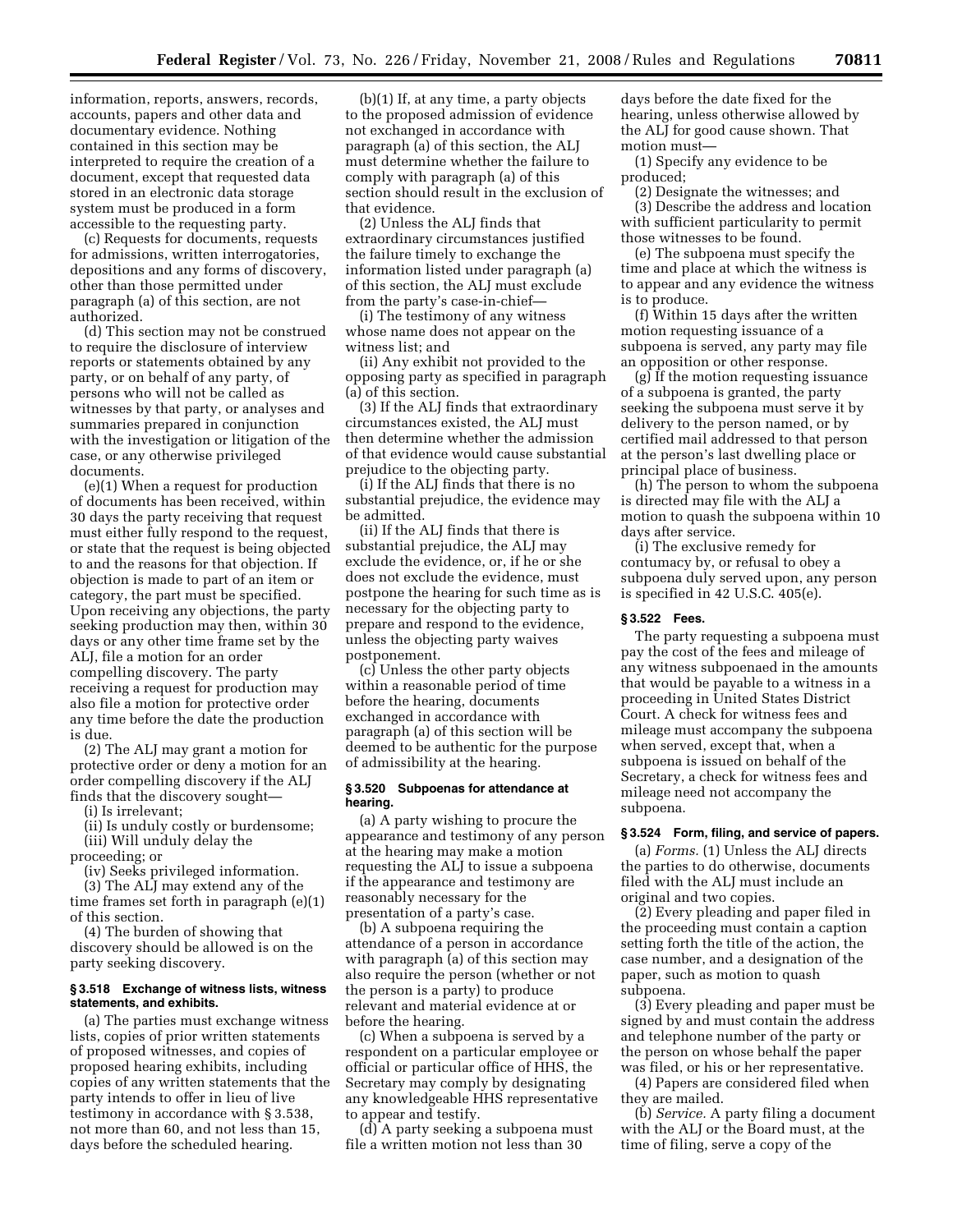information, reports, answers, records, accounts, papers and other data and documentary evidence. Nothing contained in this section may be interpreted to require the creation of a document, except that requested data stored in an electronic data storage system must be produced in a form accessible to the requesting party.

(c) Requests for documents, requests for admissions, written interrogatories, depositions and any forms of discovery, other than those permitted under paragraph (a) of this section, are not authorized.

(d) This section may not be construed to require the disclosure of interview reports or statements obtained by any party, or on behalf of any party, of persons who will not be called as witnesses by that party, or analyses and summaries prepared in conjunction with the investigation or litigation of the case, or any otherwise privileged documents.

(e)(1) When a request for production of documents has been received, within 30 days the party receiving that request must either fully respond to the request, or state that the request is being objected to and the reasons for that objection. If objection is made to part of an item or category, the part must be specified. Upon receiving any objections, the party seeking production may then, within 30 days or any other time frame set by the ALJ, file a motion for an order compelling discovery. The party receiving a request for production may also file a motion for protective order any time before the date the production is due.

(2) The ALJ may grant a motion for protective order or deny a motion for an order compelling discovery if the ALJ finds that the discovery sought—

(i) Is irrelevant;

(ii) Is unduly costly or burdensome;

(iii) Will unduly delay the proceeding; or

(iv) Seeks privileged information.

(3) The ALJ may extend any of the time frames set forth in paragraph (e)(1) of this section.

(4) The burden of showing that discovery should be allowed is on the party seeking discovery.

### § 3.518 Exchange of witness lists, witness statements, and exhibits.

(a) The parties must exchange witness lists, copies of prior written statements of proposed witnesses, and copies of proposed hearing exhibits, including copies of any written statements that the party intends to offer in lieu of live testimony in accordance with § 3.538, not more than 60, and not less than 15, days before the scheduled hearing.

(b)(1) If, at any time, a party objects to the proposed admission of evidence not exchanged in accordance with paragraph (a) of this section, the ALJ must determine whether the failure to comply with paragraph (a) of this section should result in the exclusion of that evidence.

(2) Unless the ALJ finds that extraordinary circumstances justified the failure timely to exchange the information listed under paragraph (a) of this section, the ALJ must exclude from the party's case-in-chief—

(i) The testimony of any witness whose name does not appear on the witness list; and

(ii) Any exhibit not provided to the opposing party as specified in paragraph (a) of this section.

(3) If the ALJ finds that extraordinary circumstances existed, the ALJ must then determine whether the admission of that evidence would cause substantial prejudice to the objecting party.

(i) If the ALJ finds that there is no substantial prejudice, the evidence may be admitted.

(ii) If the ALJ finds that there is substantial prejudice, the ALJ may exclude the evidence, or, if he or she does not exclude the evidence, must postpone the hearing for such time as is necessary for the objecting party to prepare and respond to the evidence, unless the objecting party waives postponement.

(c) Unless the other party objects within a reasonable period of time before the hearing, documents exchanged in accordance with paragraph (a) of this section will be deemed to be authentic for the purpose of admissibility at the hearing.

### § 3.520 Subpoenas for attendance at hearing.

(a) A party wishing to procure the appearance and testimony of any person at the hearing may make a motion requesting the ALJ to issue a subpoena if the appearance and testimony are reasonably necessary for the presentation of a party's case.

(b) A subpoena requiring the attendance of a person in accordance with paragraph (a) of this section may also require the person (whether or not the person is a party) to produce relevant and material evidence at or before the hearing.

(c) When a subpoena is served by a respondent on a particular employee or official or particular office of HHS, the Secretary may comply by designating any knowledgeable HHS representative to appear and testify.

(d) A party seeking a subpoena must file a written motion not less than 30 days before the date fixed for the hearing, unless otherwise allowed by the ALJ for good cause shown. That motion must—

(1) Specify any evidence to be produced;

(2) Designate the witnesses; and

(3) Describe the address and location with sufficient particularity to permit those witnesses to be found.

(e) The subpoena must specify the time and place at which the witness is to appear and any evidence the witness is to produce.

(f) Within 15 days after the written motion requesting issuance of a subpoena is served, any party may file an opposition or other response.

(g) If the motion requesting issuance of a subpoena is granted, the party seeking the subpoena must serve it by delivery to the person named, or by certified mail addressed to that person at the person's last dwelling place or principal place of business.

(h) The person to whom the subpoena is directed may file with the ALJ a motion to quash the subpoena within 10 days after service.

(i) The exclusive remedy for contumacy by, or refusal to obey a subpoena duly served upon, any person is specified in 42 U.S.C. 405(e).

### § 3.522 Fees.

The party requesting a subpoena must pay the cost of the fees and mileage of any witness subpoenaed in the amounts that would be payable to a witness in a proceeding in United States District Court. A check for witness fees and mileage must accompany the subpoena when served, except that, when a subpoena is issued on behalf of the Secretary, a check for witness fees and mileage need not accompany the subpoena.

### § 3.524 Form, filing, and service of papers.

(a) *Forms.* (1) Unless the ALJ directs the parties to do otherwise, documents filed with the ALJ must include an original and two copies.

(2) Every pleading and paper filed in the proceeding must contain a caption setting forth the title of the action, the case number, and a designation of the paper, such as motion to quash subpoena.

(3) Every pleading and paper must be signed by and must contain the address and telephone number of the party or the person on whose behalf the paper was filed, or his or her representative.

(4) Papers are considered filed when they are mailed.

(b) *Service.* A party filing a document with the ALJ or the Board must, at the time of filing, serve a copy of the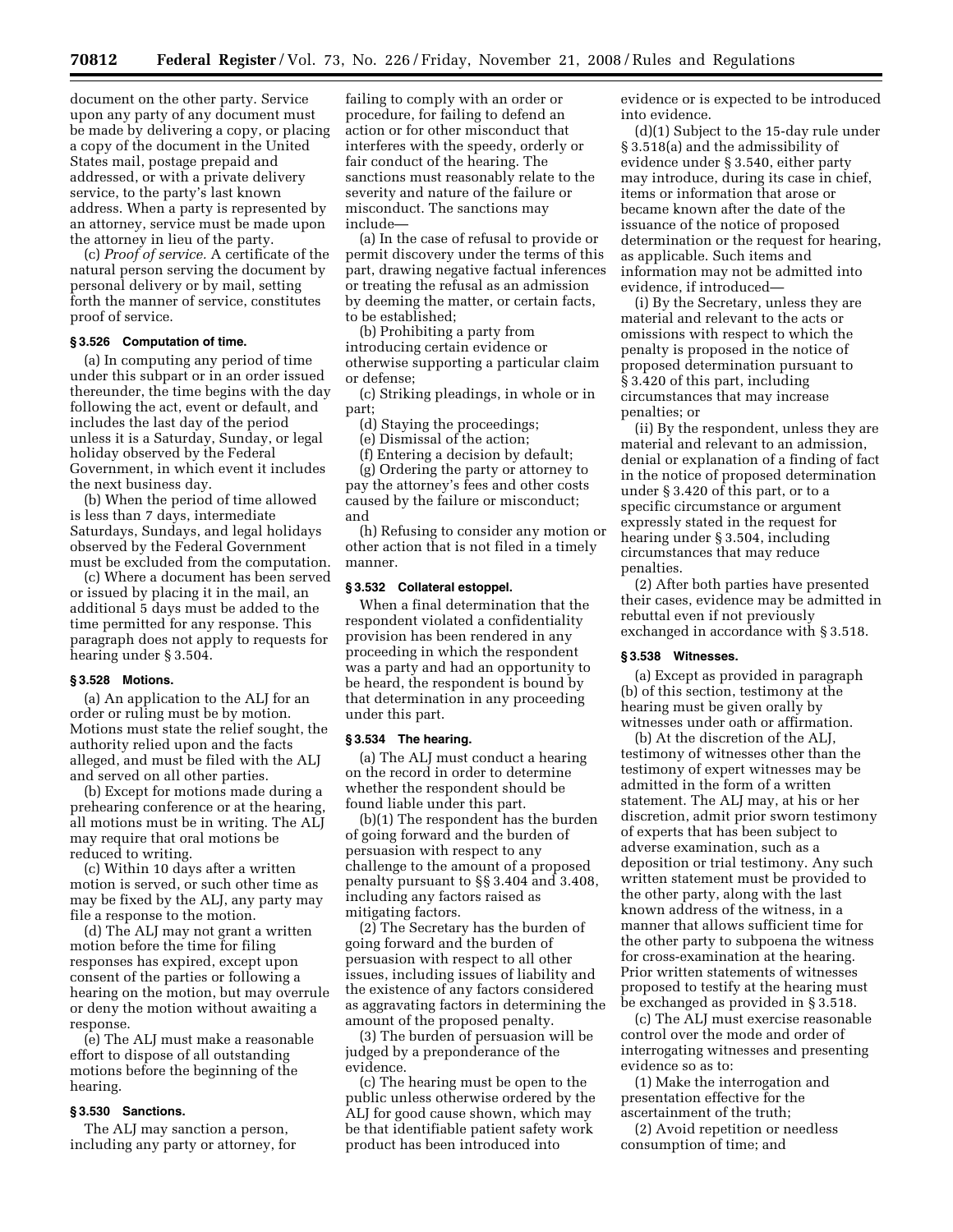document on the other party. Service upon any party of any document must be made by delivering a copy, or placing a copy of the document in the United States mail, postage prepaid and addressed, or with a private delivery service, to the party's last known address. When a party is represented by an attorney, service must be made upon the attorney in lieu of the party.

(c) *Proof of service.* A certificate of the natural person serving the document by personal delivery or by mail, setting forth the manner of service, constitutes proof of service.

### § 3.526 Computation of time.

(a) In computing any period of time under this subpart or in an order issued thereunder, the time begins with the day following the act, event or default, and includes the last day of the period unless it is a Saturday, Sunday, or legal holiday observed by the Federal Government, in which event it includes the next business day.

(b) When the period of time allowed is less than 7 days, intermediate Saturdays, Sundays, and legal holidays observed by the Federal Government must be excluded from the computation.

(c) Where a document has been served or issued by placing it in the mail, an additional 5 days must be added to the time permitted for any response. This paragraph does not apply to requests for hearing under § 3.504.

### § 3.528 Motions.

(a) An application to the ALJ for an order or ruling must be by motion. Motions must state the relief sought, the authority relied upon and the facts alleged, and must be filed with the ALJ and served on all other parties.

(b) Except for motions made during a prehearing conference or at the hearing, all motions must be in writing. The ALJ may require that oral motions be reduced to writing.

(c) Within 10 days after a written motion is served, or such other time as may be fixed by the ALJ, any party may file a response to the motion.

(d) The ALJ may not grant a written motion before the time for filing responses has expired, except upon consent of the parties or following a hearing on the motion, but may overrule or deny the motion without awaiting a response.

(e) The ALJ must make a reasonable effort to dispose of all outstanding motions before the beginning of the hearing.

### § 3.530 Sanctions.

The ALJ may sanction a person, including any party or attorney, for failing to comply with an order or procedure, for failing to defend an action or for other misconduct that interferes with the speedy, orderly or fair conduct of the hearing. The sanctions must reasonably relate to the severity and nature of the failure or misconduct. The sanctions may include—

(a) In the case of refusal to provide or permit discovery under the terms of this part, drawing negative factual inferences or treating the refusal as an admission by deeming the matter, or certain facts, to be established;

(b) Prohibiting a party from introducing certain evidence or otherwise supporting a particular claim or defense;

(c) Striking pleadings, in whole or in part;

(d) Staying the proceedings;

(e) Dismissal of the action;

(f) Entering a decision by default;

(g) Ordering the party or attorney to pay the attorney's fees and other costs caused by the failure or misconduct; and

(h) Refusing to consider any motion or other action that is not filed in a timely manner.

### § 3.532 Collateral estoppel.

When a final determination that the respondent violated a confidentiality provision has been rendered in any proceeding in which the respondent was a party and had an opportunity to be heard, the respondent is bound by that determination in any proceeding under this part.

### § 3.534 The hearing.

(a) The ALJ must conduct a hearing on the record in order to determine whether the respondent should be found liable under this part.

(b)(1) The respondent has the burden of going forward and the burden of persuasion with respect to any challenge to the amount of a proposed penalty pursuant to §§ 3.404 and 3.408, including any factors raised as mitigating factors.

(2) The Secretary has the burden of going forward and the burden of persuasion with respect to all other issues, including issues of liability and the existence of any factors considered as aggravating factors in determining the amount of the proposed penalty.

(3) The burden of persuasion will be judged by a preponderance of the evidence.

(c) The hearing must be open to the public unless otherwise ordered by the ALJ for good cause shown, which may be that identifiable patient safety work product has been introduced into evidence or is expected to be introduced into evidence.

(d)(1) Subject to the 15-day rule under § 3.518(a) and the admissibility of evidence under § 3.540, either party may introduce, during its case in chief, items or information that arose or became known after the date of the issuance of the notice of proposed determination or the request for hearing, as applicable. Such items and information may not be admitted into evidence, if introduced—

(i) By the Secretary, unless they are material and relevant to the acts or omissions with respect to which the penalty is proposed in the notice of proposed determination pursuant to § 3.420 of this part, including circumstances that may increase penalties; or

(ii) By the respondent, unless they are material and relevant to an admission, denial or explanation of a finding of fact in the notice of proposed determination under § 3.420 of this part, or to a specific circumstance or argument expressly stated in the request for hearing under § 3.504, including circumstances that may reduce penalties.

(2) After both parties have presented their cases, evidence may be admitted in rebuttal even if not previously exchanged in accordance with § 3.518.

### § 3.538 Witnesses.

(a) Except as provided in paragraph (b) of this section, testimony at the hearing must be given orally by witnesses under oath or affirmation.

(b) At the discretion of the ALJ, testimony of witnesses other than the testimony of expert witnesses may be admitted in the form of a written statement. The ALJ may, at his or her discretion, admit prior sworn testimony of experts that has been subject to adverse examination, such as a deposition or trial testimony. Any such written statement must be provided to the other party, along with the last known address of the witness, in a manner that allows sufficient time for the other party to subpoena the witness for cross-examination at the hearing. Prior written statements of witnesses proposed to testify at the hearing must be exchanged as provided in § 3.518.

(c) The ALJ must exercise reasonable control over the mode and order of interrogating witnesses and presenting evidence so as to:

(1) Make the interrogation and presentation effective for the ascertainment of the truth;

(2) Avoid repetition or needless consumption of time; and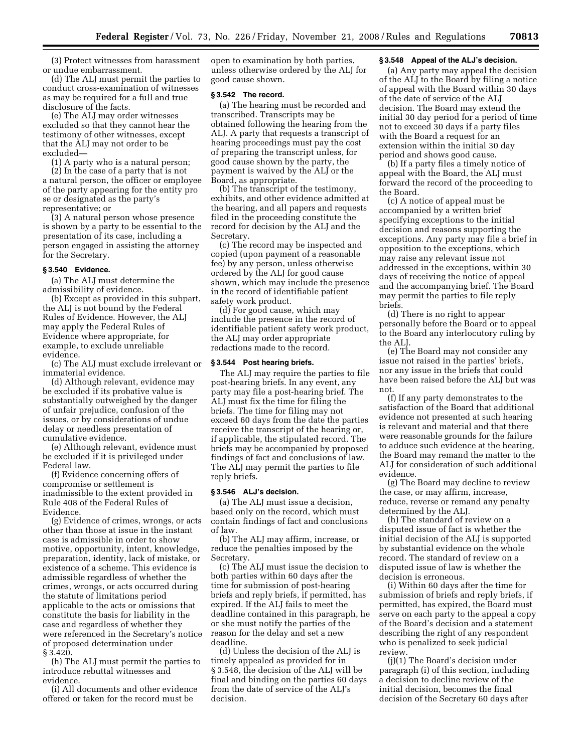(3) Protect witnesses from harassment or undue embarrassment.

(d) The ALJ must permit the parties to conduct cross-examination of witnesses as may be required for a full and true disclosure of the facts.

(e) The ALJ may order witnesses excluded so that they cannot hear the testimony of other witnesses, except that the ALJ may not order to be excluded—

(1) A party who is a natural person;

(2) In the case of a party that is not a natural person, the officer or employee of the party appearing for the entity pro se or designated as the party's representative; or

(3) A natural person whose presence is shown by a party to be essential to the presentation of its case, including a person engaged in assisting the attorney for the Secretary.

### § 3.540 Evidence.

(a) The ALJ must determine the admissibility of evidence.

(b) Except as provided in this subpart, the ALJ is not bound by the Federal Rules of Evidence. However, the ALJ may apply the Federal Rules of Evidence where appropriate, for example, to exclude unreliable evidence.

(c) The ALJ must exclude irrelevant or immaterial evidence.

(d) Although relevant, evidence may be excluded if its probative value is substantially outweighed by the danger of unfair prejudice, confusion of the issues, or by considerations of undue delay or needless presentation of cumulative evidence.

(e) Although relevant, evidence must be excluded if it is privileged under Federal law.

(f) Evidence concerning offers of compromise or settlement is inadmissible to the extent provided in Rule 408 of the Federal Rules of Evidence.

(g) Evidence of crimes, wrongs, or acts other than those at issue in the instant case is admissible in order to show motive, opportunity, intent, knowledge, preparation, identity, lack of mistake, or existence of a scheme. This evidence is admissible regardless of whether the crimes, wrongs, or acts occurred during the statute of limitations period applicable to the acts or omissions that constitute the basis for liability in the case and regardless of whether they were referenced in the Secretary's notice of proposed determination under § 3.420.

(h) The ALJ must permit the parties to introduce rebuttal witnesses and evidence.

(i) All documents and other evidence offered or taken for the record must be open to examination by both parties, unless otherwise ordered by the ALJ for good cause shown.

### § 3.542 The record.

(a) The hearing must be recorded and transcribed. Transcripts may be obtained following the hearing from the ALJ. A party that requests a transcript of hearing proceedings must pay the cost of preparing the transcript unless, for good cause shown by the party, the payment is waived by the ALJ or the Board, as appropriate.

(b) The transcript of the testimony, exhibits, and other evidence admitted at the hearing, and all papers and requests filed in the proceeding constitute the record for decision by the ALJ and the Secretary.

(c) The record may be inspected and copied (upon payment of a reasonable fee) by any person, unless otherwise ordered by the ALJ for good cause shown, which may include the presence in the record of identifiable patient safety work product.

(d) For good cause, which may include the presence in the record of identifiable patient safety work product, the ALJ may order appropriate redactions made to the record.

### § 3.544 Post hearing briefs.

The ALJ may require the parties to file post-hearing briefs. In any event, any party may file a post-hearing brief. The ALJ must fix the time for filing the briefs. The time for filing may not exceed 60 days from the date the parties receive the transcript of the hearing or, if applicable, the stipulated record. The briefs may be accompanied by proposed findings of fact and conclusions of law. The ALJ may permit the parties to file reply briefs.

### § 3.546 ALJ's decision.

(a) The ALJ must issue a decision, based only on the record, which must contain findings of fact and conclusions of law.

(b) The ALJ may affirm, increase, or reduce the penalties imposed by the Secretary.

(c) The ALJ must issue the decision to both parties within 60 days after the time for submission of post-hearing briefs and reply briefs, if permitted, has expired. If the ALJ fails to meet the deadline contained in this paragraph, he or she must notify the parties of the reason for the delay and set a new deadline.

(d) Unless the decision of the ALJ is timely appealed as provided for in § 3.548, the decision of the ALJ will be final and binding on the parties 60 days from the date of service of the ALJ's decision.

### § 3.548 Appeal of the ALJ's decision.

(a) Any party may appeal the decision of the ALJ to the Board by filing a notice of appeal with the Board within 30 days of the date of service of the ALJ decision. The Board may extend the initial 30 day period for a period of time not to exceed 30 days if a party files with the Board a request for an extension within the initial 30 day period and shows good cause.

(b) If a party files a timely notice of appeal with the Board, the ALJ must forward the record of the proceeding to the Board.

(c) A notice of appeal must be accompanied by a written brief specifying exceptions to the initial decision and reasons supporting the exceptions. Any party may file a brief in opposition to the exceptions, which may raise any relevant issue not addressed in the exceptions, within 30 days of receiving the notice of appeal and the accompanying brief. The Board may permit the parties to file reply briefs.

(d) There is no right to appear personally before the Board or to appeal to the Board any interlocutory ruling by the ALJ.

(e) The Board may not consider any issue not raised in the parties' briefs, nor any issue in the briefs that could have been raised before the ALJ but was not.

(f) If any party demonstrates to the satisfaction of the Board that additional evidence not presented at such hearing is relevant and material and that there were reasonable grounds for the failure to adduce such evidence at the hearing, the Board may remand the matter to the ALJ for consideration of such additional evidence.

(g) The Board may decline to review the case, or may affirm, increase, reduce, reverse or remand any penalty determined by the ALJ.

(h) The standard of review on a disputed issue of fact is whether the initial decision of the ALJ is supported by substantial evidence on the whole record. The standard of review on a disputed issue of law is whether the decision is erroneous.

(i) Within 60 days after the time for submission of briefs and reply briefs, if permitted, has expired, the Board must serve on each party to the appeal a copy of the Board's decision and a statement describing the right of any respondent who is penalized to seek judicial review.

(j)(1) The Board's decision under paragraph (i) of this section, including a decision to decline review of the initial decision, becomes the final decision of the Secretary 60 days after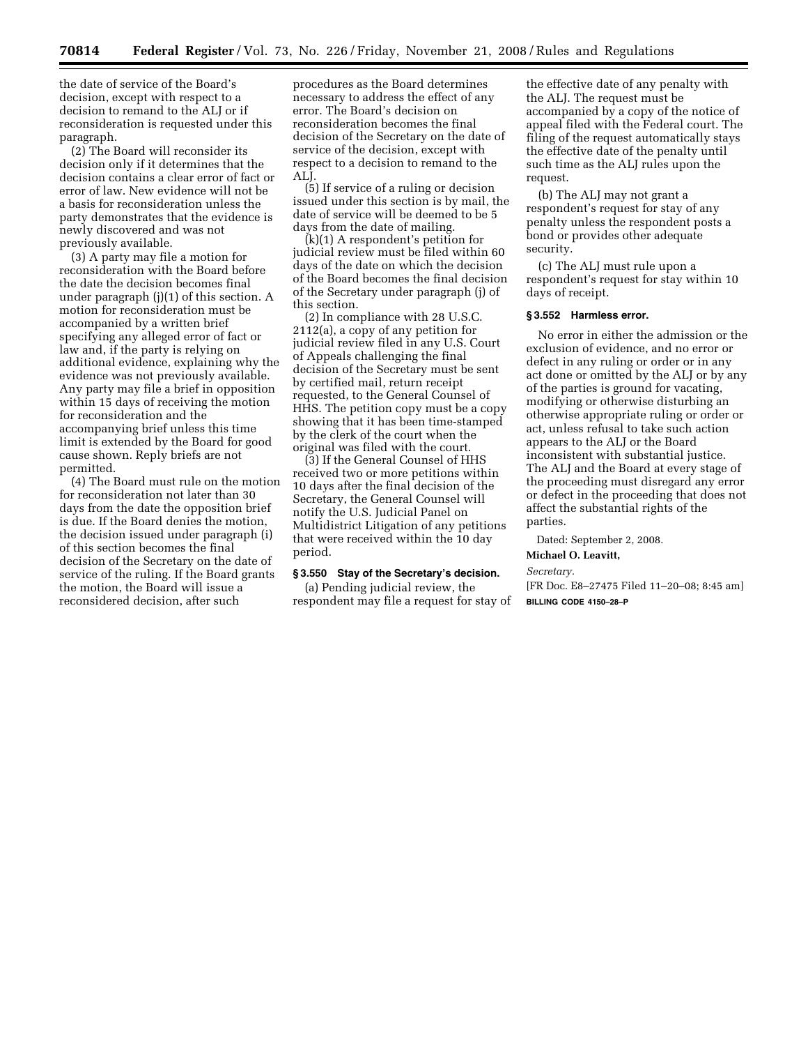the date of service of the Board's decision, except with respect to a decision to remand to the ALJ or if reconsideration is requested under this paragraph.

(2) The Board will reconsider its decision only if it determines that the decision contains a clear error of fact or error of law. New evidence will not be a basis for reconsideration unless the party demonstrates that the evidence is newly discovered and was not previously available.

(3) A party may file a motion for reconsideration with the Board before the date the decision becomes final under paragraph (j)(1) of this section. A motion for reconsideration must be accompanied by a written brief specifying any alleged error of fact or law and, if the party is relying on additional evidence, explaining why the evidence was not previously available. Any party may file a brief in opposition within 15 days of receiving the motion for reconsideration and the accompanying brief unless this time limit is extended by the Board for good cause shown. Reply briefs are not permitted.

(4) The Board must rule on the motion for reconsideration not later than 30 days from the date the opposition brief is due. If the Board denies the motion, the decision issued under paragraph (i) of this section becomes the final decision of the Secretary on the date of service of the ruling. If the Board grants the motion, the Board will issue a reconsidered decision, after such procedures as the Board determines necessary to address the effect of any error. The Board's decision on reconsideration becomes the final decision of the Secretary on the date of service of the decision, except with respect to a decision to remand to the ALJ.

(5) If service of a ruling or decision issued under this section is by mail, the date of service will be deemed to be 5 days from the date of mailing.

(k)(1) A respondent's petition for judicial review must be filed within 60 days of the date on which the decision of the Board becomes the final decision of the Secretary under paragraph (j) of this section.

(2) In compliance with 28 U.S.C. 2112(a), a copy of any petition for judicial review filed in any U.S. Court of Appeals challenging the final decision of the Secretary must be sent by certified mail, return receipt requested, to the General Counsel of HHS. The petition copy must be a copy showing that it has been time-stamped by the clerk of the court when the original was filed with the court.

(3) If the General Counsel of HHS received two or more petitions within 10 days after the final decision of the Secretary, the General Counsel will notify the U.S. Judicial Panel on Multidistrict Litigation of any petitions that were received within the 10 day period.

**§ 3.550 Stay of the Secretary's decision.**

(a) Pending judicial review, the respondent may file a request for stay of the effective date of any penalty with the ALJ. The request must be accompanied by a copy of the notice of appeal filed with the Federal court. The filing of the request automatically stays the effective date of the penalty until such time as the ALJ rules upon the request.

(b) The ALJ may not grant a respondent's request for stay of any penalty unless the respondent posts a bond or provides other adequate security.

(c) The ALJ must rule upon a respondent's request for stay within 10 days of receipt.

**§ 3.552 Harmless error.**

No error in either the admission or the exclusion of evidence, and no error or defect in any ruling or order or in any act done or omitted by the ALJ or by any of the parties is ground for vacating, modifying or otherwise disturbing an otherwise appropriate ruling or order or act, unless refusal to take such action appears to the ALJ or the Board inconsistent with substantial justice. The ALJ and the Board at every stage of the proceeding must disregard any error or defect in the proceeding that does not affect the substantial rights of the parties.

Dated: September 2, 2008.

**Michael O. Leavitt,**

*Secretary.*

[FR Doc. E8–27475 Filed 11–20–08; 8:45 am]

**BILLING CODE 4150–28–P**